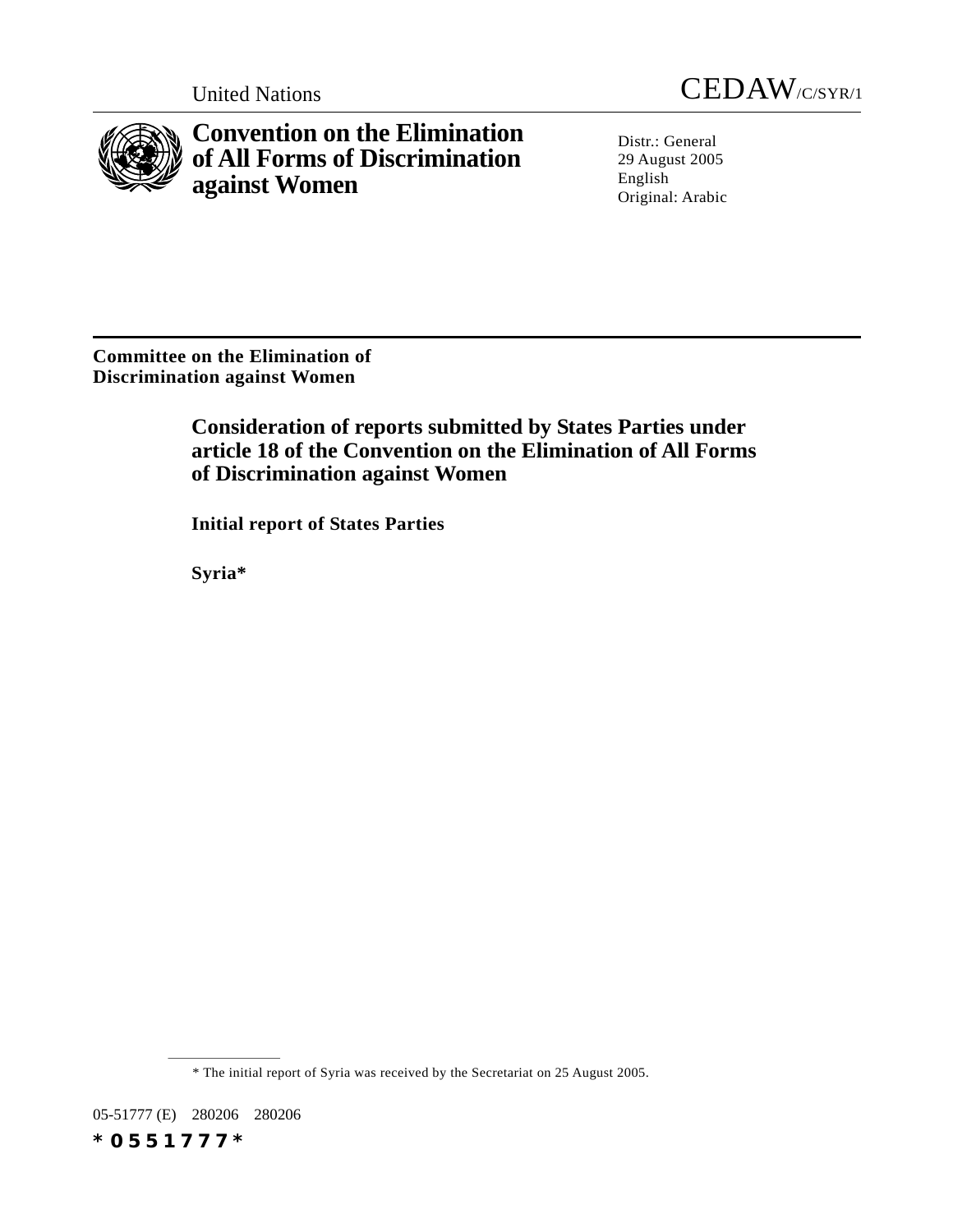United Nations CEDAW/C/SYR/1

# Convention on the Elimination of All Forms of Discrimination against Women

Distr.: General
29 August 2005
English
Original: Arabic

**Committee on the Elimination of Discrimination against Women**

## Consideration of reports submitted by States Parties under article 18 of the Convention on the Elimination of All Forms of Discrimination against Women

**Initial report of States Parties**

**Syria***

* The initial report of Syria was received by the Secretariat on 25 August 2005.

05-51777 (E) 280206 280206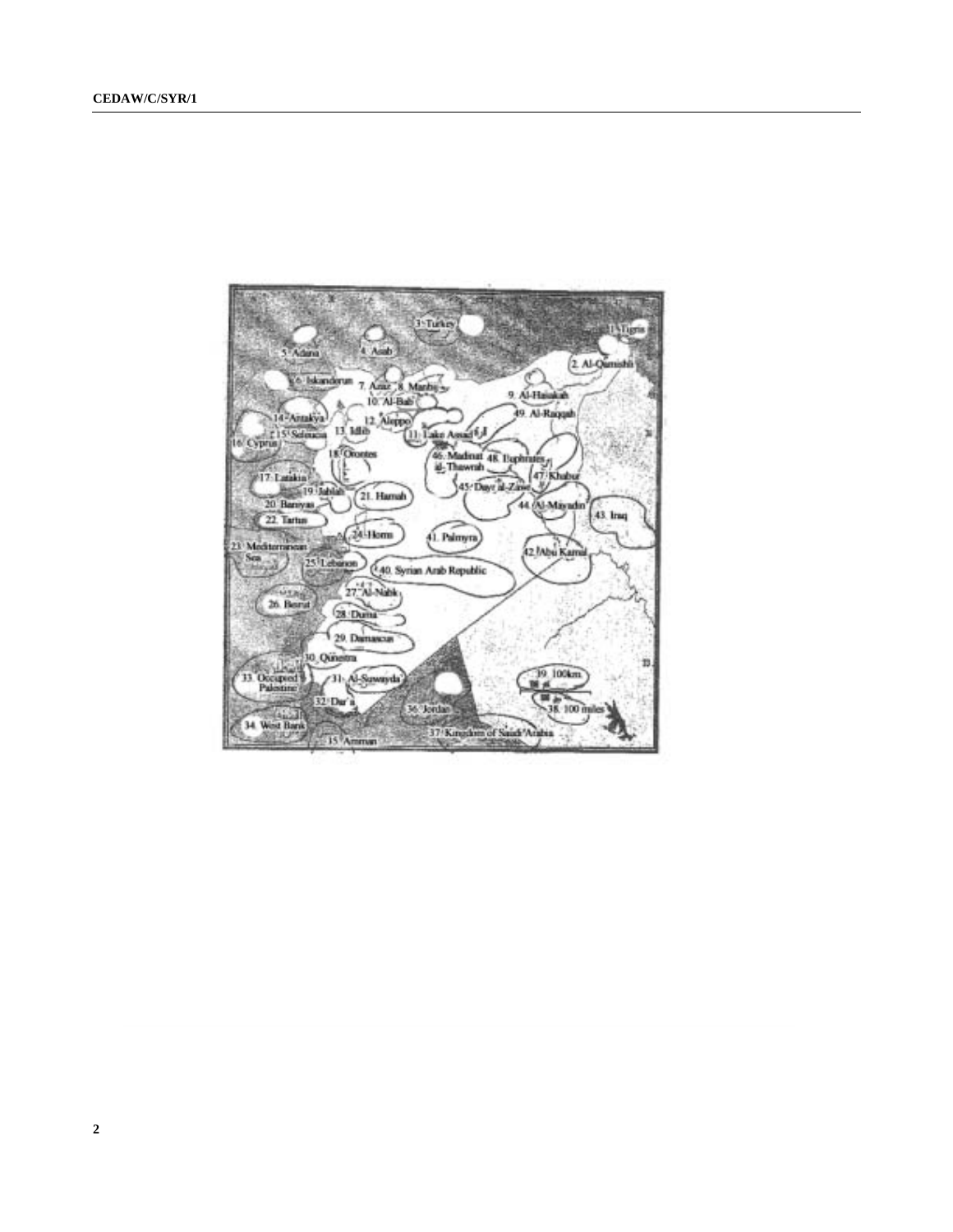1. Tigris
2. Al-Qamishli
3. Turkey
4. Arab
5. Adana
6. Iskanderun
7. Azaz
8. Manbij
9. Al-Hasakah
10. Al-Bab
11. Lake Assad
12. Aleppo
13. Idlib
14. Antakya
15. Seleucia
16. Cyprus
17. Latakia
18. Orontes
19. Jablah
20. Baniyas
21. Hamah
22. Tartus
23. Mediterranean Sea
24. Homs
25. Lebanon
26. Beirut
27. Al-Nabk
28. Duma
29. Damascus
30. Quneitra
31. Al-Suwayda
32. Dar'a
33. Occupied Palestine
34. West Bank
35. Amman
36. Jordan
37. Kingdom of Saudi Arabia
38. 100 miles
39. 100km
40. Syrian Arab Republic
41. Palmyra
42. Abu Kamal
43. Iraq
44. Al-Mayadin
45. Dayr al-Zawr
46. Madinat al-Thawrah
47. Khabur
48. Euphrates
49. Al-Raqqah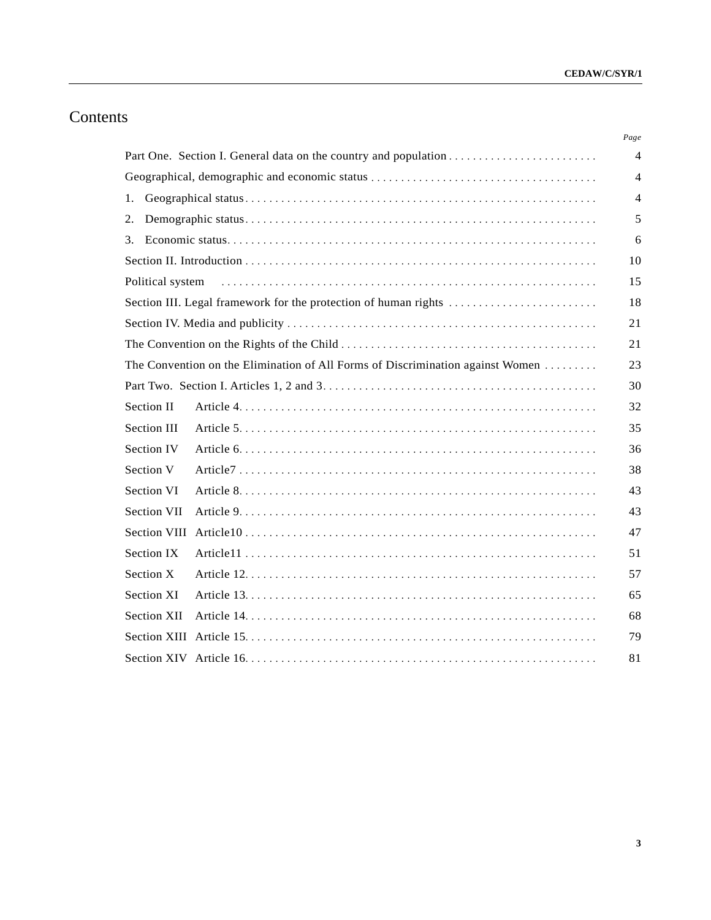# Contents

| | Page |
|---|---|
| Part One. Section I. General data on the country and population | 4 |
| Geographical, demographic and economic status | 4 |
| 1. Geographical status | 4 |
| 2. Demographic status | 5 |
| 3. Economic status | 6 |
| Section II. Introduction | 10 |
| Political system | 15 |
| Section III. Legal framework for the protection of human rights | 18 |
| Section IV. Media and publicity | 21 |
| The Convention on the Rights of the Child | 21 |
| The Convention on the Elimination of All Forms of Discrimination against Women | 23 |
| Part Two. Section I. Articles 1, 2 and 3 | 30 |
| Section II Article 4 | 32 |
| Section III Article 5 | 35 |
| Section IV Article 6 | 36 |
| Section V Article7 | 38 |
| Section VI Article 8 | 43 |
| Section VII Article 9 | 43 |
| Section VIII Article10 | 47 |
| Section IX Article11 | 51 |
| Section X Article 12 | 57 |
| Section XI Article 13 | 65 |
| Section XII Article 14 | 68 |
| Section XIII Article 15 | 79 |
| Section XIV Article 16 | 81 |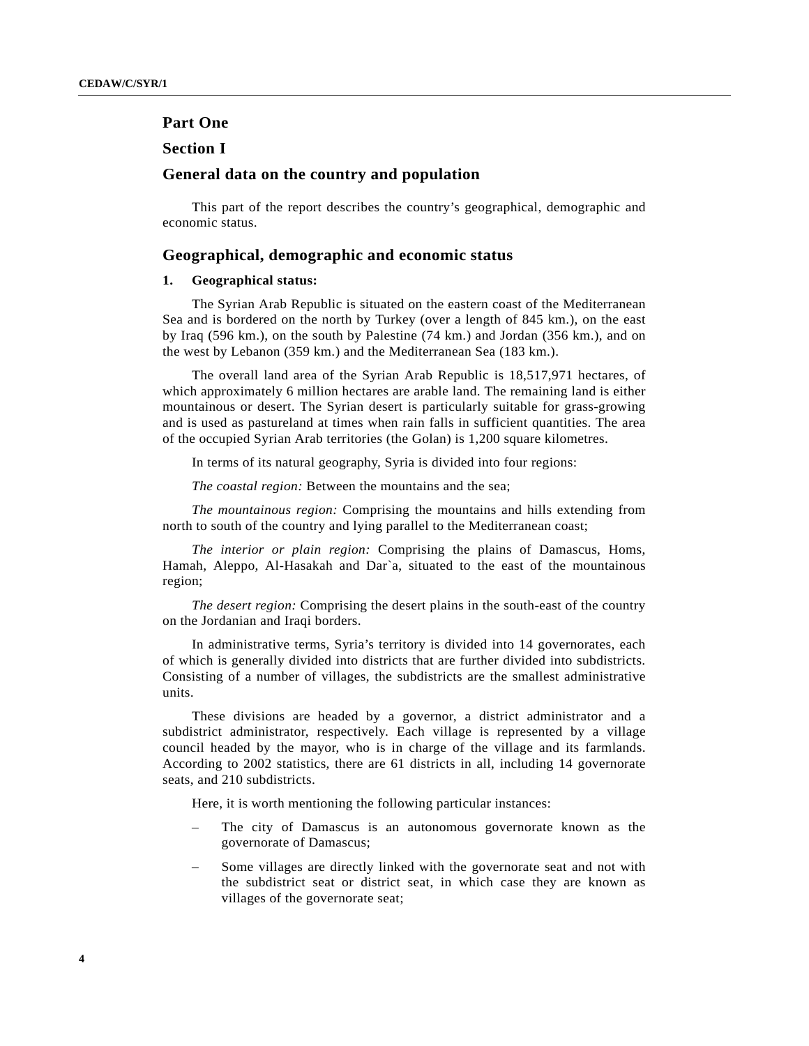## Part One

## Section I

## General data on the country and population

This part of the report describes the country's geographical, demographic and economic status.

## Geographical, demographic and economic status

### 1. Geographical status:

The Syrian Arab Republic is situated on the eastern coast of the Mediterranean Sea and is bordered on the north by Turkey (over a length of 845 km.), on the east by Iraq (596 km.), on the south by Palestine (74 km.) and Jordan (356 km.), and on the west by Lebanon (359 km.) and the Mediterranean Sea (183 km.).

The overall land area of the Syrian Arab Republic is 18,517,971 hectares, of which approximately 6 million hectares are arable land. The remaining land is either mountainous or desert. The Syrian desert is particularly suitable for grass-growing and is used as pastureland at times when rain falls in sufficient quantities. The area of the occupied Syrian Arab territories (the Golan) is 1,200 square kilometres.

In terms of its natural geography, Syria is divided into four regions:

*The coastal region:* Between the mountains and the sea;

*The mountainous region:* Comprising the mountains and hills extending from north to south of the country and lying parallel to the Mediterranean coast;

*The interior or plain region:* Comprising the plains of Damascus, Homs, Hamah, Aleppo, Al-Hasakah and Dar`a, situated to the east of the mountainous region;

*The desert region:* Comprising the desert plains in the south-east of the country on the Jordanian and Iraqi borders.

In administrative terms, Syria's territory is divided into 14 governorates, each of which is generally divided into districts that are further divided into subdistricts. Consisting of a number of villages, the subdistricts are the smallest administrative units.

These divisions are headed by a governor, a district administrator and a subdistrict administrator, respectively. Each village is represented by a village council headed by the mayor, who is in charge of the village and its farmlands. According to 2002 statistics, there are 61 districts in all, including 14 governorate seats, and 210 subdistricts.

Here, it is worth mentioning the following particular instances:

– The city of Damascus is an autonomous governorate known as the governorate of Damascus;

– Some villages are directly linked with the governorate seat and not with the subdistrict seat or district seat, in which case they are known as villages of the governorate seat;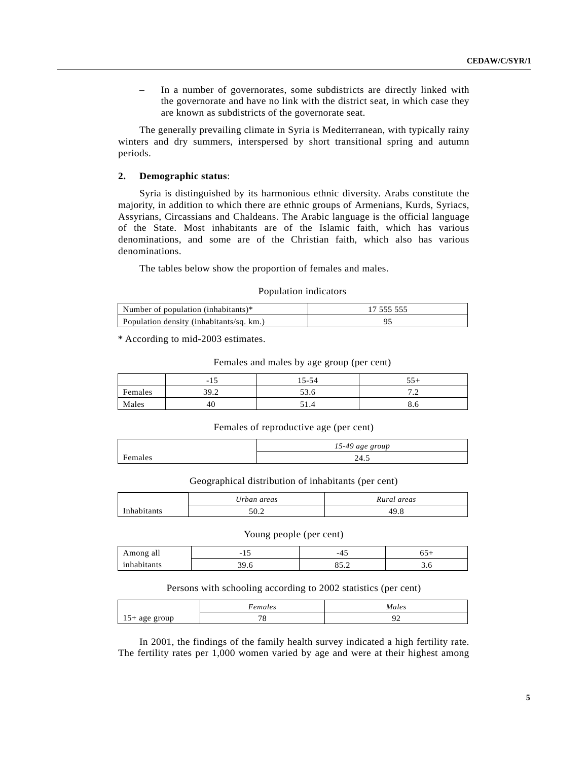– In a number of governorates, some subdistricts are directly linked with the governorate and have no link with the district seat, in which case they are known as subdistricts of the governorate seat.

The generally prevailing climate in Syria is Mediterranean, with typically rainy winters and dry summers, interspersed by short transitional spring and autumn periods.

**2. Demographic status**:

Syria is distinguished by its harmonious ethnic diversity. Arabs constitute the majority, in addition to which there are ethnic groups of Armenians, Kurds, Syriacs, Assyrians, Circassians and Chaldeans. The Arabic language is the official language of the State. Most inhabitants are of the Islamic faith, which has various denominations, and some are of the Christian faith, which also has various denominations.

The tables below show the proportion of females and males.

Population indicators

| | |
|---|---|
| Number of population (inhabitants)* | 17 555 555 |
| Population density (inhabitants/sq. km.) | 95 |

\* According to mid-2003 estimates.

Females and males by age group (per cent)

| | -15 | 15-54 | 55+ |
|---|---|---|---|
| Females | 39.2 | 53.6 | 7.2 |
| Males | 40 | 51.4 | 8.6 |

Females of reproductive age (per cent)

| | *15-49 age group* |
|---|---|
| Females | 24.5 |

Geographical distribution of inhabitants (per cent)

| | *Urban areas* | *Rural areas* |
|---|---|---|
| Inhabitants | 50.2 | 49.8 |

Young people (per cent)

| Among all | -15 | -45 | 65+ |
|---|---|---|---|
| inhabitants | 39.6 | 85.2 | 3.6 |

Persons with schooling according to 2002 statistics (per cent)

| | *Females* | *Males* |
|---|---|---|
| 15+ age group | 78 | 92 |

In 2001, the findings of the family health survey indicated a high fertility rate. The fertility rates per 1,000 women varied by age and were at their highest among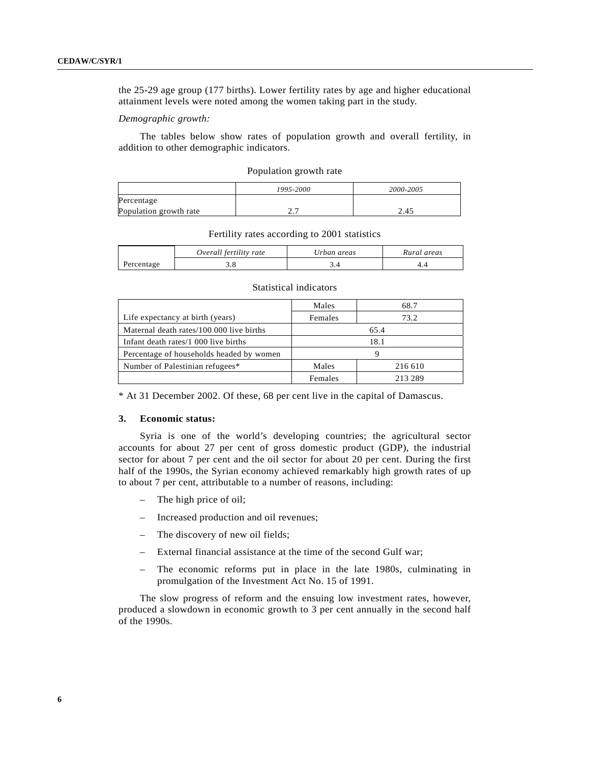the 25-29 age group (177 births). Lower fertility rates by age and higher educational attainment levels were noted among the women taking part in the study.

*Demographic growth:*

The tables below show rates of population growth and overall fertility, in addition to other demographic indicators.

Population growth rate

| | *1995-2000* | *2000-2005* |
|---|---|---|
| Percentage<br>Population growth rate | 2.7 | 2.45 |

Fertility rates according to 2001 statistics

| | *Overall fertility rate* | *Urban areas* | *Rural areas* |
|---|---|---|---|
| Percentage | 3.8 | 3.4 | 4.4 |

Statistical indicators

| | | |
|---|---|---|
| | Males | 68.7 |
| Life expectancy at birth (years) | Females | 73.2 |
| Maternal death rates/100 000 live births | 65.4 | |
| Infant death rates/1 000 live births | 18.1 | |
| Percentage of households headed by women | 9 | |
| Number of Palestinian refugees* | Males | 216 610 |
| | Females | 213 289 |

* At 31 December 2002. Of these, 68 per cent live in the capital of Damascus.

### 3. Economic status:

Syria is one of the world's developing countries; the agricultural sector accounts for about 27 per cent of gross domestic product (GDP), the industrial sector for about 7 per cent and the oil sector for about 20 per cent. During the first half of the 1990s, the Syrian economy achieved remarkably high growth rates of up to about 7 per cent, attributable to a number of reasons, including:

– The high price of oil;

– Increased production and oil revenues;

– The discovery of new oil fields;

– External financial assistance at the time of the second Gulf war;

– The economic reforms put in place in the late 1980s, culminating in promulgation of the Investment Act No. 15 of 1991.

The slow progress of reform and the ensuing low investment rates, however, produced a slowdown in economic growth to 3 per cent annually in the second half of the 1990s.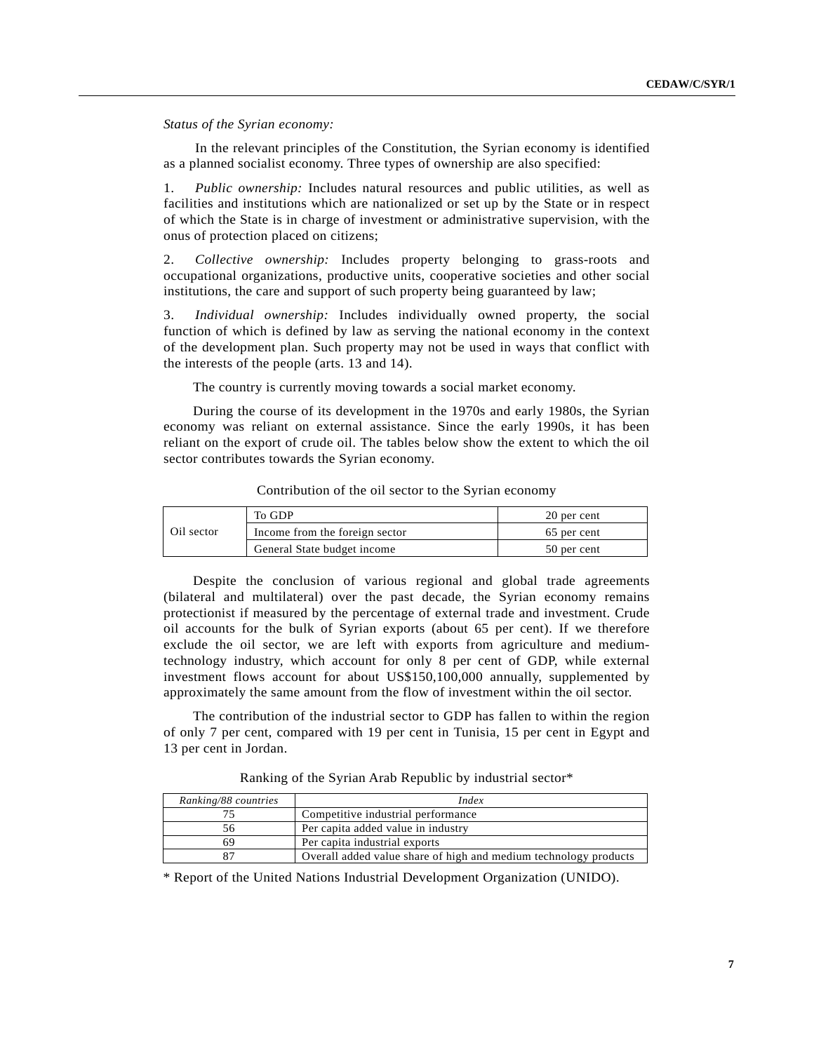*Status of the Syrian economy:*

In the relevant principles of the Constitution, the Syrian economy is identified as a planned socialist economy. Three types of ownership are also specified:

1. *Public ownership:* Includes natural resources and public utilities, as well as facilities and institutions which are nationalized or set up by the State or in respect of which the State is in charge of investment or administrative supervision, with the onus of protection placed on citizens;

2. *Collective ownership:* Includes property belonging to grass-roots and occupational organizations, productive units, cooperative societies and other social institutions, the care and support of such property being guaranteed by law;

3. *Individual ownership:* Includes individually owned property, the social function of which is defined by law as serving the national economy in the context of the development plan. Such property may not be used in ways that conflict with the interests of the people (arts. 13 and 14).

The country is currently moving towards a social market economy.

During the course of its development in the 1970s and early 1980s, the Syrian economy was reliant on external assistance. Since the early 1990s, it has been reliant on the export of crude oil. The tables below show the extent to which the oil sector contributes towards the Syrian economy.

Contribution of the oil sector to the Syrian economy

| | | |
|---|---|---|
| Oil sector | To GDP | 20 per cent |
| | Income from the foreign sector | 65 per cent |
| | General State budget income | 50 per cent |

Despite the conclusion of various regional and global trade agreements (bilateral and multilateral) over the past decade, the Syrian economy remains protectionist if measured by the percentage of external trade and investment. Crude oil accounts for the bulk of Syrian exports (about 65 per cent). If we therefore exclude the oil sector, we are left with exports from agriculture and medium-technology industry, which account for only 8 per cent of GDP, while external investment flows account for about US$150,100,000 annually, supplemented by approximately the same amount from the flow of investment within the oil sector.

The contribution of the industrial sector to GDP has fallen to within the region of only 7 per cent, compared with 19 per cent in Tunisia, 15 per cent in Egypt and 13 per cent in Jordan.

Ranking of the Syrian Arab Republic by industrial sector*

| *Ranking/88 countries* | *Index* |
|---|---|
| 75 | Competitive industrial performance |
| 56 | Per capita added value in industry |
| 69 | Per capita industrial exports |
| 87 | Overall added value share of high and medium technology products |

* Report of the United Nations Industrial Development Organization (UNIDO).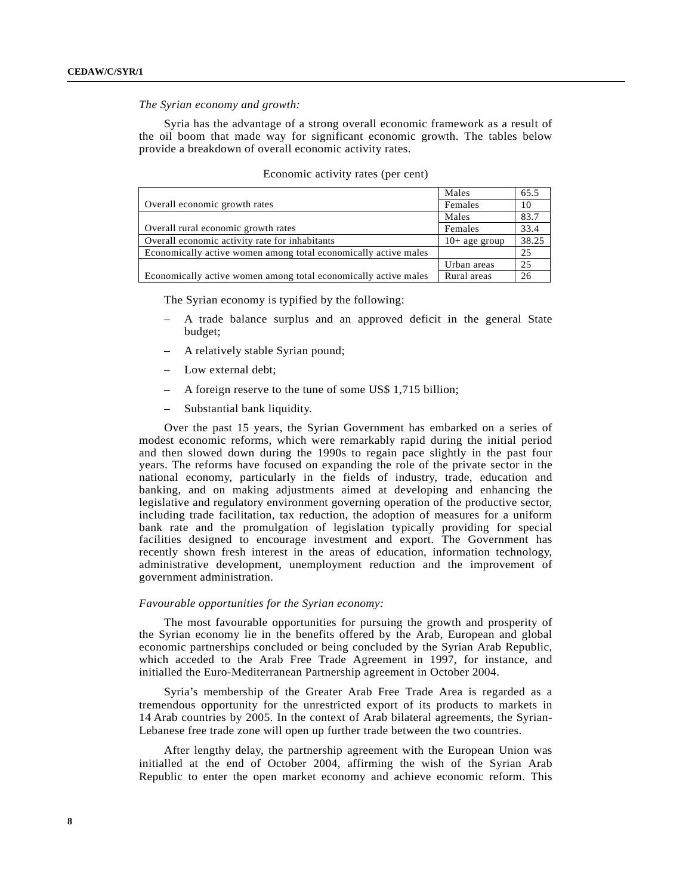*The Syrian economy and growth:*

Syria has the advantage of a strong overall economic framework as a result of the oil boom that made way for significant economic growth. The tables below provide a breakdown of overall economic activity rates.

Economic activity rates (per cent)

| | | |
|---|---|---|
| Overall economic growth rates | Males | 65.5 |
| | Females | 10 |
| Overall rural economic growth rates | Males | 83.7 |
| | Females | 33.4 |
| Overall economic activity rate for inhabitants | 10+ age group | 38.25 |
| Economically active women among total economically active males | | 25 |
| Economically active women among total economically active males | Urban areas | 25 |
| | Rural areas | 26 |

The Syrian economy is typified by the following:

– A trade balance surplus and an approved deficit in the general State budget;

– A relatively stable Syrian pound;

– Low external debt;

– A foreign reserve to the tune of some US$ 1,715 billion;

– Substantial bank liquidity.

Over the past 15 years, the Syrian Government has embarked on a series of modest economic reforms, which were remarkably rapid during the initial period and then slowed down during the 1990s to regain pace slightly in the past four years. The reforms have focused on expanding the role of the private sector in the national economy, particularly in the fields of industry, trade, education and banking, and on making adjustments aimed at developing and enhancing the legislative and regulatory environment governing operation of the productive sector, including trade facilitation, tax reduction, the adoption of measures for a uniform bank rate and the promulgation of legislation typically providing for special facilities designed to encourage investment and export. The Government has recently shown fresh interest in the areas of education, information technology, administrative development, unemployment reduction and the improvement of government administration.

*Favourable opportunities for the Syrian economy:*

The most favourable opportunities for pursuing the growth and prosperity of the Syrian economy lie in the benefits offered by the Arab, European and global economic partnerships concluded or being concluded by the Syrian Arab Republic, which acceded to the Arab Free Trade Agreement in 1997, for instance, and initialled the Euro-Mediterranean Partnership agreement in October 2004.

Syria's membership of the Greater Arab Free Trade Area is regarded as a tremendous opportunity for the unrestricted export of its products to markets in 14 Arab countries by 2005. In the context of Arab bilateral agreements, the Syrian-Lebanese free trade zone will open up further trade between the two countries.

After lengthy delay, the partnership agreement with the European Union was initialled at the end of October 2004, affirming the wish of the Syrian Arab Republic to enter the open market economy and achieve economic reform. This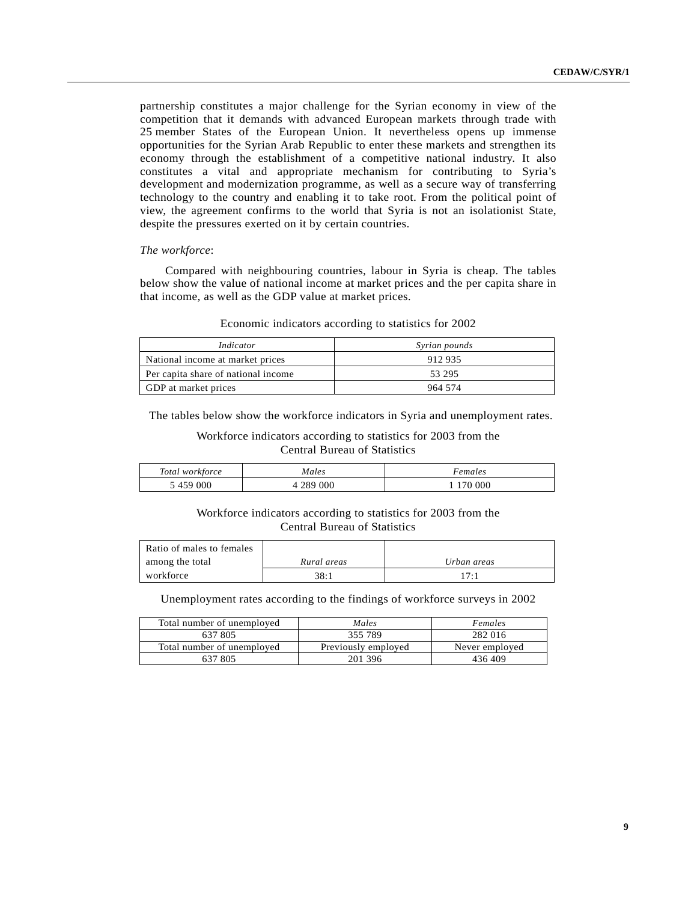partnership constitutes a major challenge for the Syrian economy in view of the competition that it demands with advanced European markets through trade with 25 member States of the European Union. It nevertheless opens up immense opportunities for the Syrian Arab Republic to enter these markets and strengthen its economy through the establishment of a competitive national industry. It also constitutes a vital and appropriate mechanism for contributing to Syria's development and modernization programme, as well as a secure way of transferring technology to the country and enabling it to take root. From the political point of view, the agreement confirms to the world that Syria is not an isolationist State, despite the pressures exerted on it by certain countries.

*The workforce*:

Compared with neighbouring countries, labour in Syria is cheap. The tables below show the value of national income at market prices and the per capita share in that income, as well as the GDP value at market prices.

Economic indicators according to statistics for 2002

| *Indicator* | *Syrian pounds* |
|---|---|
| National income at market prices | 912 935 |
| Per capita share of national income | 53 295 |
| GDP at market prices | 964 574 |

The tables below show the workforce indicators in Syria and unemployment rates.

Workforce indicators according to statistics for 2003 from the Central Bureau of Statistics

| *Total workforce* | *Males* | *Females* |
|---|---|---|
| 5 459 000 | 4 289 000 | 1 170 000 |

Workforce indicators according to statistics for 2003 from the Central Bureau of Statistics

| Ratio of males to females among the total workforce | *Rural areas* | *Urban areas* |
|---|---|---|
| | 38:1 | 17:1 |

Unemployment rates according to the findings of workforce surveys in 2002

| Total number of unemployed | *Males* | *Females* |
|---|---|---|
| 637 805 | 355 789 | 282 016 |
| Total number of unemployed | Previously employed | Never employed |
| 637 805 | 201 396 | 436 409 |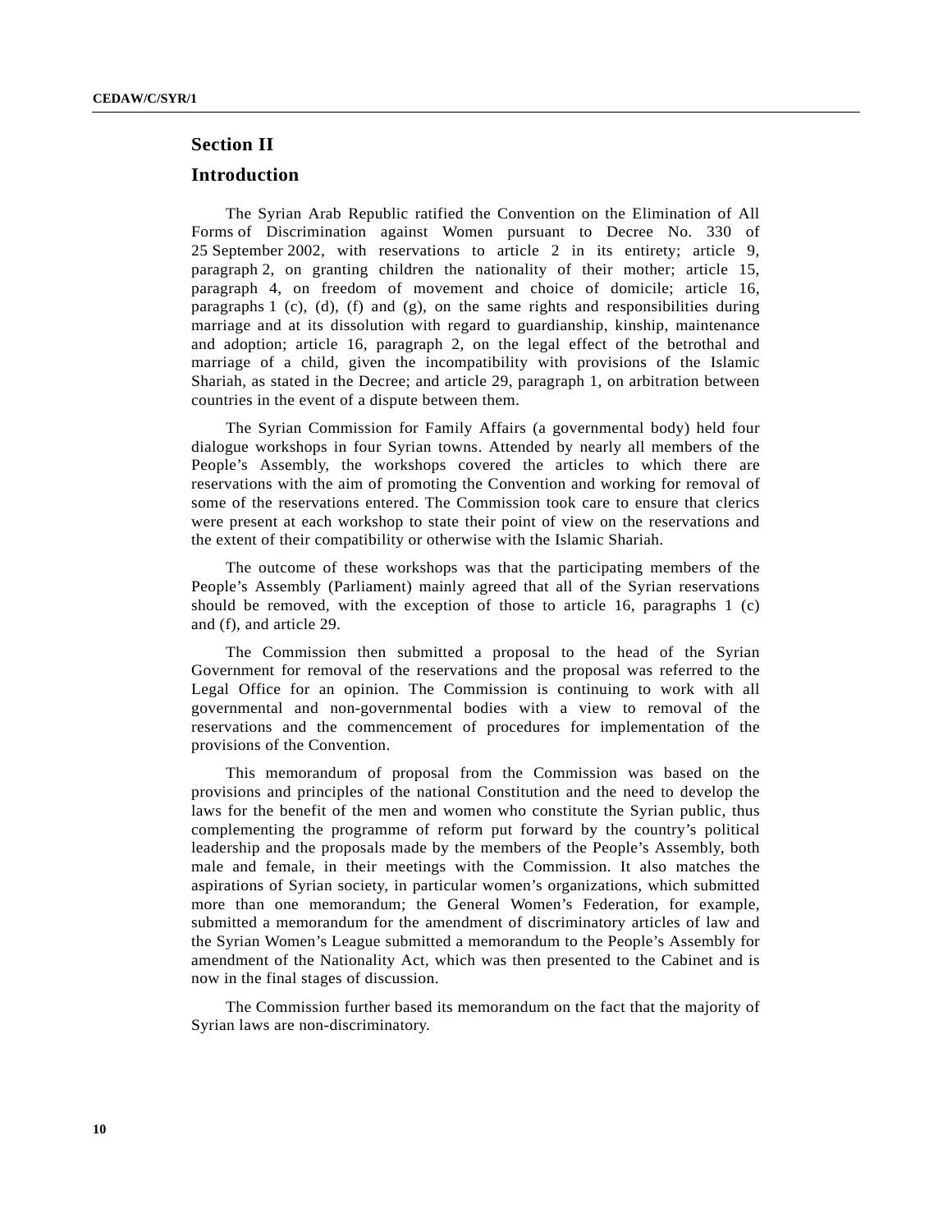## Section II

## Introduction

The Syrian Arab Republic ratified the Convention on the Elimination of All Forms of Discrimination against Women pursuant to Decree No. 330 of 25 September 2002, with reservations to article 2 in its entirety; article 9, paragraph 2, on granting children the nationality of their mother; article 15, paragraph 4, on freedom of movement and choice of domicile; article 16, paragraphs 1 (c), (d), (f) and (g), on the same rights and responsibilities during marriage and at its dissolution with regard to guardianship, kinship, maintenance and adoption; article 16, paragraph 2, on the legal effect of the betrothal and marriage of a child, given the incompatibility with provisions of the Islamic Shariah, as stated in the Decree; and article 29, paragraph 1, on arbitration between countries in the event of a dispute between them.

The Syrian Commission for Family Affairs (a governmental body) held four dialogue workshops in four Syrian towns. Attended by nearly all members of the People's Assembly, the workshops covered the articles to which there are reservations with the aim of promoting the Convention and working for removal of some of the reservations entered. The Commission took care to ensure that clerics were present at each workshop to state their point of view on the reservations and the extent of their compatibility or otherwise with the Islamic Shariah.

The outcome of these workshops was that the participating members of the People's Assembly (Parliament) mainly agreed that all of the Syrian reservations should be removed, with the exception of those to article 16, paragraphs 1 (c) and (f), and article 29.

The Commission then submitted a proposal to the head of the Syrian Government for removal of the reservations and the proposal was referred to the Legal Office for an opinion. The Commission is continuing to work with all governmental and non-governmental bodies with a view to removal of the reservations and the commencement of procedures for implementation of the provisions of the Convention.

This memorandum of proposal from the Commission was based on the provisions and principles of the national Constitution and the need to develop the laws for the benefit of the men and women who constitute the Syrian public, thus complementing the programme of reform put forward by the country's political leadership and the proposals made by the members of the People's Assembly, both male and female, in their meetings with the Commission. It also matches the aspirations of Syrian society, in particular women's organizations, which submitted more than one memorandum; the General Women's Federation, for example, submitted a memorandum for the amendment of discriminatory articles of law and the Syrian Women's League submitted a memorandum to the People's Assembly for amendment of the Nationality Act, which was then presented to the Cabinet and is now in the final stages of discussion.

The Commission further based its memorandum on the fact that the majority of Syrian laws are non-discriminatory.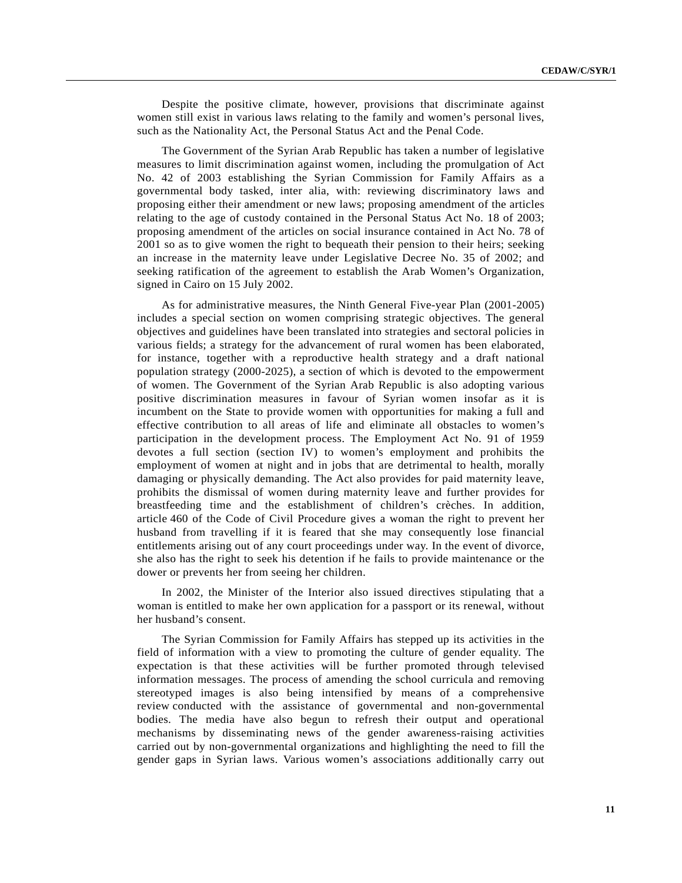Despite the positive climate, however, provisions that discriminate against women still exist in various laws relating to the family and women's personal lives, such as the Nationality Act, the Personal Status Act and the Penal Code.

The Government of the Syrian Arab Republic has taken a number of legislative measures to limit discrimination against women, including the promulgation of Act No. 42 of 2003 establishing the Syrian Commission for Family Affairs as a governmental body tasked, inter alia, with: reviewing discriminatory laws and proposing either their amendment or new laws; proposing amendment of the articles relating to the age of custody contained in the Personal Status Act No. 18 of 2003; proposing amendment of the articles on social insurance contained in Act No. 78 of 2001 so as to give women the right to bequeath their pension to their heirs; seeking an increase in the maternity leave under Legislative Decree No. 35 of 2002; and seeking ratification of the agreement to establish the Arab Women's Organization, signed in Cairo on 15 July 2002.

As for administrative measures, the Ninth General Five-year Plan (2001-2005) includes a special section on women comprising strategic objectives. The general objectives and guidelines have been translated into strategies and sectoral policies in various fields; a strategy for the advancement of rural women has been elaborated, for instance, together with a reproductive health strategy and a draft national population strategy (2000-2025), a section of which is devoted to the empowerment of women. The Government of the Syrian Arab Republic is also adopting various positive discrimination measures in favour of Syrian women insofar as it is incumbent on the State to provide women with opportunities for making a full and effective contribution to all areas of life and eliminate all obstacles to women's participation in the development process. The Employment Act No. 91 of 1959 devotes a full section (section IV) to women's employment and prohibits the employment of women at night and in jobs that are detrimental to health, morally damaging or physically demanding. The Act also provides for paid maternity leave, prohibits the dismissal of women during maternity leave and further provides for breastfeeding time and the establishment of children's crèches. In addition, article 460 of the Code of Civil Procedure gives a woman the right to prevent her husband from travelling if it is feared that she may consequently lose financial entitlements arising out of any court proceedings under way. In the event of divorce, she also has the right to seek his detention if he fails to provide maintenance or the dower or prevents her from seeing her children.

In 2002, the Minister of the Interior also issued directives stipulating that a woman is entitled to make her own application for a passport or its renewal, without her husband's consent.

The Syrian Commission for Family Affairs has stepped up its activities in the field of information with a view to promoting the culture of gender equality. The expectation is that these activities will be further promoted through televised information messages. The process of amending the school curricula and removing stereotyped images is also being intensified by means of a comprehensive review conducted with the assistance of governmental and non-governmental bodies. The media have also begun to refresh their output and operational mechanisms by disseminating news of the gender awareness-raising activities carried out by non-governmental organizations and highlighting the need to fill the gender gaps in Syrian laws. Various women's associations additionally carry out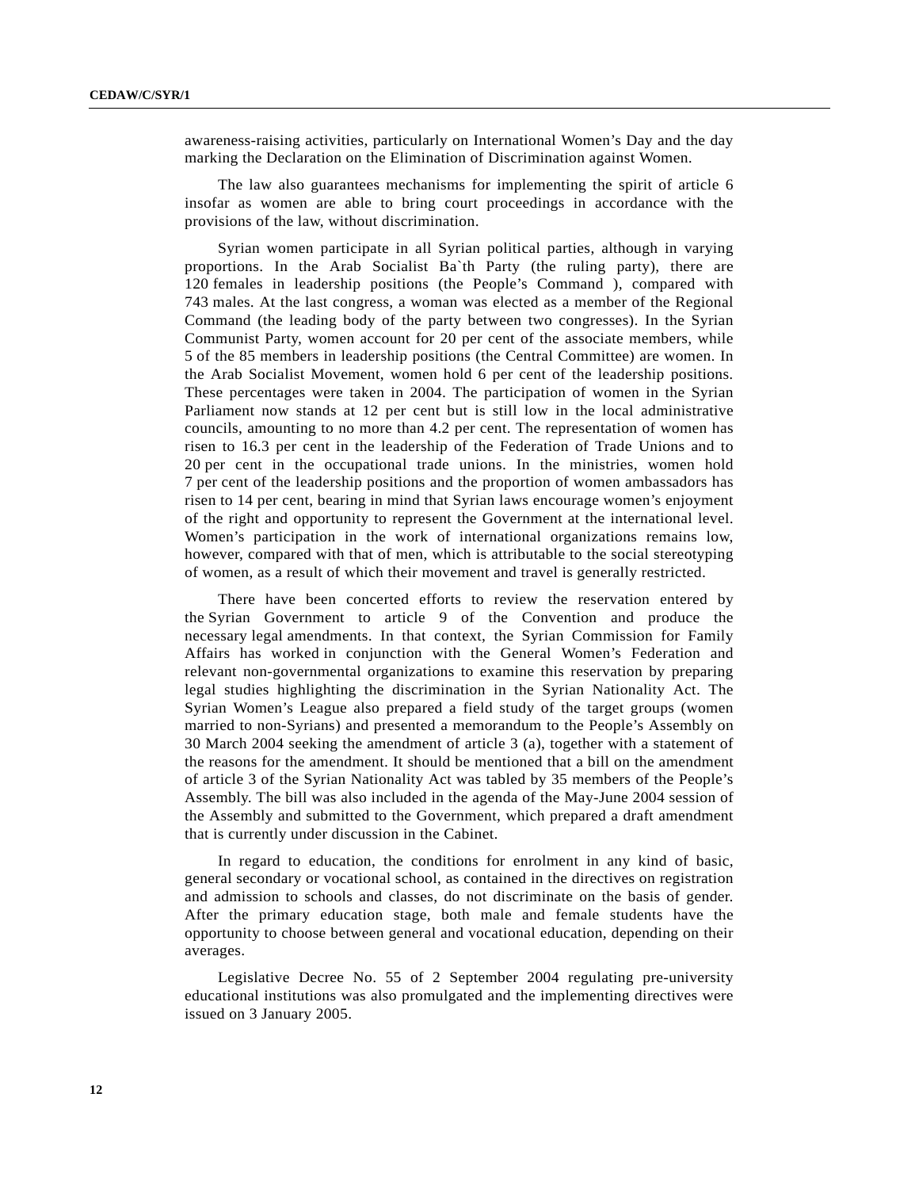awareness-raising activities, particularly on International Women's Day and the day marking the Declaration on the Elimination of Discrimination against Women.

The law also guarantees mechanisms for implementing the spirit of article 6 insofar as women are able to bring court proceedings in accordance with the provisions of the law, without discrimination.

Syrian women participate in all Syrian political parties, although in varying proportions. In the Arab Socialist Ba`th Party (the ruling party), there are 120 females in leadership positions (the People's Command ), compared with 743 males. At the last congress, a woman was elected as a member of the Regional Command (the leading body of the party between two congresses). In the Syrian Communist Party, women account for 20 per cent of the associate members, while 5 of the 85 members in leadership positions (the Central Committee) are women. In the Arab Socialist Movement, women hold 6 per cent of the leadership positions. These percentages were taken in 2004. The participation of women in the Syrian Parliament now stands at 12 per cent but is still low in the local administrative councils, amounting to no more than 4.2 per cent. The representation of women has risen to 16.3 per cent in the leadership of the Federation of Trade Unions and to 20 per cent in the occupational trade unions. In the ministries, women hold 7 per cent of the leadership positions and the proportion of women ambassadors has risen to 14 per cent, bearing in mind that Syrian laws encourage women's enjoyment of the right and opportunity to represent the Government at the international level. Women's participation in the work of international organizations remains low, however, compared with that of men, which is attributable to the social stereotyping of women, as a result of which their movement and travel is generally restricted.

There have been concerted efforts to review the reservation entered by the Syrian Government to article 9 of the Convention and produce the necessary legal amendments. In that context, the Syrian Commission for Family Affairs has worked in conjunction with the General Women's Federation and relevant non-governmental organizations to examine this reservation by preparing legal studies highlighting the discrimination in the Syrian Nationality Act. The Syrian Women's League also prepared a field study of the target groups (women married to non-Syrians) and presented a memorandum to the People's Assembly on 30 March 2004 seeking the amendment of article 3 (a), together with a statement of the reasons for the amendment. It should be mentioned that a bill on the amendment of article 3 of the Syrian Nationality Act was tabled by 35 members of the People's Assembly. The bill was also included in the agenda of the May-June 2004 session of the Assembly and submitted to the Government, which prepared a draft amendment that is currently under discussion in the Cabinet.

In regard to education, the conditions for enrolment in any kind of basic, general secondary or vocational school, as contained in the directives on registration and admission to schools and classes, do not discriminate on the basis of gender. After the primary education stage, both male and female students have the opportunity to choose between general and vocational education, depending on their averages.

Legislative Decree No. 55 of 2 September 2004 regulating pre-university educational institutions was also promulgated and the implementing directives were issued on 3 January 2005.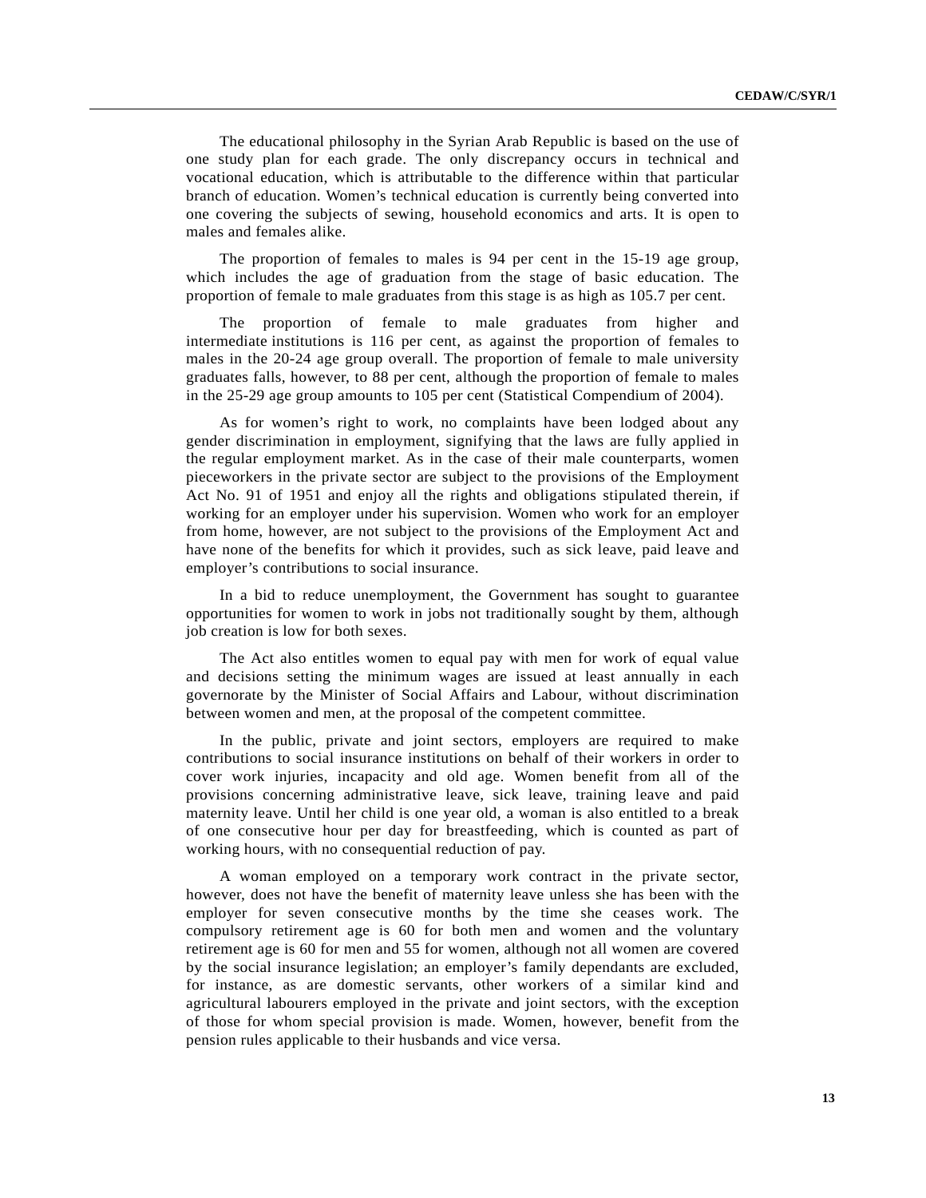The educational philosophy in the Syrian Arab Republic is based on the use of one study plan for each grade. The only discrepancy occurs in technical and vocational education, which is attributable to the difference within that particular branch of education. Women's technical education is currently being converted into one covering the subjects of sewing, household economics and arts. It is open to males and females alike.

The proportion of females to males is 94 per cent in the 15-19 age group, which includes the age of graduation from the stage of basic education. The proportion of female to male graduates from this stage is as high as 105.7 per cent.

The proportion of female to male graduates from higher and intermediate institutions is 116 per cent, as against the proportion of females to males in the 20-24 age group overall. The proportion of female to male university graduates falls, however, to 88 per cent, although the proportion of female to males in the 25-29 age group amounts to 105 per cent (Statistical Compendium of 2004).

As for women's right to work, no complaints have been lodged about any gender discrimination in employment, signifying that the laws are fully applied in the regular employment market. As in the case of their male counterparts, women pieceworkers in the private sector are subject to the provisions of the Employment Act No. 91 of 1951 and enjoy all the rights and obligations stipulated therein, if working for an employer under his supervision. Women who work for an employer from home, however, are not subject to the provisions of the Employment Act and have none of the benefits for which it provides, such as sick leave, paid leave and employer's contributions to social insurance.

In a bid to reduce unemployment, the Government has sought to guarantee opportunities for women to work in jobs not traditionally sought by them, although job creation is low for both sexes.

The Act also entitles women to equal pay with men for work of equal value and decisions setting the minimum wages are issued at least annually in each governorate by the Minister of Social Affairs and Labour, without discrimination between women and men, at the proposal of the competent committee.

In the public, private and joint sectors, employers are required to make contributions to social insurance institutions on behalf of their workers in order to cover work injuries, incapacity and old age. Women benefit from all of the provisions concerning administrative leave, sick leave, training leave and paid maternity leave. Until her child is one year old, a woman is also entitled to a break of one consecutive hour per day for breastfeeding, which is counted as part of working hours, with no consequential reduction of pay.

A woman employed on a temporary work contract in the private sector, however, does not have the benefit of maternity leave unless she has been with the employer for seven consecutive months by the time she ceases work. The compulsory retirement age is 60 for both men and women and the voluntary retirement age is 60 for men and 55 for women, although not all women are covered by the social insurance legislation; an employer's family dependants are excluded, for instance, as are domestic servants, other workers of a similar kind and agricultural labourers employed in the private and joint sectors, with the exception of those for whom special provision is made. Women, however, benefit from the pension rules applicable to their husbands and vice versa.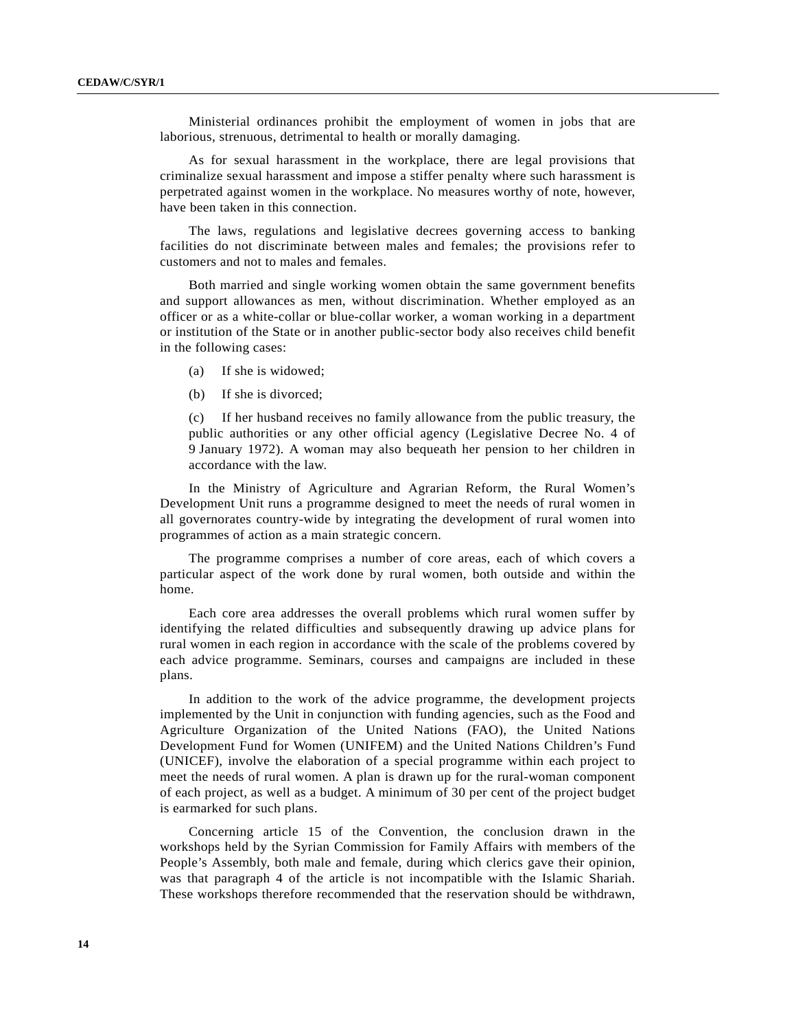Ministerial ordinances prohibit the employment of women in jobs that are laborious, strenuous, detrimental to health or morally damaging.

As for sexual harassment in the workplace, there are legal provisions that criminalize sexual harassment and impose a stiffer penalty where such harassment is perpetrated against women in the workplace. No measures worthy of note, however, have been taken in this connection.

The laws, regulations and legislative decrees governing access to banking facilities do not discriminate between males and females; the provisions refer to customers and not to males and females.

Both married and single working women obtain the same government benefits and support allowances as men, without discrimination. Whether employed as an officer or as a white-collar or blue-collar worker, a woman working in a department or institution of the State or in another public-sector body also receives child benefit in the following cases:

(a) If she is widowed;

(b) If she is divorced;

(c) If her husband receives no family allowance from the public treasury, the public authorities or any other official agency (Legislative Decree No. 4 of 9 January 1972). A woman may also bequeath her pension to her children in accordance with the law.

In the Ministry of Agriculture and Agrarian Reform, the Rural Women's Development Unit runs a programme designed to meet the needs of rural women in all governorates country-wide by integrating the development of rural women into programmes of action as a main strategic concern.

The programme comprises a number of core areas, each of which covers a particular aspect of the work done by rural women, both outside and within the home.

Each core area addresses the overall problems which rural women suffer by identifying the related difficulties and subsequently drawing up advice plans for rural women in each region in accordance with the scale of the problems covered by each advice programme. Seminars, courses and campaigns are included in these plans.

In addition to the work of the advice programme, the development projects implemented by the Unit in conjunction with funding agencies, such as the Food and Agriculture Organization of the United Nations (FAO), the United Nations Development Fund for Women (UNIFEM) and the United Nations Children's Fund (UNICEF), involve the elaboration of a special programme within each project to meet the needs of rural women. A plan is drawn up for the rural-woman component of each project, as well as a budget. A minimum of 30 per cent of the project budget is earmarked for such plans.

Concerning article 15 of the Convention, the conclusion drawn in the workshops held by the Syrian Commission for Family Affairs with members of the People's Assembly, both male and female, during which clerics gave their opinion, was that paragraph 4 of the article is not incompatible with the Islamic Shariah. These workshops therefore recommended that the reservation should be withdrawn,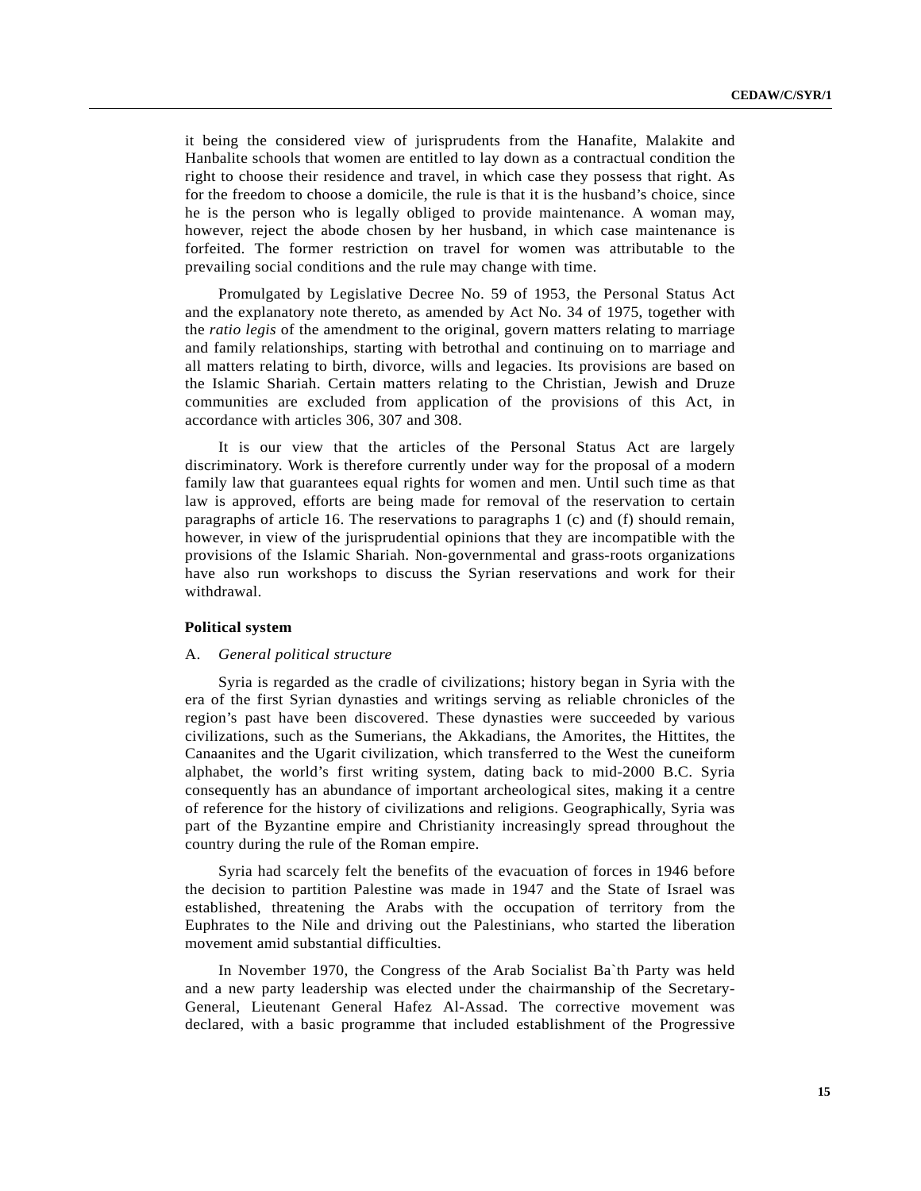it being the considered view of jurisprudents from the Hanafite, Malakite and Hanbalite schools that women are entitled to lay down as a contractual condition the right to choose their residence and travel, in which case they possess that right. As for the freedom to choose a domicile, the rule is that it is the husband's choice, since he is the person who is legally obliged to provide maintenance. A woman may, however, reject the abode chosen by her husband, in which case maintenance is forfeited. The former restriction on travel for women was attributable to the prevailing social conditions and the rule may change with time.

Promulgated by Legislative Decree No. 59 of 1953, the Personal Status Act and the explanatory note thereto, as amended by Act No. 34 of 1975, together with the *ratio legis* of the amendment to the original, govern matters relating to marriage and family relationships, starting with betrothal and continuing on to marriage and all matters relating to birth, divorce, wills and legacies. Its provisions are based on the Islamic Shariah. Certain matters relating to the Christian, Jewish and Druze communities are excluded from application of the provisions of this Act, in accordance with articles 306, 307 and 308.

It is our view that the articles of the Personal Status Act are largely discriminatory. Work is therefore currently under way for the proposal of a modern family law that guarantees equal rights for women and men. Until such time as that law is approved, efforts are being made for removal of the reservation to certain paragraphs of article 16. The reservations to paragraphs 1 (c) and (f) should remain, however, in view of the jurisprudential opinions that they are incompatible with the provisions of the Islamic Shariah. Non-governmental and grass-roots organizations have also run workshops to discuss the Syrian reservations and work for their withdrawal.

**Political system**

A. *General political structure*

Syria is regarded as the cradle of civilizations; history began in Syria with the era of the first Syrian dynasties and writings serving as reliable chronicles of the region's past have been discovered. These dynasties were succeeded by various civilizations, such as the Sumerians, the Akkadians, the Amorites, the Hittites, the Canaanites and the Ugarit civilization, which transferred to the West the cuneiform alphabet, the world's first writing system, dating back to mid-2000 B.C. Syria consequently has an abundance of important archeological sites, making it a centre of reference for the history of civilizations and religions. Geographically, Syria was part of the Byzantine empire and Christianity increasingly spread throughout the country during the rule of the Roman empire.

Syria had scarcely felt the benefits of the evacuation of forces in 1946 before the decision to partition Palestine was made in 1947 and the State of Israel was established, threatening the Arabs with the occupation of territory from the Euphrates to the Nile and driving out the Palestinians, who started the liberation movement amid substantial difficulties.

In November 1970, the Congress of the Arab Socialist Ba`th Party was held and a new party leadership was elected under the chairmanship of the Secretary-General, Lieutenant General Hafez Al-Assad. The corrective movement was declared, with a basic programme that included establishment of the Progressive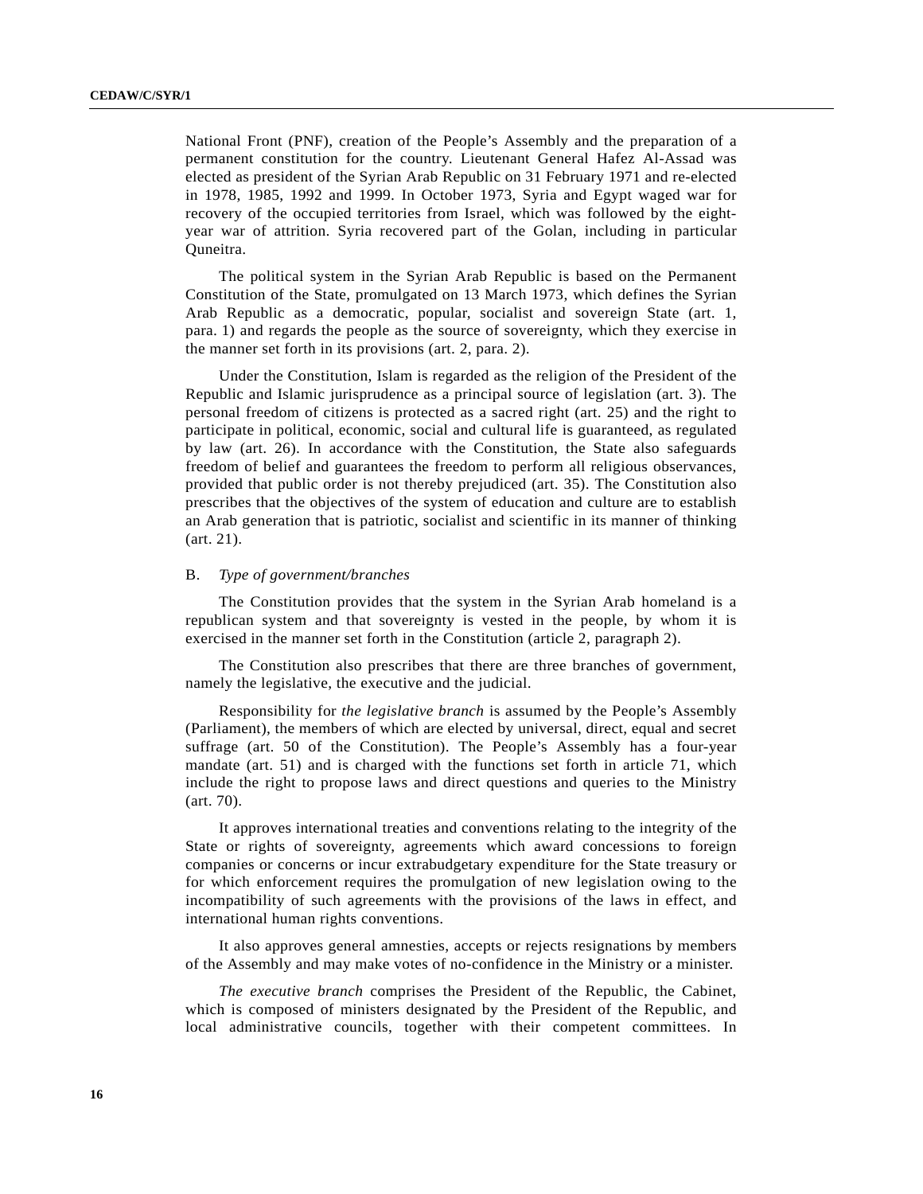National Front (PNF), creation of the People's Assembly and the preparation of a permanent constitution for the country. Lieutenant General Hafez Al-Assad was elected as president of the Syrian Arab Republic on 31 February 1971 and re-elected in 1978, 1985, 1992 and 1999. In October 1973, Syria and Egypt waged war for recovery of the occupied territories from Israel, which was followed by the eight-year war of attrition. Syria recovered part of the Golan, including in particular Quneitra.

The political system in the Syrian Arab Republic is based on the Permanent Constitution of the State, promulgated on 13 March 1973, which defines the Syrian Arab Republic as a democratic, popular, socialist and sovereign State (art. 1, para. 1) and regards the people as the source of sovereignty, which they exercise in the manner set forth in its provisions (art. 2, para. 2).

Under the Constitution, Islam is regarded as the religion of the President of the Republic and Islamic jurisprudence as a principal source of legislation (art. 3). The personal freedom of citizens is protected as a sacred right (art. 25) and the right to participate in political, economic, social and cultural life is guaranteed, as regulated by law (art. 26). In accordance with the Constitution, the State also safeguards freedom of belief and guarantees the freedom to perform all religious observances, provided that public order is not thereby prejudiced (art. 35). The Constitution also prescribes that the objectives of the system of education and culture are to establish an Arab generation that is patriotic, socialist and scientific in its manner of thinking (art. 21).

B. *Type of government/branches*

The Constitution provides that the system in the Syrian Arab homeland is a republican system and that sovereignty is vested in the people, by whom it is exercised in the manner set forth in the Constitution (article 2, paragraph 2).

The Constitution also prescribes that there are three branches of government, namely the legislative, the executive and the judicial.

Responsibility for *the legislative branch* is assumed by the People's Assembly (Parliament), the members of which are elected by universal, direct, equal and secret suffrage (art. 50 of the Constitution). The People's Assembly has a four-year mandate (art. 51) and is charged with the functions set forth in article 71, which include the right to propose laws and direct questions and queries to the Ministry (art. 70).

It approves international treaties and conventions relating to the integrity of the State or rights of sovereignty, agreements which award concessions to foreign companies or concerns or incur extrabudgetary expenditure for the State treasury or for which enforcement requires the promulgation of new legislation owing to the incompatibility of such agreements with the provisions of the laws in effect, and international human rights conventions.

It also approves general amnesties, accepts or rejects resignations by members of the Assembly and may make votes of no-confidence in the Ministry or a minister.

*The executive branch* comprises the President of the Republic, the Cabinet, which is composed of ministers designated by the President of the Republic, and local administrative councils, together with their competent committees. In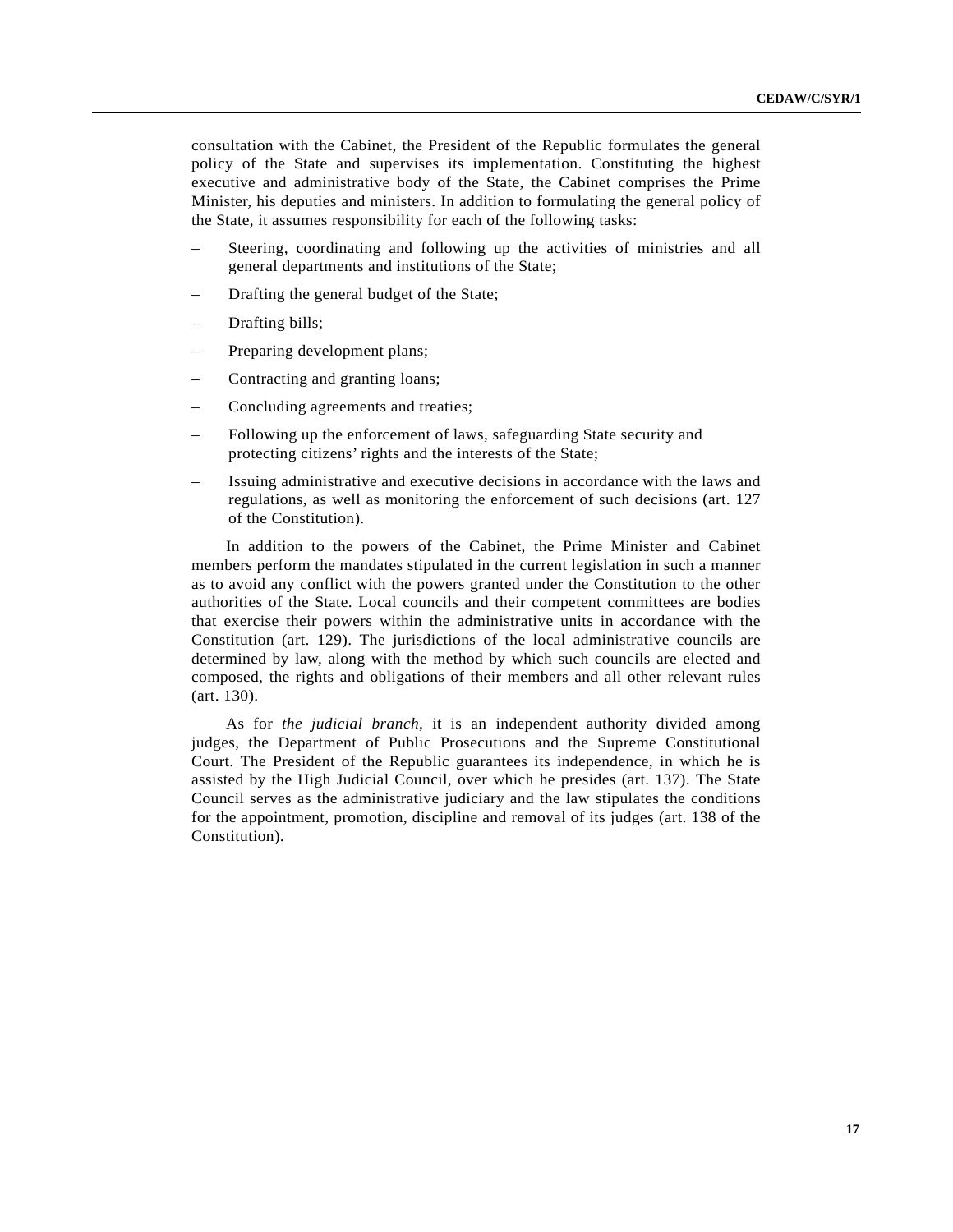consultation with the Cabinet, the President of the Republic formulates the general policy of the State and supervises its implementation. Constituting the highest executive and administrative body of the State, the Cabinet comprises the Prime Minister, his deputies and ministers. In addition to formulating the general policy of the State, it assumes responsibility for each of the following tasks:

– Steering, coordinating and following up the activities of ministries and all general departments and institutions of the State;

– Drafting the general budget of the State;

– Drafting bills;

– Preparing development plans;

– Contracting and granting loans;

– Concluding agreements and treaties;

– Following up the enforcement of laws, safeguarding State security and protecting citizens' rights and the interests of the State;

– Issuing administrative and executive decisions in accordance with the laws and regulations, as well as monitoring the enforcement of such decisions (art. 127 of the Constitution).

In addition to the powers of the Cabinet, the Prime Minister and Cabinet members perform the mandates stipulated in the current legislation in such a manner as to avoid any conflict with the powers granted under the Constitution to the other authorities of the State. Local councils and their competent committees are bodies that exercise their powers within the administrative units in accordance with the Constitution (art. 129). The jurisdictions of the local administrative councils are determined by law, along with the method by which such councils are elected and composed, the rights and obligations of their members and all other relevant rules (art. 130).

As for *the judicial branch*, it is an independent authority divided among judges, the Department of Public Prosecutions and the Supreme Constitutional Court. The President of the Republic guarantees its independence, in which he is assisted by the High Judicial Council, over which he presides (art. 137). The State Council serves as the administrative judiciary and the law stipulates the conditions for the appointment, promotion, discipline and removal of its judges (art. 138 of the Constitution).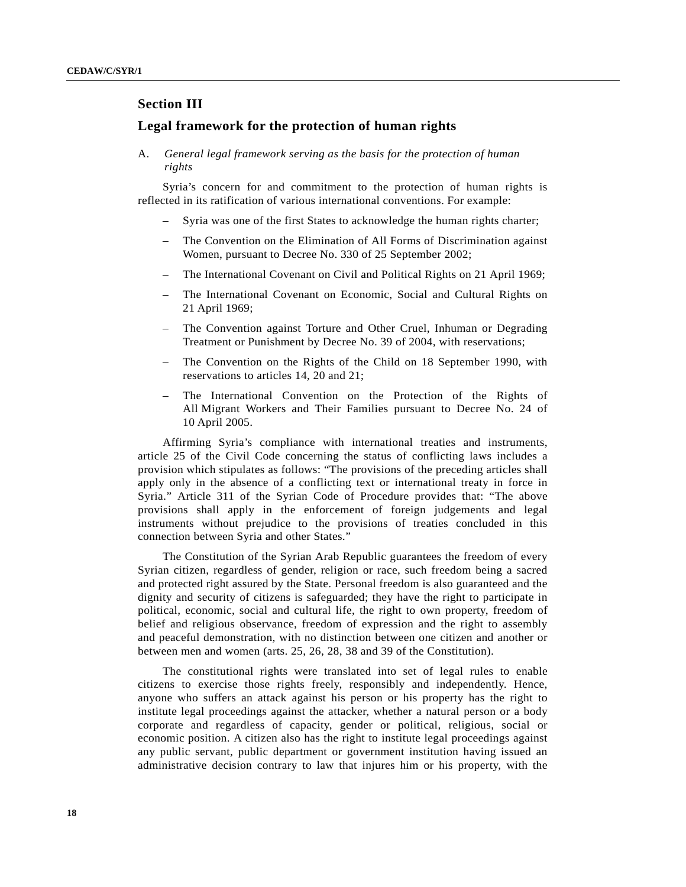## Section III

## Legal framework for the protection of human rights

A. *General legal framework serving as the basis for the protection of human rights*

Syria's concern for and commitment to the protection of human rights is reflected in its ratification of various international conventions. For example:

- Syria was one of the first States to acknowledge the human rights charter;
- The Convention on the Elimination of All Forms of Discrimination against Women, pursuant to Decree No. 330 of 25 September 2002;
- The International Covenant on Civil and Political Rights on 21 April 1969;
- The International Covenant on Economic, Social and Cultural Rights on 21 April 1969;
- The Convention against Torture and Other Cruel, Inhuman or Degrading Treatment or Punishment by Decree No. 39 of 2004, with reservations;
- The Convention on the Rights of the Child on 18 September 1990, with reservations to articles 14, 20 and 21;
- The International Convention on the Protection of the Rights of All Migrant Workers and Their Families pursuant to Decree No. 24 of 10 April 2005.

Affirming Syria's compliance with international treaties and instruments, article 25 of the Civil Code concerning the status of conflicting laws includes a provision which stipulates as follows: "The provisions of the preceding articles shall apply only in the absence of a conflicting text or international treaty in force in Syria." Article 311 of the Syrian Code of Procedure provides that: "The above provisions shall apply in the enforcement of foreign judgements and legal instruments without prejudice to the provisions of treaties concluded in this connection between Syria and other States."

The Constitution of the Syrian Arab Republic guarantees the freedom of every Syrian citizen, regardless of gender, religion or race, such freedom being a sacred and protected right assured by the State. Personal freedom is also guaranteed and the dignity and security of citizens is safeguarded; they have the right to participate in political, economic, social and cultural life, the right to own property, freedom of belief and religious observance, freedom of expression and the right to assembly and peaceful demonstration, with no distinction between one citizen and another or between men and women (arts. 25, 26, 28, 38 and 39 of the Constitution).

The constitutional rights were translated into set of legal rules to enable citizens to exercise those rights freely, responsibly and independently. Hence, anyone who suffers an attack against his person or his property has the right to institute legal proceedings against the attacker, whether a natural person or a body corporate and regardless of capacity, gender or political, religious, social or economic position. A citizen also has the right to institute legal proceedings against any public servant, public department or government institution having issued an administrative decision contrary to law that injures him or his property, with the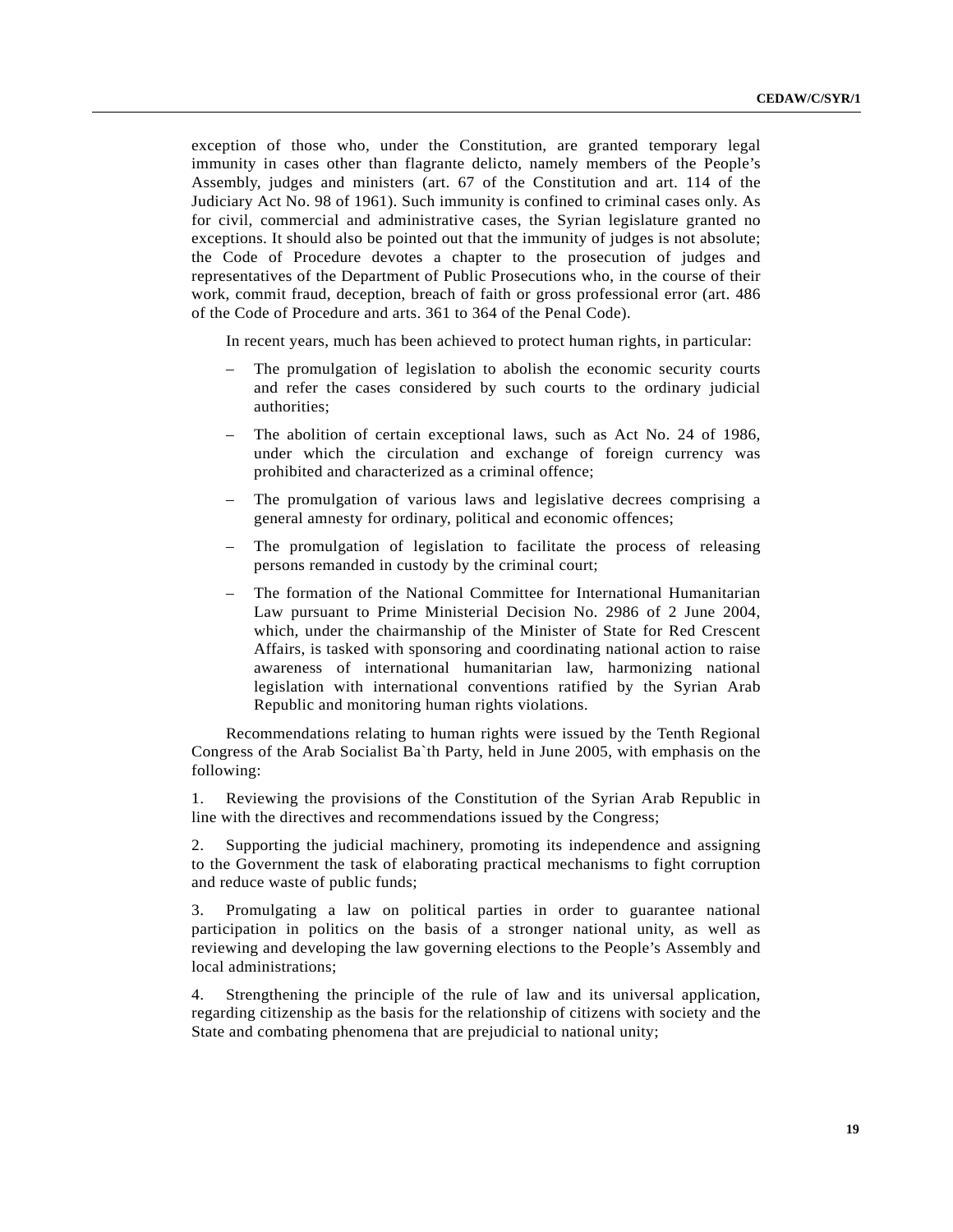exception of those who, under the Constitution, are granted temporary legal immunity in cases other than flagrante delicto, namely members of the People's Assembly, judges and ministers (art. 67 of the Constitution and art. 114 of the Judiciary Act No. 98 of 1961). Such immunity is confined to criminal cases only. As for civil, commercial and administrative cases, the Syrian legislature granted no exceptions. It should also be pointed out that the immunity of judges is not absolute; the Code of Procedure devotes a chapter to the prosecution of judges and representatives of the Department of Public Prosecutions who, in the course of their work, commit fraud, deception, breach of faith or gross professional error (art. 486 of the Code of Procedure and arts. 361 to 364 of the Penal Code).

In recent years, much has been achieved to protect human rights, in particular:

- The promulgation of legislation to abolish the economic security courts and refer the cases considered by such courts to the ordinary judicial authorities;
- The abolition of certain exceptional laws, such as Act No. 24 of 1986, under which the circulation and exchange of foreign currency was prohibited and characterized as a criminal offence;
- The promulgation of various laws and legislative decrees comprising a general amnesty for ordinary, political and economic offences;
- The promulgation of legislation to facilitate the process of releasing persons remanded in custody by the criminal court;
- The formation of the National Committee for International Humanitarian Law pursuant to Prime Ministerial Decision No. 2986 of 2 June 2004, which, under the chairmanship of the Minister of State for Red Crescent Affairs, is tasked with sponsoring and coordinating national action to raise awareness of international humanitarian law, harmonizing national legislation with international conventions ratified by the Syrian Arab Republic and monitoring human rights violations.

Recommendations relating to human rights were issued by the Tenth Regional Congress of the Arab Socialist Ba`th Party, held in June 2005, with emphasis on the following:

1. Reviewing the provisions of the Constitution of the Syrian Arab Republic in line with the directives and recommendations issued by the Congress;

2. Supporting the judicial machinery, promoting its independence and assigning to the Government the task of elaborating practical mechanisms to fight corruption and reduce waste of public funds;

3. Promulgating a law on political parties in order to guarantee national participation in politics on the basis of a stronger national unity, as well as reviewing and developing the law governing elections to the People's Assembly and local administrations;

4. Strengthening the principle of the rule of law and its universal application, regarding citizenship as the basis for the relationship of citizens with society and the State and combating phenomena that are prejudicial to national unity;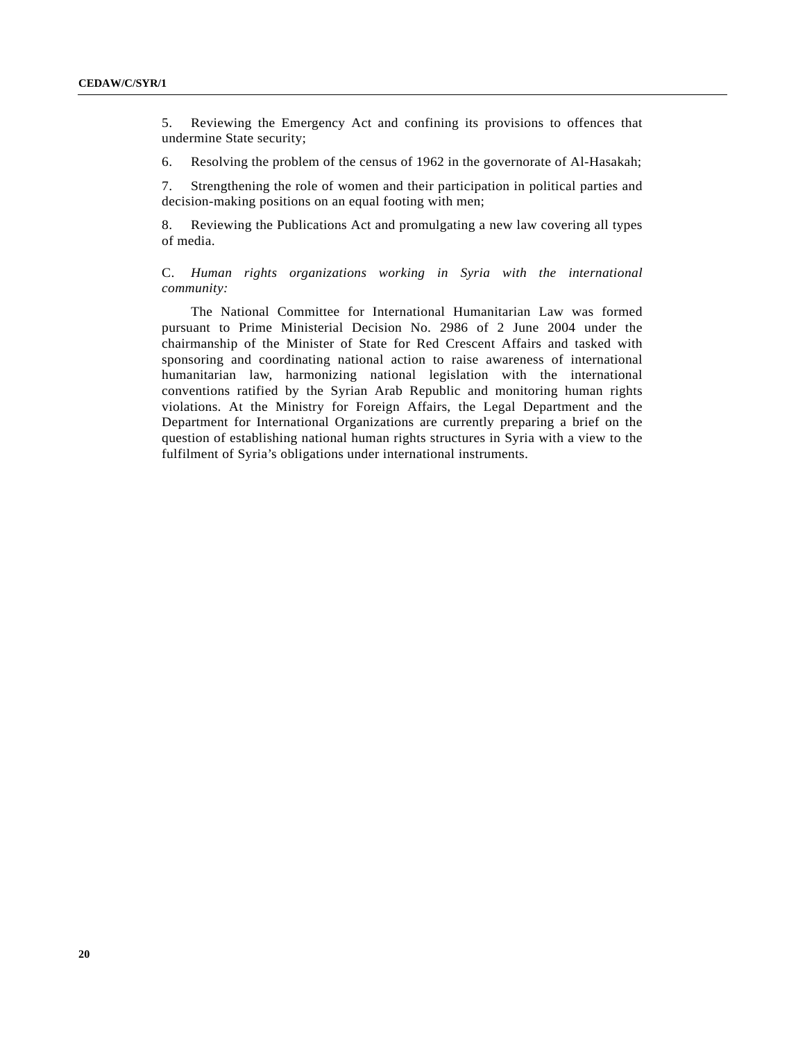5. Reviewing the Emergency Act and confining its provisions to offences that undermine State security;

6. Resolving the problem of the census of 1962 in the governorate of Al-Hasakah;

7. Strengthening the role of women and their participation in political parties and decision-making positions on an equal footing with men;

8. Reviewing the Publications Act and promulgating a new law covering all types of media.

C. *Human rights organizations working in Syria with the international community:*

The National Committee for International Humanitarian Law was formed pursuant to Prime Ministerial Decision No. 2986 of 2 June 2004 under the chairmanship of the Minister of State for Red Crescent Affairs and tasked with sponsoring and coordinating national action to raise awareness of international humanitarian law, harmonizing national legislation with the international conventions ratified by the Syrian Arab Republic and monitoring human rights violations. At the Ministry for Foreign Affairs, the Legal Department and the Department for International Organizations are currently preparing a brief on the question of establishing national human rights structures in Syria with a view to the fulfilment of Syria's obligations under international instruments.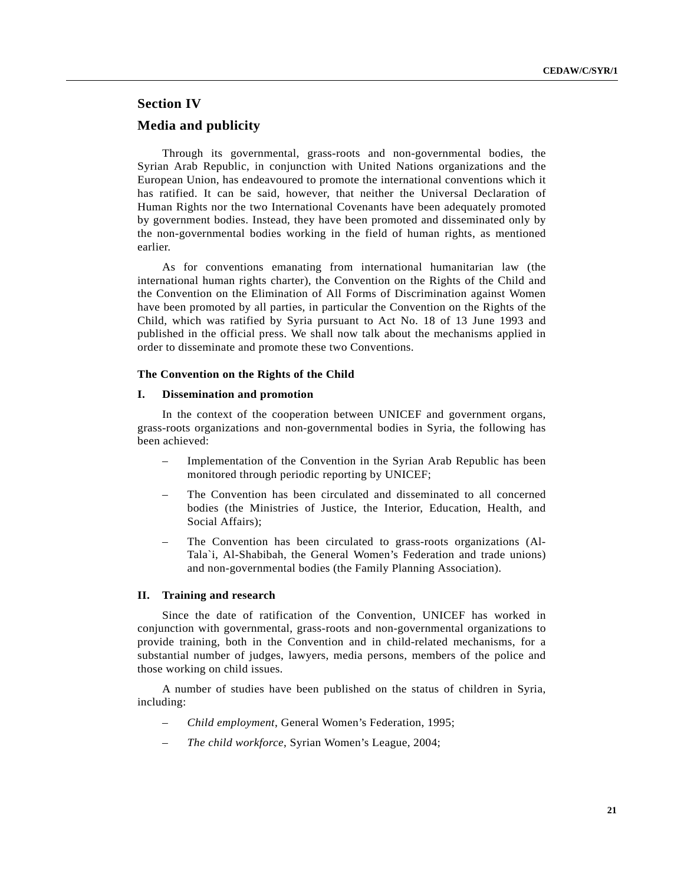## Section IV

## Media and publicity

Through its governmental, grass-roots and non-governmental bodies, the Syrian Arab Republic, in conjunction with United Nations organizations and the European Union, has endeavoured to promote the international conventions which it has ratified. It can be said, however, that neither the Universal Declaration of Human Rights nor the two International Covenants have been adequately promoted by government bodies. Instead, they have been promoted and disseminated only by the non-governmental bodies working in the field of human rights, as mentioned earlier.

As for conventions emanating from international humanitarian law (the international human rights charter), the Convention on the Rights of the Child and the Convention on the Elimination of All Forms of Discrimination against Women have been promoted by all parties, in particular the Convention on the Rights of the Child, which was ratified by Syria pursuant to Act No. 18 of 13 June 1993 and published in the official press. We shall now talk about the mechanisms applied in order to disseminate and promote these two Conventions.

### The Convention on the Rights of the Child

#### I. Dissemination and promotion

In the context of the cooperation between UNICEF and government organs, grass-roots organizations and non-governmental bodies in Syria, the following has been achieved:

– Implementation of the Convention in the Syrian Arab Republic has been monitored through periodic reporting by UNICEF;

– The Convention has been circulated and disseminated to all concerned bodies (the Ministries of Justice, the Interior, Education, Health, and Social Affairs);

– The Convention has been circulated to grass-roots organizations (Al-Tala`i, Al-Shabibah, the General Women's Federation and trade unions) and non-governmental bodies (the Family Planning Association).

#### II. Training and research

Since the date of ratification of the Convention, UNICEF has worked in conjunction with governmental, grass-roots and non-governmental organizations to provide training, both in the Convention and in child-related mechanisms, for a substantial number of judges, lawyers, media persons, members of the police and those working on child issues.

A number of studies have been published on the status of children in Syria, including:

– *Child employment*, General Women's Federation, 1995;

– *The child workforce*, Syrian Women's League, 2004;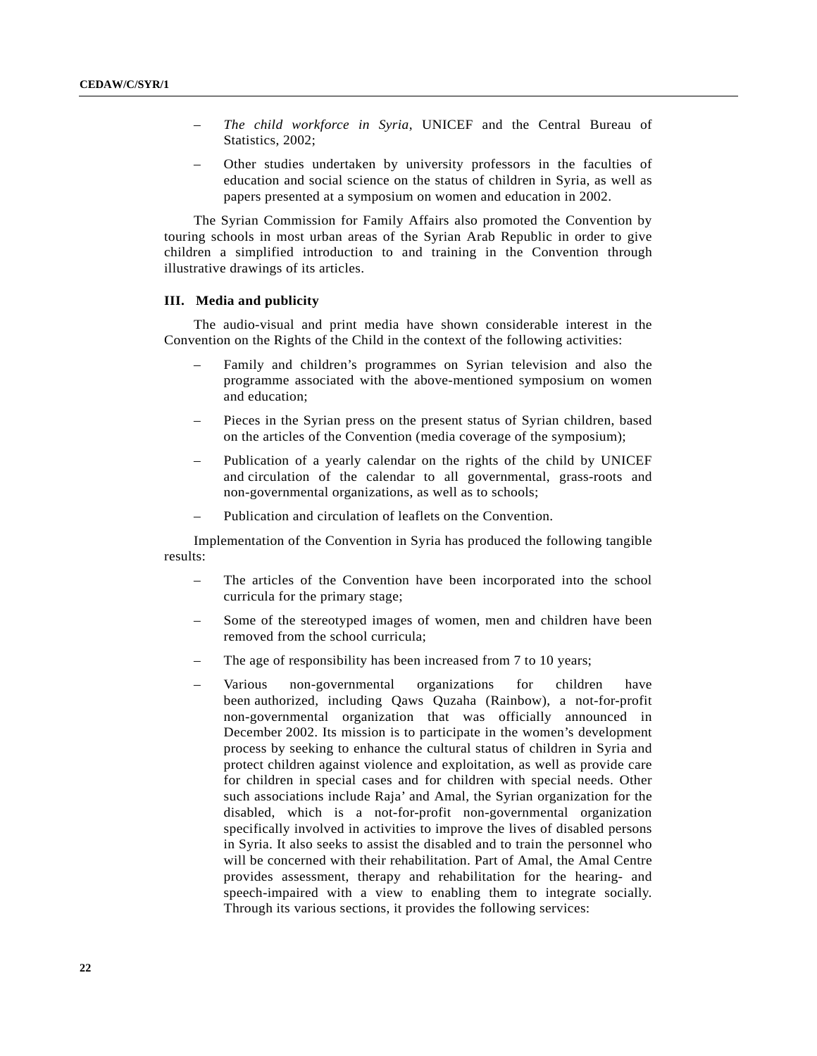- *The child workforce in Syria*, UNICEF and the Central Bureau of Statistics, 2002;
- Other studies undertaken by university professors in the faculties of education and social science on the status of children in Syria, as well as papers presented at a symposium on women and education in 2002.

The Syrian Commission for Family Affairs also promoted the Convention by touring schools in most urban areas of the Syrian Arab Republic in order to give children a simplified introduction to and training in the Convention through illustrative drawings of its articles.

### III. Media and publicity

The audio-visual and print media have shown considerable interest in the Convention on the Rights of the Child in the context of the following activities:

- Family and children's programmes on Syrian television and also the programme associated with the above-mentioned symposium on women and education;
- Pieces in the Syrian press on the present status of Syrian children, based on the articles of the Convention (media coverage of the symposium);
- Publication of a yearly calendar on the rights of the child by UNICEF and circulation of the calendar to all governmental, grass-roots and non-governmental organizations, as well as to schools;
- Publication and circulation of leaflets on the Convention.

Implementation of the Convention in Syria has produced the following tangible results:

- The articles of the Convention have been incorporated into the school curricula for the primary stage;
- Some of the stereotyped images of women, men and children have been removed from the school curricula;
- The age of responsibility has been increased from 7 to 10 years;
- Various non-governmental organizations for children have been authorized, including Qaws Quzaha (Rainbow), a not-for-profit non-governmental organization that was officially announced in December 2002. Its mission is to participate in the women's development process by seeking to enhance the cultural status of children in Syria and protect children against violence and exploitation, as well as provide care for children in special cases and for children with special needs. Other such associations include Raja' and Amal, the Syrian organization for the disabled, which is a not-for-profit non-governmental organization specifically involved in activities to improve the lives of disabled persons in Syria. It also seeks to assist the disabled and to train the personnel who will be concerned with their rehabilitation. Part of Amal, the Amal Centre provides assessment, therapy and rehabilitation for the hearing- and speech-impaired with a view to enabling them to integrate socially. Through its various sections, it provides the following services: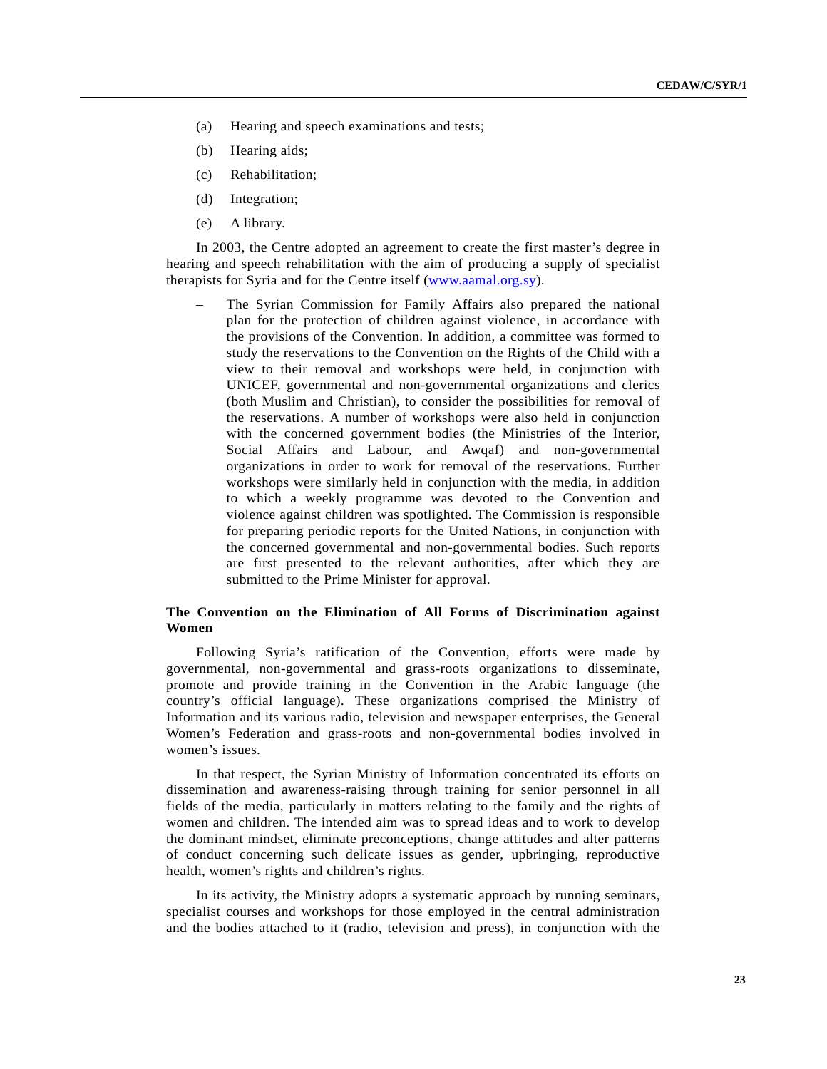(a) Hearing and speech examinations and tests;

(b) Hearing aids;

(c) Rehabilitation;

(d) Integration;

(e) A library.

In 2003, the Centre adopted an agreement to create the first master's degree in hearing and speech rehabilitation with the aim of producing a supply of specialist therapists for Syria and for the Centre itself (www.aamal.org.sy).

- The Syrian Commission for Family Affairs also prepared the national plan for the protection of children against violence, in accordance with the provisions of the Convention. In addition, a committee was formed to study the reservations to the Convention on the Rights of the Child with a view to their removal and workshops were held, in conjunction with UNICEF, governmental and non-governmental organizations and clerics (both Muslim and Christian), to consider the possibilities for removal of the reservations. A number of workshops were also held in conjunction with the concerned government bodies (the Ministries of the Interior, Social Affairs and Labour, and Awqaf) and non-governmental organizations in order to work for removal of the reservations. Further workshops were similarly held in conjunction with the media, in addition to which a weekly programme was devoted to the Convention and violence against children was spotlighted. The Commission is responsible for preparing periodic reports for the United Nations, in conjunction with the concerned governmental and non-governmental bodies. Such reports are first presented to the relevant authorities, after which they are submitted to the Prime Minister for approval.

**The Convention on the Elimination of All Forms of Discrimination against Women**

Following Syria's ratification of the Convention, efforts were made by governmental, non-governmental and grass-roots organizations to disseminate, promote and provide training in the Convention in the Arabic language (the country's official language). These organizations comprised the Ministry of Information and its various radio, television and newspaper enterprises, the General Women's Federation and grass-roots and non-governmental bodies involved in women's issues.

In that respect, the Syrian Ministry of Information concentrated its efforts on dissemination and awareness-raising through training for senior personnel in all fields of the media, particularly in matters relating to the family and the rights of women and children. The intended aim was to spread ideas and to work to develop the dominant mindset, eliminate preconceptions, change attitudes and alter patterns of conduct concerning such delicate issues as gender, upbringing, reproductive health, women's rights and children's rights.

In its activity, the Ministry adopts a systematic approach by running seminars, specialist courses and workshops for those employed in the central administration and the bodies attached to it (radio, television and press), in conjunction with the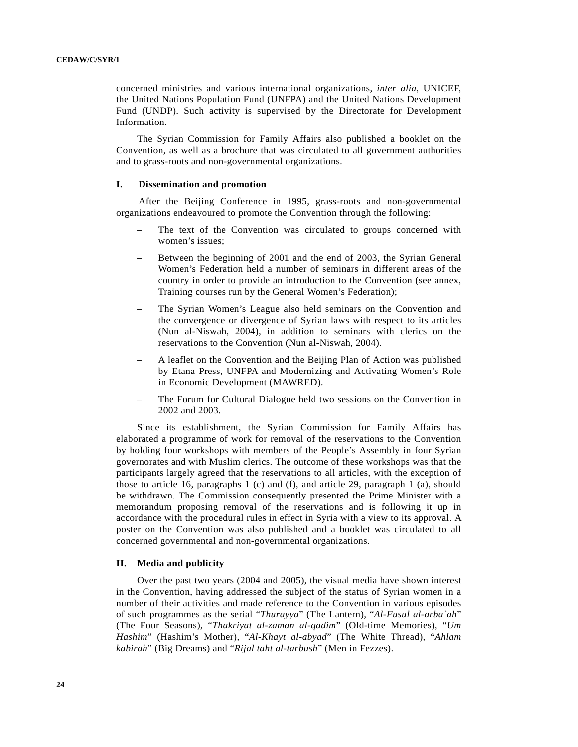concerned ministries and various international organizations, *inter alia*, UNICEF, the United Nations Population Fund (UNFPA) and the United Nations Development Fund (UNDP). Such activity is supervised by the Directorate for Development Information.

The Syrian Commission for Family Affairs also published a booklet on the Convention, as well as a brochure that was circulated to all government authorities and to grass-roots and non-governmental organizations.

### I. Dissemination and promotion

After the Beijing Conference in 1995, grass-roots and non-governmental organizations endeavoured to promote the Convention through the following:

- The text of the Convention was circulated to groups concerned with women's issues;
- Between the beginning of 2001 and the end of 2003, the Syrian General Women's Federation held a number of seminars in different areas of the country in order to provide an introduction to the Convention (see annex, Training courses run by the General Women's Federation);
- The Syrian Women's League also held seminars on the Convention and the convergence or divergence of Syrian laws with respect to its articles (Nun al-Niswah, 2004), in addition to seminars with clerics on the reservations to the Convention (Nun al-Niswah, 2004).
- A leaflet on the Convention and the Beijing Plan of Action was published by Etana Press, UNFPA and Modernizing and Activating Women's Role in Economic Development (MAWRED).
- The Forum for Cultural Dialogue held two sessions on the Convention in 2002 and 2003.

Since its establishment, the Syrian Commission for Family Affairs has elaborated a programme of work for removal of the reservations to the Convention by holding four workshops with members of the People's Assembly in four Syrian governorates and with Muslim clerics. The outcome of these workshops was that the participants largely agreed that the reservations to all articles, with the exception of those to article 16, paragraphs 1 (c) and (f), and article 29, paragraph 1 (a), should be withdrawn. The Commission consequently presented the Prime Minister with a memorandum proposing removal of the reservations and is following it up in accordance with the procedural rules in effect in Syria with a view to its approval. A poster on the Convention was also published and a booklet was circulated to all concerned governmental and non-governmental organizations.

### II. Media and publicity

Over the past two years (2004 and 2005), the visual media have shown interest in the Convention, having addressed the subject of the status of Syrian women in a number of their activities and made reference to the Convention in various episodes of such programmes as the serial "*Thurayya*" (The Lantern), "*Al-Fusul al-arba`ah*" (The Four Seasons), "*Thakriyat al-zaman al-qadim*" (Old-time Memories), "*Um Hashim*" (Hashim's Mother), "*Al-Khayt al-abyad*" (The White Thread), "*Ahlam kabirah*" (Big Dreams) and "*Rijal taht al-tarbush*" (Men in Fezzes).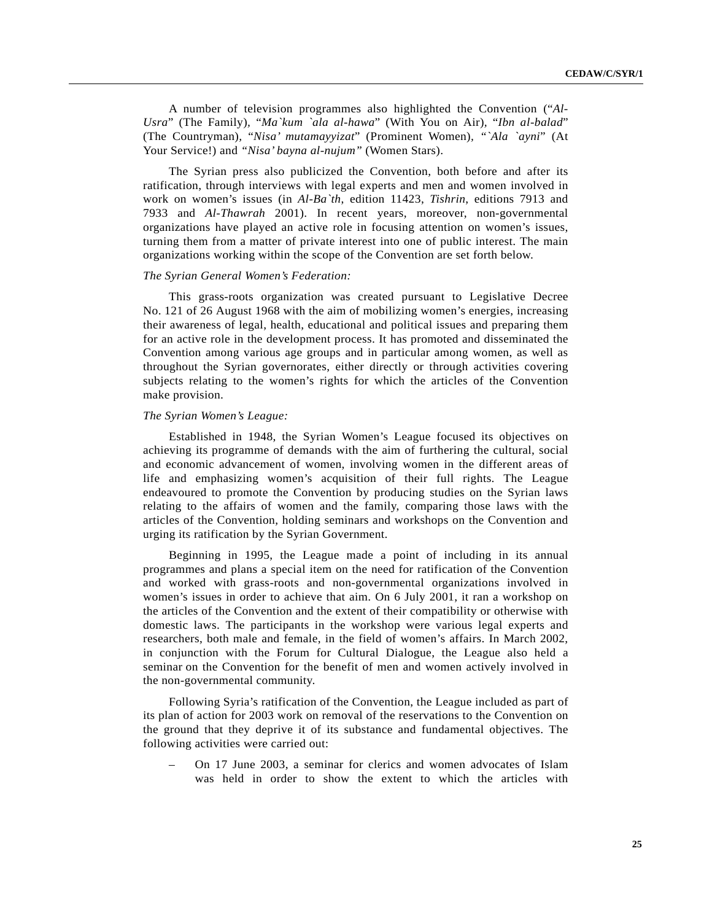A number of television programmes also highlighted the Convention ("*Al-Usra*" (The Family), "*Ma`kum `ala al-hawa*" (With You on Air), "*Ibn al-balad*" (The Countryman), "*Nisa' mutamayyizat*" (Prominent Women), "*`Ala `ayni*" (At Your Service!) and "*Nisa' bayna al-nujum*" (Women Stars).

The Syrian press also publicized the Convention, both before and after its ratification, through interviews with legal experts and men and women involved in work on women's issues (in *Al-Ba`th*, edition 11423, *Tishrin*, editions 7913 and 7933 and *Al-Thawrah* 2001). In recent years, moreover, non-governmental organizations have played an active role in focusing attention on women's issues, turning them from a matter of private interest into one of public interest. The main organizations working within the scope of the Convention are set forth below.

*The Syrian General Women's Federation:*

This grass-roots organization was created pursuant to Legislative Decree No. 121 of 26 August 1968 with the aim of mobilizing women's energies, increasing their awareness of legal, health, educational and political issues and preparing them for an active role in the development process. It has promoted and disseminated the Convention among various age groups and in particular among women, as well as throughout the Syrian governorates, either directly or through activities covering subjects relating to the women's rights for which the articles of the Convention make provision.

*The Syrian Women's League:*

Established in 1948, the Syrian Women's League focused its objectives on achieving its programme of demands with the aim of furthering the cultural, social and economic advancement of women, involving women in the different areas of life and emphasizing women's acquisition of their full rights. The League endeavoured to promote the Convention by producing studies on the Syrian laws relating to the affairs of women and the family, comparing those laws with the articles of the Convention, holding seminars and workshops on the Convention and urging its ratification by the Syrian Government.

Beginning in 1995, the League made a point of including in its annual programmes and plans a special item on the need for ratification of the Convention and worked with grass-roots and non-governmental organizations involved in women's issues in order to achieve that aim. On 6 July 2001, it ran a workshop on the articles of the Convention and the extent of their compatibility or otherwise with domestic laws. The participants in the workshop were various legal experts and researchers, both male and female, in the field of women's affairs. In March 2002, in conjunction with the Forum for Cultural Dialogue, the League also held a seminar on the Convention for the benefit of men and women actively involved in the non-governmental community.

Following Syria's ratification of the Convention, the League included as part of its plan of action for 2003 work on removal of the reservations to the Convention on the ground that they deprive it of its substance and fundamental objectives. The following activities were carried out:

– On 17 June 2003, a seminar for clerics and women advocates of Islam was held in order to show the extent to which the articles with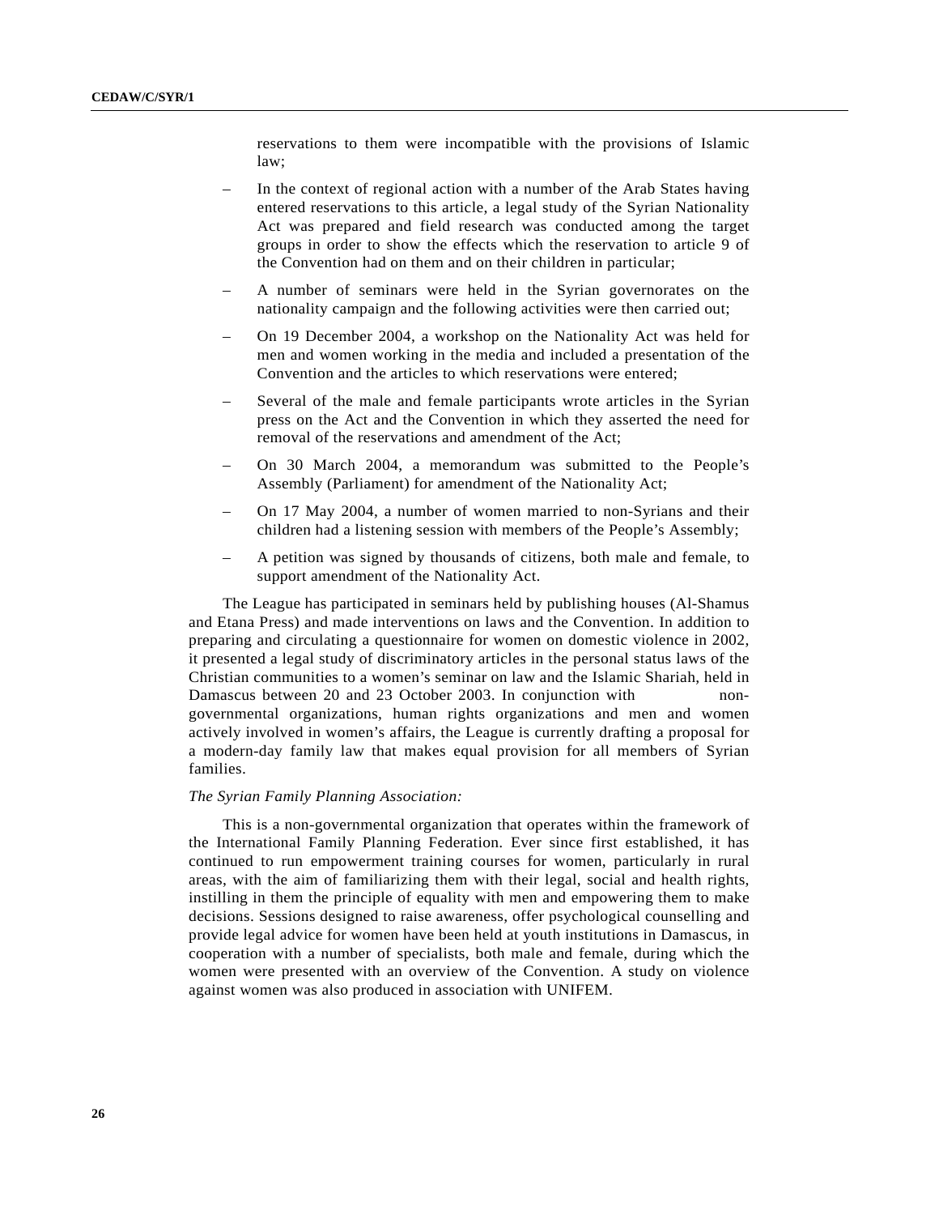reservations to them were incompatible with the provisions of Islamic law;

- In the context of regional action with a number of the Arab States having entered reservations to this article, a legal study of the Syrian Nationality Act was prepared and field research was conducted among the target groups in order to show the effects which the reservation to article 9 of the Convention had on them and on their children in particular;
- A number of seminars were held in the Syrian governorates on the nationality campaign and the following activities were then carried out;
- On 19 December 2004, a workshop on the Nationality Act was held for men and women working in the media and included a presentation of the Convention and the articles to which reservations were entered;
- Several of the male and female participants wrote articles in the Syrian press on the Act and the Convention in which they asserted the need for removal of the reservations and amendment of the Act;
- On 30 March 2004, a memorandum was submitted to the People's Assembly (Parliament) for amendment of the Nationality Act;
- On 17 May 2004, a number of women married to non-Syrians and their children had a listening session with members of the People's Assembly;
- A petition was signed by thousands of citizens, both male and female, to support amendment of the Nationality Act.

The League has participated in seminars held by publishing houses (Al-Shamus and Etana Press) and made interventions on laws and the Convention. In addition to preparing and circulating a questionnaire for women on domestic violence in 2002, it presented a legal study of discriminatory articles in the personal status laws of the Christian communities to a women's seminar on law and the Islamic Shariah, held in Damascus between 20 and 23 October 2003. In conjunction with non-governmental organizations, human rights organizations and men and women actively involved in women's affairs, the League is currently drafting a proposal for a modern-day family law that makes equal provision for all members of Syrian families.

*The Syrian Family Planning Association:*

This is a non-governmental organization that operates within the framework of the International Family Planning Federation. Ever since first established, it has continued to run empowerment training courses for women, particularly in rural areas, with the aim of familiarizing them with their legal, social and health rights, instilling in them the principle of equality with men and empowering them to make decisions. Sessions designed to raise awareness, offer psychological counselling and provide legal advice for women have been held at youth institutions in Damascus, in cooperation with a number of specialists, both male and female, during which the women were presented with an overview of the Convention. A study on violence against women was also produced in association with UNIFEM.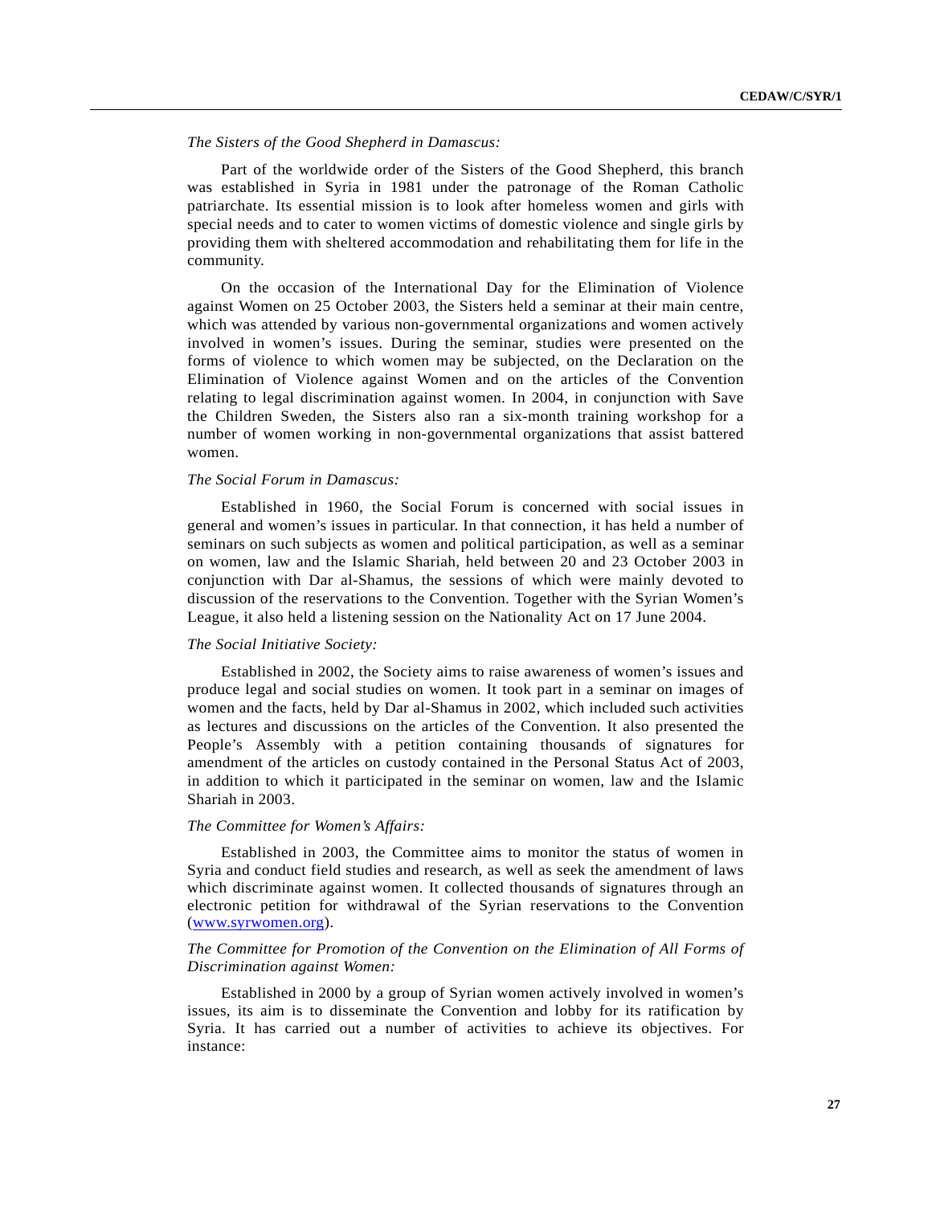*The Sisters of the Good Shepherd in Damascus:*

Part of the worldwide order of the Sisters of the Good Shepherd, this branch was established in Syria in 1981 under the patronage of the Roman Catholic patriarchate. Its essential mission is to look after homeless women and girls with special needs and to cater to women victims of domestic violence and single girls by providing them with sheltered accommodation and rehabilitating them for life in the community.

On the occasion of the International Day for the Elimination of Violence against Women on 25 October 2003, the Sisters held a seminar at their main centre, which was attended by various non-governmental organizations and women actively involved in women's issues. During the seminar, studies were presented on the forms of violence to which women may be subjected, on the Declaration on the Elimination of Violence against Women and on the articles of the Convention relating to legal discrimination against women. In 2004, in conjunction with Save the Children Sweden, the Sisters also ran a six-month training workshop for a number of women working in non-governmental organizations that assist battered women.

*The Social Forum in Damascus:*

Established in 1960, the Social Forum is concerned with social issues in general and women's issues in particular. In that connection, it has held a number of seminars on such subjects as women and political participation, as well as a seminar on women, law and the Islamic Shariah, held between 20 and 23 October 2003 in conjunction with Dar al-Shamus, the sessions of which were mainly devoted to discussion of the reservations to the Convention. Together with the Syrian Women's League, it also held a listening session on the Nationality Act on 17 June 2004.

*The Social Initiative Society:*

Established in 2002, the Society aims to raise awareness of women's issues and produce legal and social studies on women. It took part in a seminar on images of women and the facts, held by Dar al-Shamus in 2002, which included such activities as lectures and discussions on the articles of the Convention. It also presented the People's Assembly with a petition containing thousands of signatures for amendment of the articles on custody contained in the Personal Status Act of 2003, in addition to which it participated in the seminar on women, law and the Islamic Shariah in 2003.

*The Committee for Women's Affairs:*

Established in 2003, the Committee aims to monitor the status of women in Syria and conduct field studies and research, as well as seek the amendment of laws which discriminate against women. It collected thousands of signatures through an electronic petition for withdrawal of the Syrian reservations to the Convention (www.syrwomen.org).

*The Committee for Promotion of the Convention on the Elimination of All Forms of Discrimination against Women:*

Established in 2000 by a group of Syrian women actively involved in women's issues, its aim is to disseminate the Convention and lobby for its ratification by Syria. It has carried out a number of activities to achieve its objectives. For instance: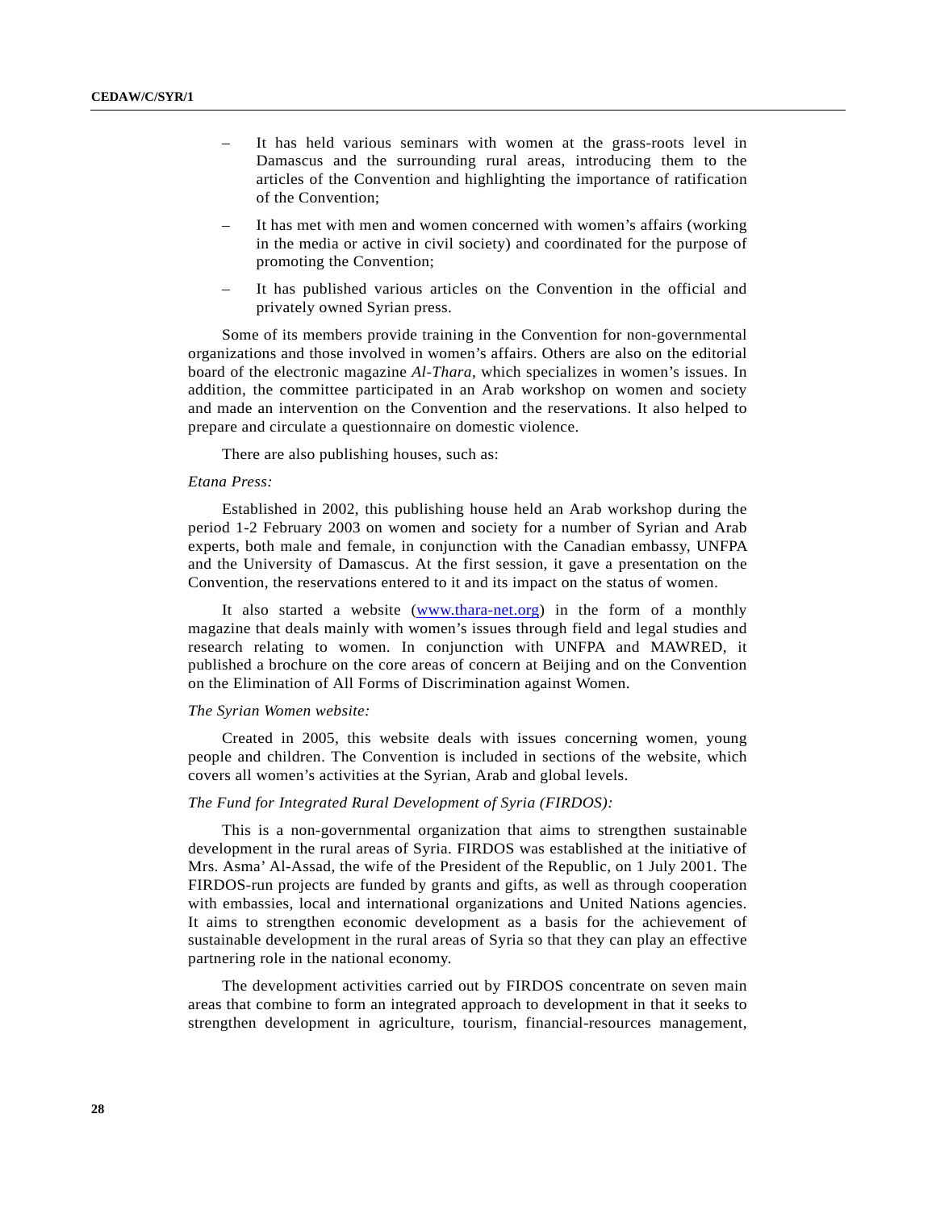- It has held various seminars with women at the grass-roots level in Damascus and the surrounding rural areas, introducing them to the articles of the Convention and highlighting the importance of ratification of the Convention;
- It has met with men and women concerned with women's affairs (working in the media or active in civil society) and coordinated for the purpose of promoting the Convention;
- It has published various articles on the Convention in the official and privately owned Syrian press.

Some of its members provide training in the Convention for non-governmental organizations and those involved in women's affairs. Others are also on the editorial board of the electronic magazine *Al-Thara*, which specializes in women's issues. In addition, the committee participated in an Arab workshop on women and society and made an intervention on the Convention and the reservations. It also helped to prepare and circulate a questionnaire on domestic violence.

There are also publishing houses, such as:

*Etana Press:*

Established in 2002, this publishing house held an Arab workshop during the period 1-2 February 2003 on women and society for a number of Syrian and Arab experts, both male and female, in conjunction with the Canadian embassy, UNFPA and the University of Damascus. At the first session, it gave a presentation on the Convention, the reservations entered to it and its impact on the status of women.

It also started a website (www.thara-net.org) in the form of a monthly magazine that deals mainly with women's issues through field and legal studies and research relating to women. In conjunction with UNFPA and MAWRED, it published a brochure on the core areas of concern at Beijing and on the Convention on the Elimination of All Forms of Discrimination against Women.

*The Syrian Women website:*

Created in 2005, this website deals with issues concerning women, young people and children. The Convention is included in sections of the website, which covers all women's activities at the Syrian, Arab and global levels.

*The Fund for Integrated Rural Development of Syria (FIRDOS):*

This is a non-governmental organization that aims to strengthen sustainable development in the rural areas of Syria. FIRDOS was established at the initiative of Mrs. Asma' Al-Assad, the wife of the President of the Republic, on 1 July 2001. The FIRDOS-run projects are funded by grants and gifts, as well as through cooperation with embassies, local and international organizations and United Nations agencies. It aims to strengthen economic development as a basis for the achievement of sustainable development in the rural areas of Syria so that they can play an effective partnering role in the national economy.

The development activities carried out by FIRDOS concentrate on seven main areas that combine to form an integrated approach to development in that it seeks to strengthen development in agriculture, tourism, financial-resources management,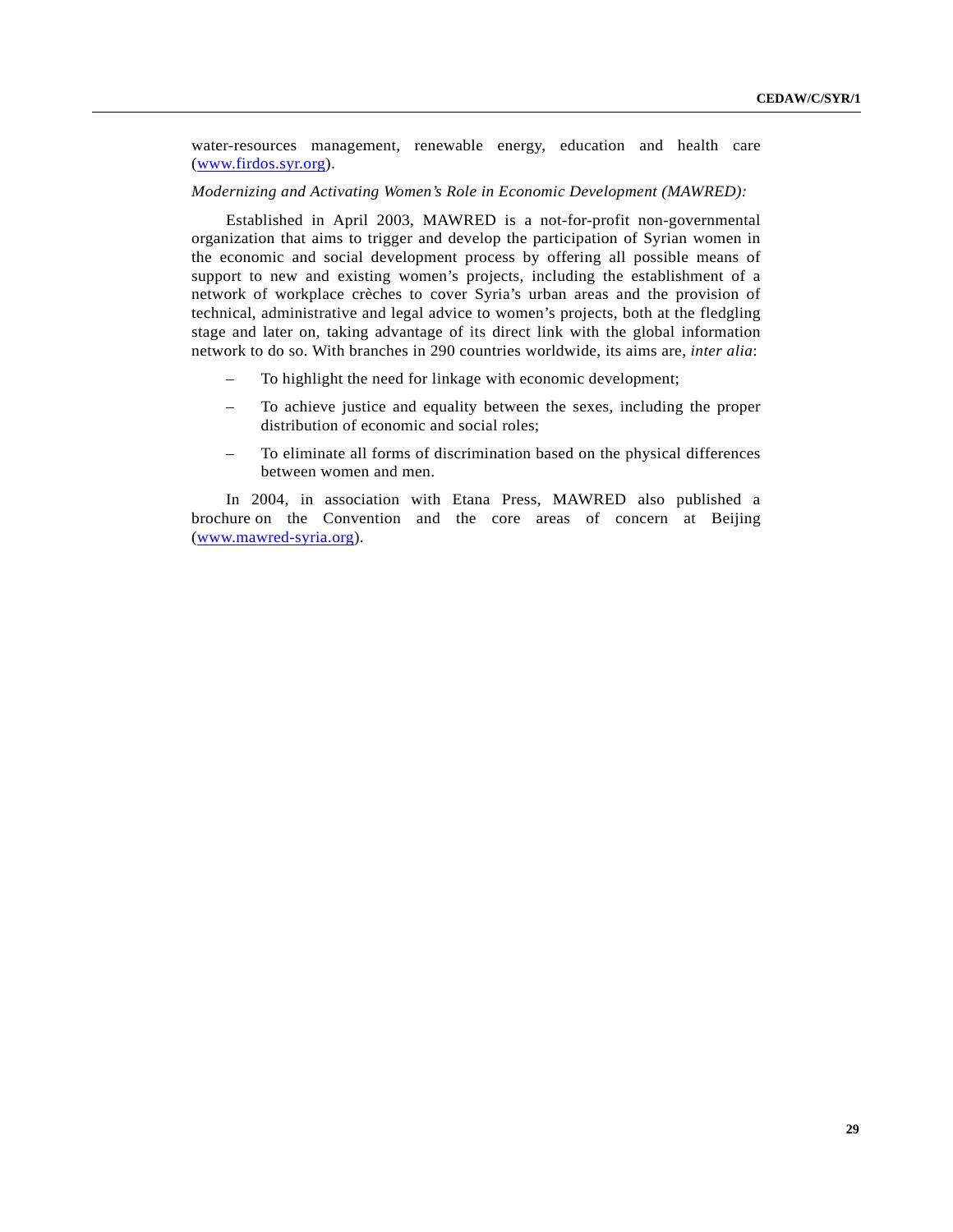water-resources management, renewable energy, education and health care (www.firdos.syr.org).

*Modernizing and Activating Women's Role in Economic Development (MAWRED):*

Established in April 2003, MAWRED is a not-for-profit non-governmental organization that aims to trigger and develop the participation of Syrian women in the economic and social development process by offering all possible means of support to new and existing women's projects, including the establishment of a network of workplace crèches to cover Syria's urban areas and the provision of technical, administrative and legal advice to women's projects, both at the fledgling stage and later on, taking advantage of its direct link with the global information network to do so. With branches in 290 countries worldwide, its aims are, *inter alia*:

- To highlight the need for linkage with economic development;
- To achieve justice and equality between the sexes, including the proper distribution of economic and social roles;
- To eliminate all forms of discrimination based on the physical differences between women and men.

In 2004, in association with Etana Press, MAWRED also published a brochure on the Convention and the core areas of concern at Beijing (www.mawred-syria.org).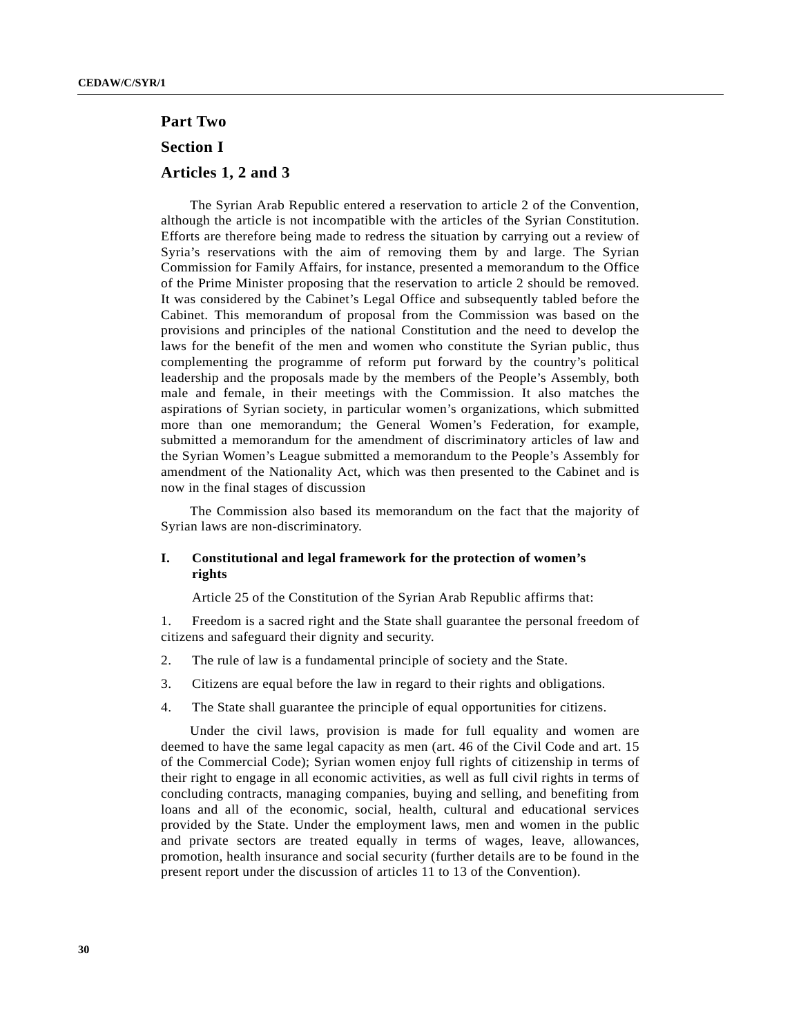# Part Two

## Section I

## Articles 1, 2 and 3

The Syrian Arab Republic entered a reservation to article 2 of the Convention, although the article is not incompatible with the articles of the Syrian Constitution. Efforts are therefore being made to redress the situation by carrying out a review of Syria's reservations with the aim of removing them by and large. The Syrian Commission for Family Affairs, for instance, presented a memorandum to the Office of the Prime Minister proposing that the reservation to article 2 should be removed. It was considered by the Cabinet's Legal Office and subsequently tabled before the Cabinet. This memorandum of proposal from the Commission was based on the provisions and principles of the national Constitution and the need to develop the laws for the benefit of the men and women who constitute the Syrian public, thus complementing the programme of reform put forward by the country's political leadership and the proposals made by the members of the People's Assembly, both male and female, in their meetings with the Commission. It also matches the aspirations of Syrian society, in particular women's organizations, which submitted more than one memorandum; the General Women's Federation, for example, submitted a memorandum for the amendment of discriminatory articles of law and the Syrian Women's League submitted a memorandum to the People's Assembly for amendment of the Nationality Act, which was then presented to the Cabinet and is now in the final stages of discussion

The Commission also based its memorandum on the fact that the majority of Syrian laws are non-discriminatory.

### I. Constitutional and legal framework for the protection of women's rights

Article 25 of the Constitution of the Syrian Arab Republic affirms that:

1. Freedom is a sacred right and the State shall guarantee the personal freedom of citizens and safeguard their dignity and security.
2. The rule of law is a fundamental principle of society and the State.
3. Citizens are equal before the law in regard to their rights and obligations.
4. The State shall guarantee the principle of equal opportunities for citizens.

Under the civil laws, provision is made for full equality and women are deemed to have the same legal capacity as men (art. 46 of the Civil Code and art. 15 of the Commercial Code); Syrian women enjoy full rights of citizenship in terms of their right to engage in all economic activities, as well as full civil rights in terms of concluding contracts, managing companies, buying and selling, and benefiting from loans and all of the economic, social, health, cultural and educational services provided by the State. Under the employment laws, men and women in the public and private sectors are treated equally in terms of wages, leave, allowances, promotion, health insurance and social security (further details are to be found in the present report under the discussion of articles 11 to 13 of the Convention).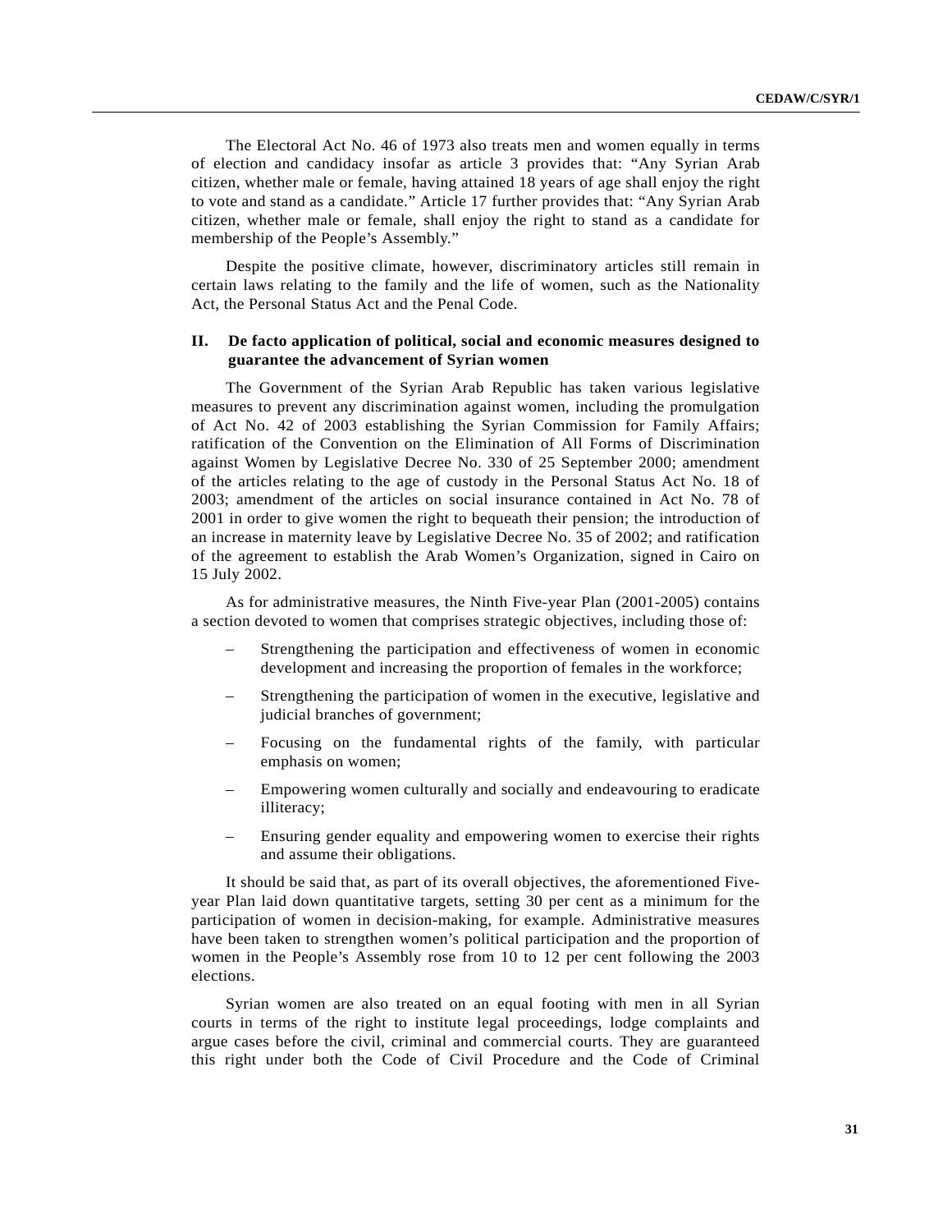The Electoral Act No. 46 of 1973 also treats men and women equally in terms of election and candidacy insofar as article 3 provides that: "Any Syrian Arab citizen, whether male or female, having attained 18 years of age shall enjoy the right to vote and stand as a candidate." Article 17 further provides that: "Any Syrian Arab citizen, whether male or female, shall enjoy the right to stand as a candidate for membership of the People's Assembly."

Despite the positive climate, however, discriminatory articles still remain in certain laws relating to the family and the life of women, such as the Nationality Act, the Personal Status Act and the Penal Code.

## II. De facto application of political, social and economic measures designed to guarantee the advancement of Syrian women

The Government of the Syrian Arab Republic has taken various legislative measures to prevent any discrimination against women, including the promulgation of Act No. 42 of 2003 establishing the Syrian Commission for Family Affairs; ratification of the Convention on the Elimination of All Forms of Discrimination against Women by Legislative Decree No. 330 of 25 September 2000; amendment of the articles relating to the age of custody in the Personal Status Act No. 18 of 2003; amendment of the articles on social insurance contained in Act No. 78 of 2001 in order to give women the right to bequeath their pension; the introduction of an increase in maternity leave by Legislative Decree No. 35 of 2002; and ratification of the agreement to establish the Arab Women's Organization, signed in Cairo on 15 July 2002.

As for administrative measures, the Ninth Five-year Plan (2001-2005) contains a section devoted to women that comprises strategic objectives, including those of:

– Strengthening the participation and effectiveness of women in economic development and increasing the proportion of females in the workforce;

– Strengthening the participation of women in the executive, legislative and judicial branches of government;

– Focusing on the fundamental rights of the family, with particular emphasis on women;

– Empowering women culturally and socially and endeavouring to eradicate illiteracy;

– Ensuring gender equality and empowering women to exercise their rights and assume their obligations.

It should be said that, as part of its overall objectives, the aforementioned Five-year Plan laid down quantitative targets, setting 30 per cent as a minimum for the participation of women in decision-making, for example. Administrative measures have been taken to strengthen women's political participation and the proportion of women in the People's Assembly rose from 10 to 12 per cent following the 2003 elections.

Syrian women are also treated on an equal footing with men in all Syrian courts in terms of the right to institute legal proceedings, lodge complaints and argue cases before the civil, criminal and commercial courts. They are guaranteed this right under both the Code of Civil Procedure and the Code of Criminal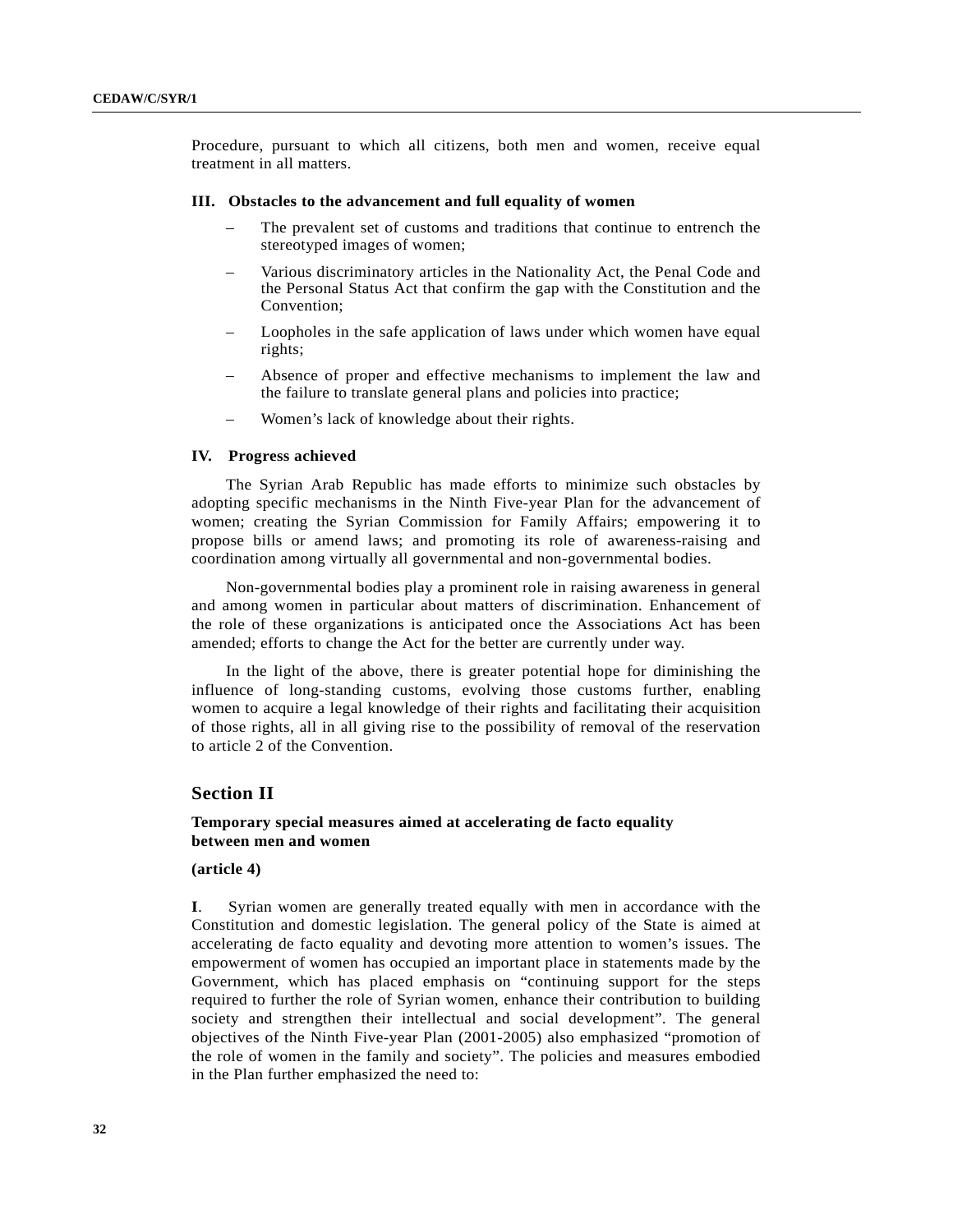Procedure, pursuant to which all citizens, both men and women, receive equal treatment in all matters.

### III. Obstacles to the advancement and full equality of women

- The prevalent set of customs and traditions that continue to entrench the stereotyped images of women;
- Various discriminatory articles in the Nationality Act, the Penal Code and the Personal Status Act that confirm the gap with the Constitution and the Convention;
- Loopholes in the safe application of laws under which women have equal rights;
- Absence of proper and effective mechanisms to implement the law and the failure to translate general plans and policies into practice;
- Women's lack of knowledge about their rights.

### IV. Progress achieved

The Syrian Arab Republic has made efforts to minimize such obstacles by adopting specific mechanisms in the Ninth Five-year Plan for the advancement of women; creating the Syrian Commission for Family Affairs; empowering it to propose bills or amend laws; and promoting its role of awareness-raising and coordination among virtually all governmental and non-governmental bodies.

Non-governmental bodies play a prominent role in raising awareness in general and among women in particular about matters of discrimination. Enhancement of the role of these organizations is anticipated once the Associations Act has been amended; efforts to change the Act for the better are currently under way.

In the light of the above, there is greater potential hope for diminishing the influence of long-standing customs, evolving those customs further, enabling women to acquire a legal knowledge of their rights and facilitating their acquisition of those rights, all in all giving rise to the possibility of removal of the reservation to article 2 of the Convention.

## Section II

### Temporary special measures aimed at accelerating de facto equality between men and women

**(article 4)**

**I**. Syrian women are generally treated equally with men in accordance with the Constitution and domestic legislation. The general policy of the State is aimed at accelerating de facto equality and devoting more attention to women's issues. The empowerment of women has occupied an important place in statements made by the Government, which has placed emphasis on "continuing support for the steps required to further the role of Syrian women, enhance their contribution to building society and strengthen their intellectual and social development". The general objectives of the Ninth Five-year Plan (2001-2005) also emphasized "promotion of the role of women in the family and society". The policies and measures embodied in the Plan further emphasized the need to: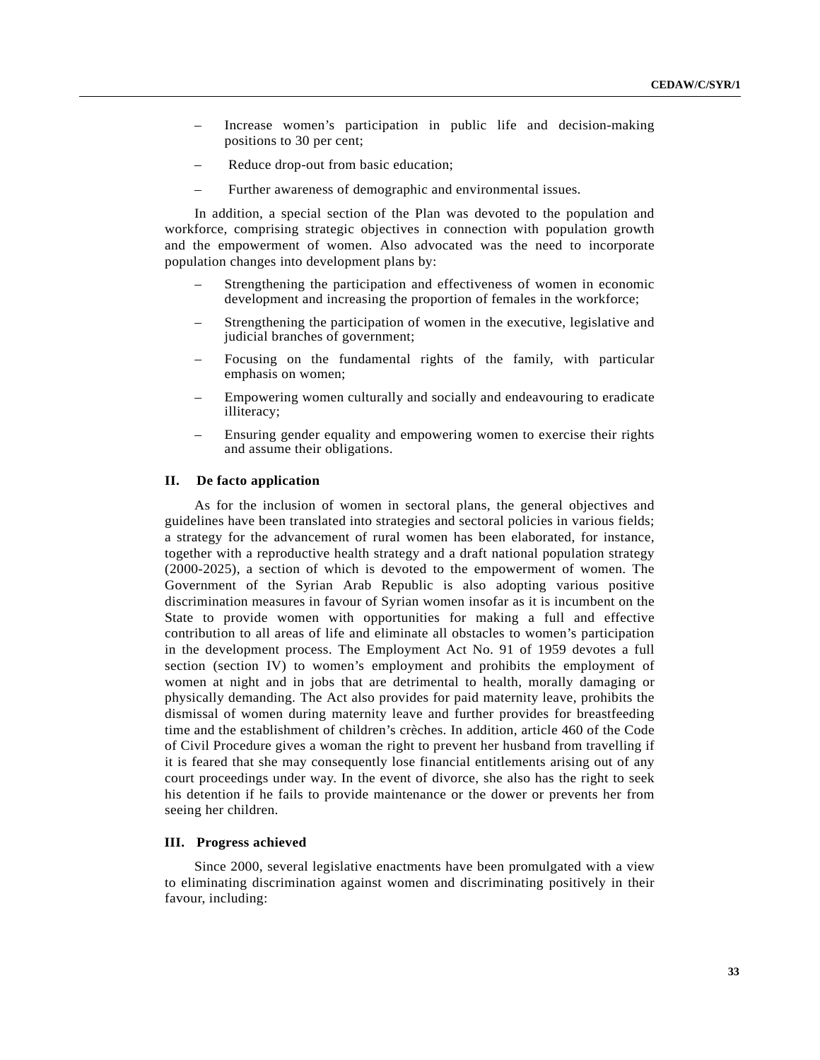– Increase women's participation in public life and decision-making positions to 30 per cent;

– Reduce drop-out from basic education;

– Further awareness of demographic and environmental issues.

In addition, a special section of the Plan was devoted to the population and workforce, comprising strategic objectives in connection with population growth and the empowerment of women. Also advocated was the need to incorporate population changes into development plans by:

– Strengthening the participation and effectiveness of women in economic development and increasing the proportion of females in the workforce;

– Strengthening the participation of women in the executive, legislative and judicial branches of government;

– Focusing on the fundamental rights of the family, with particular emphasis on women;

– Empowering women culturally and socially and endeavouring to eradicate illiteracy;

– Ensuring gender equality and empowering women to exercise their rights and assume their obligations.

### II. De facto application

As for the inclusion of women in sectoral plans, the general objectives and guidelines have been translated into strategies and sectoral policies in various fields; a strategy for the advancement of rural women has been elaborated, for instance, together with a reproductive health strategy and a draft national population strategy (2000-2025), a section of which is devoted to the empowerment of women. The Government of the Syrian Arab Republic is also adopting various positive discrimination measures in favour of Syrian women insofar as it is incumbent on the State to provide women with opportunities for making a full and effective contribution to all areas of life and eliminate all obstacles to women's participation in the development process. The Employment Act No. 91 of 1959 devotes a full section (section IV) to women's employment and prohibits the employment of women at night and in jobs that are detrimental to health, morally damaging or physically demanding. The Act also provides for paid maternity leave, prohibits the dismissal of women during maternity leave and further provides for breastfeeding time and the establishment of children's crèches. In addition, article 460 of the Code of Civil Procedure gives a woman the right to prevent her husband from travelling if it is feared that she may consequently lose financial entitlements arising out of any court proceedings under way. In the event of divorce, she also has the right to seek his detention if he fails to provide maintenance or the dower or prevents her from seeing her children.

### III. Progress achieved

Since 2000, several legislative enactments have been promulgated with a view to eliminating discrimination against women and discriminating positively in their favour, including: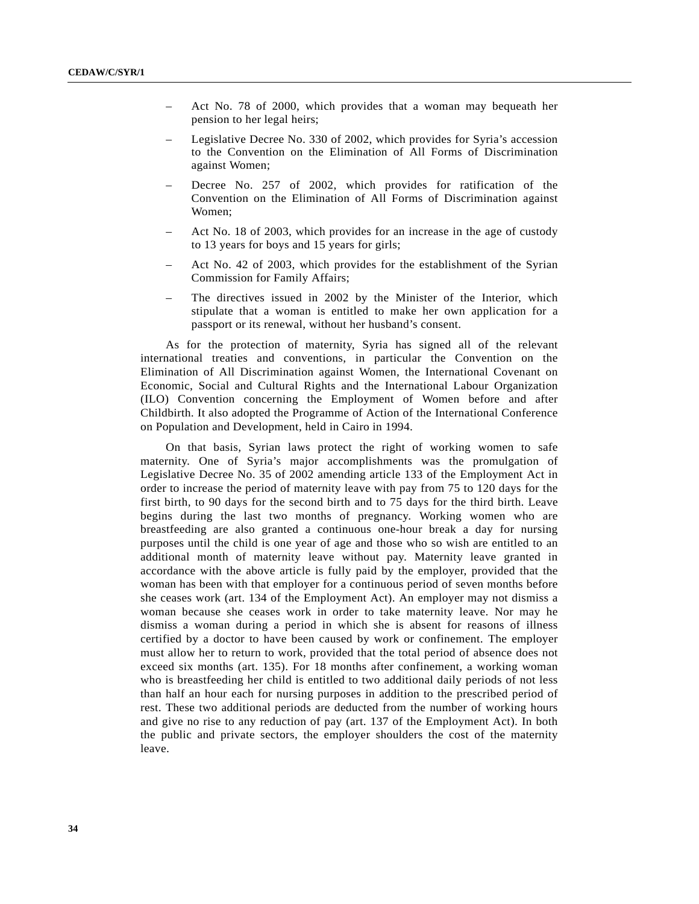- Act No. 78 of 2000, which provides that a woman may bequeath her pension to her legal heirs;
- Legislative Decree No. 330 of 2002, which provides for Syria's accession to the Convention on the Elimination of All Forms of Discrimination against Women;
- Decree No. 257 of 2002, which provides for ratification of the Convention on the Elimination of All Forms of Discrimination against Women;
- Act No. 18 of 2003, which provides for an increase in the age of custody to 13 years for boys and 15 years for girls;
- Act No. 42 of 2003, which provides for the establishment of the Syrian Commission for Family Affairs;
- The directives issued in 2002 by the Minister of the Interior, which stipulate that a woman is entitled to make her own application for a passport or its renewal, without her husband's consent.

As for the protection of maternity, Syria has signed all of the relevant international treaties and conventions, in particular the Convention on the Elimination of All Discrimination against Women, the International Covenant on Economic, Social and Cultural Rights and the International Labour Organization (ILO) Convention concerning the Employment of Women before and after Childbirth. It also adopted the Programme of Action of the International Conference on Population and Development, held in Cairo in 1994.

On that basis, Syrian laws protect the right of working women to safe maternity. One of Syria's major accomplishments was the promulgation of Legislative Decree No. 35 of 2002 amending article 133 of the Employment Act in order to increase the period of maternity leave with pay from 75 to 120 days for the first birth, to 90 days for the second birth and to 75 days for the third birth. Leave begins during the last two months of pregnancy. Working women who are breastfeeding are also granted a continuous one-hour break a day for nursing purposes until the child is one year of age and those who so wish are entitled to an additional month of maternity leave without pay. Maternity leave granted in accordance with the above article is fully paid by the employer, provided that the woman has been with that employer for a continuous period of seven months before she ceases work (art. 134 of the Employment Act). An employer may not dismiss a woman because she ceases work in order to take maternity leave. Nor may he dismiss a woman during a period in which she is absent for reasons of illness certified by a doctor to have been caused by work or confinement. The employer must allow her to return to work, provided that the total period of absence does not exceed six months (art. 135). For 18 months after confinement, a working woman who is breastfeeding her child is entitled to two additional daily periods of not less than half an hour each for nursing purposes in addition to the prescribed period of rest. These two additional periods are deducted from the number of working hours and give no rise to any reduction of pay (art. 137 of the Employment Act). In both the public and private sectors, the employer shoulders the cost of the maternity leave.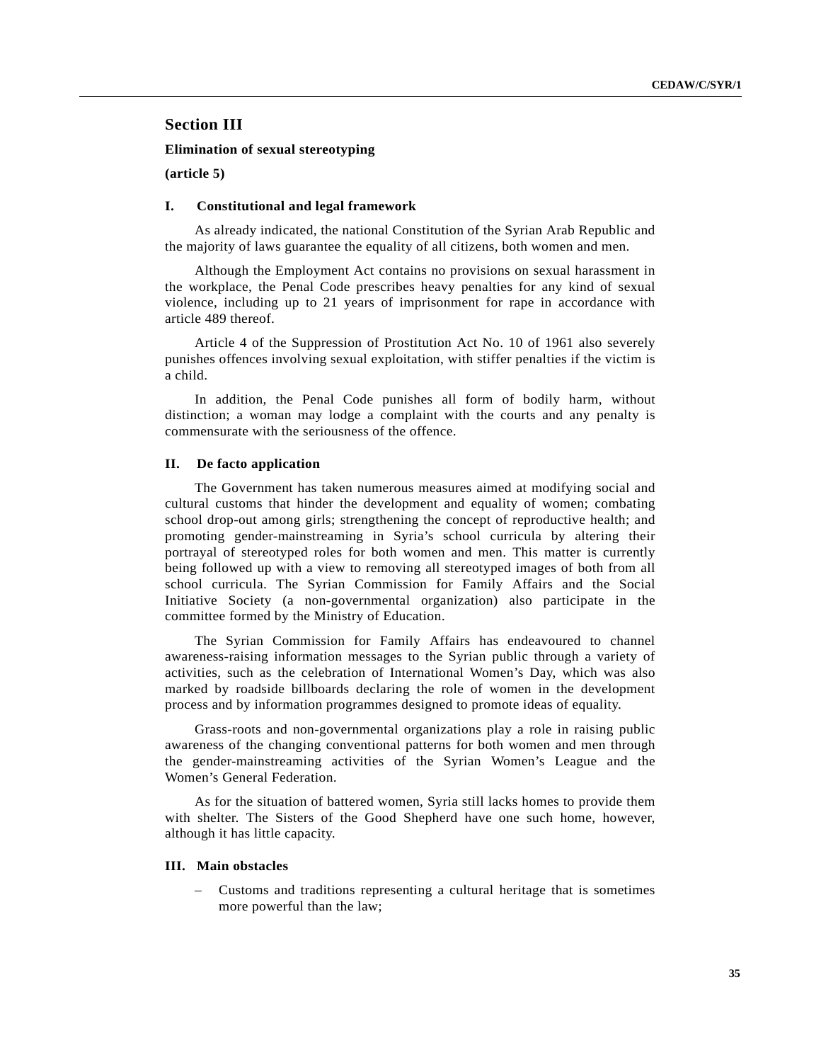## Section III

**Elimination of sexual stereotyping**

**(article 5)**

### I. Constitutional and legal framework

As already indicated, the national Constitution of the Syrian Arab Republic and the majority of laws guarantee the equality of all citizens, both women and men.

Although the Employment Act contains no provisions on sexual harassment in the workplace, the Penal Code prescribes heavy penalties for any kind of sexual violence, including up to 21 years of imprisonment for rape in accordance with article 489 thereof.

Article 4 of the Suppression of Prostitution Act No. 10 of 1961 also severely punishes offences involving sexual exploitation, with stiffer penalties if the victim is a child.

In addition, the Penal Code punishes all form of bodily harm, without distinction; a woman may lodge a complaint with the courts and any penalty is commensurate with the seriousness of the offence.

### II. De facto application

The Government has taken numerous measures aimed at modifying social and cultural customs that hinder the development and equality of women; combating school drop-out among girls; strengthening the concept of reproductive health; and promoting gender-mainstreaming in Syria's school curricula by altering their portrayal of stereotyped roles for both women and men. This matter is currently being followed up with a view to removing all stereotyped images of both from all school curricula. The Syrian Commission for Family Affairs and the Social Initiative Society (a non-governmental organization) also participate in the committee formed by the Ministry of Education.

The Syrian Commission for Family Affairs has endeavoured to channel awareness-raising information messages to the Syrian public through a variety of activities, such as the celebration of International Women's Day, which was also marked by roadside billboards declaring the role of women in the development process and by information programmes designed to promote ideas of equality.

Grass-roots and non-governmental organizations play a role in raising public awareness of the changing conventional patterns for both women and men through the gender-mainstreaming activities of the Syrian Women's League and the Women's General Federation.

As for the situation of battered women, Syria still lacks homes to provide them with shelter. The Sisters of the Good Shepherd have one such home, however, although it has little capacity.

### III. Main obstacles

- Customs and traditions representing a cultural heritage that is sometimes more powerful than the law;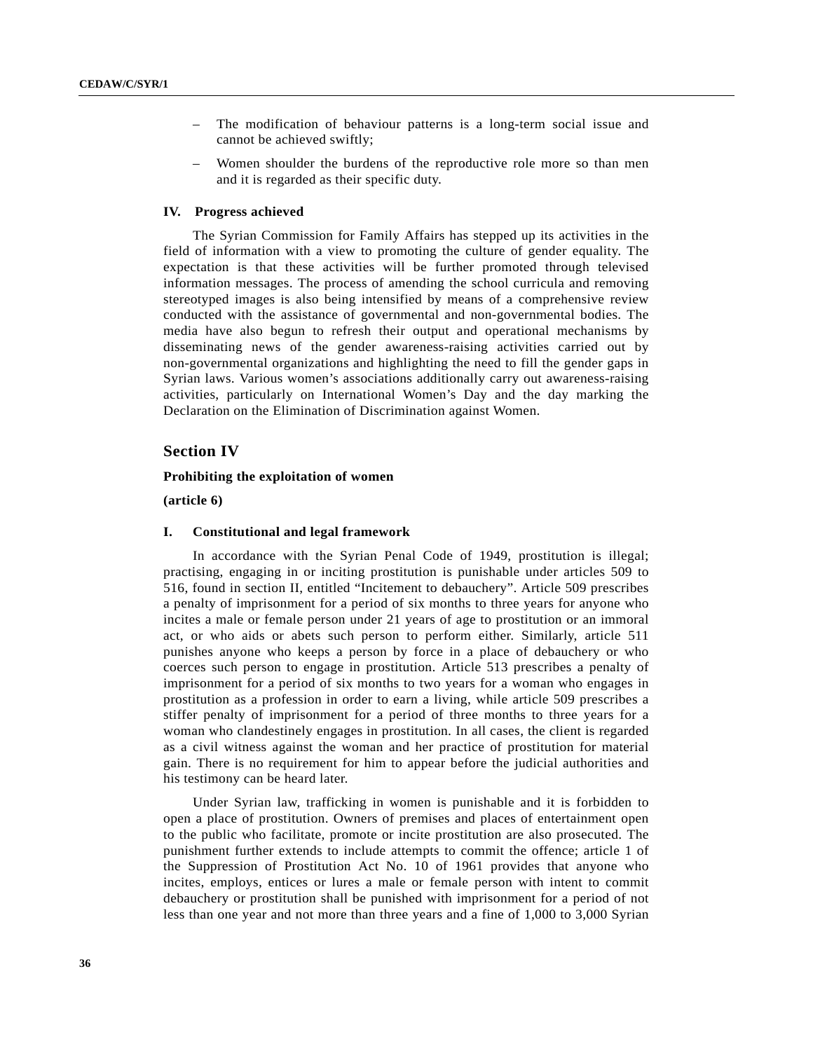- The modification of behaviour patterns is a long-term social issue and cannot be achieved swiftly;
- Women shoulder the burdens of the reproductive role more so than men and it is regarded as their specific duty.

### IV. Progress achieved

The Syrian Commission for Family Affairs has stepped up its activities in the field of information with a view to promoting the culture of gender equality. The expectation is that these activities will be further promoted through televised information messages. The process of amending the school curricula and removing stereotyped images is also being intensified by means of a comprehensive review conducted with the assistance of governmental and non-governmental bodies. The media have also begun to refresh their output and operational mechanisms by disseminating news of the gender awareness-raising activities carried out by non-governmental organizations and highlighting the need to fill the gender gaps in Syrian laws. Various women's associations additionally carry out awareness-raising activities, particularly on International Women's Day and the day marking the Declaration on the Elimination of Discrimination against Women.

## Section IV

**Prohibiting the exploitation of women**

**(article 6)**

### I. Constitutional and legal framework

In accordance with the Syrian Penal Code of 1949, prostitution is illegal; practising, engaging in or inciting prostitution is punishable under articles 509 to 516, found in section II, entitled "Incitement to debauchery". Article 509 prescribes a penalty of imprisonment for a period of six months to three years for anyone who incites a male or female person under 21 years of age to prostitution or an immoral act, or who aids or abets such person to perform either. Similarly, article 511 punishes anyone who keeps a person by force in a place of debauchery or who coerces such person to engage in prostitution. Article 513 prescribes a penalty of imprisonment for a period of six months to two years for a woman who engages in prostitution as a profession in order to earn a living, while article 509 prescribes a stiffer penalty of imprisonment for a period of three months to three years for a woman who clandestinely engages in prostitution. In all cases, the client is regarded as a civil witness against the woman and her practice of prostitution for material gain. There is no requirement for him to appear before the judicial authorities and his testimony can be heard later.

Under Syrian law, trafficking in women is punishable and it is forbidden to open a place of prostitution. Owners of premises and places of entertainment open to the public who facilitate, promote or incite prostitution are also prosecuted. The punishment further extends to include attempts to commit the offence; article 1 of the Suppression of Prostitution Act No. 10 of 1961 provides that anyone who incites, employs, entices or lures a male or female person with intent to commit debauchery or prostitution shall be punished with imprisonment for a period of not less than one year and not more than three years and a fine of 1,000 to 3,000 Syrian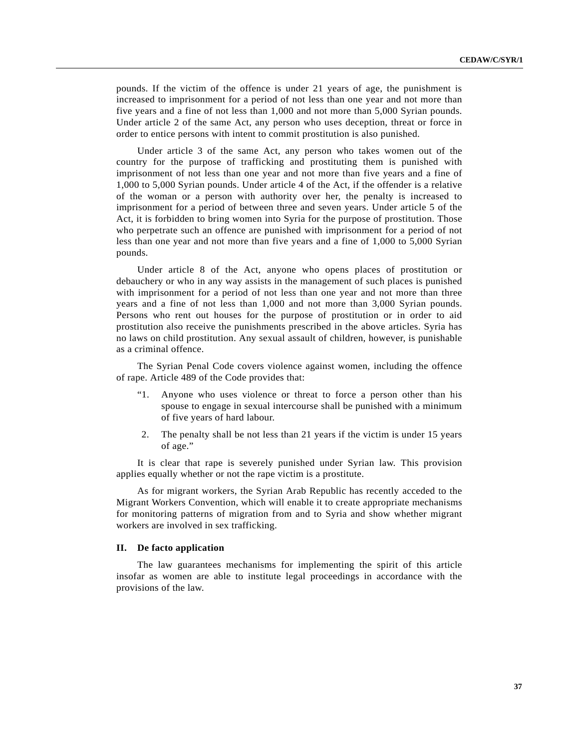pounds. If the victim of the offence is under 21 years of age, the punishment is increased to imprisonment for a period of not less than one year and not more than five years and a fine of not less than 1,000 and not more than 5,000 Syrian pounds. Under article 2 of the same Act, any person who uses deception, threat or force in order to entice persons with intent to commit prostitution is also punished.

Under article 3 of the same Act, any person who takes women out of the country for the purpose of trafficking and prostituting them is punished with imprisonment of not less than one year and not more than five years and a fine of 1,000 to 5,000 Syrian pounds. Under article 4 of the Act, if the offender is a relative of the woman or a person with authority over her, the penalty is increased to imprisonment for a period of between three and seven years. Under article 5 of the Act, it is forbidden to bring women into Syria for the purpose of prostitution. Those who perpetrate such an offence are punished with imprisonment for a period of not less than one year and not more than five years and a fine of 1,000 to 5,000 Syrian pounds.

Under article 8 of the Act, anyone who opens places of prostitution or debauchery or who in any way assists in the management of such places is punished with imprisonment for a period of not less than one year and not more than three years and a fine of not less than 1,000 and not more than 3,000 Syrian pounds. Persons who rent out houses for the purpose of prostitution or in order to aid prostitution also receive the punishments prescribed in the above articles. Syria has no laws on child prostitution. Any sexual assault of children, however, is punishable as a criminal offence.

The Syrian Penal Code covers violence against women, including the offence of rape. Article 489 of the Code provides that:

> "1. Anyone who uses violence or threat to force a person other than his spouse to engage in sexual intercourse shall be punished with a minimum of five years of hard labour.
>
> 2. The penalty shall be not less than 21 years if the victim is under 15 years of age."

It is clear that rape is severely punished under Syrian law. This provision applies equally whether or not the rape victim is a prostitute.

As for migrant workers, the Syrian Arab Republic has recently acceded to the Migrant Workers Convention, which will enable it to create appropriate mechanisms for monitoring patterns of migration from and to Syria and show whether migrant workers are involved in sex trafficking.

### II. De facto application

The law guarantees mechanisms for implementing the spirit of this article insofar as women are able to institute legal proceedings in accordance with the provisions of the law.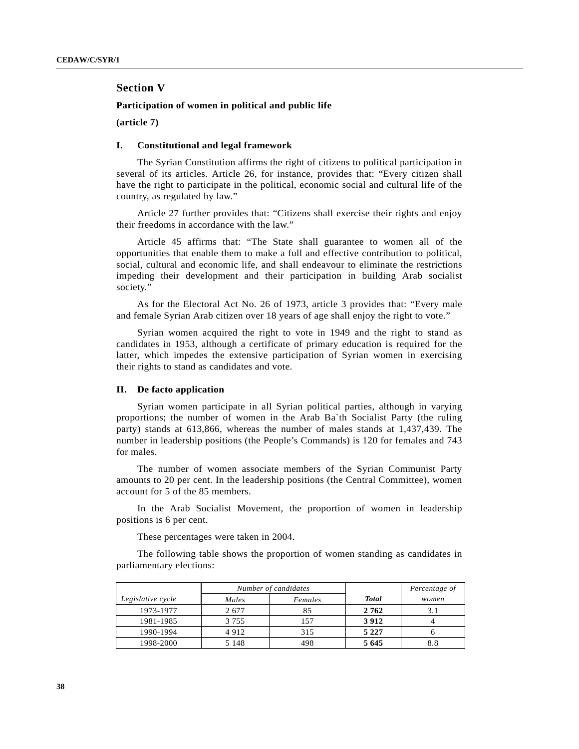## Section V

### Participation of women in political and public life

**(article 7)**

### I. Constitutional and legal framework

The Syrian Constitution affirms the right of citizens to political participation in several of its articles. Article 26, for instance, provides that: "Every citizen shall have the right to participate in the political, economic social and cultural life of the country, as regulated by law."

Article 27 further provides that: "Citizens shall exercise their rights and enjoy their freedoms in accordance with the law."

Article 45 affirms that: "The State shall guarantee to women all of the opportunities that enable them to make a full and effective contribution to political, social, cultural and economic life, and shall endeavour to eliminate the restrictions impeding their development and their participation in building Arab socialist society."

As for the Electoral Act No. 26 of 1973, article 3 provides that: "Every male and female Syrian Arab citizen over 18 years of age shall enjoy the right to vote."

Syrian women acquired the right to vote in 1949 and the right to stand as candidates in 1953, although a certificate of primary education is required for the latter, which impedes the extensive participation of Syrian women in exercising their rights to stand as candidates and vote.

### II. De facto application

Syrian women participate in all Syrian political parties, although in varying proportions; the number of women in the Arab Ba`th Socialist Party (the ruling party) stands at 613,866, whereas the number of males stands at 1,437,439. The number in leadership positions (the People's Commands) is 120 for females and 743 for males.

The number of women associate members of the Syrian Communist Party amounts to 20 per cent. In the leadership positions (the Central Committee), women account for 5 of the 85 members.

In the Arab Socialist Movement, the proportion of women in leadership positions is 6 per cent.

These percentages were taken in 2004.

The following table shows the proportion of women standing as candidates in parliamentary elections:

| *Legislative cycle* | *Number of candidates* | | | *Percentage of* |
|---|---|---|---|---|
| | *Males* | *Females* | ***Total*** | *women* |
| 1973-1977 | 2 677 | 85 | **2 762** | 3.1 |
| 1981-1985 | 3 755 | 157 | **3 912** | 4 |
| 1990-1994 | 4 912 | 315 | **5 227** | 6 |
| 1998-2000 | 5 148 | 498 | **5 645** | 8.8 |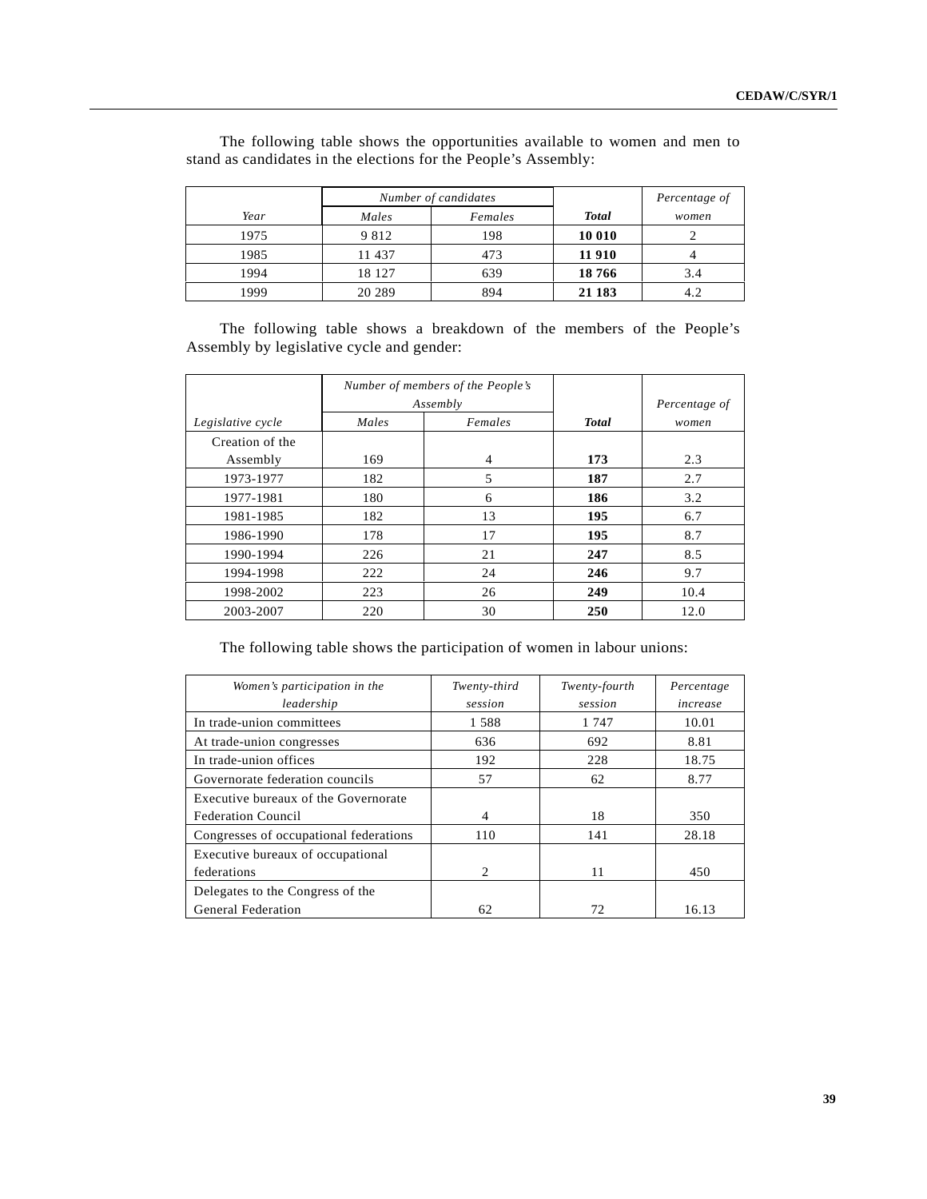The following table shows the opportunities available to women and men to stand as candidates in the elections for the People's Assembly:

| *Year* | *Number of candidates* | | ***Total*** | *Percentage of women* |
|---|---|---|---|---|
| | *Males* | *Females* | | |
| 1975 | 9 812 | 198 | **10 010** | 2 |
| 1985 | 11 437 | 473 | **11 910** | 4 |
| 1994 | 18 127 | 639 | **18 766** | 3.4 |
| 1999 | 20 289 | 894 | **21 183** | 4.2 |

The following table shows a breakdown of the members of the People's Assembly by legislative cycle and gender:

| *Legislative cycle* | *Number of members of the People's Assembly* | | ***Total*** | *Percentage of women* |
|---|---|---|---|---|
| | *Males* | *Females* | | |
| Creation of the Assembly | 169 | 4 | **173** | 2.3 |
| 1973-1977 | 182 | 5 | **187** | 2.7 |
| 1977-1981 | 180 | 6 | **186** | 3.2 |
| 1981-1985 | 182 | 13 | **195** | 6.7 |
| 1986-1990 | 178 | 17 | **195** | 8.7 |
| 1990-1994 | 226 | 21 | **247** | 8.5 |
| 1994-1998 | 222 | 24 | **246** | 9.7 |
| 1998-2002 | 223 | 26 | **249** | 10.4 |
| 2003-2007 | 220 | 30 | **250** | 12.0 |

The following table shows the participation of women in labour unions:

| *Women's participation in the leadership* | *Twenty-third session* | *Twenty-fourth session* | *Percentage increase* |
|---|---|---|---|
| In trade-union committees | 1 588 | 1 747 | 10.01 |
| At trade-union congresses | 636 | 692 | 8.81 |
| In trade-union offices | 192 | 228 | 18.75 |
| Governorate federation councils | 57 | 62 | 8.77 |
| Executive bureaux of the Governorate Federation Council | 4 | 18 | 350 |
| Congresses of occupational federations | 110 | 141 | 28.18 |
| Executive bureaux of occupational federations | 2 | 11 | 450 |
| Delegates to the Congress of the General Federation | 62 | 72 | 16.13 |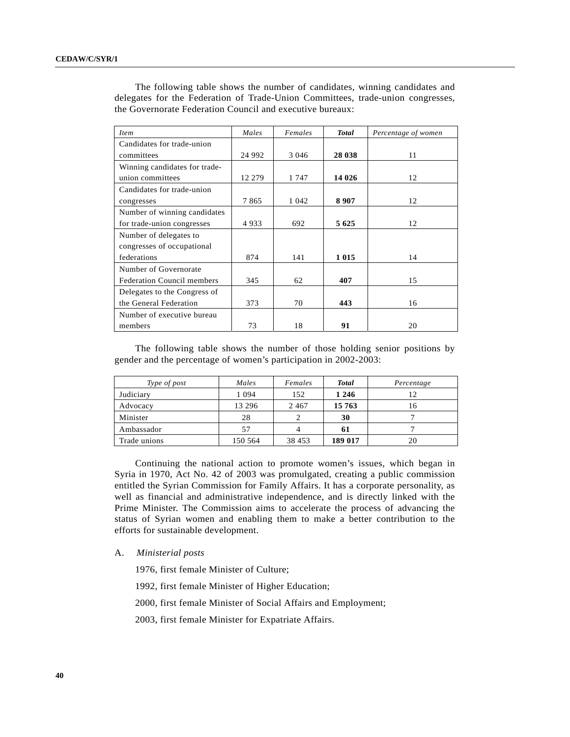The following table shows the number of candidates, winning candidates and delegates for the Federation of Trade-Union Committees, trade-union congresses, the Governorate Federation Council and executive bureaux:

| *Item* | *Males* | *Females* | ***Total*** | *Percentage of women* |
|---|---|---|---|---|
| Candidates for trade-union committees | 24 992 | 3 046 | **28 038** | 11 |
| Winning candidates for trade-union committees | 12 279 | 1 747 | **14 026** | 12 |
| Candidates for trade-union congresses | 7 865 | 1 042 | **8 907** | 12 |
| Number of winning candidates for trade-union congresses | 4 933 | 692 | **5 625** | 12 |
| Number of delegates to congresses of occupational federations | 874 | 141 | **1 015** | 14 |
| Number of Governorate Federation Council members | 345 | 62 | **407** | 15 |
| Delegates to the Congress of the General Federation | 373 | 70 | **443** | 16 |
| Number of executive bureau members | 73 | 18 | **91** | 20 |

The following table shows the number of those holding senior positions by gender and the percentage of women's participation in 2002-2003:

| *Type of post* | *Males* | *Females* | ***Total*** | *Percentage* |
|---|---|---|---|---|
| Judiciary | 1 094 | 152 | **1 246** | 12 |
| Advocacy | 13 296 | 2 467 | **15 763** | 16 |
| Minister | 28 | 2 | **30** | 7 |
| Ambassador | 57 | 4 | **61** | 7 |
| Trade unions | 150 564 | 38 453 | **189 017** | 20 |

Continuing the national action to promote women's issues, which began in Syria in 1970, Act No. 42 of 2003 was promulgated, creating a public commission entitled the Syrian Commission for Family Affairs. It has a corporate personality, as well as financial and administrative independence, and is directly linked with the Prime Minister. The Commission aims to accelerate the process of advancing the status of Syrian women and enabling them to make a better contribution to the efforts for sustainable development.

A. *Ministerial posts*

1976, first female Minister of Culture;

1992, first female Minister of Higher Education;

2000, first female Minister of Social Affairs and Employment;

2003, first female Minister for Expatriate Affairs.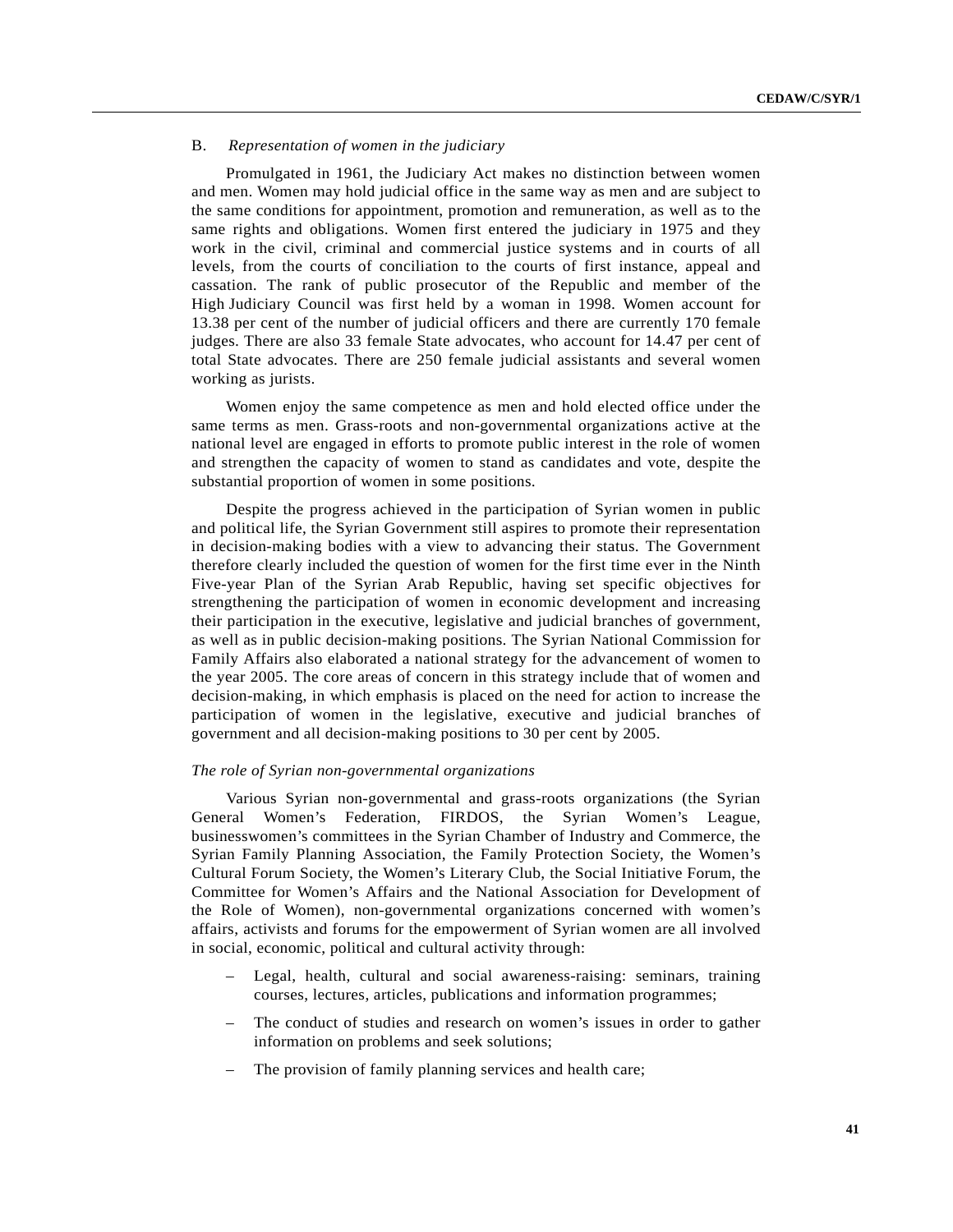### B. *Representation of women in the judiciary*

Promulgated in 1961, the Judiciary Act makes no distinction between women and men. Women may hold judicial office in the same way as men and are subject to the same conditions for appointment, promotion and remuneration, as well as to the same rights and obligations. Women first entered the judiciary in 1975 and they work in the civil, criminal and commercial justice systems and in courts of all levels, from the courts of conciliation to the courts of first instance, appeal and cassation. The rank of public prosecutor of the Republic and member of the High Judiciary Council was first held by a woman in 1998. Women account for 13.38 per cent of the number of judicial officers and there are currently 170 female judges. There are also 33 female State advocates, who account for 14.47 per cent of total State advocates. There are 250 female judicial assistants and several women working as jurists.

Women enjoy the same competence as men and hold elected office under the same terms as men. Grass-roots and non-governmental organizations active at the national level are engaged in efforts to promote public interest in the role of women and strengthen the capacity of women to stand as candidates and vote, despite the substantial proportion of women in some positions.

Despite the progress achieved in the participation of Syrian women in public and political life, the Syrian Government still aspires to promote their representation in decision-making bodies with a view to advancing their status. The Government therefore clearly included the question of women for the first time ever in the Ninth Five-year Plan of the Syrian Arab Republic, having set specific objectives for strengthening the participation of women in economic development and increasing their participation in the executive, legislative and judicial branches of government, as well as in public decision-making positions. The Syrian National Commission for Family Affairs also elaborated a national strategy for the advancement of women to the year 2005. The core areas of concern in this strategy include that of women and decision-making, in which emphasis is placed on the need for action to increase the participation of women in the legislative, executive and judicial branches of government and all decision-making positions to 30 per cent by 2005.

*The role of Syrian non-governmental organizations*

Various Syrian non-governmental and grass-roots organizations (the Syrian General Women's Federation, FIRDOS, the Syrian Women's League, businesswomen's committees in the Syrian Chamber of Industry and Commerce, the Syrian Family Planning Association, the Family Protection Society, the Women's Cultural Forum Society, the Women's Literary Club, the Social Initiative Forum, the Committee for Women's Affairs and the National Association for Development of the Role of Women), non-governmental organizations concerned with women's affairs, activists and forums for the empowerment of Syrian women are all involved in social, economic, political and cultural activity through:

- Legal, health, cultural and social awareness-raising: seminars, training courses, lectures, articles, publications and information programmes;
- The conduct of studies and research on women's issues in order to gather information on problems and seek solutions;
- The provision of family planning services and health care;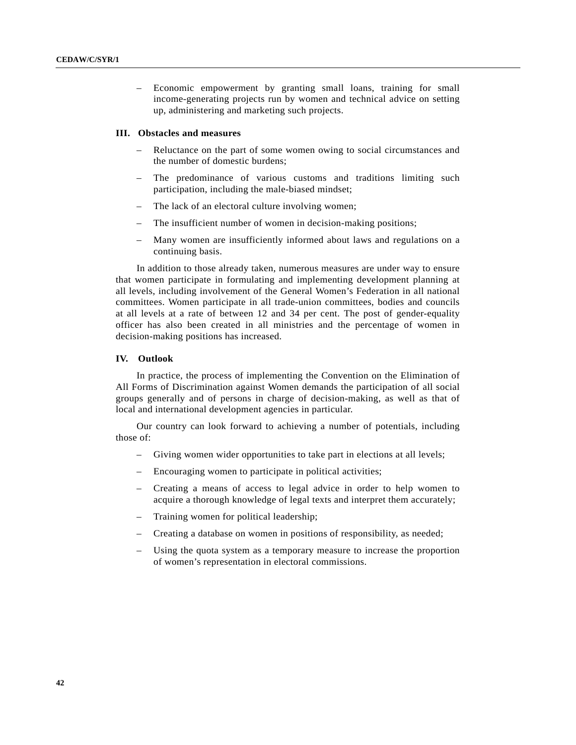- Economic empowerment by granting small loans, training for small income-generating projects run by women and technical advice on setting up, administering and marketing such projects.

### III. Obstacles and measures

- Reluctance on the part of some women owing to social circumstances and the number of domestic burdens;
- The predominance of various customs and traditions limiting such participation, including the male-biased mindset;
- The lack of an electoral culture involving women;
- The insufficient number of women in decision-making positions;
- Many women are insufficiently informed about laws and regulations on a continuing basis.

In addition to those already taken, numerous measures are under way to ensure that women participate in formulating and implementing development planning at all levels, including involvement of the General Women's Federation in all national committees. Women participate in all trade-union committees, bodies and councils at all levels at a rate of between 12 and 34 per cent. The post of gender-equality officer has also been created in all ministries and the percentage of women in decision-making positions has increased.

### IV. Outlook

In practice, the process of implementing the Convention on the Elimination of All Forms of Discrimination against Women demands the participation of all social groups generally and of persons in charge of decision-making, as well as that of local and international development agencies in particular.

Our country can look forward to achieving a number of potentials, including those of:

- Giving women wider opportunities to take part in elections at all levels;
- Encouraging women to participate in political activities;
- Creating a means of access to legal advice in order to help women to acquire a thorough knowledge of legal texts and interpret them accurately;
- Training women for political leadership;
- Creating a database on women in positions of responsibility, as needed;
- Using the quota system as a temporary measure to increase the proportion of women's representation in electoral commissions.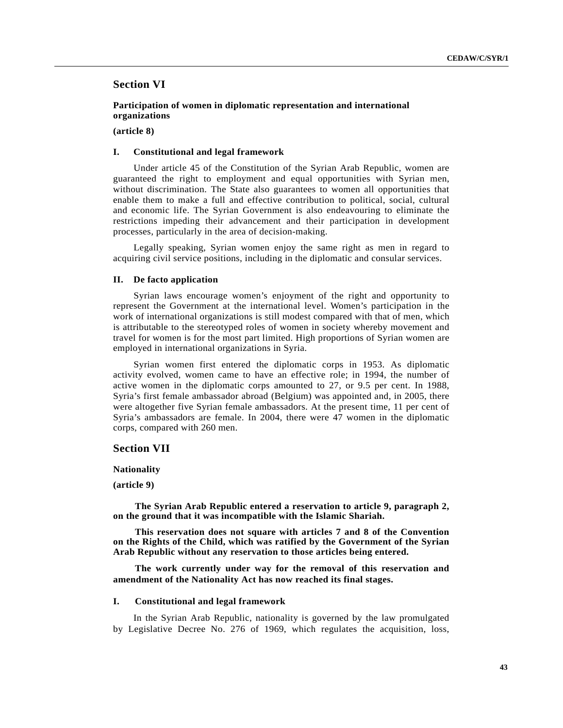## Section VI

### Participation of women in diplomatic representation and international organizations

**(article 8)**

#### I. Constitutional and legal framework

Under article 45 of the Constitution of the Syrian Arab Republic, women are guaranteed the right to employment and equal opportunities with Syrian men, without discrimination. The State also guarantees to women all opportunities that enable them to make a full and effective contribution to political, social, cultural and economic life. The Syrian Government is also endeavouring to eliminate the restrictions impeding their advancement and their participation in development processes, particularly in the area of decision-making.

Legally speaking, Syrian women enjoy the same right as men in regard to acquiring civil service positions, including in the diplomatic and consular services.

#### II. De facto application

Syrian laws encourage women's enjoyment of the right and opportunity to represent the Government at the international level. Women's participation in the work of international organizations is still modest compared with that of men, which is attributable to the stereotyped roles of women in society whereby movement and travel for women is for the most part limited. High proportions of Syrian women are employed in international organizations in Syria.

Syrian women first entered the diplomatic corps in 1953. As diplomatic activity evolved, women came to have an effective role; in 1994, the number of active women in the diplomatic corps amounted to 27, or 9.5 per cent. In 1988, Syria's first female ambassador abroad (Belgium) was appointed and, in 2005, there were altogether five Syrian female ambassadors. At the present time, 11 per cent of Syria's ambassadors are female. In 2004, there were 47 women in the diplomatic corps, compared with 260 men.

## Section VII

### Nationality

**(article 9)**

**The Syrian Arab Republic entered a reservation to article 9, paragraph 2, on the ground that it was incompatible with the Islamic Shariah.**

**This reservation does not square with articles 7 and 8 of the Convention on the Rights of the Child, which was ratified by the Government of the Syrian Arab Republic without any reservation to those articles being entered.**

**The work currently under way for the removal of this reservation and amendment of the Nationality Act has now reached its final stages.**

#### I. Constitutional and legal framework

In the Syrian Arab Republic, nationality is governed by the law promulgated by Legislative Decree No. 276 of 1969, which regulates the acquisition, loss,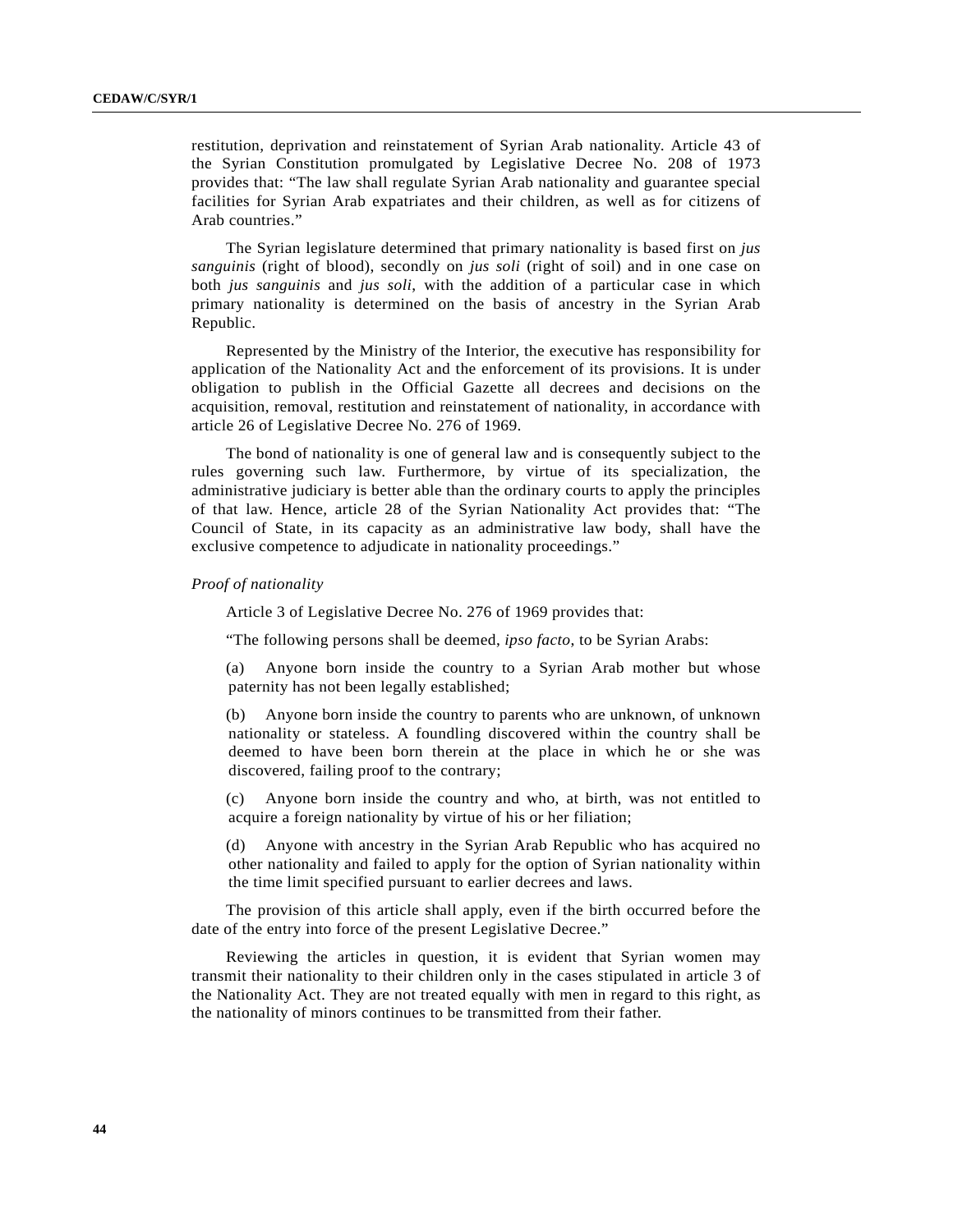restitution, deprivation and reinstatement of Syrian Arab nationality. Article 43 of the Syrian Constitution promulgated by Legislative Decree No. 208 of 1973 provides that: “The law shall regulate Syrian Arab nationality and guarantee special facilities for Syrian Arab expatriates and their children, as well as for citizens of Arab countries.”

The Syrian legislature determined that primary nationality is based first on *jus sanguinis* (right of blood), secondly on *jus soli* (right of soil) and in one case on both *jus sanguinis* and *jus soli*, with the addition of a particular case in which primary nationality is determined on the basis of ancestry in the Syrian Arab Republic.

Represented by the Ministry of the Interior, the executive has responsibility for application of the Nationality Act and the enforcement of its provisions. It is under obligation to publish in the Official Gazette all decrees and decisions on the acquisition, removal, restitution and reinstatement of nationality, in accordance with article 26 of Legislative Decree No. 276 of 1969.

The bond of nationality is one of general law and is consequently subject to the rules governing such law. Furthermore, by virtue of its specialization, the administrative judiciary is better able than the ordinary courts to apply the principles of that law. Hence, article 28 of the Syrian Nationality Act provides that: “The Council of State, in its capacity as an administrative law body, shall have the exclusive competence to adjudicate in nationality proceedings.”

*Proof of nationality*

Article 3 of Legislative Decree No. 276 of 1969 provides that:

“The following persons shall be deemed, *ipso facto*, to be Syrian Arabs:

(a) Anyone born inside the country to a Syrian Arab mother but whose paternity has not been legally established;

(b) Anyone born inside the country to parents who are unknown, of unknown nationality or stateless. A foundling discovered within the country shall be deemed to have been born therein at the place in which he or she was discovered, failing proof to the contrary;

(c) Anyone born inside the country and who, at birth, was not entitled to acquire a foreign nationality by virtue of his or her filiation;

(d) Anyone with ancestry in the Syrian Arab Republic who has acquired no other nationality and failed to apply for the option of Syrian nationality within the time limit specified pursuant to earlier decrees and laws.

The provision of this article shall apply, even if the birth occurred before the date of the entry into force of the present Legislative Decree.”

Reviewing the articles in question, it is evident that Syrian women may transmit their nationality to their children only in the cases stipulated in article 3 of the Nationality Act. They are not treated equally with men in regard to this right, as the nationality of minors continues to be transmitted from their father.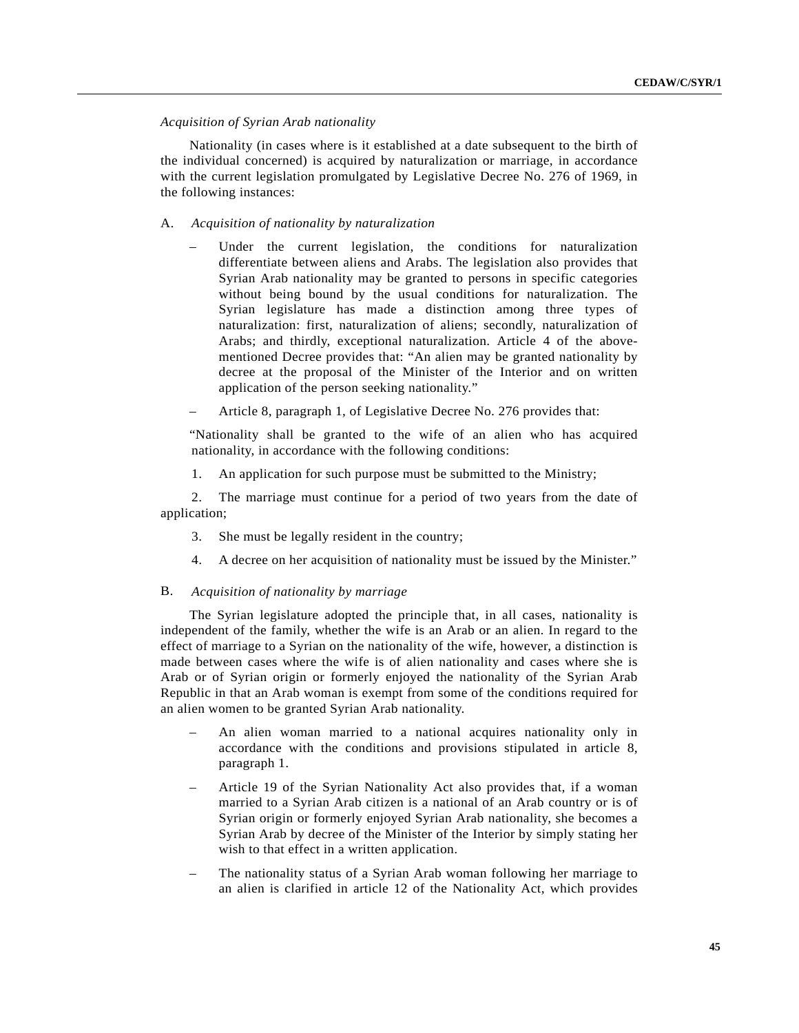*Acquisition of Syrian Arab nationality*

Nationality (in cases where is it established at a date subsequent to the birth of the individual concerned) is acquired by naturalization or marriage, in accordance with the current legislation promulgated by Legislative Decree No. 276 of 1969, in the following instances:

A. *Acquisition of nationality by naturalization*

- Under the current legislation, the conditions for naturalization differentiate between aliens and Arabs. The legislation also provides that Syrian Arab nationality may be granted to persons in specific categories without being bound by the usual conditions for naturalization. The Syrian legislature has made a distinction among three types of naturalization: first, naturalization of aliens; secondly, naturalization of Arabs; and thirdly, exceptional naturalization. Article 4 of the above-mentioned Decree provides that: "An alien may be granted nationality by decree at the proposal of the Minister of the Interior and on written application of the person seeking nationality."
- Article 8, paragraph 1, of Legislative Decree No. 276 provides that:

"Nationality shall be granted to the wife of an alien who has acquired nationality, in accordance with the following conditions:

1. An application for such purpose must be submitted to the Ministry;
2. The marriage must continue for a period of two years from the date of application;
3. She must be legally resident in the country;
4. A decree on her acquisition of nationality must be issued by the Minister."

B. *Acquisition of nationality by marriage*

The Syrian legislature adopted the principle that, in all cases, nationality is independent of the family, whether the wife is an Arab or an alien. In regard to the effect of marriage to a Syrian on the nationality of the wife, however, a distinction is made between cases where the wife is of alien nationality and cases where she is Arab or of Syrian origin or formerly enjoyed the nationality of the Syrian Arab Republic in that an Arab woman is exempt from some of the conditions required for an alien women to be granted Syrian Arab nationality.

- An alien woman married to a national acquires nationality only in accordance with the conditions and provisions stipulated in article 8, paragraph 1.
- Article 19 of the Syrian Nationality Act also provides that, if a woman married to a Syrian Arab citizen is a national of an Arab country or is of Syrian origin or formerly enjoyed Syrian Arab nationality, she becomes a Syrian Arab by decree of the Minister of the Interior by simply stating her wish to that effect in a written application.
- The nationality status of a Syrian Arab woman following her marriage to an alien is clarified in article 12 of the Nationality Act, which provides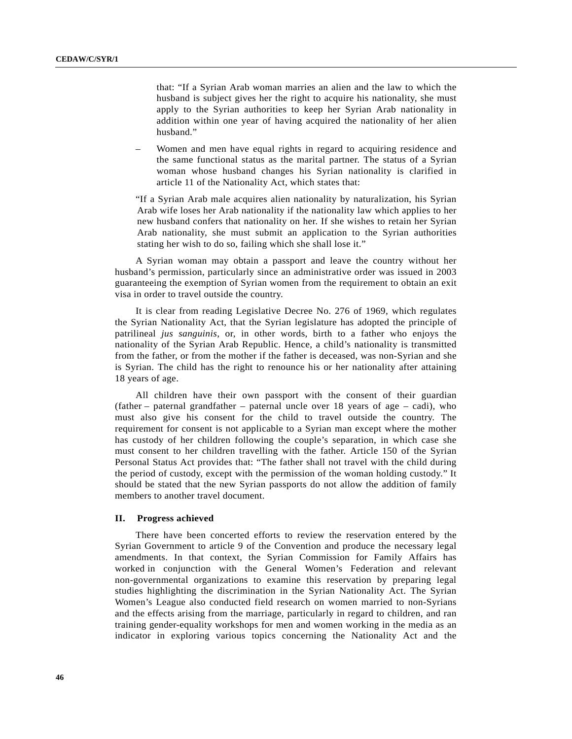that: "If a Syrian Arab woman marries an alien and the law to which the husband is subject gives her the right to acquire his nationality, she must apply to the Syrian authorities to keep her Syrian Arab nationality in addition within one year of having acquired the nationality of her alien husband."

– Women and men have equal rights in regard to acquiring residence and the same functional status as the marital partner. The status of a Syrian woman whose husband changes his Syrian nationality is clarified in article 11 of the Nationality Act, which states that:

"If a Syrian Arab male acquires alien nationality by naturalization, his Syrian Arab wife loses her Arab nationality if the nationality law which applies to her new husband confers that nationality on her. If she wishes to retain her Syrian Arab nationality, she must submit an application to the Syrian authorities stating her wish to do so, failing which she shall lose it."

A Syrian woman may obtain a passport and leave the country without her husband's permission, particularly since an administrative order was issued in 2003 guaranteeing the exemption of Syrian women from the requirement to obtain an exit visa in order to travel outside the country.

It is clear from reading Legislative Decree No. 276 of 1969, which regulates the Syrian Nationality Act, that the Syrian legislature has adopted the principle of patrilineal *jus sanguinis*, or, in other words, birth to a father who enjoys the nationality of the Syrian Arab Republic. Hence, a child's nationality is transmitted from the father, or from the mother if the father is deceased, was non-Syrian and she is Syrian. The child has the right to renounce his or her nationality after attaining 18 years of age.

All children have their own passport with the consent of their guardian (father – paternal grandfather – paternal uncle over 18 years of age – cadi), who must also give his consent for the child to travel outside the country. The requirement for consent is not applicable to a Syrian man except where the mother has custody of her children following the couple's separation, in which case she must consent to her children travelling with the father. Article 150 of the Syrian Personal Status Act provides that: "The father shall not travel with the child during the period of custody, except with the permission of the woman holding custody." It should be stated that the new Syrian passports do not allow the addition of family members to another travel document.

## II. Progress achieved

There have been concerted efforts to review the reservation entered by the Syrian Government to article 9 of the Convention and produce the necessary legal amendments. In that context, the Syrian Commission for Family Affairs has worked in conjunction with the General Women's Federation and relevant non-governmental organizations to examine this reservation by preparing legal studies highlighting the discrimination in the Syrian Nationality Act. The Syrian Women's League also conducted field research on women married to non-Syrians and the effects arising from the marriage, particularly in regard to children, and ran training gender-equality workshops for men and women working in the media as an indicator in exploring various topics concerning the Nationality Act and the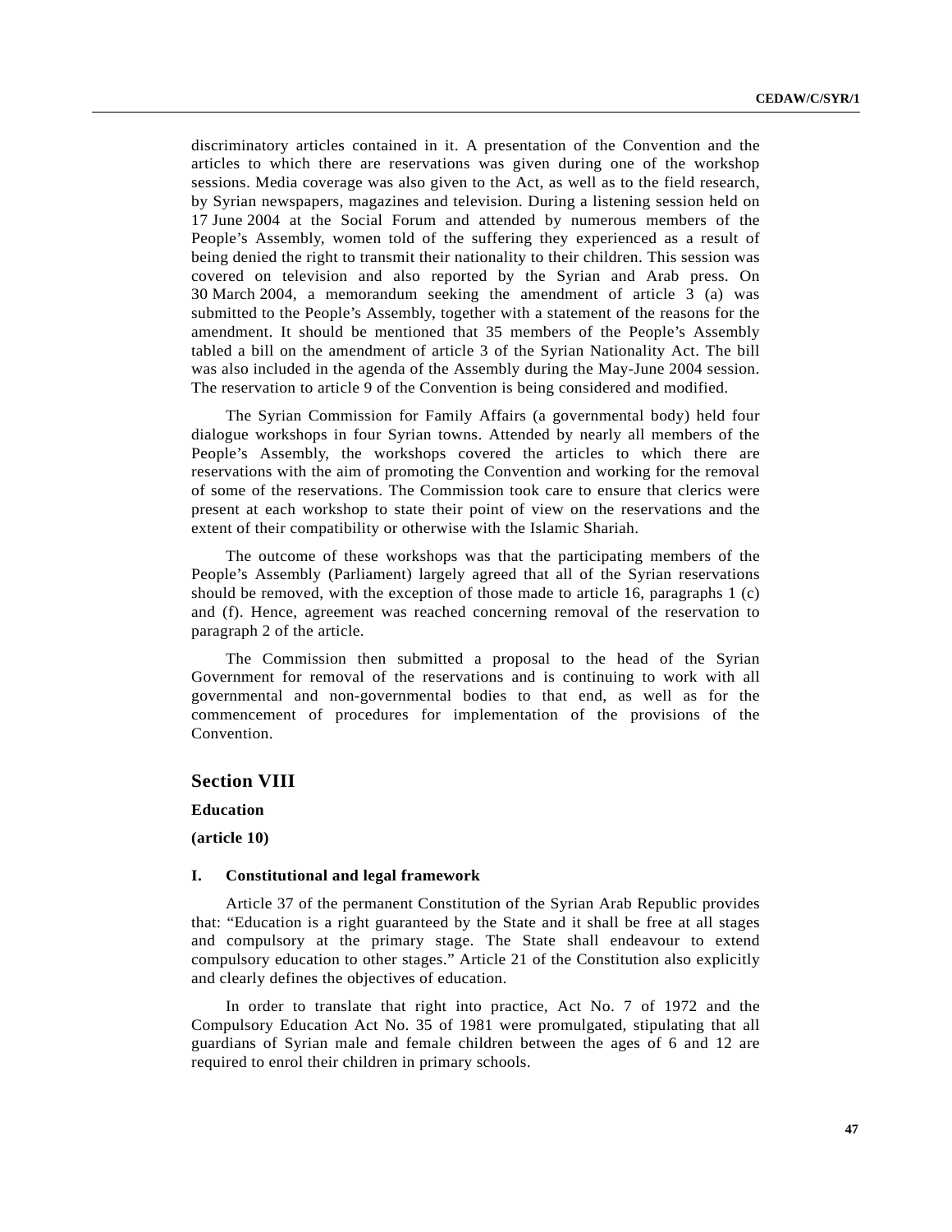discriminatory articles contained in it. A presentation of the Convention and the articles to which there are reservations was given during one of the workshop sessions. Media coverage was also given to the Act, as well as to the field research, by Syrian newspapers, magazines and television. During a listening session held on 17 June 2004 at the Social Forum and attended by numerous members of the People's Assembly, women told of the suffering they experienced as a result of being denied the right to transmit their nationality to their children. This session was covered on television and also reported by the Syrian and Arab press. On 30 March 2004, a memorandum seeking the amendment of article 3 (a) was submitted to the People's Assembly, together with a statement of the reasons for the amendment. It should be mentioned that 35 members of the People's Assembly tabled a bill on the amendment of article 3 of the Syrian Nationality Act. The bill was also included in the agenda of the Assembly during the May-June 2004 session. The reservation to article 9 of the Convention is being considered and modified.

The Syrian Commission for Family Affairs (a governmental body) held four dialogue workshops in four Syrian towns. Attended by nearly all members of the People's Assembly, the workshops covered the articles to which there are reservations with the aim of promoting the Convention and working for the removal of some of the reservations. The Commission took care to ensure that clerics were present at each workshop to state their point of view on the reservations and the extent of their compatibility or otherwise with the Islamic Shariah.

The outcome of these workshops was that the participating members of the People's Assembly (Parliament) largely agreed that all of the Syrian reservations should be removed, with the exception of those made to article 16, paragraphs 1 (c) and (f). Hence, agreement was reached concerning removal of the reservation to paragraph 2 of the article.

The Commission then submitted a proposal to the head of the Syrian Government for removal of the reservations and is continuing to work with all governmental and non-governmental bodies to that end, as well as for the commencement of procedures for implementation of the provisions of the Convention.

## Section VIII

**Education**

**(article 10)**

### I. Constitutional and legal framework

Article 37 of the permanent Constitution of the Syrian Arab Republic provides that: "Education is a right guaranteed by the State and it shall be free at all stages and compulsory at the primary stage. The State shall endeavour to extend compulsory education to other stages." Article 21 of the Constitution also explicitly and clearly defines the objectives of education.

In order to translate that right into practice, Act No. 7 of 1972 and the Compulsory Education Act No. 35 of 1981 were promulgated, stipulating that all guardians of Syrian male and female children between the ages of 6 and 12 are required to enrol their children in primary schools.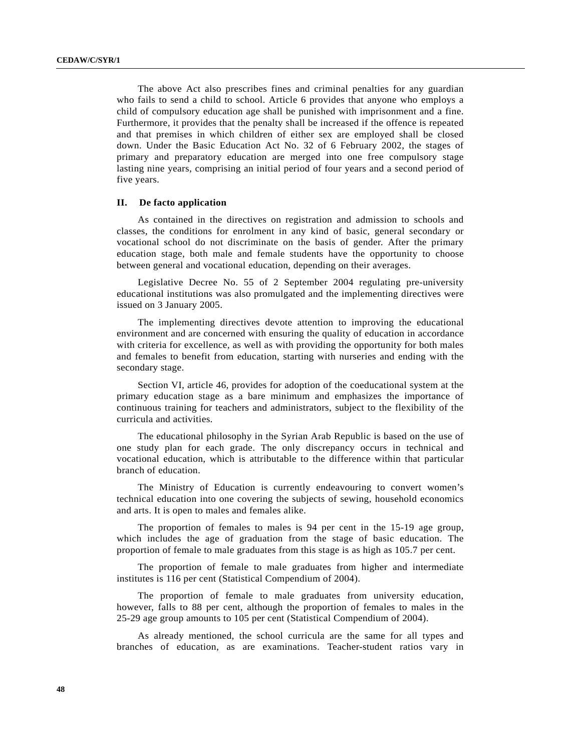The above Act also prescribes fines and criminal penalties for any guardian who fails to send a child to school. Article 6 provides that anyone who employs a child of compulsory education age shall be punished with imprisonment and a fine. Furthermore, it provides that the penalty shall be increased if the offence is repeated and that premises in which children of either sex are employed shall be closed down. Under the Basic Education Act No. 32 of 6 February 2002, the stages of primary and preparatory education are merged into one free compulsory stage lasting nine years, comprising an initial period of four years and a second period of five years.

## II. De facto application

As contained in the directives on registration and admission to schools and classes, the conditions for enrolment in any kind of basic, general secondary or vocational school do not discriminate on the basis of gender. After the primary education stage, both male and female students have the opportunity to choose between general and vocational education, depending on their averages.

Legislative Decree No. 55 of 2 September 2004 regulating pre-university educational institutions was also promulgated and the implementing directives were issued on 3 January 2005.

The implementing directives devote attention to improving the educational environment and are concerned with ensuring the quality of education in accordance with criteria for excellence, as well as with providing the opportunity for both males and females to benefit from education, starting with nurseries and ending with the secondary stage.

Section VI, article 46, provides for adoption of the coeducational system at the primary education stage as a bare minimum and emphasizes the importance of continuous training for teachers and administrators, subject to the flexibility of the curricula and activities.

The educational philosophy in the Syrian Arab Republic is based on the use of one study plan for each grade. The only discrepancy occurs in technical and vocational education, which is attributable to the difference within that particular branch of education.

The Ministry of Education is currently endeavouring to convert women's technical education into one covering the subjects of sewing, household economics and arts. It is open to males and females alike.

The proportion of females to males is 94 per cent in the 15-19 age group, which includes the age of graduation from the stage of basic education. The proportion of female to male graduates from this stage is as high as 105.7 per cent.

The proportion of female to male graduates from higher and intermediate institutes is 116 per cent (Statistical Compendium of 2004).

The proportion of female to male graduates from university education, however, falls to 88 per cent, although the proportion of females to males in the 25-29 age group amounts to 105 per cent (Statistical Compendium of 2004).

As already mentioned, the school curricula are the same for all types and branches of education, as are examinations. Teacher-student ratios vary in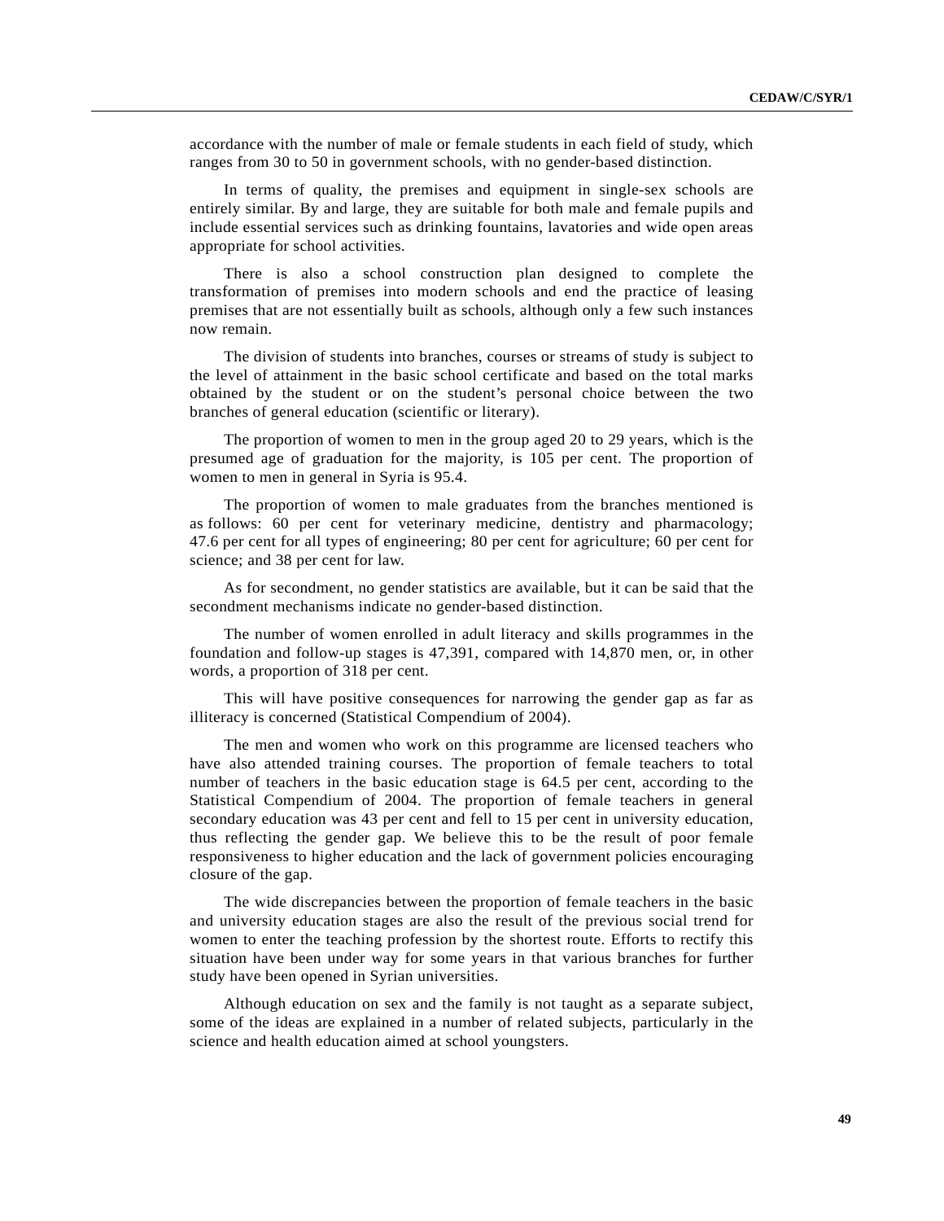accordance with the number of male or female students in each field of study, which ranges from 30 to 50 in government schools, with no gender-based distinction.

In terms of quality, the premises and equipment in single-sex schools are entirely similar. By and large, they are suitable for both male and female pupils and include essential services such as drinking fountains, lavatories and wide open areas appropriate for school activities.

There is also a school construction plan designed to complete the transformation of premises into modern schools and end the practice of leasing premises that are not essentially built as schools, although only a few such instances now remain.

The division of students into branches, courses or streams of study is subject to the level of attainment in the basic school certificate and based on the total marks obtained by the student or on the student's personal choice between the two branches of general education (scientific or literary).

The proportion of women to men in the group aged 20 to 29 years, which is the presumed age of graduation for the majority, is 105 per cent. The proportion of women to men in general in Syria is 95.4.

The proportion of women to male graduates from the branches mentioned is as follows: 60 per cent for veterinary medicine, dentistry and pharmacology; 47.6 per cent for all types of engineering; 80 per cent for agriculture; 60 per cent for science; and 38 per cent for law.

As for secondment, no gender statistics are available, but it can be said that the secondment mechanisms indicate no gender-based distinction.

The number of women enrolled in adult literacy and skills programmes in the foundation and follow-up stages is 47,391, compared with 14,870 men, or, in other words, a proportion of 318 per cent.

This will have positive consequences for narrowing the gender gap as far as illiteracy is concerned (Statistical Compendium of 2004).

The men and women who work on this programme are licensed teachers who have also attended training courses. The proportion of female teachers to total number of teachers in the basic education stage is 64.5 per cent, according to the Statistical Compendium of 2004. The proportion of female teachers in general secondary education was 43 per cent and fell to 15 per cent in university education, thus reflecting the gender gap. We believe this to be the result of poor female responsiveness to higher education and the lack of government policies encouraging closure of the gap.

The wide discrepancies between the proportion of female teachers in the basic and university education stages are also the result of the previous social trend for women to enter the teaching profession by the shortest route. Efforts to rectify this situation have been under way for some years in that various branches for further study have been opened in Syrian universities.

Although education on sex and the family is not taught as a separate subject, some of the ideas are explained in a number of related subjects, particularly in the science and health education aimed at school youngsters.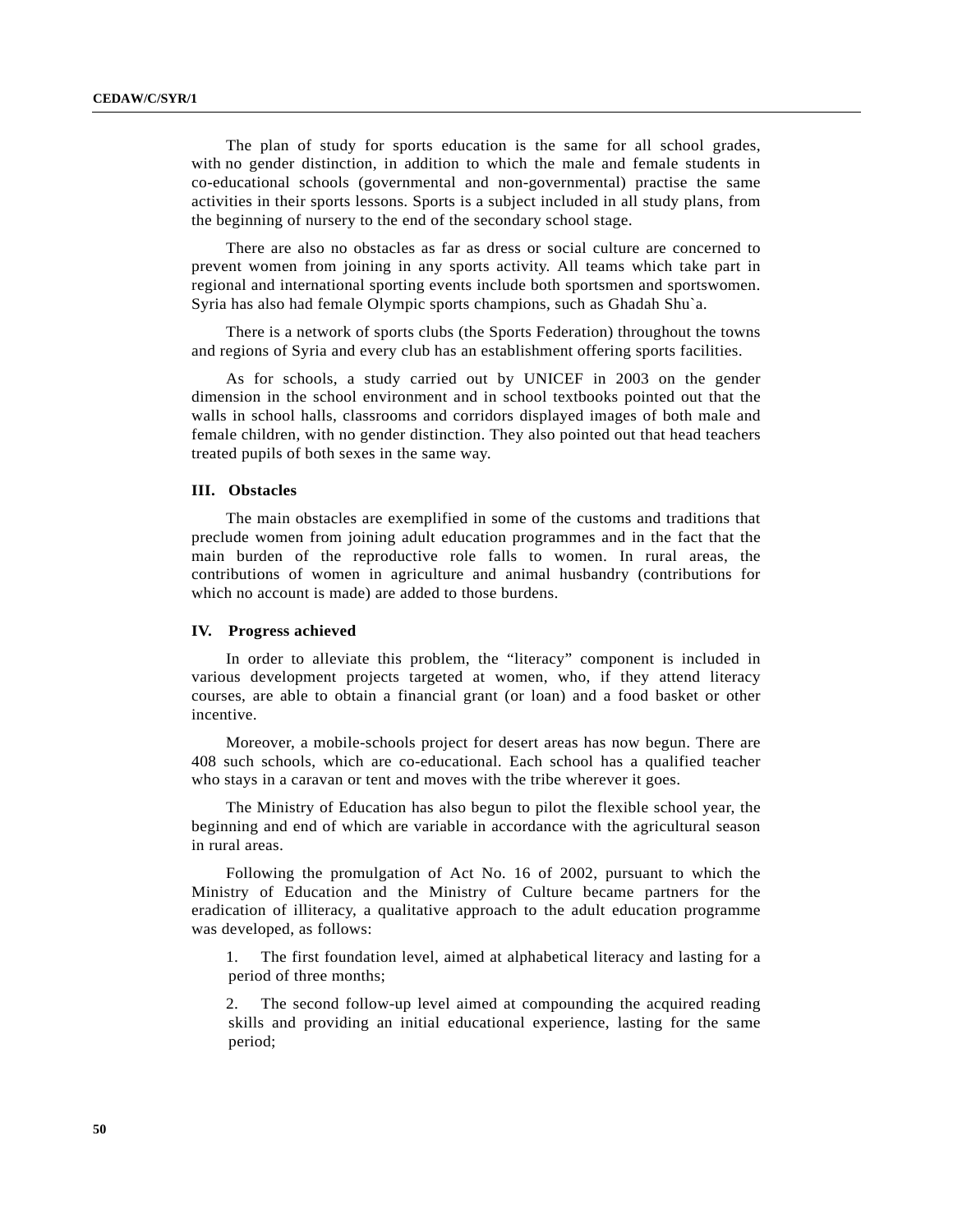The plan of study for sports education is the same for all school grades, with no gender distinction, in addition to which the male and female students in co-educational schools (governmental and non-governmental) practise the same activities in their sports lessons. Sports is a subject included in all study plans, from the beginning of nursery to the end of the secondary school stage.

There are also no obstacles as far as dress or social culture are concerned to prevent women from joining in any sports activity. All teams which take part in regional and international sporting events include both sportsmen and sportswomen. Syria has also had female Olympic sports champions, such as Ghadah Shu`a.

There is a network of sports clubs (the Sports Federation) throughout the towns and regions of Syria and every club has an establishment offering sports facilities.

As for schools, a study carried out by UNICEF in 2003 on the gender dimension in the school environment and in school textbooks pointed out that the walls in school halls, classrooms and corridors displayed images of both male and female children, with no gender distinction. They also pointed out that head teachers treated pupils of both sexes in the same way.

### III. Obstacles

The main obstacles are exemplified in some of the customs and traditions that preclude women from joining adult education programmes and in the fact that the main burden of the reproductive role falls to women. In rural areas, the contributions of women in agriculture and animal husbandry (contributions for which no account is made) are added to those burdens.

### IV. Progress achieved

In order to alleviate this problem, the “literacy” component is included in various development projects targeted at women, who, if they attend literacy courses, are able to obtain a financial grant (or loan) and a food basket or other incentive.

Moreover, a mobile-schools project for desert areas has now begun. There are 408 such schools, which are co-educational. Each school has a qualified teacher who stays in a caravan or tent and moves with the tribe wherever it goes.

The Ministry of Education has also begun to pilot the flexible school year, the beginning and end of which are variable in accordance with the agricultural season in rural areas.

Following the promulgation of Act No. 16 of 2002, pursuant to which the Ministry of Education and the Ministry of Culture became partners for the eradication of illiteracy, a qualitative approach to the adult education programme was developed, as follows:

1. The first foundation level, aimed at alphabetical literacy and lasting for a period of three months;

2. The second follow-up level aimed at compounding the acquired reading skills and providing an initial educational experience, lasting for the same period;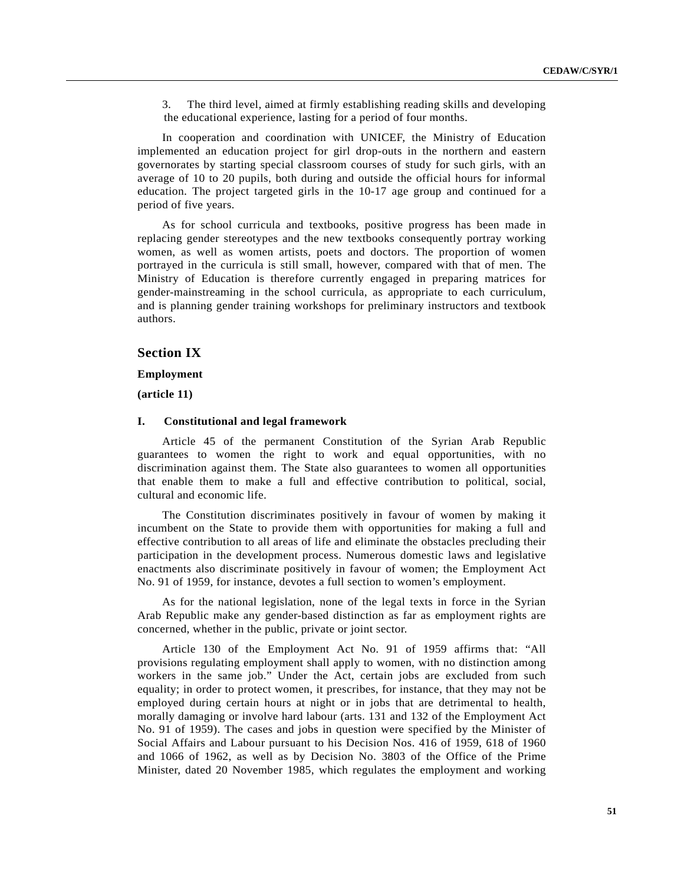3. The third level, aimed at firmly establishing reading skills and developing the educational experience, lasting for a period of four months.

In cooperation and coordination with UNICEF, the Ministry of Education implemented an education project for girl drop-outs in the northern and eastern governorates by starting special classroom courses of study for such girls, with an average of 10 to 20 pupils, both during and outside the official hours for informal education. The project targeted girls in the 10-17 age group and continued for a period of five years.

As for school curricula and textbooks, positive progress has been made in replacing gender stereotypes and the new textbooks consequently portray working women, as well as women artists, poets and doctors. The proportion of women portrayed in the curricula is still small, however, compared with that of men. The Ministry of Education is therefore currently engaged in preparing matrices for gender-mainstreaming in the school curricula, as appropriate to each curriculum, and is planning gender training workshops for preliminary instructors and textbook authors.

## Section IX

**Employment**

**(article 11)**

### I. Constitutional and legal framework

Article 45 of the permanent Constitution of the Syrian Arab Republic guarantees to women the right to work and equal opportunities, with no discrimination against them. The State also guarantees to women all opportunities that enable them to make a full and effective contribution to political, social, cultural and economic life.

The Constitution discriminates positively in favour of women by making it incumbent on the State to provide them with opportunities for making a full and effective contribution to all areas of life and eliminate the obstacles precluding their participation in the development process. Numerous domestic laws and legislative enactments also discriminate positively in favour of women; the Employment Act No. 91 of 1959, for instance, devotes a full section to women's employment.

As for the national legislation, none of the legal texts in force in the Syrian Arab Republic make any gender-based distinction as far as employment rights are concerned, whether in the public, private or joint sector.

Article 130 of the Employment Act No. 91 of 1959 affirms that: "All provisions regulating employment shall apply to women, with no distinction among workers in the same job." Under the Act, certain jobs are excluded from such equality; in order to protect women, it prescribes, for instance, that they may not be employed during certain hours at night or in jobs that are detrimental to health, morally damaging or involve hard labour (arts. 131 and 132 of the Employment Act No. 91 of 1959). The cases and jobs in question were specified by the Minister of Social Affairs and Labour pursuant to his Decision Nos. 416 of 1959, 618 of 1960 and 1066 of 1962, as well as by Decision No. 3803 of the Office of the Prime Minister, dated 20 November 1985, which regulates the employment and working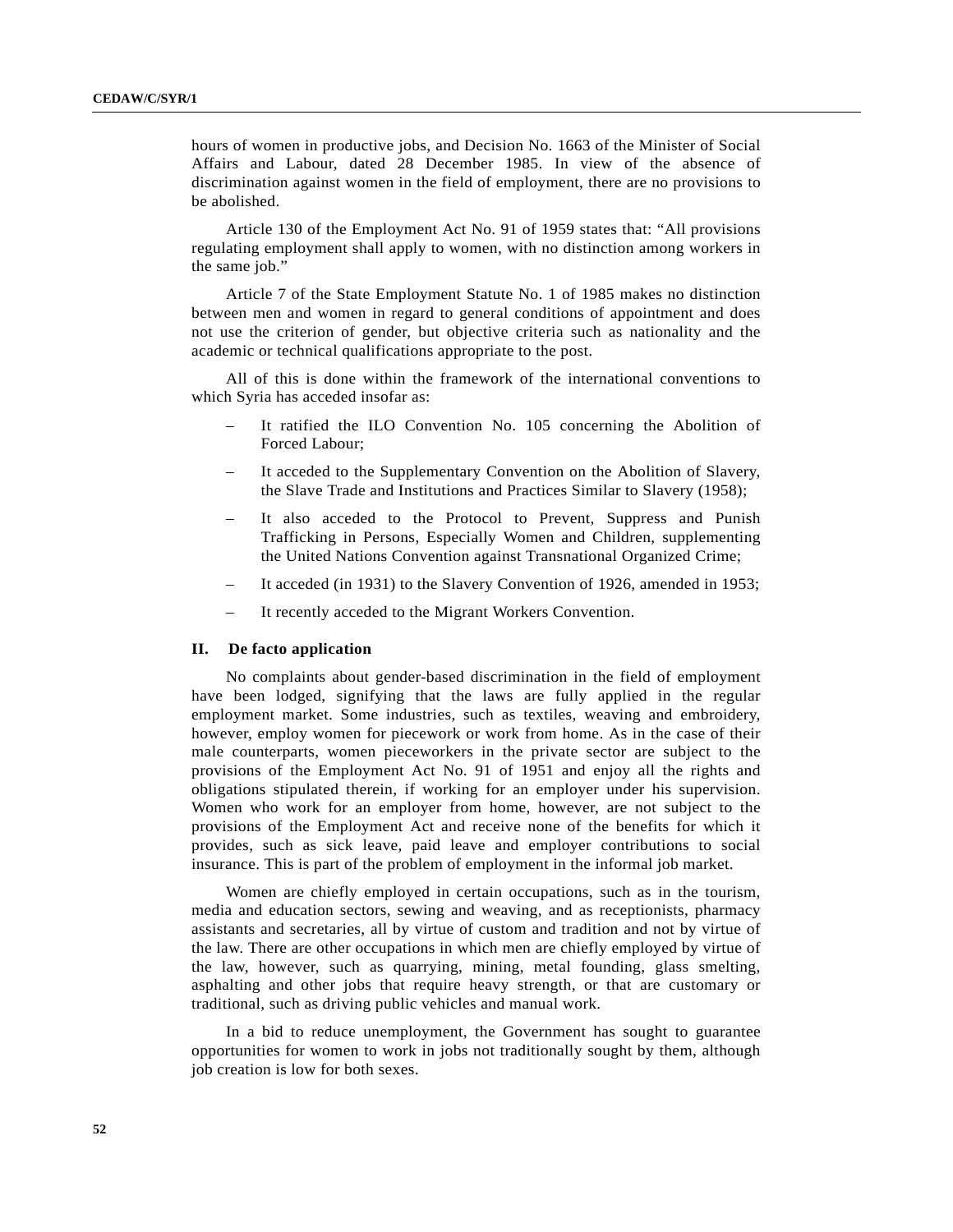hours of women in productive jobs, and Decision No. 1663 of the Minister of Social Affairs and Labour, dated 28 December 1985. In view of the absence of discrimination against women in the field of employment, there are no provisions to be abolished.

Article 130 of the Employment Act No. 91 of 1959 states that: “All provisions regulating employment shall apply to women, with no distinction among workers in the same job.”

Article 7 of the State Employment Statute No. 1 of 1985 makes no distinction between men and women in regard to general conditions of appointment and does not use the criterion of gender, but objective criteria such as nationality and the academic or technical qualifications appropriate to the post.

All of this is done within the framework of the international conventions to which Syria has acceded insofar as:

– It ratified the ILO Convention No. 105 concerning the Abolition of Forced Labour;

– It acceded to the Supplementary Convention on the Abolition of Slavery, the Slave Trade and Institutions and Practices Similar to Slavery (1958);

– It also acceded to the Protocol to Prevent, Suppress and Punish Trafficking in Persons, Especially Women and Children, supplementing the United Nations Convention against Transnational Organized Crime;

– It acceded (in 1931) to the Slavery Convention of 1926, amended in 1953;

– It recently acceded to the Migrant Workers Convention.

## II. De facto application

No complaints about gender-based discrimination in the field of employment have been lodged, signifying that the laws are fully applied in the regular employment market. Some industries, such as textiles, weaving and embroidery, however, employ women for piecework or work from home. As in the case of their male counterparts, women pieceworkers in the private sector are subject to the provisions of the Employment Act No. 91 of 1951 and enjoy all the rights and obligations stipulated therein, if working for an employer under his supervision. Women who work for an employer from home, however, are not subject to the provisions of the Employment Act and receive none of the benefits for which it provides, such as sick leave, paid leave and employer contributions to social insurance. This is part of the problem of employment in the informal job market.

Women are chiefly employed in certain occupations, such as in the tourism, media and education sectors, sewing and weaving, and as receptionists, pharmacy assistants and secretaries, all by virtue of custom and tradition and not by virtue of the law. There are other occupations in which men are chiefly employed by virtue of the law, however, such as quarrying, mining, metal founding, glass smelting, asphalting and other jobs that require heavy strength, or that are customary or traditional, such as driving public vehicles and manual work.

In a bid to reduce unemployment, the Government has sought to guarantee opportunities for women to work in jobs not traditionally sought by them, although job creation is low for both sexes.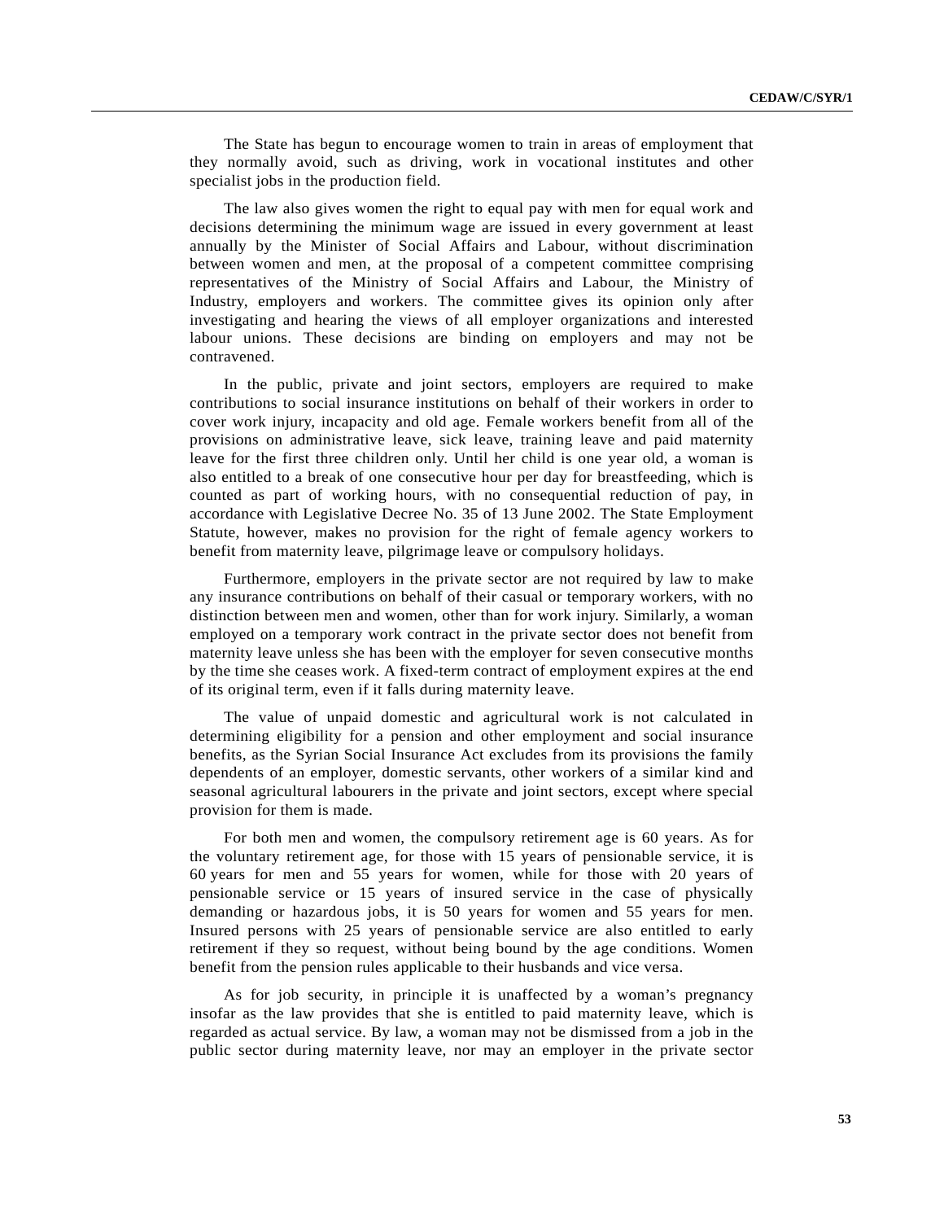The State has begun to encourage women to train in areas of employment that they normally avoid, such as driving, work in vocational institutes and other specialist jobs in the production field.

The law also gives women the right to equal pay with men for equal work and decisions determining the minimum wage are issued in every government at least annually by the Minister of Social Affairs and Labour, without discrimination between women and men, at the proposal of a competent committee comprising representatives of the Ministry of Social Affairs and Labour, the Ministry of Industry, employers and workers. The committee gives its opinion only after investigating and hearing the views of all employer organizations and interested labour unions. These decisions are binding on employers and may not be contravened.

In the public, private and joint sectors, employers are required to make contributions to social insurance institutions on behalf of their workers in order to cover work injury, incapacity and old age. Female workers benefit from all of the provisions on administrative leave, sick leave, training leave and paid maternity leave for the first three children only. Until her child is one year old, a woman is also entitled to a break of one consecutive hour per day for breastfeeding, which is counted as part of working hours, with no consequential reduction of pay, in accordance with Legislative Decree No. 35 of 13 June 2002. The State Employment Statute, however, makes no provision for the right of female agency workers to benefit from maternity leave, pilgrimage leave or compulsory holidays.

Furthermore, employers in the private sector are not required by law to make any insurance contributions on behalf of their casual or temporary workers, with no distinction between men and women, other than for work injury. Similarly, a woman employed on a temporary work contract in the private sector does not benefit from maternity leave unless she has been with the employer for seven consecutive months by the time she ceases work. A fixed-term contract of employment expires at the end of its original term, even if it falls during maternity leave.

The value of unpaid domestic and agricultural work is not calculated in determining eligibility for a pension and other employment and social insurance benefits, as the Syrian Social Insurance Act excludes from its provisions the family dependents of an employer, domestic servants, other workers of a similar kind and seasonal agricultural labourers in the private and joint sectors, except where special provision for them is made.

For both men and women, the compulsory retirement age is 60 years. As for the voluntary retirement age, for those with 15 years of pensionable service, it is 60 years for men and 55 years for women, while for those with 20 years of pensionable service or 15 years of insured service in the case of physically demanding or hazardous jobs, it is 50 years for women and 55 years for men. Insured persons with 25 years of pensionable service are also entitled to early retirement if they so request, without being bound by the age conditions. Women benefit from the pension rules applicable to their husbands and vice versa.

As for job security, in principle it is unaffected by a woman's pregnancy insofar as the law provides that she is entitled to paid maternity leave, which is regarded as actual service. By law, a woman may not be dismissed from a job in the public sector during maternity leave, nor may an employer in the private sector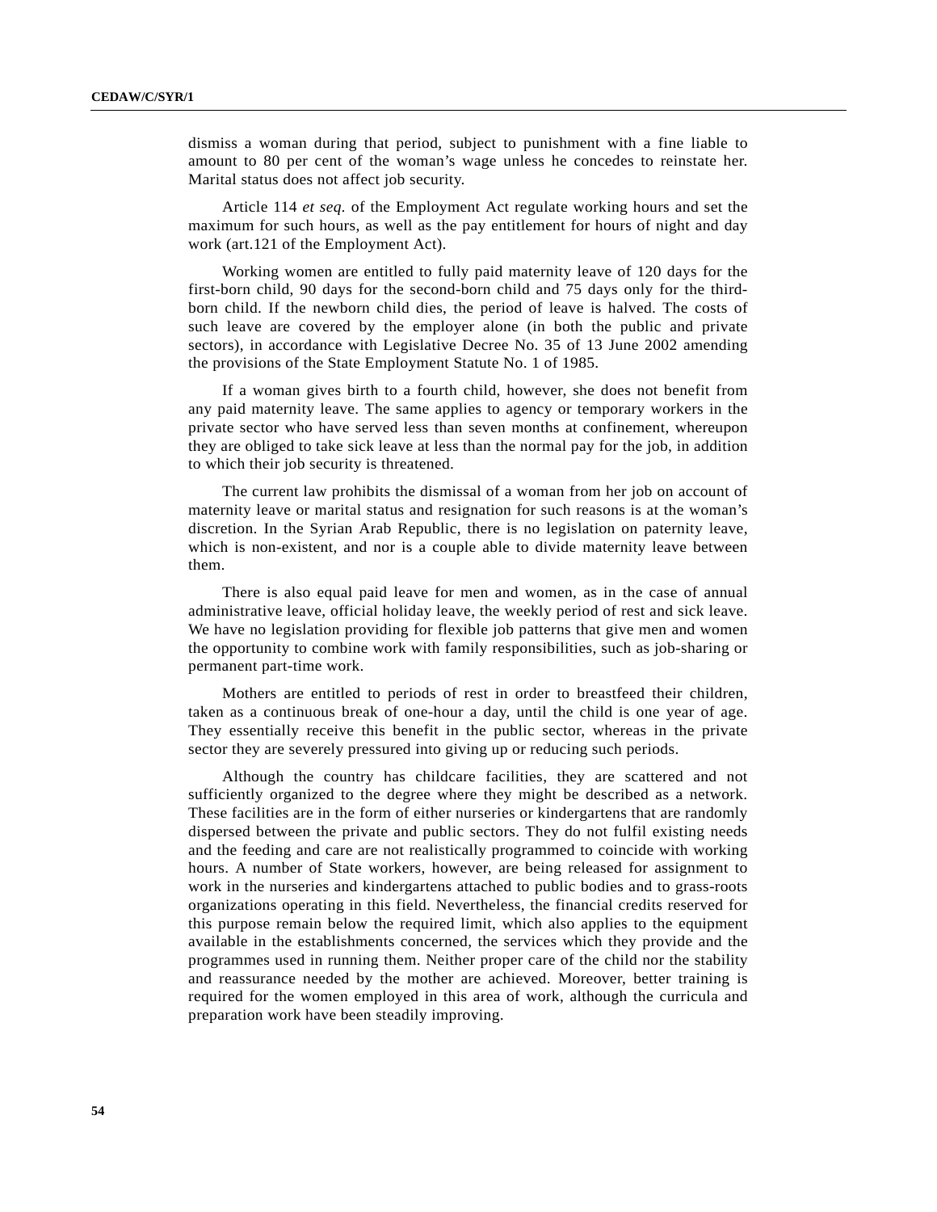dismiss a woman during that period, subject to punishment with a fine liable to amount to 80 per cent of the woman's wage unless he concedes to reinstate her. Marital status does not affect job security.

Article 114 *et seq.* of the Employment Act regulate working hours and set the maximum for such hours, as well as the pay entitlement for hours of night and day work (art.121 of the Employment Act).

Working women are entitled to fully paid maternity leave of 120 days for the first-born child, 90 days for the second-born child and 75 days only for the third-born child. If the newborn child dies, the period of leave is halved. The costs of such leave are covered by the employer alone (in both the public and private sectors), in accordance with Legislative Decree No. 35 of 13 June 2002 amending the provisions of the State Employment Statute No. 1 of 1985.

If a woman gives birth to a fourth child, however, she does not benefit from any paid maternity leave. The same applies to agency or temporary workers in the private sector who have served less than seven months at confinement, whereupon they are obliged to take sick leave at less than the normal pay for the job, in addition to which their job security is threatened.

The current law prohibits the dismissal of a woman from her job on account of maternity leave or marital status and resignation for such reasons is at the woman's discretion. In the Syrian Arab Republic, there is no legislation on paternity leave, which is non-existent, and nor is a couple able to divide maternity leave between them.

There is also equal paid leave for men and women, as in the case of annual administrative leave, official holiday leave, the weekly period of rest and sick leave. We have no legislation providing for flexible job patterns that give men and women the opportunity to combine work with family responsibilities, such as job-sharing or permanent part-time work.

Mothers are entitled to periods of rest in order to breastfeed their children, taken as a continuous break of one-hour a day, until the child is one year of age. They essentially receive this benefit in the public sector, whereas in the private sector they are severely pressured into giving up or reducing such periods.

Although the country has childcare facilities, they are scattered and not sufficiently organized to the degree where they might be described as a network. These facilities are in the form of either nurseries or kindergartens that are randomly dispersed between the private and public sectors. They do not fulfil existing needs and the feeding and care are not realistically programmed to coincide with working hours. A number of State workers, however, are being released for assignment to work in the nurseries and kindergartens attached to public bodies and to grass-roots organizations operating in this field. Nevertheless, the financial credits reserved for this purpose remain below the required limit, which also applies to the equipment available in the establishments concerned, the services which they provide and the programmes used in running them. Neither proper care of the child nor the stability and reassurance needed by the mother are achieved. Moreover, better training is required for the women employed in this area of work, although the curricula and preparation work have been steadily improving.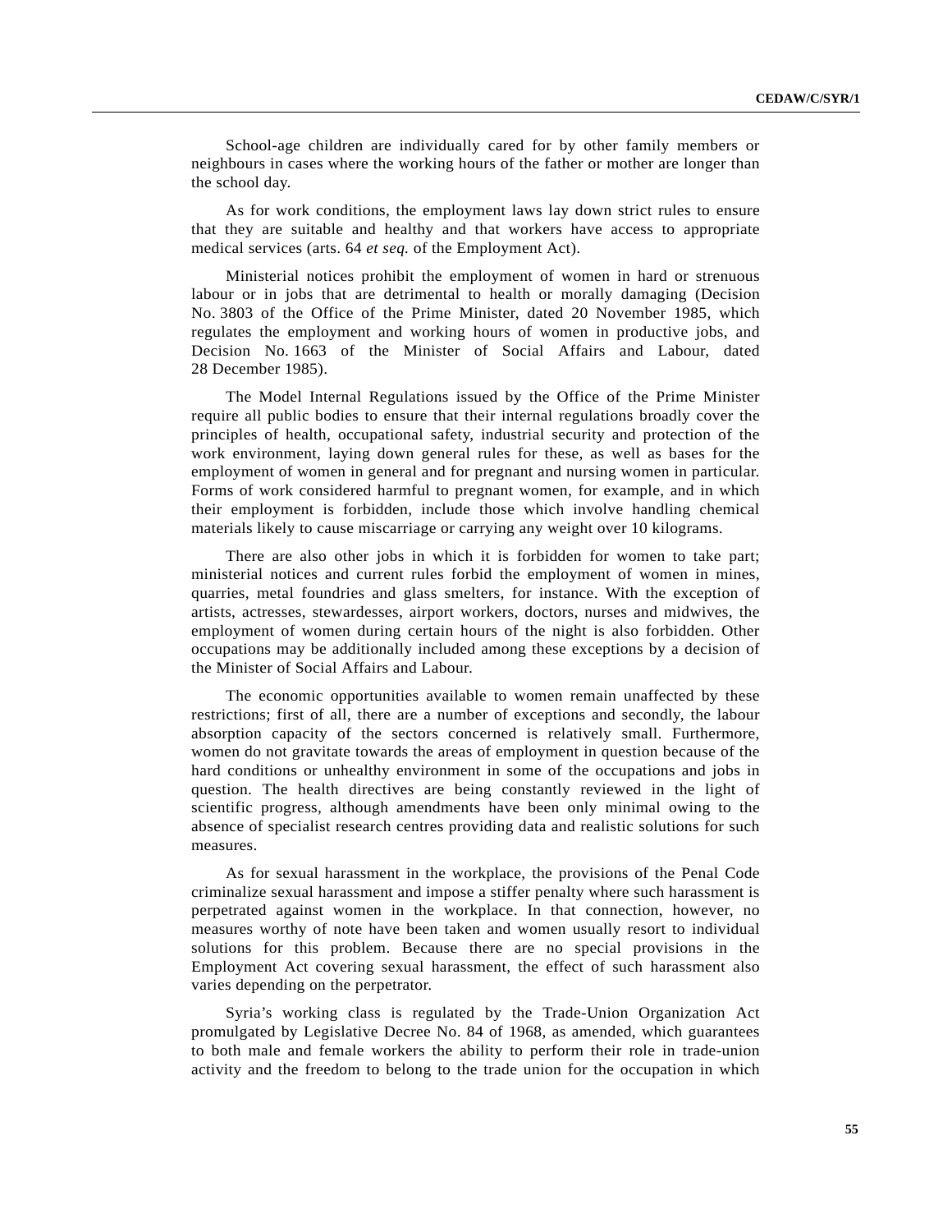School-age children are individually cared for by other family members or neighbours in cases where the working hours of the father or mother are longer than the school day.

As for work conditions, the employment laws lay down strict rules to ensure that they are suitable and healthy and that workers have access to appropriate medical services (arts. 64 *et seq.* of the Employment Act).

Ministerial notices prohibit the employment of women in hard or strenuous labour or in jobs that are detrimental to health or morally damaging (Decision No. 3803 of the Office of the Prime Minister, dated 20 November 1985, which regulates the employment and working hours of women in productive jobs, and Decision No. 1663 of the Minister of Social Affairs and Labour, dated 28 December 1985).

The Model Internal Regulations issued by the Office of the Prime Minister require all public bodies to ensure that their internal regulations broadly cover the principles of health, occupational safety, industrial security and protection of the work environment, laying down general rules for these, as well as bases for the employment of women in general and for pregnant and nursing women in particular. Forms of work considered harmful to pregnant women, for example, and in which their employment is forbidden, include those which involve handling chemical materials likely to cause miscarriage or carrying any weight over 10 kilograms.

There are also other jobs in which it is forbidden for women to take part; ministerial notices and current rules forbid the employment of women in mines, quarries, metal foundries and glass smelters, for instance. With the exception of artists, actresses, stewardesses, airport workers, doctors, nurses and midwives, the employment of women during certain hours of the night is also forbidden. Other occupations may be additionally included among these exceptions by a decision of the Minister of Social Affairs and Labour.

The economic opportunities available to women remain unaffected by these restrictions; first of all, there are a number of exceptions and secondly, the labour absorption capacity of the sectors concerned is relatively small. Furthermore, women do not gravitate towards the areas of employment in question because of the hard conditions or unhealthy environment in some of the occupations and jobs in question. The health directives are being constantly reviewed in the light of scientific progress, although amendments have been only minimal owing to the absence of specialist research centres providing data and realistic solutions for such measures.

As for sexual harassment in the workplace, the provisions of the Penal Code criminalize sexual harassment and impose a stiffer penalty where such harassment is perpetrated against women in the workplace. In that connection, however, no measures worthy of note have been taken and women usually resort to individual solutions for this problem. Because there are no special provisions in the Employment Act covering sexual harassment, the effect of such harassment also varies depending on the perpetrator.

Syria's working class is regulated by the Trade-Union Organization Act promulgated by Legislative Decree No. 84 of 1968, as amended, which guarantees to both male and female workers the ability to perform their role in trade-union activity and the freedom to belong to the trade union for the occupation in which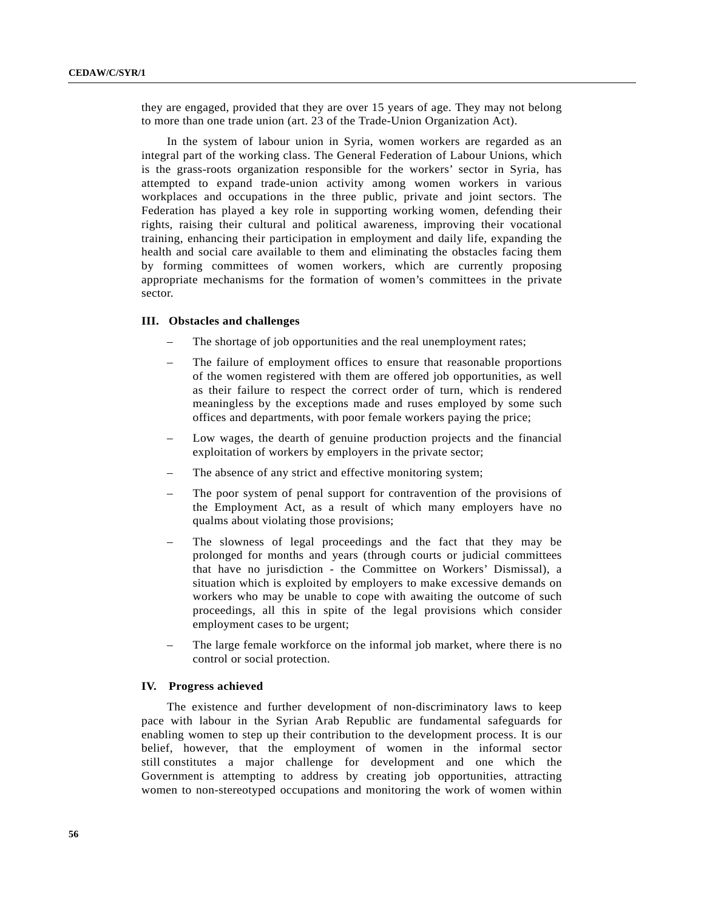they are engaged, provided that they are over 15 years of age. They may not belong to more than one trade union (art. 23 of the Trade-Union Organization Act).

In the system of labour union in Syria, women workers are regarded as an integral part of the working class. The General Federation of Labour Unions, which is the grass-roots organization responsible for the workers' sector in Syria, has attempted to expand trade-union activity among women workers in various workplaces and occupations in the three public, private and joint sectors. The Federation has played a key role in supporting working women, defending their rights, raising their cultural and political awareness, improving their vocational training, enhancing their participation in employment and daily life, expanding the health and social care available to them and eliminating the obstacles facing them by forming committees of women workers, which are currently proposing appropriate mechanisms for the formation of women's committees in the private sector.

### III. Obstacles and challenges

– The shortage of job opportunities and the real unemployment rates;

– The failure of employment offices to ensure that reasonable proportions of the women registered with them are offered job opportunities, as well as their failure to respect the correct order of turn, which is rendered meaningless by the exceptions made and ruses employed by some such offices and departments, with poor female workers paying the price;

– Low wages, the dearth of genuine production projects and the financial exploitation of workers by employers in the private sector;

– The absence of any strict and effective monitoring system;

– The poor system of penal support for contravention of the provisions of the Employment Act, as a result of which many employers have no qualms about violating those provisions;

– The slowness of legal proceedings and the fact that they may be prolonged for months and years (through courts or judicial committees that have no jurisdiction - the Committee on Workers' Dismissal), a situation which is exploited by employers to make excessive demands on workers who may be unable to cope with awaiting the outcome of such proceedings, all this in spite of the legal provisions which consider employment cases to be urgent;

– The large female workforce on the informal job market, where there is no control or social protection.

### IV. Progress achieved

The existence and further development of non-discriminatory laws to keep pace with labour in the Syrian Arab Republic are fundamental safeguards for enabling women to step up their contribution to the development process. It is our belief, however, that the employment of women in the informal sector still constitutes a major challenge for development and one which the Government is attempting to address by creating job opportunities, attracting women to non-stereotyped occupations and monitoring the work of women within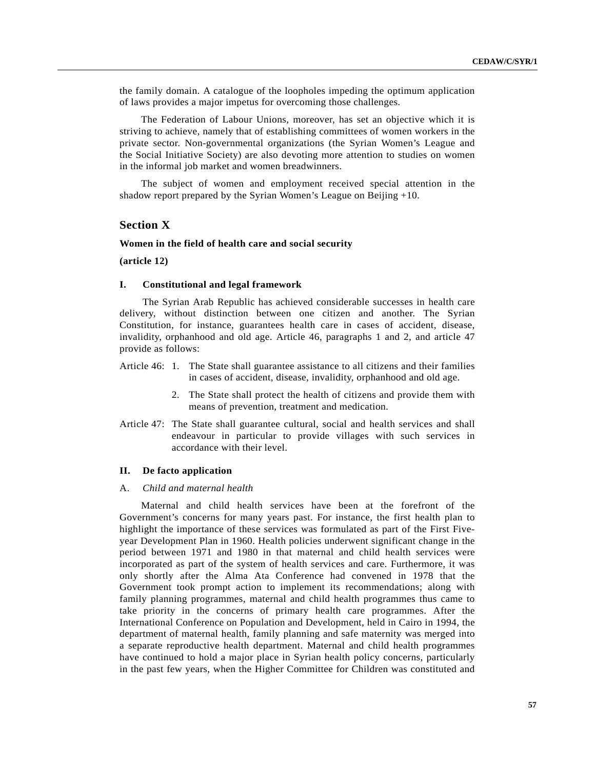the family domain. A catalogue of the loopholes impeding the optimum application of laws provides a major impetus for overcoming those challenges.

The Federation of Labour Unions, moreover, has set an objective which it is striving to achieve, namely that of establishing committees of women workers in the private sector. Non-governmental organizations (the Syrian Women's League and the Social Initiative Society) are also devoting more attention to studies on women in the informal job market and women breadwinners.

The subject of women and employment received special attention in the shadow report prepared by the Syrian Women's League on Beijing +10.

## Section X

### Women in the field of health care and social security

### (article 12)

#### I. Constitutional and legal framework

The Syrian Arab Republic has achieved considerable successes in health care delivery, without distinction between one citizen and another. The Syrian Constitution, for instance, guarantees health care in cases of accident, disease, invalidity, orphanhood and old age. Article 46, paragraphs 1 and 2, and article 47 provide as follows:

Article 46:

1. The State shall guarantee assistance to all citizens and their families in cases of accident, disease, invalidity, orphanhood and old age.
2. The State shall protect the health of citizens and provide them with means of prevention, treatment and medication.

Article 47: The State shall guarantee cultural, social and health services and shall endeavour in particular to provide villages with such services in accordance with their level.

#### II. De facto application

A. *Child and maternal health*

Maternal and child health services have been at the forefront of the Government's concerns for many years past. For instance, the first health plan to highlight the importance of these services was formulated as part of the First Five-year Development Plan in 1960. Health policies underwent significant change in the period between 1971 and 1980 in that maternal and child health services were incorporated as part of the system of health services and care. Furthermore, it was only shortly after the Alma Ata Conference had convened in 1978 that the Government took prompt action to implement its recommendations; along with family planning programmes, maternal and child health programmes thus came to take priority in the concerns of primary health care programmes. After the International Conference on Population and Development, held in Cairo in 1994, the department of maternal health, family planning and safe maternity was merged into a separate reproductive health department. Maternal and child health programmes have continued to hold a major place in Syrian health policy concerns, particularly in the past few years, when the Higher Committee for Children was constituted and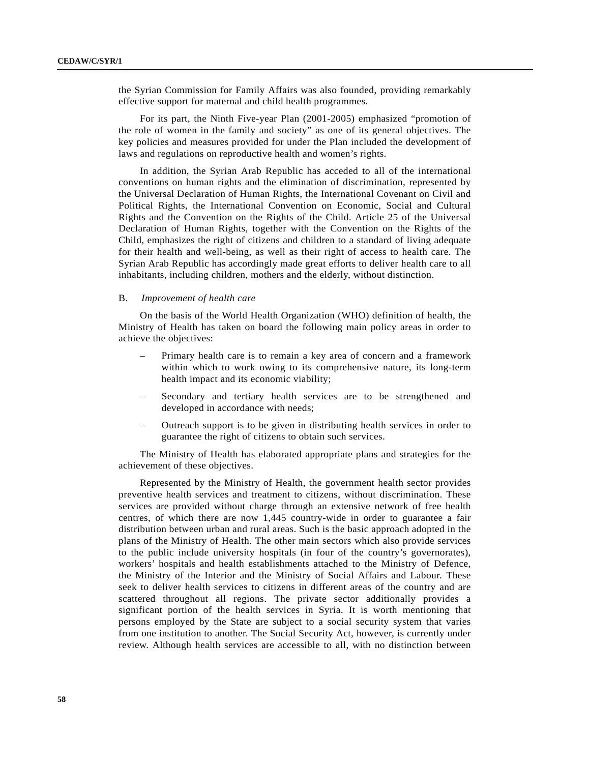the Syrian Commission for Family Affairs was also founded, providing remarkably effective support for maternal and child health programmes.

For its part, the Ninth Five-year Plan (2001-2005) emphasized “promotion of the role of women in the family and society” as one of its general objectives. The key policies and measures provided for under the Plan included the development of laws and regulations on reproductive health and women’s rights.

In addition, the Syrian Arab Republic has acceded to all of the international conventions on human rights and the elimination of discrimination, represented by the Universal Declaration of Human Rights, the International Covenant on Civil and Political Rights, the International Convention on Economic, Social and Cultural Rights and the Convention on the Rights of the Child. Article 25 of the Universal Declaration of Human Rights, together with the Convention on the Rights of the Child, emphasizes the right of citizens and children to a standard of living adequate for their health and well-being, as well as their right of access to health care. The Syrian Arab Republic has accordingly made great efforts to deliver health care to all inhabitants, including children, mothers and the elderly, without distinction.

### B. *Improvement of health care*

On the basis of the World Health Organization (WHO) definition of health, the Ministry of Health has taken on board the following main policy areas in order to achieve the objectives:

- Primary health care is to remain a key area of concern and a framework within which to work owing to its comprehensive nature, its long-term health impact and its economic viability;
- Secondary and tertiary health services are to be strengthened and developed in accordance with needs;
- Outreach support is to be given in distributing health services in order to guarantee the right of citizens to obtain such services.

The Ministry of Health has elaborated appropriate plans and strategies for the achievement of these objectives.

Represented by the Ministry of Health, the government health sector provides preventive health services and treatment to citizens, without discrimination. These services are provided without charge through an extensive network of free health centres, of which there are now 1,445 country-wide in order to guarantee a fair distribution between urban and rural areas. Such is the basic approach adopted in the plans of the Ministry of Health. The other main sectors which also provide services to the public include university hospitals (in four of the country’s governorates), workers’ hospitals and health establishments attached to the Ministry of Defence, the Ministry of the Interior and the Ministry of Social Affairs and Labour. These seek to deliver health services to citizens in different areas of the country and are scattered throughout all regions. The private sector additionally provides a significant portion of the health services in Syria. It is worth mentioning that persons employed by the State are subject to a social security system that varies from one institution to another. The Social Security Act, however, is currently under review. Although health services are accessible to all, with no distinction between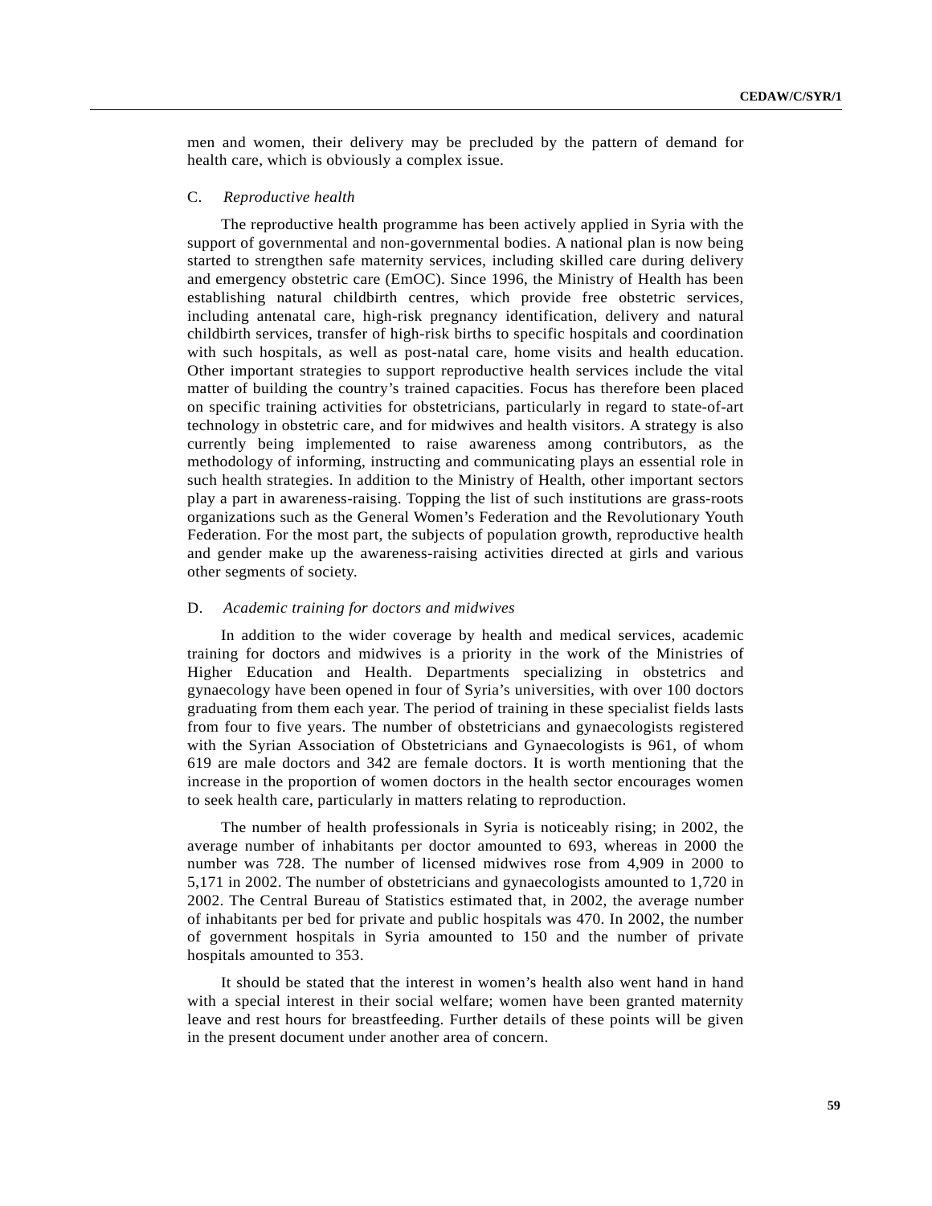men and women, their delivery may be precluded by the pattern of demand for health care, which is obviously a complex issue.

### C. *Reproductive health*

The reproductive health programme has been actively applied in Syria with the support of governmental and non-governmental bodies. A national plan is now being started to strengthen safe maternity services, including skilled care during delivery and emergency obstetric care (EmOC). Since 1996, the Ministry of Health has been establishing natural childbirth centres, which provide free obstetric services, including antenatal care, high-risk pregnancy identification, delivery and natural childbirth services, transfer of high-risk births to specific hospitals and coordination with such hospitals, as well as post-natal care, home visits and health education. Other important strategies to support reproductive health services include the vital matter of building the country's trained capacities. Focus has therefore been placed on specific training activities for obstetricians, particularly in regard to state-of-art technology in obstetric care, and for midwives and health visitors. A strategy is also currently being implemented to raise awareness among contributors, as the methodology of informing, instructing and communicating plays an essential role in such health strategies. In addition to the Ministry of Health, other important sectors play a part in awareness-raising. Topping the list of such institutions are grass-roots organizations such as the General Women's Federation and the Revolutionary Youth Federation. For the most part, the subjects of population growth, reproductive health and gender make up the awareness-raising activities directed at girls and various other segments of society.

### D. *Academic training for doctors and midwives*

In addition to the wider coverage by health and medical services, academic training for doctors and midwives is a priority in the work of the Ministries of Higher Education and Health. Departments specializing in obstetrics and gynaecology have been opened in four of Syria's universities, with over 100 doctors graduating from them each year. The period of training in these specialist fields lasts from four to five years. The number of obstetricians and gynaecologists registered with the Syrian Association of Obstetricians and Gynaecologists is 961, of whom 619 are male doctors and 342 are female doctors. It is worth mentioning that the increase in the proportion of women doctors in the health sector encourages women to seek health care, particularly in matters relating to reproduction.

The number of health professionals in Syria is noticeably rising; in 2002, the average number of inhabitants per doctor amounted to 693, whereas in 2000 the number was 728. The number of licensed midwives rose from 4,909 in 2000 to 5,171 in 2002. The number of obstetricians and gynaecologists amounted to 1,720 in 2002. The Central Bureau of Statistics estimated that, in 2002, the average number of inhabitants per bed for private and public hospitals was 470. In 2002, the number of government hospitals in Syria amounted to 150 and the number of private hospitals amounted to 353.

It should be stated that the interest in women's health also went hand in hand with a special interest in their social welfare; women have been granted maternity leave and rest hours for breastfeeding. Further details of these points will be given in the present document under another area of concern.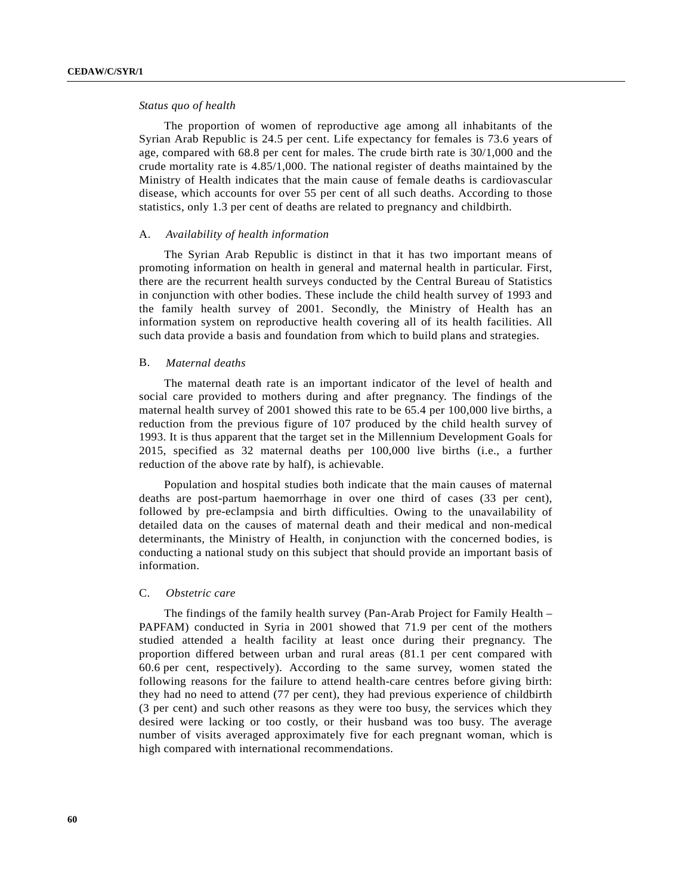*Status quo of health*

The proportion of women of reproductive age among all inhabitants of the Syrian Arab Republic is 24.5 per cent. Life expectancy for females is 73.6 years of age, compared with 68.8 per cent for males. The crude birth rate is 30/1,000 and the crude mortality rate is 4.85/1,000. The national register of deaths maintained by the Ministry of Health indicates that the main cause of female deaths is cardiovascular disease, which accounts for over 55 per cent of all such deaths. According to those statistics, only 1.3 per cent of deaths are related to pregnancy and childbirth.

### A. *Availability of health information*

The Syrian Arab Republic is distinct in that it has two important means of promoting information on health in general and maternal health in particular. First, there are the recurrent health surveys conducted by the Central Bureau of Statistics in conjunction with other bodies. These include the child health survey of 1993 and the family health survey of 2001. Secondly, the Ministry of Health has an information system on reproductive health covering all of its health facilities. All such data provide a basis and foundation from which to build plans and strategies.

### B. *Maternal deaths*

The maternal death rate is an important indicator of the level of health and social care provided to mothers during and after pregnancy. The findings of the maternal health survey of 2001 showed this rate to be 65.4 per 100,000 live births, a reduction from the previous figure of 107 produced by the child health survey of 1993. It is thus apparent that the target set in the Millennium Development Goals for 2015, specified as 32 maternal deaths per 100,000 live births (i.e., a further reduction of the above rate by half), is achievable.

Population and hospital studies both indicate that the main causes of maternal deaths are post-partum haemorrhage in over one third of cases (33 per cent), followed by pre-eclampsia and birth difficulties. Owing to the unavailability of detailed data on the causes of maternal death and their medical and non-medical determinants, the Ministry of Health, in conjunction with the concerned bodies, is conducting a national study on this subject that should provide an important basis of information.

### C. *Obstetric care*

The findings of the family health survey (Pan-Arab Project for Family Health – PAPFAM) conducted in Syria in 2001 showed that 71.9 per cent of the mothers studied attended a health facility at least once during their pregnancy. The proportion differed between urban and rural areas (81.1 per cent compared with 60.6 per cent, respectively). According to the same survey, women stated the following reasons for the failure to attend health-care centres before giving birth: they had no need to attend (77 per cent), they had previous experience of childbirth (3 per cent) and such other reasons as they were too busy, the services which they desired were lacking or too costly, or their husband was too busy. The average number of visits averaged approximately five for each pregnant woman, which is high compared with international recommendations.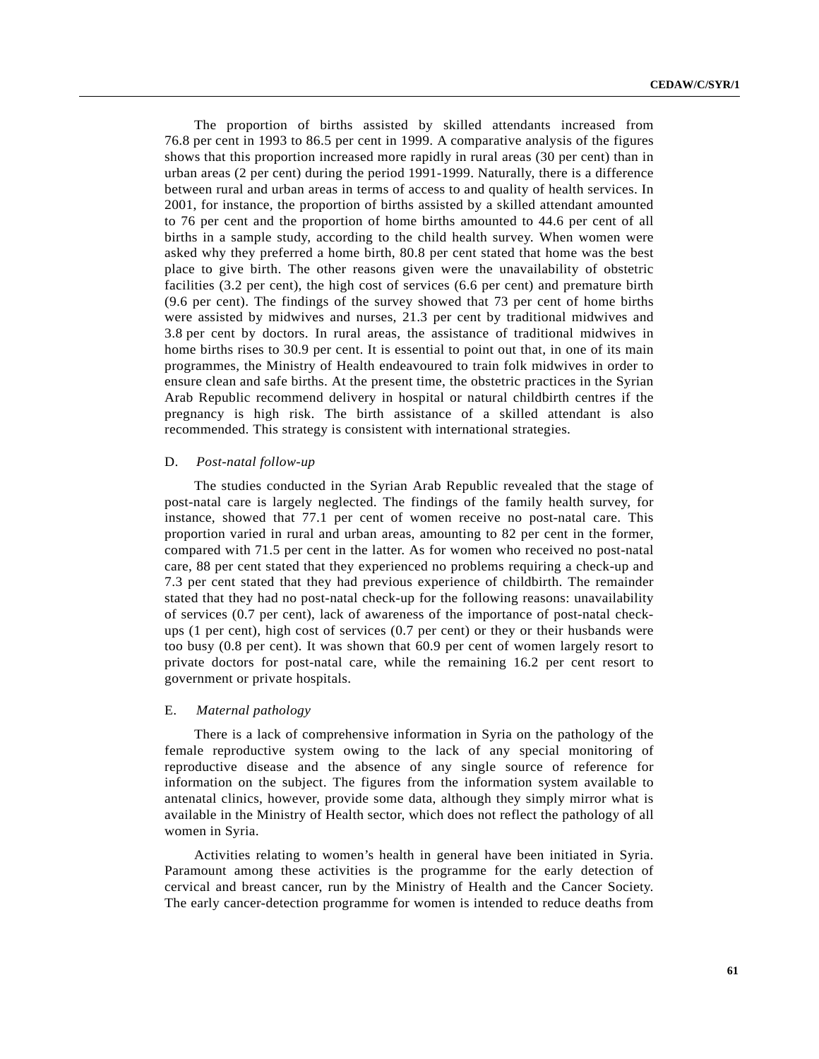The proportion of births assisted by skilled attendants increased from 76.8 per cent in 1993 to 86.5 per cent in 1999. A comparative analysis of the figures shows that this proportion increased more rapidly in rural areas (30 per cent) than in urban areas (2 per cent) during the period 1991-1999. Naturally, there is a difference between rural and urban areas in terms of access to and quality of health services. In 2001, for instance, the proportion of births assisted by a skilled attendant amounted to 76 per cent and the proportion of home births amounted to 44.6 per cent of all births in a sample study, according to the child health survey. When women were asked why they preferred a home birth, 80.8 per cent stated that home was the best place to give birth. The other reasons given were the unavailability of obstetric facilities (3.2 per cent), the high cost of services (6.6 per cent) and premature birth (9.6 per cent). The findings of the survey showed that 73 per cent of home births were assisted by midwives and nurses, 21.3 per cent by traditional midwives and 3.8 per cent by doctors. In rural areas, the assistance of traditional midwives in home births rises to 30.9 per cent. It is essential to point out that, in one of its main programmes, the Ministry of Health endeavoured to train folk midwives in order to ensure clean and safe births. At the present time, the obstetric practices in the Syrian Arab Republic recommend delivery in hospital or natural childbirth centres if the pregnancy is high risk. The birth assistance of a skilled attendant is also recommended. This strategy is consistent with international strategies.

### D. *Post-natal follow-up*

The studies conducted in the Syrian Arab Republic revealed that the stage of post-natal care is largely neglected. The findings of the family health survey, for instance, showed that 77.1 per cent of women receive no post-natal care. This proportion varied in rural and urban areas, amounting to 82 per cent in the former, compared with 71.5 per cent in the latter. As for women who received no post-natal care, 88 per cent stated that they experienced no problems requiring a check-up and 7.3 per cent stated that they had previous experience of childbirth. The remainder stated that they had no post-natal check-up for the following reasons: unavailability of services (0.7 per cent), lack of awareness of the importance of post-natal check-ups (1 per cent), high cost of services (0.7 per cent) or they or their husbands were too busy (0.8 per cent). It was shown that 60.9 per cent of women largely resort to private doctors for post-natal care, while the remaining 16.2 per cent resort to government or private hospitals.

### E. *Maternal pathology*

There is a lack of comprehensive information in Syria on the pathology of the female reproductive system owing to the lack of any special monitoring of reproductive disease and the absence of any single source of reference for information on the subject. The figures from the information system available to antenatal clinics, however, provide some data, although they simply mirror what is available in the Ministry of Health sector, which does not reflect the pathology of all women in Syria.

Activities relating to women's health in general have been initiated in Syria. Paramount among these activities is the programme for the early detection of cervical and breast cancer, run by the Ministry of Health and the Cancer Society. The early cancer-detection programme for women is intended to reduce deaths from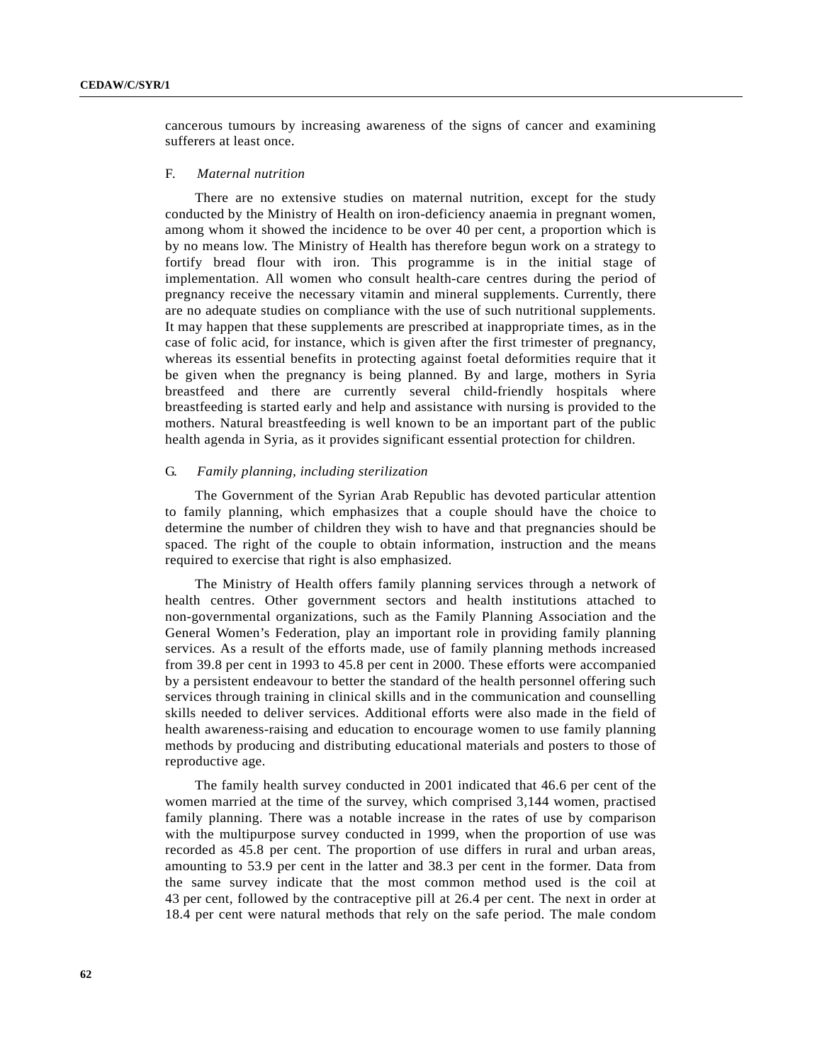cancerous tumours by increasing awareness of the signs of cancer and examining sufferers at least once.

### F. *Maternal nutrition*

There are no extensive studies on maternal nutrition, except for the study conducted by the Ministry of Health on iron-deficiency anaemia in pregnant women, among whom it showed the incidence to be over 40 per cent, a proportion which is by no means low. The Ministry of Health has therefore begun work on a strategy to fortify bread flour with iron. This programme is in the initial stage of implementation. All women who consult health-care centres during the period of pregnancy receive the necessary vitamin and mineral supplements. Currently, there are no adequate studies on compliance with the use of such nutritional supplements. It may happen that these supplements are prescribed at inappropriate times, as in the case of folic acid, for instance, which is given after the first trimester of pregnancy, whereas its essential benefits in protecting against foetal deformities require that it be given when the pregnancy is being planned. By and large, mothers in Syria breastfeed and there are currently several child-friendly hospitals where breastfeeding is started early and help and assistance with nursing is provided to the mothers. Natural breastfeeding is well known to be an important part of the public health agenda in Syria, as it provides significant essential protection for children.

### G. *Family planning, including sterilization*

The Government of the Syrian Arab Republic has devoted particular attention to family planning, which emphasizes that a couple should have the choice to determine the number of children they wish to have and that pregnancies should be spaced. The right of the couple to obtain information, instruction and the means required to exercise that right is also emphasized.

The Ministry of Health offers family planning services through a network of health centres. Other government sectors and health institutions attached to non-governmental organizations, such as the Family Planning Association and the General Women's Federation, play an important role in providing family planning services. As a result of the efforts made, use of family planning methods increased from 39.8 per cent in 1993 to 45.8 per cent in 2000. These efforts were accompanied by a persistent endeavour to better the standard of the health personnel offering such services through training in clinical skills and in the communication and counselling skills needed to deliver services. Additional efforts were also made in the field of health awareness-raising and education to encourage women to use family planning methods by producing and distributing educational materials and posters to those of reproductive age.

The family health survey conducted in 2001 indicated that 46.6 per cent of the women married at the time of the survey, which comprised 3,144 women, practised family planning. There was a notable increase in the rates of use by comparison with the multipurpose survey conducted in 1999, when the proportion of use was recorded as 45.8 per cent. The proportion of use differs in rural and urban areas, amounting to 53.9 per cent in the latter and 38.3 per cent in the former. Data from the same survey indicate that the most common method used is the coil at 43 per cent, followed by the contraceptive pill at 26.4 per cent. The next in order at 18.4 per cent were natural methods that rely on the safe period. The male condom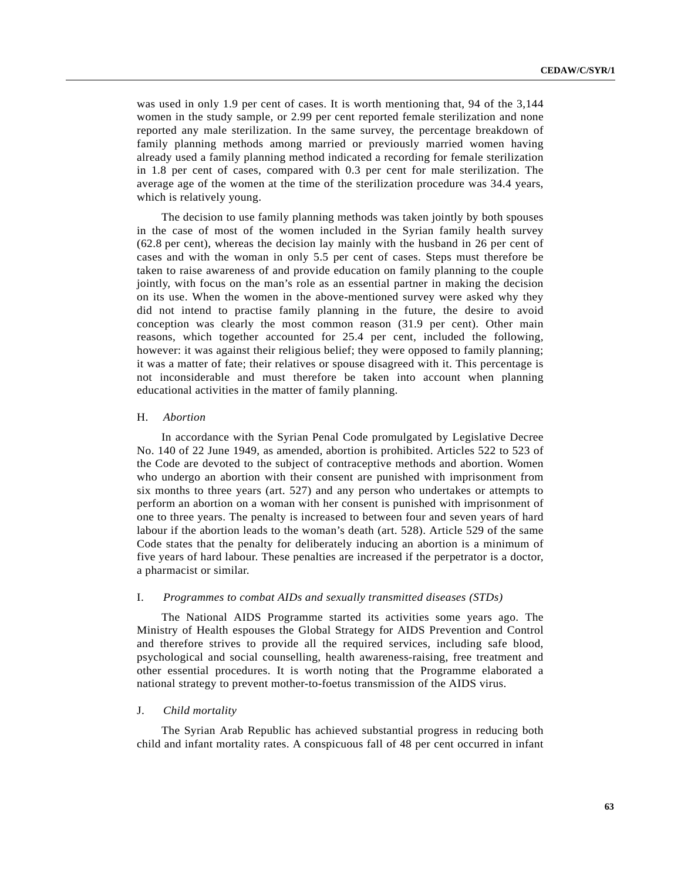was used in only 1.9 per cent of cases. It is worth mentioning that, 94 of the 3,144 women in the study sample, or 2.99 per cent reported female sterilization and none reported any male sterilization. In the same survey, the percentage breakdown of family planning methods among married or previously married women having already used a family planning method indicated a recording for female sterilization in 1.8 per cent of cases, compared with 0.3 per cent for male sterilization. The average age of the women at the time of the sterilization procedure was 34.4 years, which is relatively young.

The decision to use family planning methods was taken jointly by both spouses in the case of most of the women included in the Syrian family health survey (62.8 per cent), whereas the decision lay mainly with the husband in 26 per cent of cases and with the woman in only 5.5 per cent of cases. Steps must therefore be taken to raise awareness of and provide education on family planning to the couple jointly, with focus on the man's role as an essential partner in making the decision on its use. When the women in the above-mentioned survey were asked why they did not intend to practise family planning in the future, the desire to avoid conception was clearly the most common reason (31.9 per cent). Other main reasons, which together accounted for 25.4 per cent, included the following, however: it was against their religious belief; they were opposed to family planning; it was a matter of fate; their relatives or spouse disagreed with it. This percentage is not inconsiderable and must therefore be taken into account when planning educational activities in the matter of family planning.

## H. *Abortion*

In accordance with the Syrian Penal Code promulgated by Legislative Decree No. 140 of 22 June 1949, as amended, abortion is prohibited. Articles 522 to 523 of the Code are devoted to the subject of contraceptive methods and abortion. Women who undergo an abortion with their consent are punished with imprisonment from six months to three years (art. 527) and any person who undertakes or attempts to perform an abortion on a woman with her consent is punished with imprisonment of one to three years. The penalty is increased to between four and seven years of hard labour if the abortion leads to the woman's death (art. 528). Article 529 of the same Code states that the penalty for deliberately inducing an abortion is a minimum of five years of hard labour. These penalties are increased if the perpetrator is a doctor, a pharmacist or similar.

## I. *Programmes to combat AIDs and sexually transmitted diseases (STDs)*

The National AIDS Programme started its activities some years ago. The Ministry of Health espouses the Global Strategy for AIDS Prevention and Control and therefore strives to provide all the required services, including safe blood, psychological and social counselling, health awareness-raising, free treatment and other essential procedures. It is worth noting that the Programme elaborated a national strategy to prevent mother-to-foetus transmission of the AIDS virus.

## J. *Child mortality*

The Syrian Arab Republic has achieved substantial progress in reducing both child and infant mortality rates. A conspicuous fall of 48 per cent occurred in infant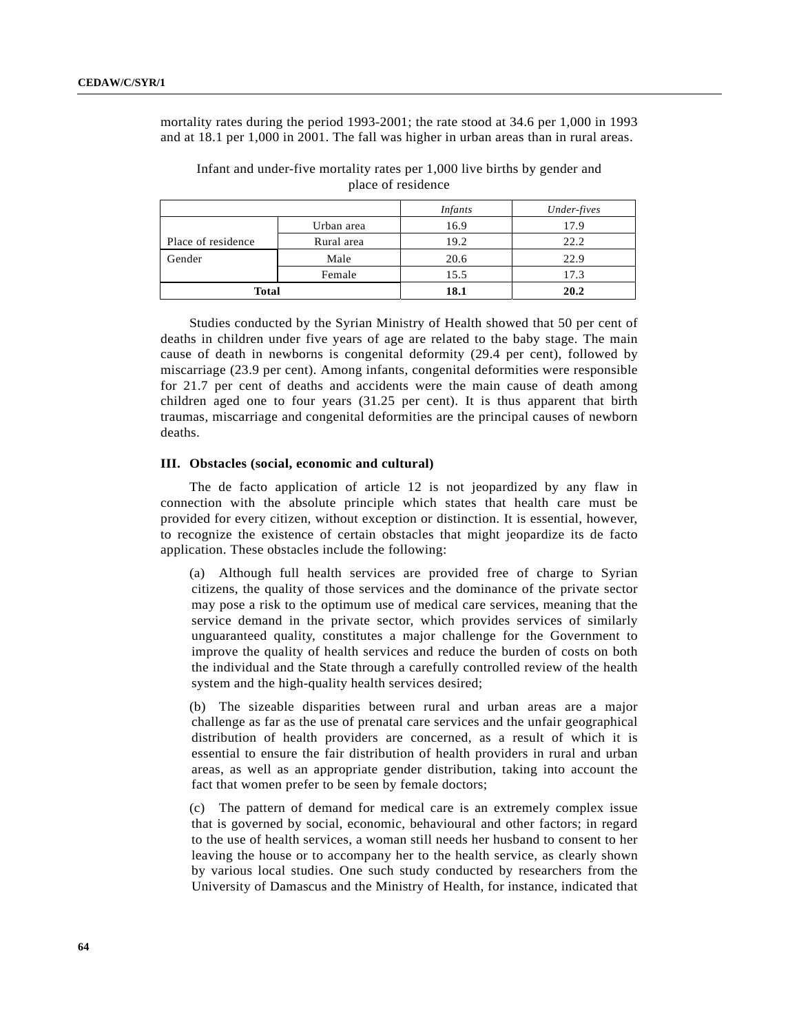mortality rates during the period 1993-2001; the rate stood at 34.6 per 1,000 in 1993 and at 18.1 per 1,000 in 2001. The fall was higher in urban areas than in rural areas.

Infant and under-five mortality rates per 1,000 live births by gender and place of residence

| | | *Infants* | *Under-fives* |
|---|---|---|---|
| Place of residence | Urban area | 16.9 | 17.9 |
| | Rural area | 19.2 | 22.2 |
| Gender | Male | 20.6 | 22.9 |
| | Female | 15.5 | 17.3 |
| **Total** | | **18.1** | **20.2** |

Studies conducted by the Syrian Ministry of Health showed that 50 per cent of deaths in children under five years of age are related to the baby stage. The main cause of death in newborns is congenital deformity (29.4 per cent), followed by miscarriage (23.9 per cent). Among infants, congenital deformities were responsible for 21.7 per cent of deaths and accidents were the main cause of death among children aged one to four years (31.25 per cent). It is thus apparent that birth traumas, miscarriage and congenital deformities are the principal causes of newborn deaths.

### III. Obstacles (social, economic and cultural)

The de facto application of article 12 is not jeopardized by any flaw in connection with the absolute principle which states that health care must be provided for every citizen, without exception or distinction. It is essential, however, to recognize the existence of certain obstacles that might jeopardize its de facto application. These obstacles include the following:

(a) Although full health services are provided free of charge to Syrian citizens, the quality of those services and the dominance of the private sector may pose a risk to the optimum use of medical care services, meaning that the service demand in the private sector, which provides services of similarly unguaranteed quality, constitutes a major challenge for the Government to improve the quality of health services and reduce the burden of costs on both the individual and the State through a carefully controlled review of the health system and the high-quality health services desired;

(b) The sizeable disparities between rural and urban areas are a major challenge as far as the use of prenatal care services and the unfair geographical distribution of health providers are concerned, as a result of which it is essential to ensure the fair distribution of health providers in rural and urban areas, as well as an appropriate gender distribution, taking into account the fact that women prefer to be seen by female doctors;

(c) The pattern of demand for medical care is an extremely complex issue that is governed by social, economic, behavioural and other factors; in regard to the use of health services, a woman still needs her husband to consent to her leaving the house or to accompany her to the health service, as clearly shown by various local studies. One such study conducted by researchers from the University of Damascus and the Ministry of Health, for instance, indicated that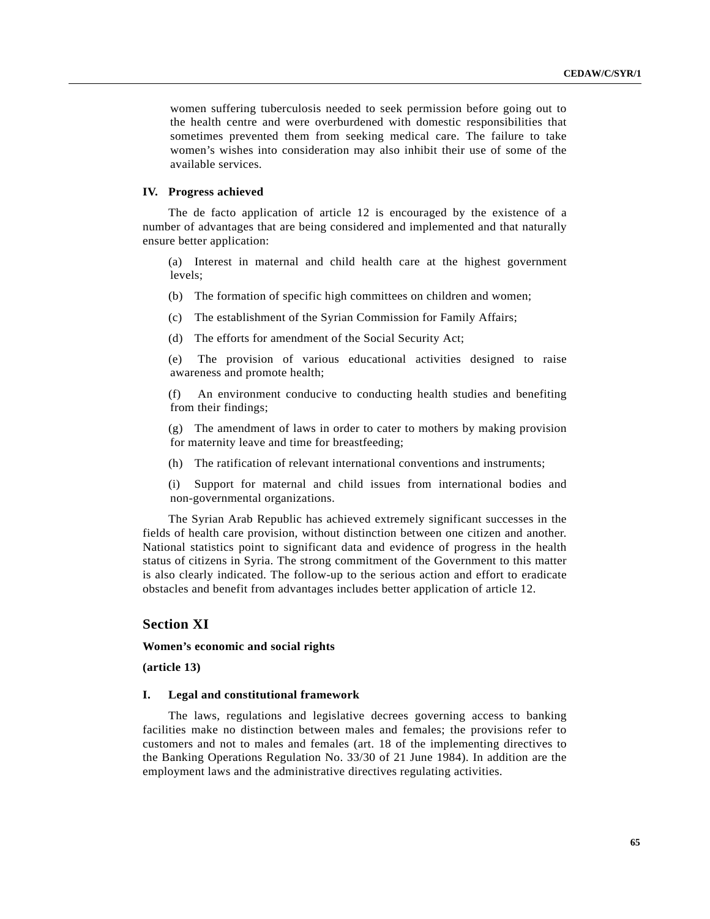women suffering tuberculosis needed to seek permission before going out to the health centre and were overburdened with domestic responsibilities that sometimes prevented them from seeking medical care. The failure to take women's wishes into consideration may also inhibit their use of some of the available services.

### IV. Progress achieved

The de facto application of article 12 is encouraged by the existence of a number of advantages that are being considered and implemented and that naturally ensure better application:

(a) Interest in maternal and child health care at the highest government levels;

(b) The formation of specific high committees on children and women;

(c) The establishment of the Syrian Commission for Family Affairs;

(d) The efforts for amendment of the Social Security Act;

(e) The provision of various educational activities designed to raise awareness and promote health;

(f) An environment conducive to conducting health studies and benefiting from their findings;

(g) The amendment of laws in order to cater to mothers by making provision for maternity leave and time for breastfeeding;

(h) The ratification of relevant international conventions and instruments;

(i) Support for maternal and child issues from international bodies and non-governmental organizations.

The Syrian Arab Republic has achieved extremely significant successes in the fields of health care provision, without distinction between one citizen and another. National statistics point to significant data and evidence of progress in the health status of citizens in Syria. The strong commitment of the Government to this matter is also clearly indicated. The follow-up to the serious action and effort to eradicate obstacles and benefit from advantages includes better application of article 12.

## Section XI

**Women's economic and social rights**

**(article 13)**

### I. Legal and constitutional framework

The laws, regulations and legislative decrees governing access to banking facilities make no distinction between males and females; the provisions refer to customers and not to males and females (art. 18 of the implementing directives to the Banking Operations Regulation No. 33/30 of 21 June 1984). In addition are the employment laws and the administrative directives regulating activities.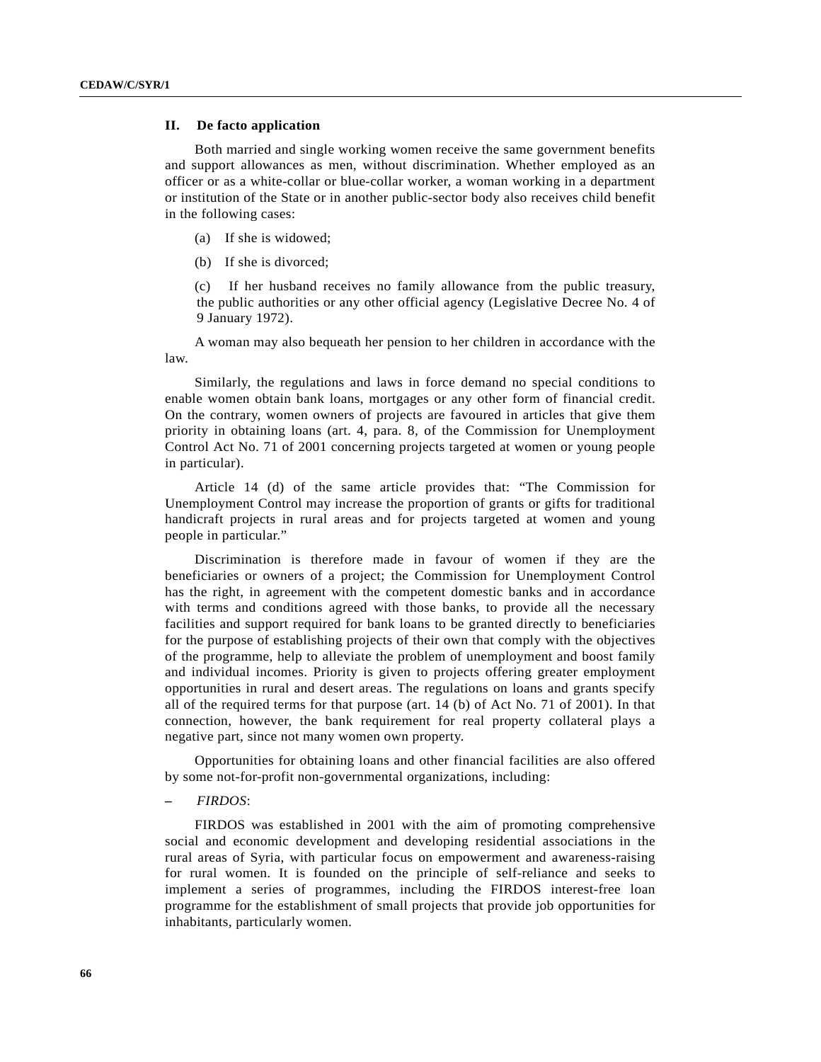## II. De facto application

Both married and single working women receive the same government benefits and support allowances as men, without discrimination. Whether employed as an officer or as a white-collar or blue-collar worker, a woman working in a department or institution of the State or in another public-sector body also receives child benefit in the following cases:

(a) If she is widowed;

(b) If she is divorced;

(c) If her husband receives no family allowance from the public treasury, the public authorities or any other official agency (Legislative Decree No. 4 of 9 January 1972).

A woman may also bequeath her pension to her children in accordance with the law.

Similarly, the regulations and laws in force demand no special conditions to enable women obtain bank loans, mortgages or any other form of financial credit. On the contrary, women owners of projects are favoured in articles that give them priority in obtaining loans (art. 4, para. 8, of the Commission for Unemployment Control Act No. 71 of 2001 concerning projects targeted at women or young people in particular).

Article 14 (d) of the same article provides that: "The Commission for Unemployment Control may increase the proportion of grants or gifts for traditional handicraft projects in rural areas and for projects targeted at women and young people in particular."

Discrimination is therefore made in favour of women if they are the beneficiaries or owners of a project; the Commission for Unemployment Control has the right, in agreement with the competent domestic banks and in accordance with terms and conditions agreed with those banks, to provide all the necessary facilities and support required for bank loans to be granted directly to beneficiaries for the purpose of establishing projects of their own that comply with the objectives of the programme, help to alleviate the problem of unemployment and boost family and individual incomes. Priority is given to projects offering greater employment opportunities in rural and desert areas. The regulations on loans and grants specify all of the required terms for that purpose (art. 14 (b) of Act No. 71 of 2001). In that connection, however, the bank requirement for real property collateral plays a negative part, since not many women own property.

Opportunities for obtaining loans and other financial facilities are also offered by some not-for-profit non-governmental organizations, including:

– *FIRDOS*:

FIRDOS was established in 2001 with the aim of promoting comprehensive social and economic development and developing residential associations in the rural areas of Syria, with particular focus on empowerment and awareness-raising for rural women. It is founded on the principle of self-reliance and seeks to implement a series of programmes, including the FIRDOS interest-free loan programme for the establishment of small projects that provide job opportunities for inhabitants, particularly women.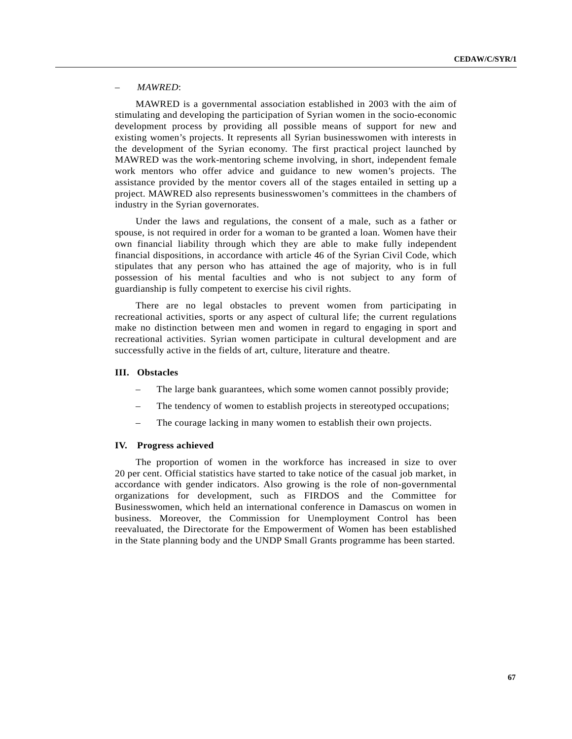– *MAWRED*:

MAWRED is a governmental association established in 2003 with the aim of stimulating and developing the participation of Syrian women in the socio-economic development process by providing all possible means of support for new and existing women's projects. It represents all Syrian businesswomen with interests in the development of the Syrian economy. The first practical project launched by MAWRED was the work-mentoring scheme involving, in short, independent female work mentors who offer advice and guidance to new women's projects. The assistance provided by the mentor covers all of the stages entailed in setting up a project. MAWRED also represents businesswomen's committees in the chambers of industry in the Syrian governorates.

Under the laws and regulations, the consent of a male, such as a father or spouse, is not required in order for a woman to be granted a loan. Women have their own financial liability through which they are able to make fully independent financial dispositions, in accordance with article 46 of the Syrian Civil Code, which stipulates that any person who has attained the age of majority, who is in full possession of his mental faculties and who is not subject to any form of guardianship is fully competent to exercise his civil rights.

There are no legal obstacles to prevent women from participating in recreational activities, sports or any aspect of cultural life; the current regulations make no distinction between men and women in regard to engaging in sport and recreational activities. Syrian women participate in cultural development and are successfully active in the fields of art, culture, literature and theatre.

### III. Obstacles

– The large bank guarantees, which some women cannot possibly provide;

– The tendency of women to establish projects in stereotyped occupations;

– The courage lacking in many women to establish their own projects.

### IV. Progress achieved

The proportion of women in the workforce has increased in size to over 20 per cent. Official statistics have started to take notice of the casual job market, in accordance with gender indicators. Also growing is the role of non-governmental organizations for development, such as FIRDOS and the Committee for Businesswomen, which held an international conference in Damascus on women in business. Moreover, the Commission for Unemployment Control has been reevaluated, the Directorate for the Empowerment of Women has been established in the State planning body and the UNDP Small Grants programme has been started.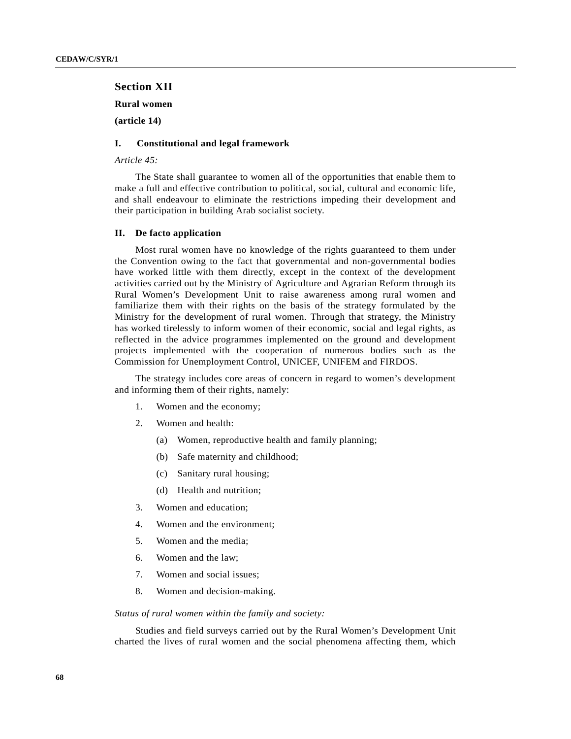## Section XII

**Rural women**

**(article 14)**

### I. Constitutional and legal framework

*Article 45:*

The State shall guarantee to women all of the opportunities that enable them to make a full and effective contribution to political, social, cultural and economic life, and shall endeavour to eliminate the restrictions impeding their development and their participation in building Arab socialist society.

### II. De facto application

Most rural women have no knowledge of the rights guaranteed to them under the Convention owing to the fact that governmental and non-governmental bodies have worked little with them directly, except in the context of the development activities carried out by the Ministry of Agriculture and Agrarian Reform through its Rural Women's Development Unit to raise awareness among rural women and familiarize them with their rights on the basis of the strategy formulated by the Ministry for the development of rural women. Through that strategy, the Ministry has worked tirelessly to inform women of their economic, social and legal rights, as reflected in the advice programmes implemented on the ground and development projects implemented with the cooperation of numerous bodies such as the Commission for Unemployment Control, UNICEF, UNIFEM and FIRDOS.

The strategy includes core areas of concern in regard to women's development and informing them of their rights, namely:

1. Women and the economy;
2. Women and health:
   (a) Women, reproductive health and family planning;
   (b) Safe maternity and childhood;
   (c) Sanitary rural housing;
   (d) Health and nutrition;
3. Women and education;
4. Women and the environment;
5. Women and the media;
6. Women and the law;
7. Women and social issues;
8. Women and decision-making.

*Status of rural women within the family and society:*

Studies and field surveys carried out by the Rural Women's Development Unit charted the lives of rural women and the social phenomena affecting them, which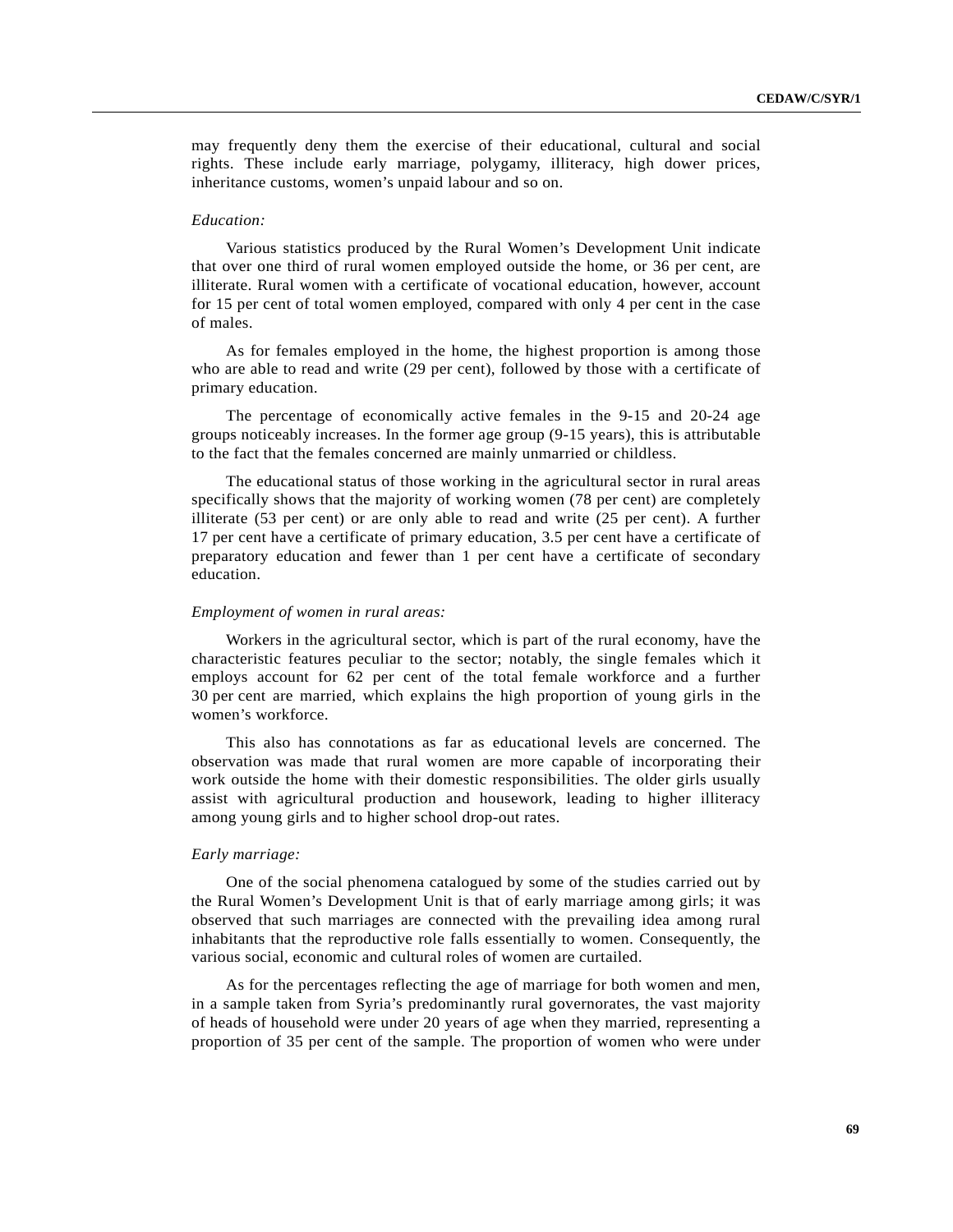may frequently deny them the exercise of their educational, cultural and social rights. These include early marriage, polygamy, illiteracy, high dower prices, inheritance customs, women's unpaid labour and so on.

*Education:*

Various statistics produced by the Rural Women's Development Unit indicate that over one third of rural women employed outside the home, or 36 per cent, are illiterate. Rural women with a certificate of vocational education, however, account for 15 per cent of total women employed, compared with only 4 per cent in the case of males.

As for females employed in the home, the highest proportion is among those who are able to read and write (29 per cent), followed by those with a certificate of primary education.

The percentage of economically active females in the 9-15 and 20-24 age groups noticeably increases. In the former age group (9-15 years), this is attributable to the fact that the females concerned are mainly unmarried or childless.

The educational status of those working in the agricultural sector in rural areas specifically shows that the majority of working women (78 per cent) are completely illiterate (53 per cent) or are only able to read and write (25 per cent). A further 17 per cent have a certificate of primary education, 3.5 per cent have a certificate of preparatory education and fewer than 1 per cent have a certificate of secondary education.

*Employment of women in rural areas:*

Workers in the agricultural sector, which is part of the rural economy, have the characteristic features peculiar to the sector; notably, the single females which it employs account for 62 per cent of the total female workforce and a further 30 per cent are married, which explains the high proportion of young girls in the women's workforce.

This also has connotations as far as educational levels are concerned. The observation was made that rural women are more capable of incorporating their work outside the home with their domestic responsibilities. The older girls usually assist with agricultural production and housework, leading to higher illiteracy among young girls and to higher school drop-out rates.

*Early marriage:*

One of the social phenomena catalogued by some of the studies carried out by the Rural Women's Development Unit is that of early marriage among girls; it was observed that such marriages are connected with the prevailing idea among rural inhabitants that the reproductive role falls essentially to women. Consequently, the various social, economic and cultural roles of women are curtailed.

As for the percentages reflecting the age of marriage for both women and men, in a sample taken from Syria's predominantly rural governorates, the vast majority of heads of household were under 20 years of age when they married, representing a proportion of 35 per cent of the sample. The proportion of women who were under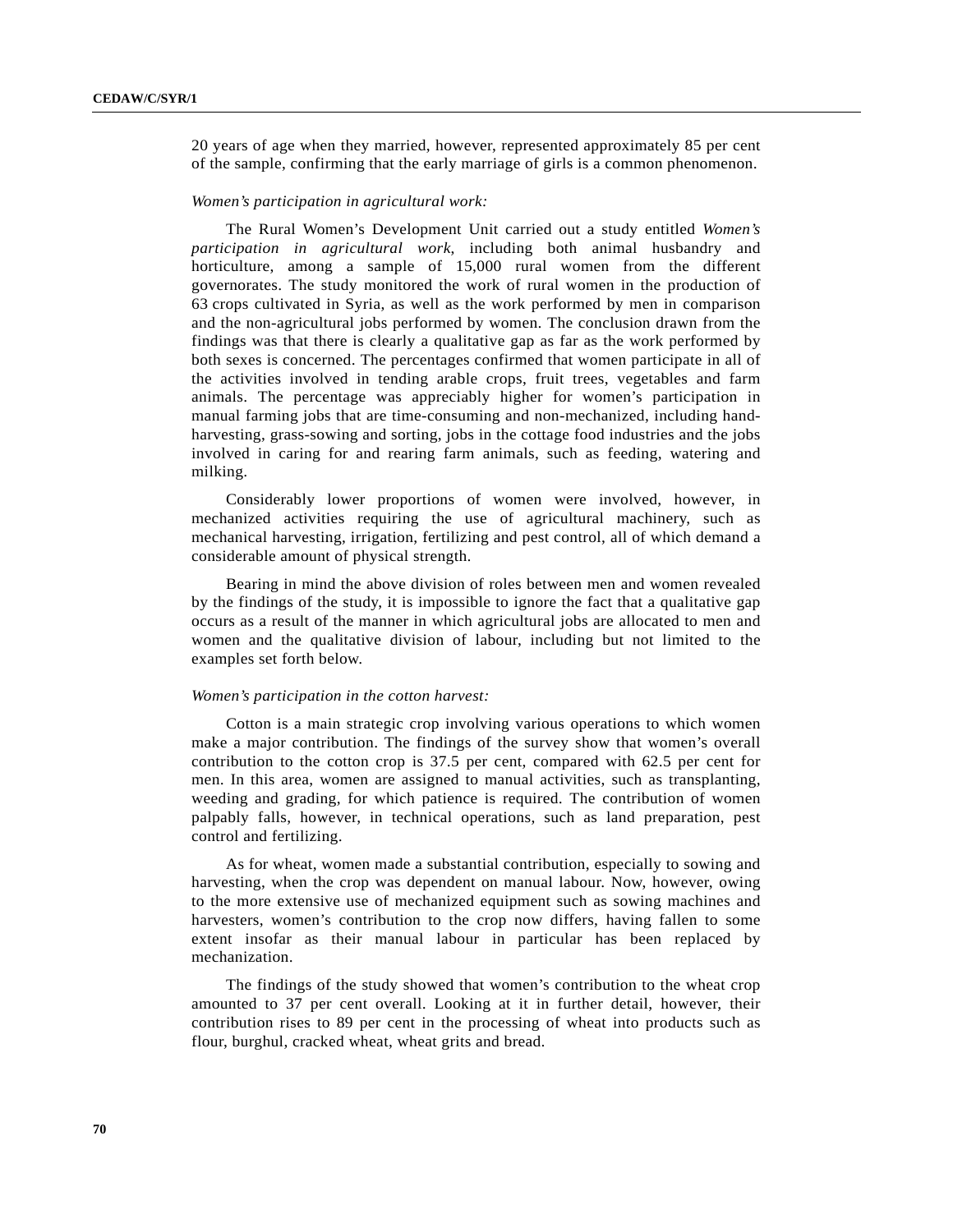20 years of age when they married, however, represented approximately 85 per cent of the sample, confirming that the early marriage of girls is a common phenomenon.

*Women's participation in agricultural work:*

The Rural Women's Development Unit carried out a study entitled *Women's participation in agricultural work*, including both animal husbandry and horticulture, among a sample of 15,000 rural women from the different governorates. The study monitored the work of rural women in the production of 63 crops cultivated in Syria, as well as the work performed by men in comparison and the non-agricultural jobs performed by women. The conclusion drawn from the findings was that there is clearly a qualitative gap as far as the work performed by both sexes is concerned. The percentages confirmed that women participate in all of the activities involved in tending arable crops, fruit trees, vegetables and farm animals. The percentage was appreciably higher for women's participation in manual farming jobs that are time-consuming and non-mechanized, including hand-harvesting, grass-sowing and sorting, jobs in the cottage food industries and the jobs involved in caring for and rearing farm animals, such as feeding, watering and milking.

Considerably lower proportions of women were involved, however, in mechanized activities requiring the use of agricultural machinery, such as mechanical harvesting, irrigation, fertilizing and pest control, all of which demand a considerable amount of physical strength.

Bearing in mind the above division of roles between men and women revealed by the findings of the study, it is impossible to ignore the fact that a qualitative gap occurs as a result of the manner in which agricultural jobs are allocated to men and women and the qualitative division of labour, including but not limited to the examples set forth below.

*Women's participation in the cotton harvest:*

Cotton is a main strategic crop involving various operations to which women make a major contribution. The findings of the survey show that women's overall contribution to the cotton crop is 37.5 per cent, compared with 62.5 per cent for men. In this area, women are assigned to manual activities, such as transplanting, weeding and grading, for which patience is required. The contribution of women palpably falls, however, in technical operations, such as land preparation, pest control and fertilizing.

As for wheat, women made a substantial contribution, especially to sowing and harvesting, when the crop was dependent on manual labour. Now, however, owing to the more extensive use of mechanized equipment such as sowing machines and harvesters, women's contribution to the crop now differs, having fallen to some extent insofar as their manual labour in particular has been replaced by mechanization.

The findings of the study showed that women's contribution to the wheat crop amounted to 37 per cent overall. Looking at it in further detail, however, their contribution rises to 89 per cent in the processing of wheat into products such as flour, burghul, cracked wheat, wheat grits and bread.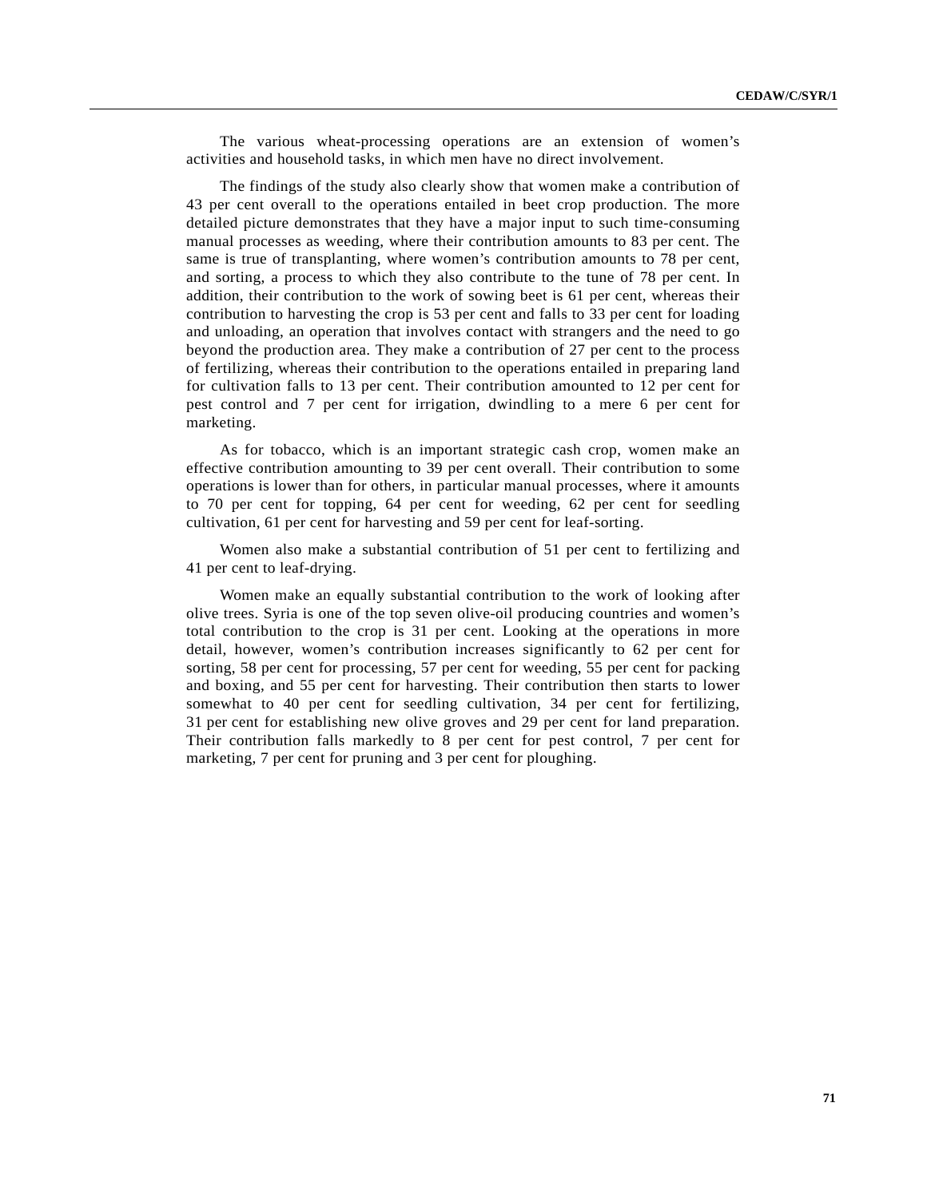The various wheat-processing operations are an extension of women's activities and household tasks, in which men have no direct involvement.

The findings of the study also clearly show that women make a contribution of 43 per cent overall to the operations entailed in beet crop production. The more detailed picture demonstrates that they have a major input to such time-consuming manual processes as weeding, where their contribution amounts to 83 per cent. The same is true of transplanting, where women's contribution amounts to 78 per cent, and sorting, a process to which they also contribute to the tune of 78 per cent. In addition, their contribution to the work of sowing beet is 61 per cent, whereas their contribution to harvesting the crop is 53 per cent and falls to 33 per cent for loading and unloading, an operation that involves contact with strangers and the need to go beyond the production area. They make a contribution of 27 per cent to the process of fertilizing, whereas their contribution to the operations entailed in preparing land for cultivation falls to 13 per cent. Their contribution amounted to 12 per cent for pest control and 7 per cent for irrigation, dwindling to a mere 6 per cent for marketing.

As for tobacco, which is an important strategic cash crop, women make an effective contribution amounting to 39 per cent overall. Their contribution to some operations is lower than for others, in particular manual processes, where it amounts to 70 per cent for topping, 64 per cent for weeding, 62 per cent for seedling cultivation, 61 per cent for harvesting and 59 per cent for leaf-sorting.

Women also make a substantial contribution of 51 per cent to fertilizing and 41 per cent to leaf-drying.

Women make an equally substantial contribution to the work of looking after olive trees. Syria is one of the top seven olive-oil producing countries and women's total contribution to the crop is 31 per cent. Looking at the operations in more detail, however, women's contribution increases significantly to 62 per cent for sorting, 58 per cent for processing, 57 per cent for weeding, 55 per cent for packing and boxing, and 55 per cent for harvesting. Their contribution then starts to lower somewhat to 40 per cent for seedling cultivation, 34 per cent for fertilizing, 31 per cent for establishing new olive groves and 29 per cent for land preparation. Their contribution falls markedly to 8 per cent for pest control, 7 per cent for marketing, 7 per cent for pruning and 3 per cent for ploughing.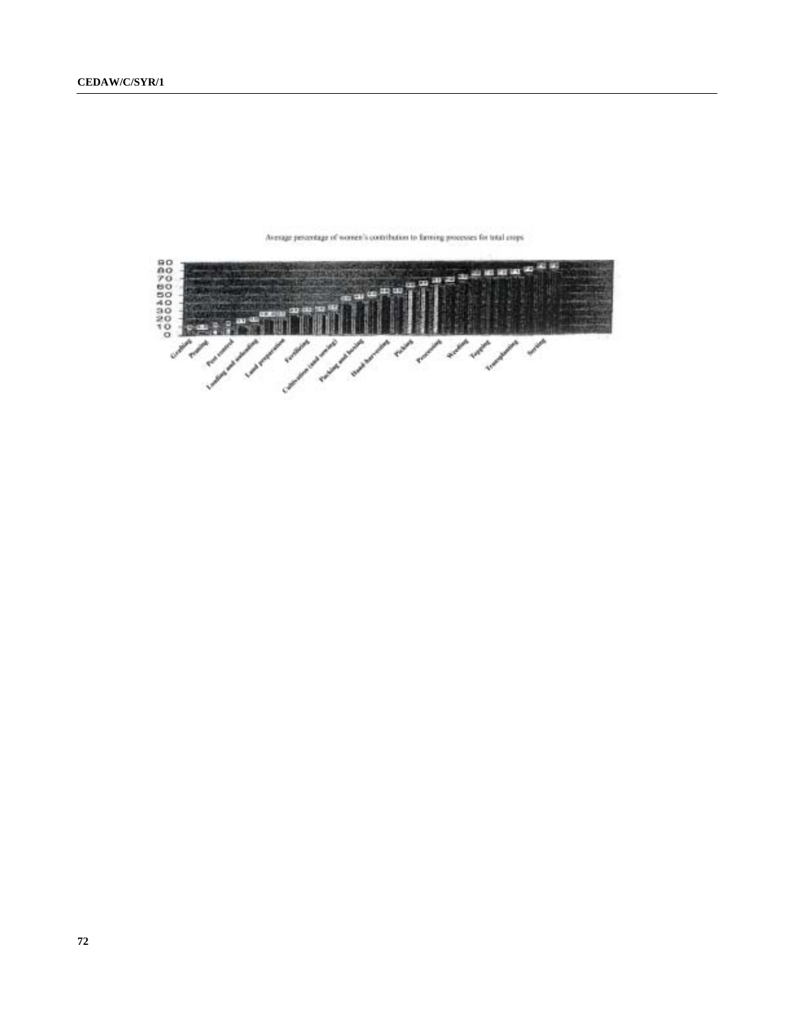Average percentage of women's contribution to farming processes for total crops

90
80
70
60
50
40
30
20
10
0

Grafting
Pruning
Pest control
Loading and unloading
Land preparation
Fertilizing
Cultivation (and sowing)
Packing and boxing
Hand-harvesting
Picking
Processing
Weeding
Topping
Transplanting
Sorting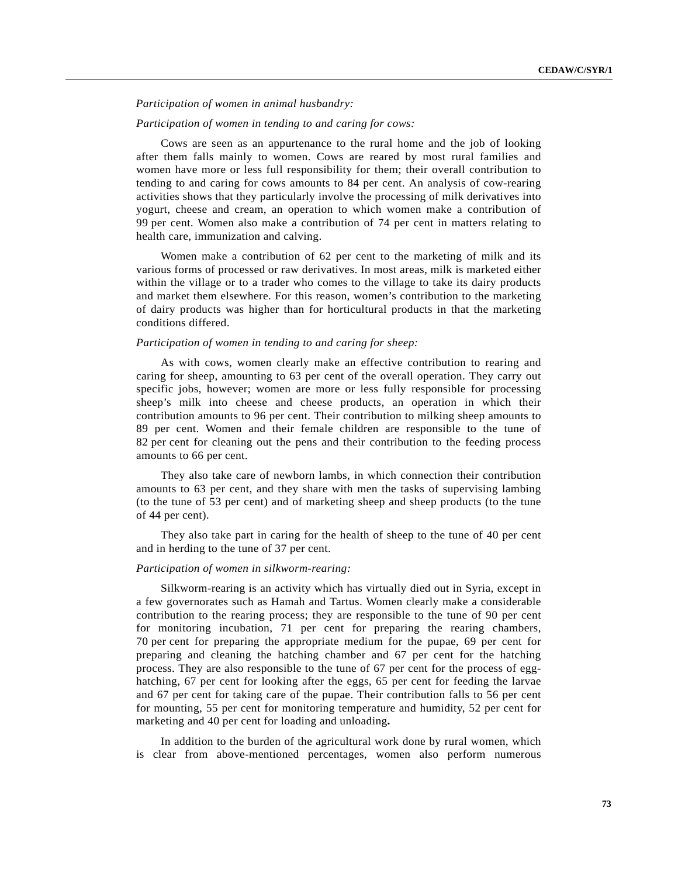*Participation of women in animal husbandry:*

*Participation of women in tending to and caring for cows:*

Cows are seen as an appurtenance to the rural home and the job of looking after them falls mainly to women. Cows are reared by most rural families and women have more or less full responsibility for them; their overall contribution to tending to and caring for cows amounts to 84 per cent. An analysis of cow-rearing activities shows that they particularly involve the processing of milk derivatives into yogurt, cheese and cream, an operation to which women make a contribution of 99 per cent. Women also make a contribution of 74 per cent in matters relating to health care, immunization and calving.

Women make a contribution of 62 per cent to the marketing of milk and its various forms of processed or raw derivatives. In most areas, milk is marketed either within the village or to a trader who comes to the village to take its dairy products and market them elsewhere. For this reason, women's contribution to the marketing of dairy products was higher than for horticultural products in that the marketing conditions differed.

*Participation of women in tending to and caring for sheep:*

As with cows, women clearly make an effective contribution to rearing and caring for sheep, amounting to 63 per cent of the overall operation. They carry out specific jobs, however; women are more or less fully responsible for processing sheep's milk into cheese and cheese products, an operation in which their contribution amounts to 96 per cent. Their contribution to milking sheep amounts to 89 per cent. Women and their female children are responsible to the tune of 82 per cent for cleaning out the pens and their contribution to the feeding process amounts to 66 per cent.

They also take care of newborn lambs, in which connection their contribution amounts to 63 per cent, and they share with men the tasks of supervising lambing (to the tune of 53 per cent) and of marketing sheep and sheep products (to the tune of 44 per cent).

They also take part in caring for the health of sheep to the tune of 40 per cent and in herding to the tune of 37 per cent.

*Participation of women in silkworm-rearing:*

Silkworm-rearing is an activity which has virtually died out in Syria, except in a few governorates such as Hamah and Tartus. Women clearly make a considerable contribution to the rearing process; they are responsible to the tune of 90 per cent for monitoring incubation, 71 per cent for preparing the rearing chambers, 70 per cent for preparing the appropriate medium for the pupae, 69 per cent for preparing and cleaning the hatching chamber and 67 per cent for the hatching process. They are also responsible to the tune of 67 per cent for the process of egg-hatching, 67 per cent for looking after the eggs, 65 per cent for feeding the larvae and 67 per cent for taking care of the pupae. Their contribution falls to 56 per cent for mounting, 55 per cent for monitoring temperature and humidity, 52 per cent for marketing and 40 per cent for loading and unloading**.**

In addition to the burden of the agricultural work done by rural women, which is clear from above-mentioned percentages, women also perform numerous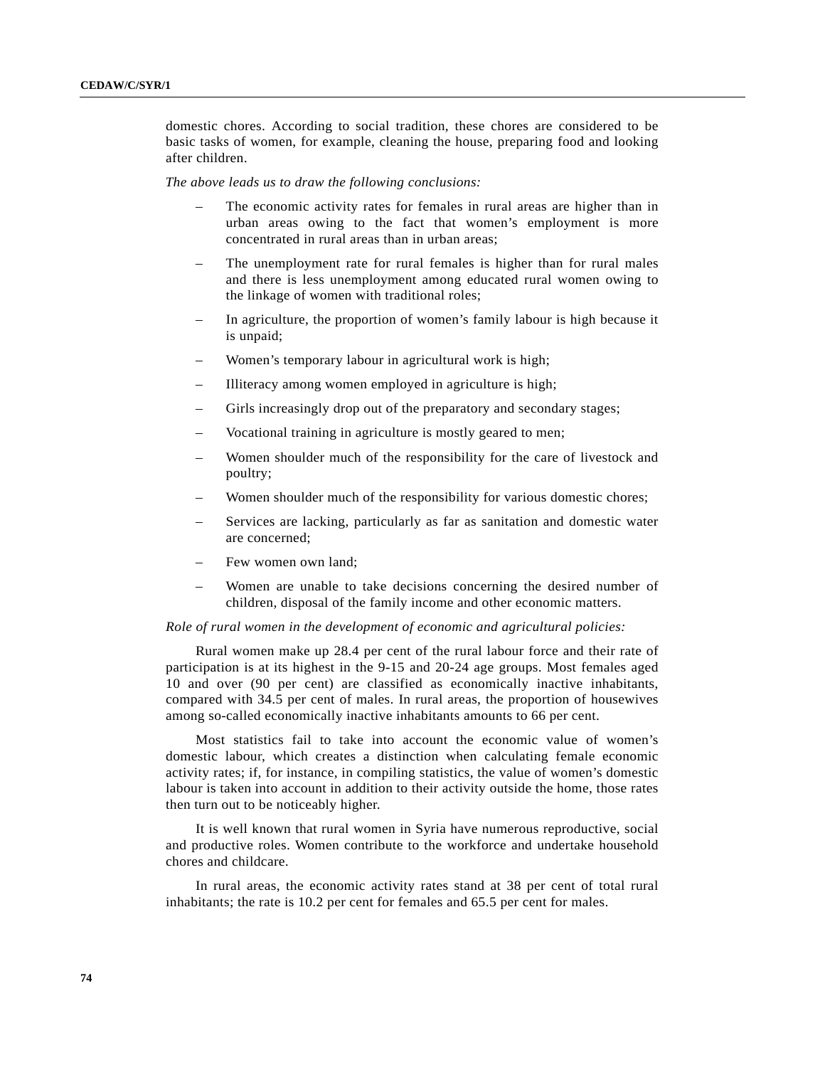domestic chores. According to social tradition, these chores are considered to be basic tasks of women, for example, cleaning the house, preparing food and looking after children.

*The above leads us to draw the following conclusions:*

- The economic activity rates for females in rural areas are higher than in urban areas owing to the fact that women's employment is more concentrated in rural areas than in urban areas;
- The unemployment rate for rural females is higher than for rural males and there is less unemployment among educated rural women owing to the linkage of women with traditional roles;
- In agriculture, the proportion of women's family labour is high because it is unpaid;
- Women's temporary labour in agricultural work is high;
- Illiteracy among women employed in agriculture is high;
- Girls increasingly drop out of the preparatory and secondary stages;
- Vocational training in agriculture is mostly geared to men;
- Women shoulder much of the responsibility for the care of livestock and poultry;
- Women shoulder much of the responsibility for various domestic chores;
- Services are lacking, particularly as far as sanitation and domestic water are concerned;
- Few women own land;
- Women are unable to take decisions concerning the desired number of children, disposal of the family income and other economic matters.

*Role of rural women in the development of economic and agricultural policies:*

Rural women make up 28.4 per cent of the rural labour force and their rate of participation is at its highest in the 9-15 and 20-24 age groups. Most females aged 10 and over (90 per cent) are classified as economically inactive inhabitants, compared with 34.5 per cent of males. In rural areas, the proportion of housewives among so-called economically inactive inhabitants amounts to 66 per cent.

Most statistics fail to take into account the economic value of women's domestic labour, which creates a distinction when calculating female economic activity rates; if, for instance, in compiling statistics, the value of women's domestic labour is taken into account in addition to their activity outside the home, those rates then turn out to be noticeably higher.

It is well known that rural women in Syria have numerous reproductive, social and productive roles. Women contribute to the workforce and undertake household chores and childcare.

In rural areas, the economic activity rates stand at 38 per cent of total rural inhabitants; the rate is 10.2 per cent for females and 65.5 per cent for males.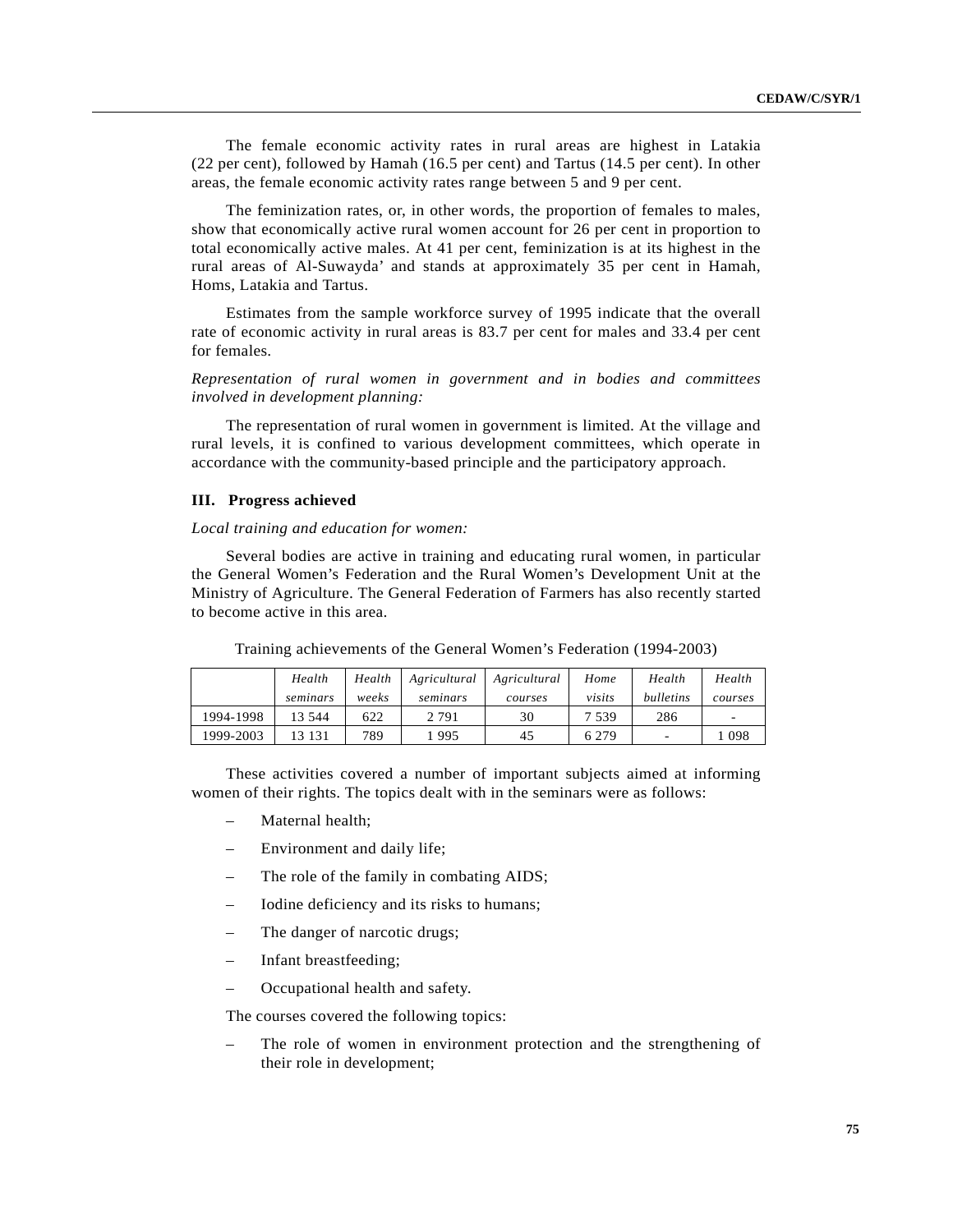The female economic activity rates in rural areas are highest in Latakia (22 per cent), followed by Hamah (16.5 per cent) and Tartus (14.5 per cent). In other areas, the female economic activity rates range between 5 and 9 per cent.

The feminization rates, or, in other words, the proportion of females to males, show that economically active rural women account for 26 per cent in proportion to total economically active males. At 41 per cent, feminization is at its highest in the rural areas of Al-Suwayda' and stands at approximately 35 per cent in Hamah, Homs, Latakia and Tartus.

Estimates from the sample workforce survey of 1995 indicate that the overall rate of economic activity in rural areas is 83.7 per cent for males and 33.4 per cent for females.

*Representation of rural women in government and in bodies and committees involved in development planning:*

The representation of rural women in government is limited. At the village and rural levels, it is confined to various development committees, which operate in accordance with the community-based principle and the participatory approach.

### III. Progress achieved

*Local training and education for women:*

Several bodies are active in training and educating rural women, in particular the General Women's Federation and the Rural Women's Development Unit at the Ministry of Agriculture. The General Federation of Farmers has also recently started to become active in this area.

Training achievements of the General Women's Federation (1994-2003)

| | *Health seminars* | *Health weeks* | *Agricultural seminars* | *Agricultural courses* | *Home visits* | *Health bulletins* | *Health courses* |
|---|---|---|---|---|---|---|---|
| 1994-1998 | 13 544 | 622 | 2 791 | 30 | 7 539 | 286 | - |
| 1999-2003 | 13 131 | 789 | 1 995 | 45 | 6 279 | - | 1 098 |

These activities covered a number of important subjects aimed at informing women of their rights. The topics dealt with in the seminars were as follows:

- Maternal health;
- Environment and daily life;
- The role of the family in combating AIDS;
- Iodine deficiency and its risks to humans;
- The danger of narcotic drugs;
- Infant breastfeeding;
- Occupational health and safety.

The courses covered the following topics:

- The role of women in environment protection and the strengthening of their role in development;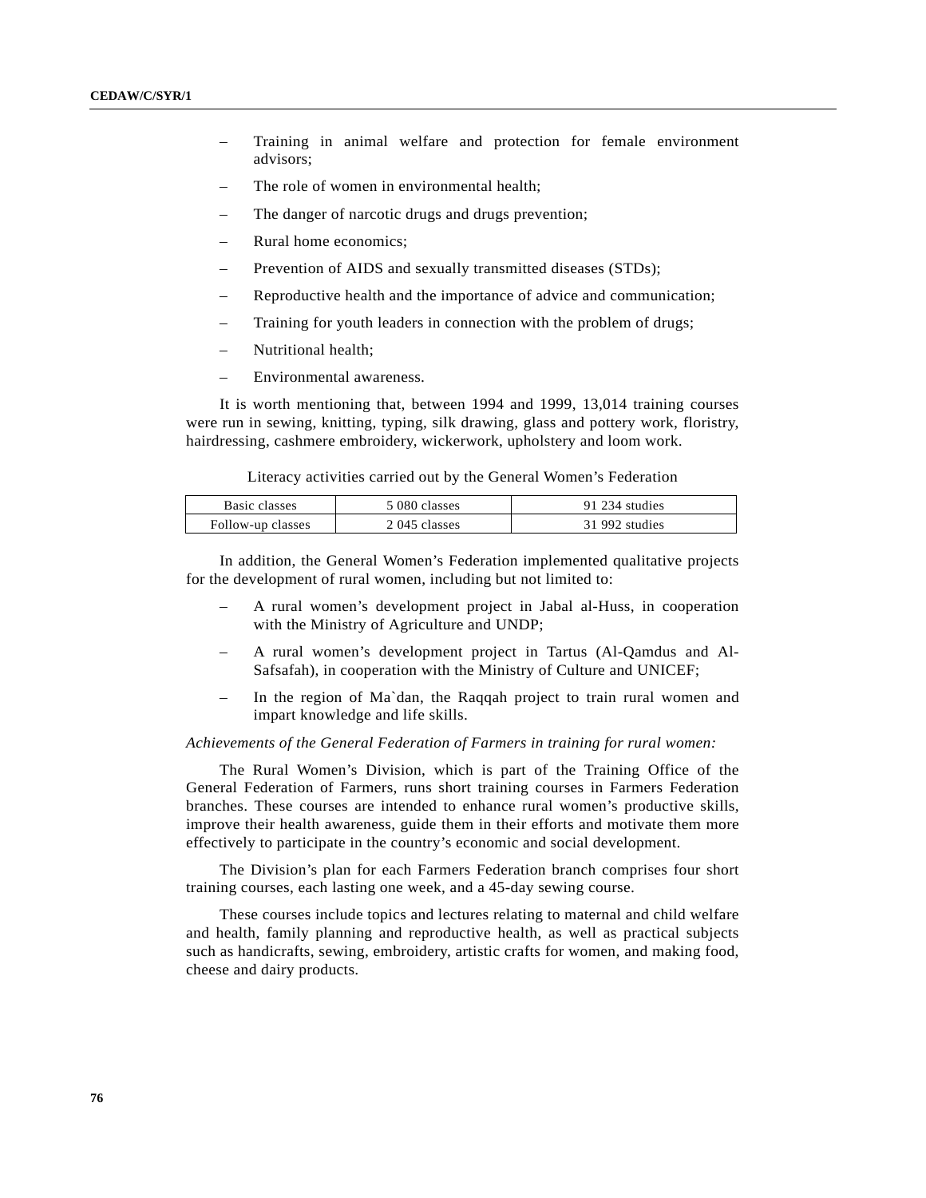- Training in animal welfare and protection for female environment advisors;
- The role of women in environmental health;
- The danger of narcotic drugs and drugs prevention;
- Rural home economics;
- Prevention of AIDS and sexually transmitted diseases (STDs);
- Reproductive health and the importance of advice and communication;
- Training for youth leaders in connection with the problem of drugs;
- Nutritional health;
- Environmental awareness.

It is worth mentioning that, between 1994 and 1999, 13,014 training courses were run in sewing, knitting, typing, silk drawing, glass and pottery work, floristry, hairdressing, cashmere embroidery, wickerwork, upholstery and loom work.

Literacy activities carried out by the General Women's Federation

| | | |
|---|---|---|
| Basic classes | 5 080 classes | 91 234 studies |
| Follow-up classes | 2 045 classes | 31 992 studies |

In addition, the General Women's Federation implemented qualitative projects for the development of rural women, including but not limited to:

- A rural women's development project in Jabal al-Huss, in cooperation with the Ministry of Agriculture and UNDP;
- A rural women's development project in Tartus (Al-Qamdus and Al-Safsafah), in cooperation with the Ministry of Culture and UNICEF;
- In the region of Ma`dan, the Raqqah project to train rural women and impart knowledge and life skills.

*Achievements of the General Federation of Farmers in training for rural women:*

The Rural Women's Division, which is part of the Training Office of the General Federation of Farmers, runs short training courses in Farmers Federation branches. These courses are intended to enhance rural women's productive skills, improve their health awareness, guide them in their efforts and motivate them more effectively to participate in the country's economic and social development.

The Division's plan for each Farmers Federation branch comprises four short training courses, each lasting one week, and a 45-day sewing course.

These courses include topics and lectures relating to maternal and child welfare and health, family planning and reproductive health, as well as practical subjects such as handicrafts, sewing, embroidery, artistic crafts for women, and making food, cheese and dairy products.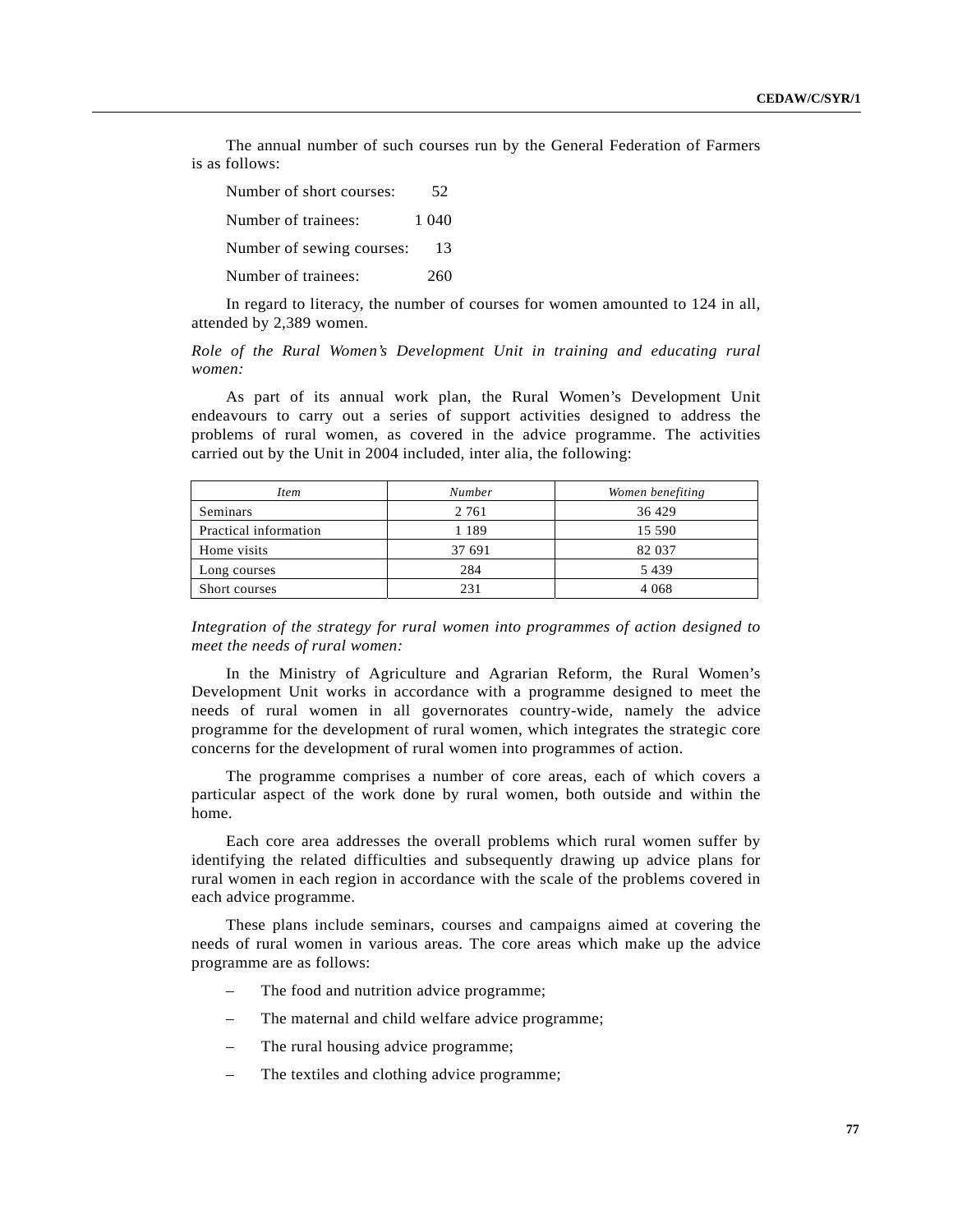The annual number of such courses run by the General Federation of Farmers is as follows:

| | |
|---|---|
| Number of short courses: | 52 |
| Number of trainees: | 1 040 |
| Number of sewing courses: | 13 |
| Number of trainees: | 260 |

In regard to literacy, the number of courses for women amounted to 124 in all, attended by 2,389 women.

*Role of the Rural Women's Development Unit in training and educating rural women:*

As part of its annual work plan, the Rural Women's Development Unit endeavours to carry out a series of support activities designed to address the problems of rural women, as covered in the advice programme. The activities carried out by the Unit in 2004 included, inter alia, the following:

| *Item* | *Number* | *Women benefiting* |
|---|---|---|
| Seminars | 2 761 | 36 429 |
| Practical information | 1 189 | 15 590 |
| Home visits | 37 691 | 82 037 |
| Long courses | 284 | 5 439 |
| Short courses | 231 | 4 068 |

*Integration of the strategy for rural women into programmes of action designed to meet the needs of rural women:*

In the Ministry of Agriculture and Agrarian Reform, the Rural Women's Development Unit works in accordance with a programme designed to meet the needs of rural women in all governorates country-wide, namely the advice programme for the development of rural women, which integrates the strategic core concerns for the development of rural women into programmes of action.

The programme comprises a number of core areas, each of which covers a particular aspect of the work done by rural women, both outside and within the home.

Each core area addresses the overall problems which rural women suffer by identifying the related difficulties and subsequently drawing up advice plans for rural women in each region in accordance with the scale of the problems covered in each advice programme.

These plans include seminars, courses and campaigns aimed at covering the needs of rural women in various areas. The core areas which make up the advice programme are as follows:

– The food and nutrition advice programme;

– The maternal and child welfare advice programme;

– The rural housing advice programme;

– The textiles and clothing advice programme;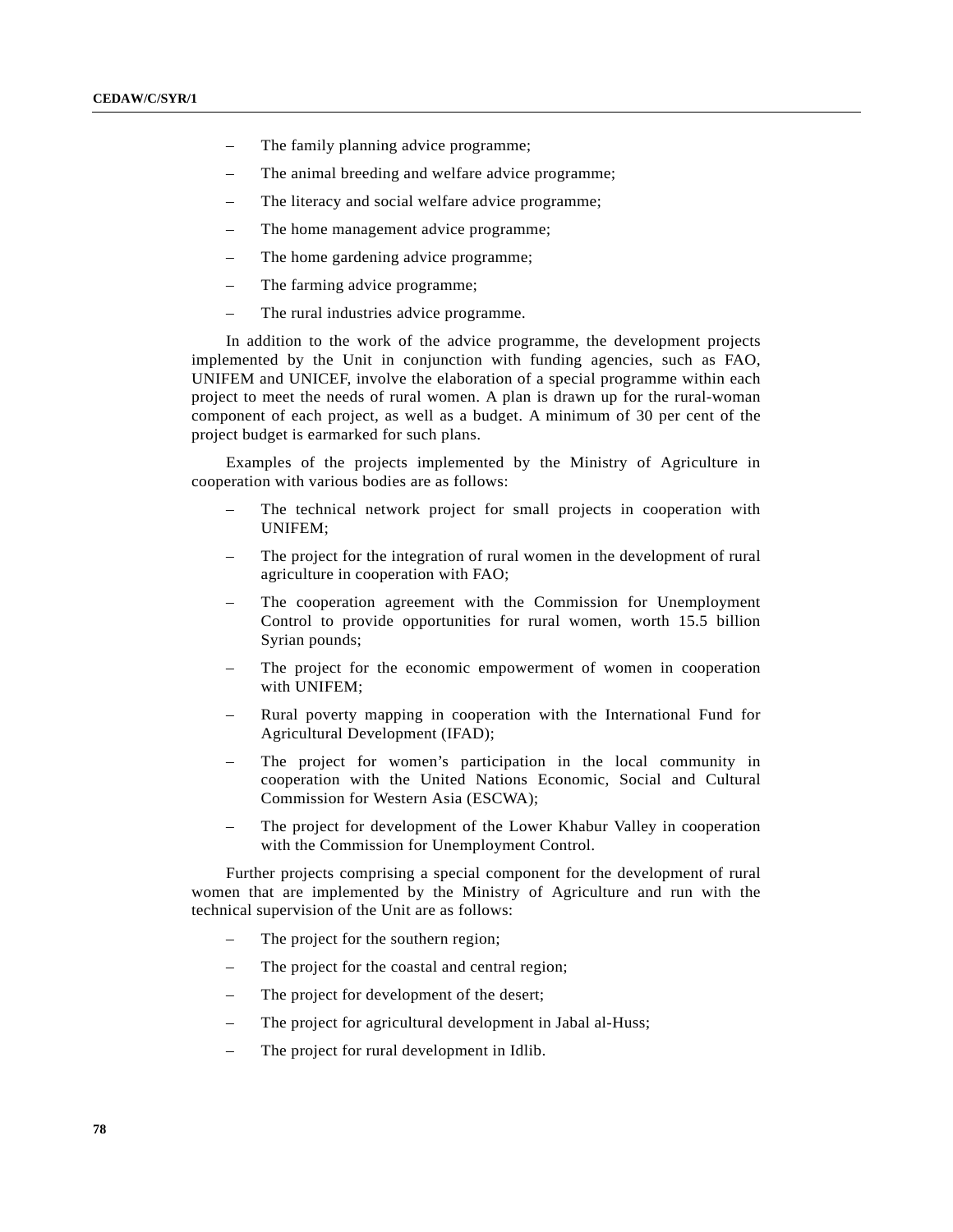- The family planning advice programme;
- The animal breeding and welfare advice programme;
- The literacy and social welfare advice programme;
- The home management advice programme;
- The home gardening advice programme;
- The farming advice programme;
- The rural industries advice programme.

In addition to the work of the advice programme, the development projects implemented by the Unit in conjunction with funding agencies, such as FAO, UNIFEM and UNICEF, involve the elaboration of a special programme within each project to meet the needs of rural women. A plan is drawn up for the rural-woman component of each project, as well as a budget. A minimum of 30 per cent of the project budget is earmarked for such plans.

Examples of the projects implemented by the Ministry of Agriculture in cooperation with various bodies are as follows:

- The technical network project for small projects in cooperation with UNIFEM;
- The project for the integration of rural women in the development of rural agriculture in cooperation with FAO;
- The cooperation agreement with the Commission for Unemployment Control to provide opportunities for rural women, worth 15.5 billion Syrian pounds;
- The project for the economic empowerment of women in cooperation with UNIFEM;
- Rural poverty mapping in cooperation with the International Fund for Agricultural Development (IFAD);
- The project for women's participation in the local community in cooperation with the United Nations Economic, Social and Cultural Commission for Western Asia (ESCWA);
- The project for development of the Lower Khabur Valley in cooperation with the Commission for Unemployment Control.

Further projects comprising a special component for the development of rural women that are implemented by the Ministry of Agriculture and run with the technical supervision of the Unit are as follows:

- The project for the southern region;
- The project for the coastal and central region;
- The project for development of the desert;
- The project for agricultural development in Jabal al-Huss;
- The project for rural development in Idlib.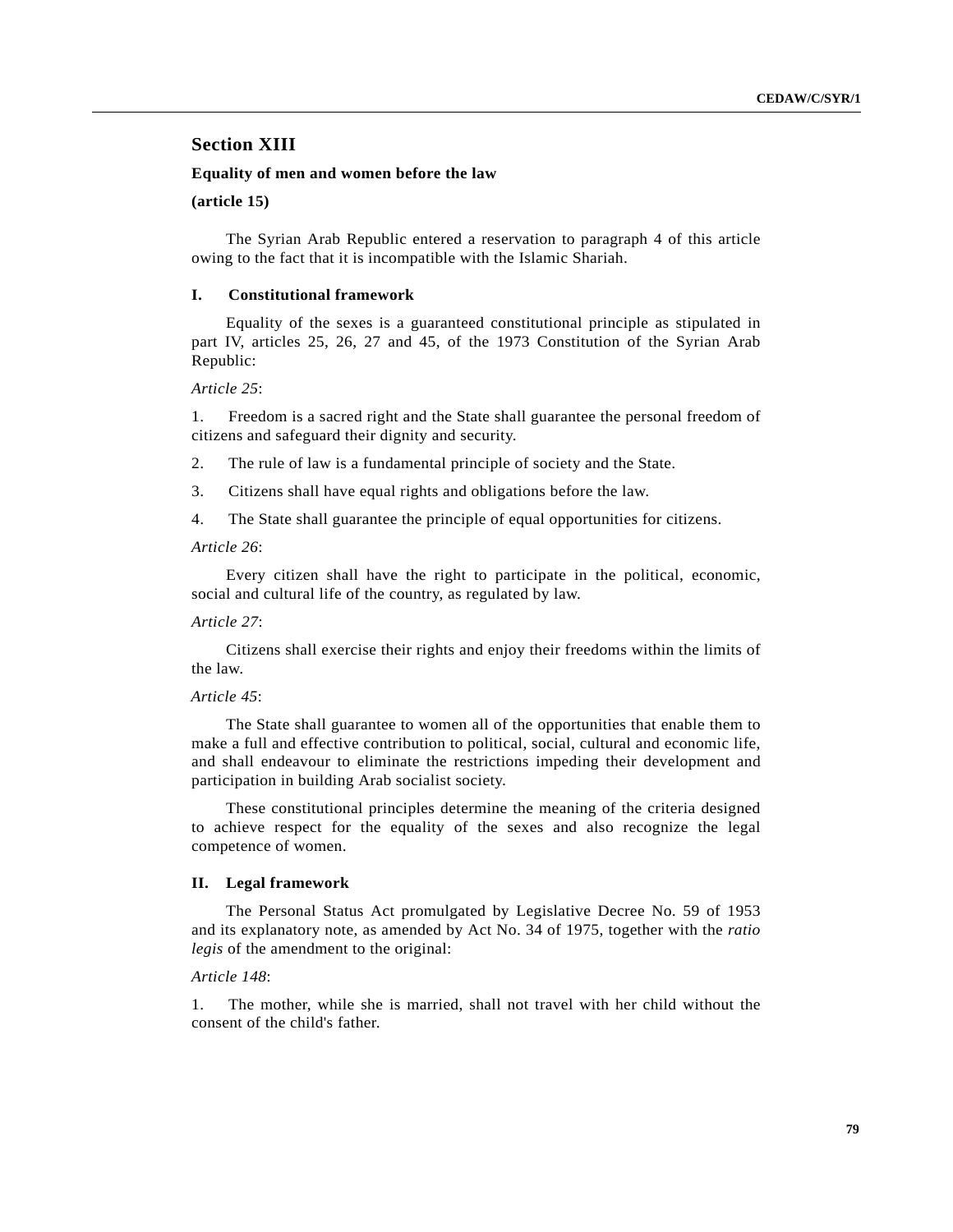## Section XIII

**Equality of men and women before the law**

**(article 15)**

The Syrian Arab Republic entered a reservation to paragraph 4 of this article owing to the fact that it is incompatible with the Islamic Shariah.

### I. Constitutional framework

Equality of the sexes is a guaranteed constitutional principle as stipulated in part IV, articles 25, 26, 27 and 45, of the 1973 Constitution of the Syrian Arab Republic:

*Article 25*:

1. Freedom is a sacred right and the State shall guarantee the personal freedom of citizens and safeguard their dignity and security.
2. The rule of law is a fundamental principle of society and the State.
3. Citizens shall have equal rights and obligations before the law.
4. The State shall guarantee the principle of equal opportunities for citizens.

*Article 26*:

Every citizen shall have the right to participate in the political, economic, social and cultural life of the country, as regulated by law.

*Article 27*:

Citizens shall exercise their rights and enjoy their freedoms within the limits of the law.

*Article 45*:

The State shall guarantee to women all of the opportunities that enable them to make a full and effective contribution to political, social, cultural and economic life, and shall endeavour to eliminate the restrictions impeding their development and participation in building Arab socialist society.

These constitutional principles determine the meaning of the criteria designed to achieve respect for the equality of the sexes and also recognize the legal competence of women.

### II. Legal framework

The Personal Status Act promulgated by Legislative Decree No. 59 of 1953 and its explanatory note, as amended by Act No. 34 of 1975, together with the *ratio legis* of the amendment to the original:

*Article 148*:

1. The mother, while she is married, shall not travel with her child without the consent of the child's father.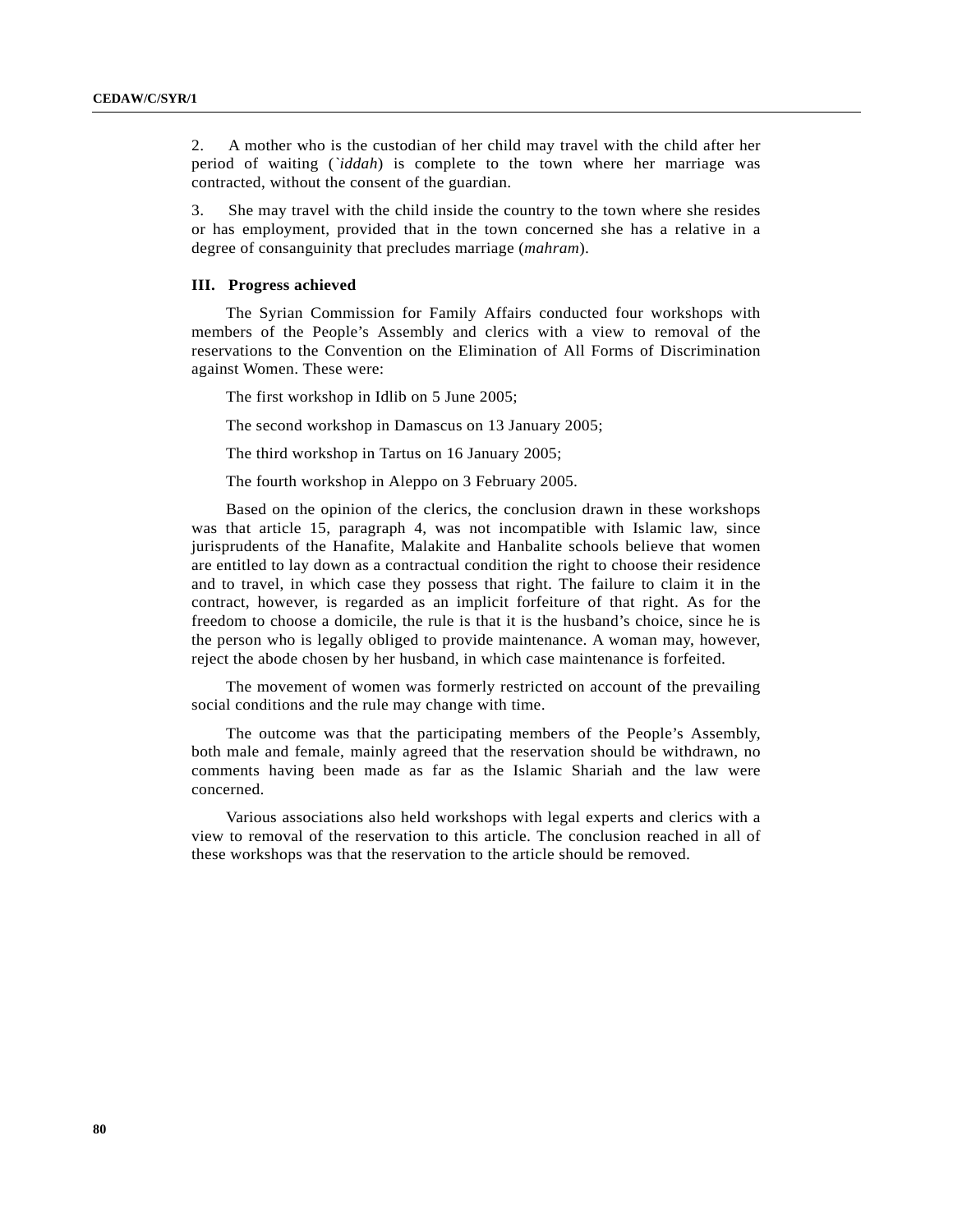2. A mother who is the custodian of her child may travel with the child after her period of waiting (*`iddah*) is complete to the town where her marriage was contracted, without the consent of the guardian.

3. She may travel with the child inside the country to the town where she resides or has employment, provided that in the town concerned she has a relative in a degree of consanguinity that precludes marriage (*mahram*).

### III. Progress achieved

The Syrian Commission for Family Affairs conducted four workshops with members of the People's Assembly and clerics with a view to removal of the reservations to the Convention on the Elimination of All Forms of Discrimination against Women. These were:

The first workshop in Idlib on 5 June 2005;

The second workshop in Damascus on 13 January 2005;

The third workshop in Tartus on 16 January 2005;

The fourth workshop in Aleppo on 3 February 2005.

Based on the opinion of the clerics, the conclusion drawn in these workshops was that article 15, paragraph 4, was not incompatible with Islamic law, since jurisprudents of the Hanafite, Malakite and Hanbalite schools believe that women are entitled to lay down as a contractual condition the right to choose their residence and to travel, in which case they possess that right. The failure to claim it in the contract, however, is regarded as an implicit forfeiture of that right. As for the freedom to choose a domicile, the rule is that it is the husband's choice, since he is the person who is legally obliged to provide maintenance. A woman may, however, reject the abode chosen by her husband, in which case maintenance is forfeited.

The movement of women was formerly restricted on account of the prevailing social conditions and the rule may change with time.

The outcome was that the participating members of the People's Assembly, both male and female, mainly agreed that the reservation should be withdrawn, no comments having been made as far as the Islamic Shariah and the law were concerned.

Various associations also held workshops with legal experts and clerics with a view to removal of the reservation to this article. The conclusion reached in all of these workshops was that the reservation to the article should be removed.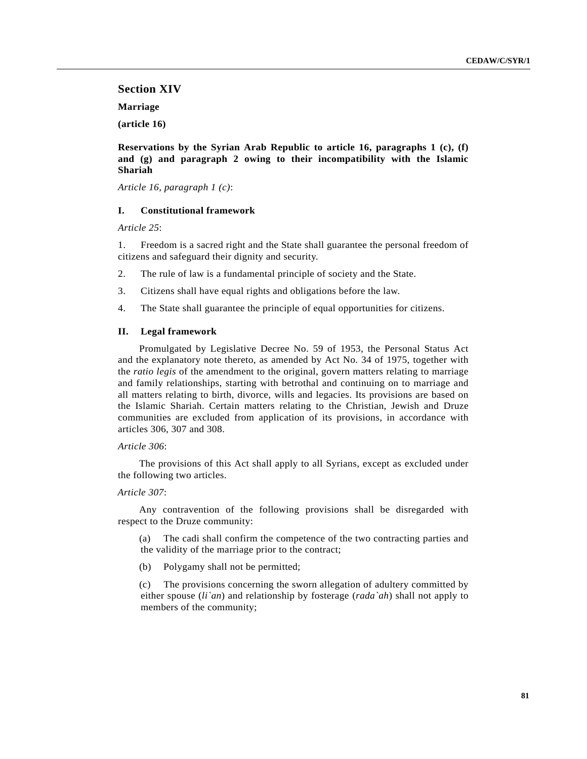## Section XIV

**Marriage**

**(article 16)**

**Reservations by the Syrian Arab Republic to article 16, paragraphs 1 (c), (f) and (g) and paragraph 2 owing to their incompatibility with the Islamic Shariah**

*Article 16, paragraph 1 (c)*:

### I. Constitutional framework

*Article 25*:

1. Freedom is a sacred right and the State shall guarantee the personal freedom of citizens and safeguard their dignity and security.

2. The rule of law is a fundamental principle of society and the State.

3. Citizens shall have equal rights and obligations before the law.

4. The State shall guarantee the principle of equal opportunities for citizens.

### II. Legal framework

Promulgated by Legislative Decree No. 59 of 1953, the Personal Status Act and the explanatory note thereto, as amended by Act No. 34 of 1975, together with the *ratio legis* of the amendment to the original, govern matters relating to marriage and family relationships, starting with betrothal and continuing on to marriage and all matters relating to birth, divorce, wills and legacies. Its provisions are based on the Islamic Shariah. Certain matters relating to the Christian, Jewish and Druze communities are excluded from application of its provisions, in accordance with articles 306, 307 and 308.

*Article 306*:

The provisions of this Act shall apply to all Syrians, except as excluded under the following two articles.

*Article 307*:

Any contravention of the following provisions shall be disregarded with respect to the Druze community:

(a) The cadi shall confirm the competence of the two contracting parties and the validity of the marriage prior to the contract;

(b) Polygamy shall not be permitted;

(c) The provisions concerning the sworn allegation of adultery committed by either spouse (*li`an*) and relationship by fosterage (*rada`ah*) shall not apply to members of the community;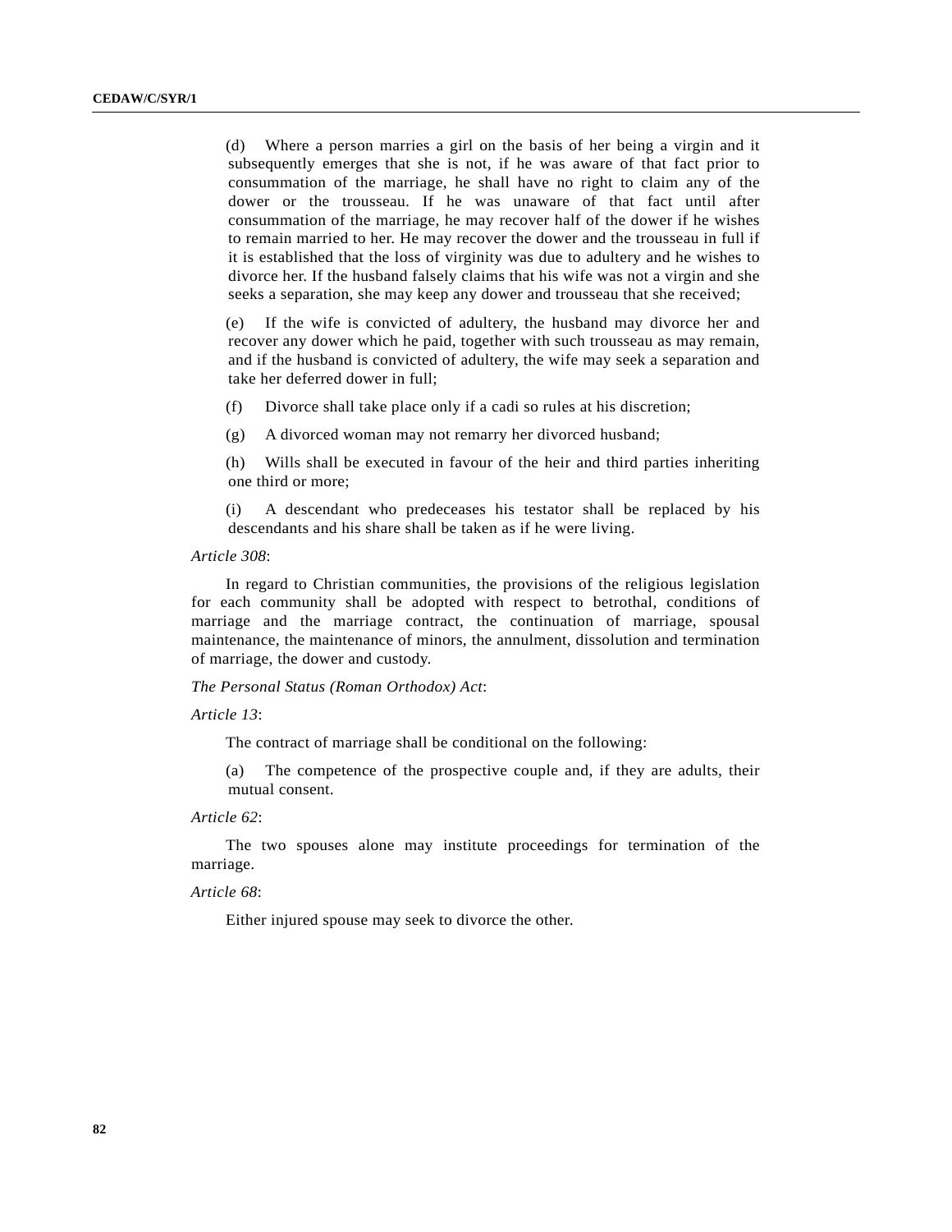(d) Where a person marries a girl on the basis of her being a virgin and it subsequently emerges that she is not, if he was aware of that fact prior to consummation of the marriage, he shall have no right to claim any of the dower or the trousseau. If he was unaware of that fact until after consummation of the marriage, he may recover half of the dower if he wishes to remain married to her. He may recover the dower and the trousseau in full if it is established that the loss of virginity was due to adultery and he wishes to divorce her. If the husband falsely claims that his wife was not a virgin and she seeks a separation, she may keep any dower and trousseau that she received;

(e) If the wife is convicted of adultery, the husband may divorce her and recover any dower which he paid, together with such trousseau as may remain, and if the husband is convicted of adultery, the wife may seek a separation and take her deferred dower in full;

(f) Divorce shall take place only if a cadi so rules at his discretion;

(g) A divorced woman may not remarry her divorced husband;

(h) Wills shall be executed in favour of the heir and third parties inheriting one third or more;

(i) A descendant who predeceases his testator shall be replaced by his descendants and his share shall be taken as if he were living.

*Article 308*:

In regard to Christian communities, the provisions of the religious legislation for each community shall be adopted with respect to betrothal, conditions of marriage and the marriage contract, the continuation of marriage, spousal maintenance, the maintenance of minors, the annulment, dissolution and termination of marriage, the dower and custody.

*The Personal Status (Roman Orthodox) Act*:

*Article 13*:

The contract of marriage shall be conditional on the following:

(a) The competence of the prospective couple and, if they are adults, their mutual consent.

*Article 62*:

The two spouses alone may institute proceedings for termination of the marriage.

*Article 68*:

Either injured spouse may seek to divorce the other.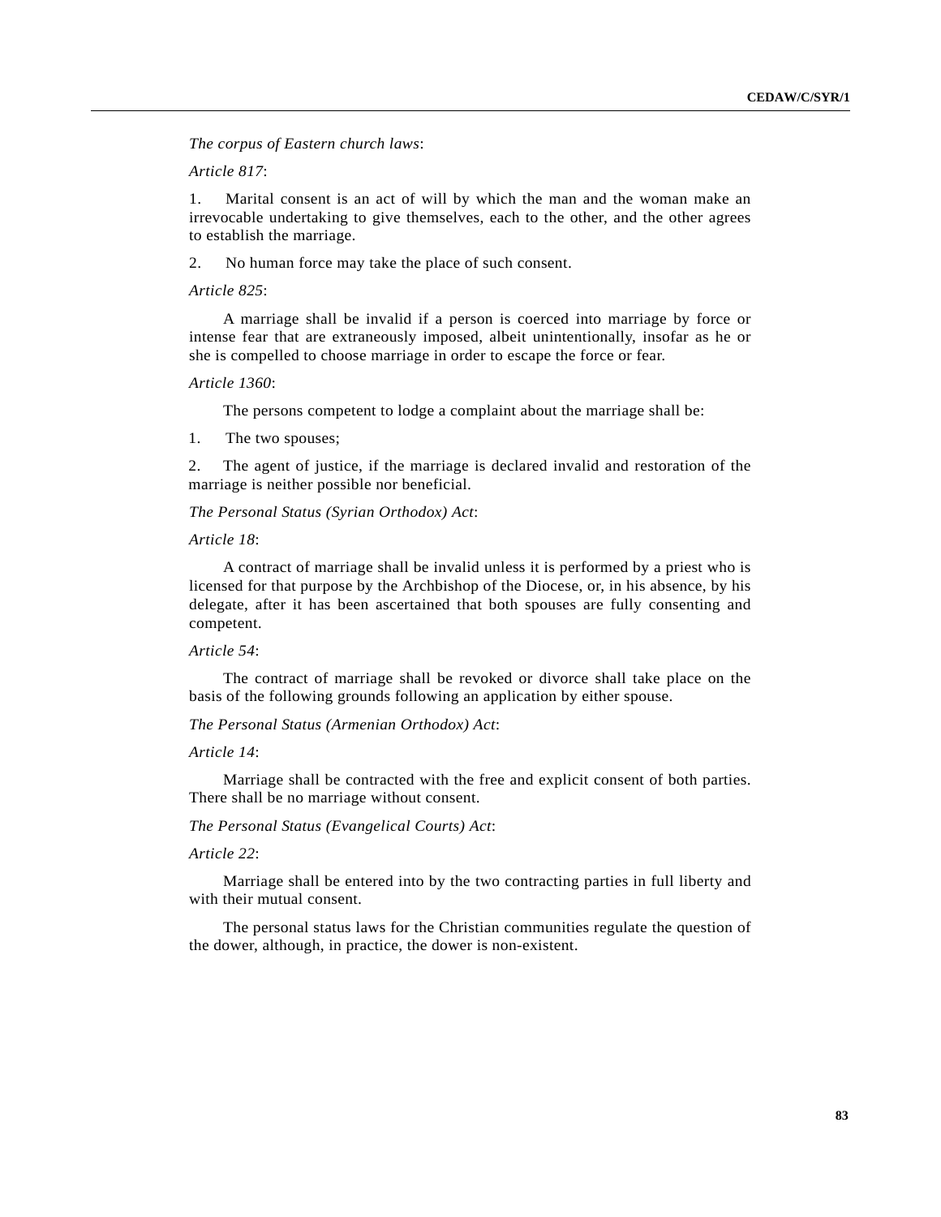*The corpus of Eastern church laws*:

*Article 817*:

1. Marital consent is an act of will by which the man and the woman make an irrevocable undertaking to give themselves, each to the other, and the other agrees to establish the marriage.

2. No human force may take the place of such consent.

*Article 825*:

A marriage shall be invalid if a person is coerced into marriage by force or intense fear that are extraneously imposed, albeit unintentionally, insofar as he or she is compelled to choose marriage in order to escape the force or fear.

*Article 1360*:

The persons competent to lodge a complaint about the marriage shall be:

1. The two spouses;

2. The agent of justice, if the marriage is declared invalid and restoration of the marriage is neither possible nor beneficial.

*The Personal Status (Syrian Orthodox) Act*:

*Article 18*:

A contract of marriage shall be invalid unless it is performed by a priest who is licensed for that purpose by the Archbishop of the Diocese, or, in his absence, by his delegate, after it has been ascertained that both spouses are fully consenting and competent.

*Article 54*:

The contract of marriage shall be revoked or divorce shall take place on the basis of the following grounds following an application by either spouse.

*The Personal Status (Armenian Orthodox) Act*:

*Article 14*:

Marriage shall be contracted with the free and explicit consent of both parties. There shall be no marriage without consent.

*The Personal Status (Evangelical Courts) Act*:

*Article 22*:

Marriage shall be entered into by the two contracting parties in full liberty and with their mutual consent.

The personal status laws for the Christian communities regulate the question of the dower, although, in practice, the dower is non-existent.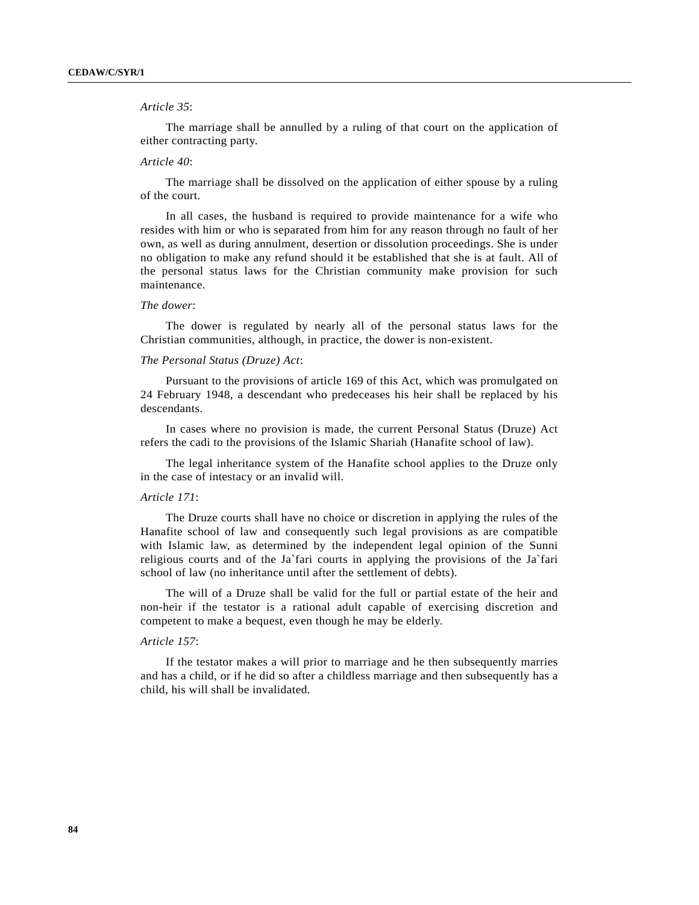*Article 35*:

The marriage shall be annulled by a ruling of that court on the application of either contracting party.

*Article 40*:

The marriage shall be dissolved on the application of either spouse by a ruling of the court.

In all cases, the husband is required to provide maintenance for a wife who resides with him or who is separated from him for any reason through no fault of her own, as well as during annulment, desertion or dissolution proceedings. She is under no obligation to make any refund should it be established that she is at fault. All of the personal status laws for the Christian community make provision for such maintenance.

*The dower*:

The dower is regulated by nearly all of the personal status laws for the Christian communities, although, in practice, the dower is non-existent.

*The Personal Status (Druze) Act*:

Pursuant to the provisions of article 169 of this Act, which was promulgated on 24 February 1948, a descendant who predeceases his heir shall be replaced by his descendants.

In cases where no provision is made, the current Personal Status (Druze) Act refers the cadi to the provisions of the Islamic Shariah (Hanafite school of law).

The legal inheritance system of the Hanafite school applies to the Druze only in the case of intestacy or an invalid will.

*Article 171*:

The Druze courts shall have no choice or discretion in applying the rules of the Hanafite school of law and consequently such legal provisions as are compatible with Islamic law, as determined by the independent legal opinion of the Sunni religious courts and of the Ja`fari courts in applying the provisions of the Ja`fari school of law (no inheritance until after the settlement of debts).

The will of a Druze shall be valid for the full or partial estate of the heir and non-heir if the testator is a rational adult capable of exercising discretion and competent to make a bequest, even though he may be elderly.

*Article 157*:

If the testator makes a will prior to marriage and he then subsequently marries and has a child, or if he did so after a childless marriage and then subsequently has a child, his will shall be invalidated.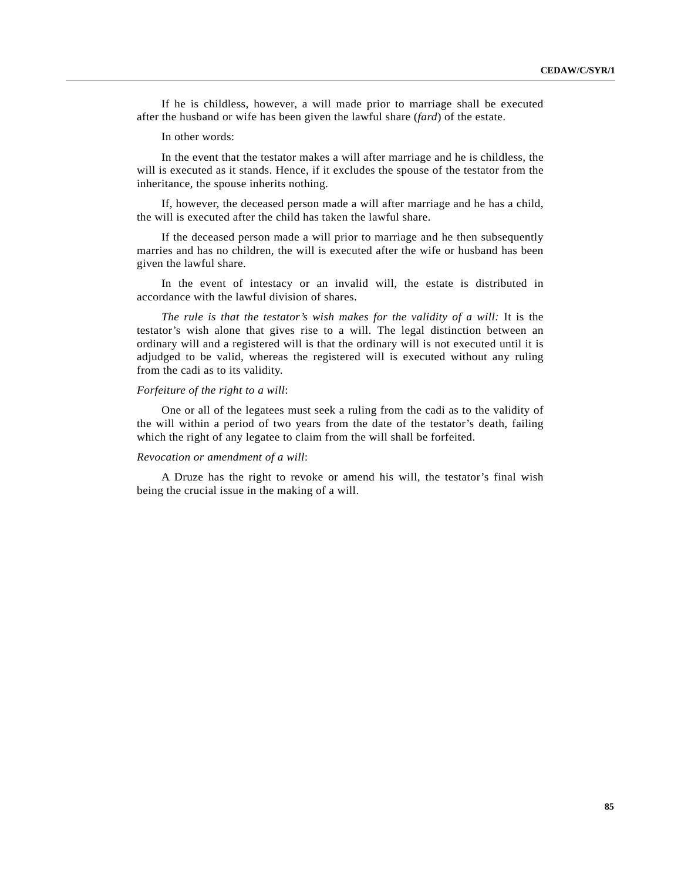If he is childless, however, a will made prior to marriage shall be executed after the husband or wife has been given the lawful share (*fard*) of the estate.

In other words:

In the event that the testator makes a will after marriage and he is childless, the will is executed as it stands. Hence, if it excludes the spouse of the testator from the inheritance, the spouse inherits nothing.

If, however, the deceased person made a will after marriage and he has a child, the will is executed after the child has taken the lawful share.

If the deceased person made a will prior to marriage and he then subsequently marries and has no children, the will is executed after the wife or husband has been given the lawful share.

In the event of intestacy or an invalid will, the estate is distributed in accordance with the lawful division of shares.

*The rule is that the testator's wish makes for the validity of a will:* It is the testator's wish alone that gives rise to a will. The legal distinction between an ordinary will and a registered will is that the ordinary will is not executed until it is adjudged to be valid, whereas the registered will is executed without any ruling from the cadi as to its validity.

*Forfeiture of the right to a will*:

One or all of the legatees must seek a ruling from the cadi as to the validity of the will within a period of two years from the date of the testator's death, failing which the right of any legatee to claim from the will shall be forfeited.

*Revocation or amendment of a will*:

A Druze has the right to revoke or amend his will, the testator's final wish being the crucial issue in the making of a will.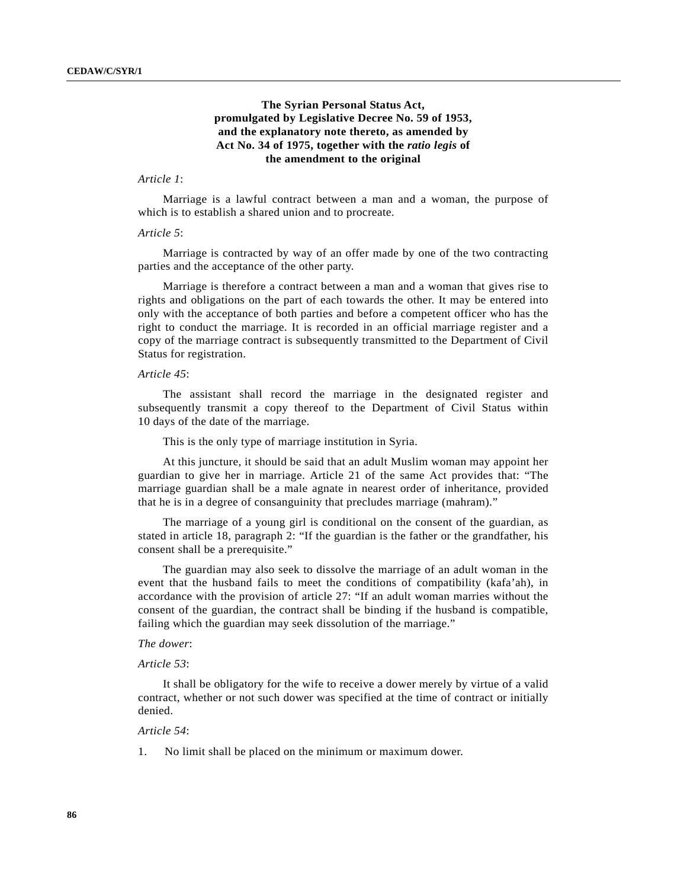### The Syrian Personal Status Act, promulgated by Legislative Decree No. 59 of 1953, and the explanatory note thereto, as amended by Act No. 34 of 1975, together with the *ratio legis* of the amendment to the original

*Article 1*:

Marriage is a lawful contract between a man and a woman, the purpose of which is to establish a shared union and to procreate.

*Article 5*:

Marriage is contracted by way of an offer made by one of the two contracting parties and the acceptance of the other party.

Marriage is therefore a contract between a man and a woman that gives rise to rights and obligations on the part of each towards the other. It may be entered into only with the acceptance of both parties and before a competent officer who has the right to conduct the marriage. It is recorded in an official marriage register and a copy of the marriage contract is subsequently transmitted to the Department of Civil Status for registration.

*Article 45*:

The assistant shall record the marriage in the designated register and subsequently transmit a copy thereof to the Department of Civil Status within 10 days of the date of the marriage.

This is the only type of marriage institution in Syria.

At this juncture, it should be said that an adult Muslim woman may appoint her guardian to give her in marriage. Article 21 of the same Act provides that: "The marriage guardian shall be a male agnate in nearest order of inheritance, provided that he is in a degree of consanguinity that precludes marriage (mahram)."

The marriage of a young girl is conditional on the consent of the guardian, as stated in article 18, paragraph 2: "If the guardian is the father or the grandfather, his consent shall be a prerequisite."

The guardian may also seek to dissolve the marriage of an adult woman in the event that the husband fails to meet the conditions of compatibility (kafa'ah), in accordance with the provision of article 27: "If an adult woman marries without the consent of the guardian, the contract shall be binding if the husband is compatible, failing which the guardian may seek dissolution of the marriage."

*The dower*:

*Article 53*:

It shall be obligatory for the wife to receive a dower merely by virtue of a valid contract, whether or not such dower was specified at the time of contract or initially denied.

*Article 54*:

1. No limit shall be placed on the minimum or maximum dower.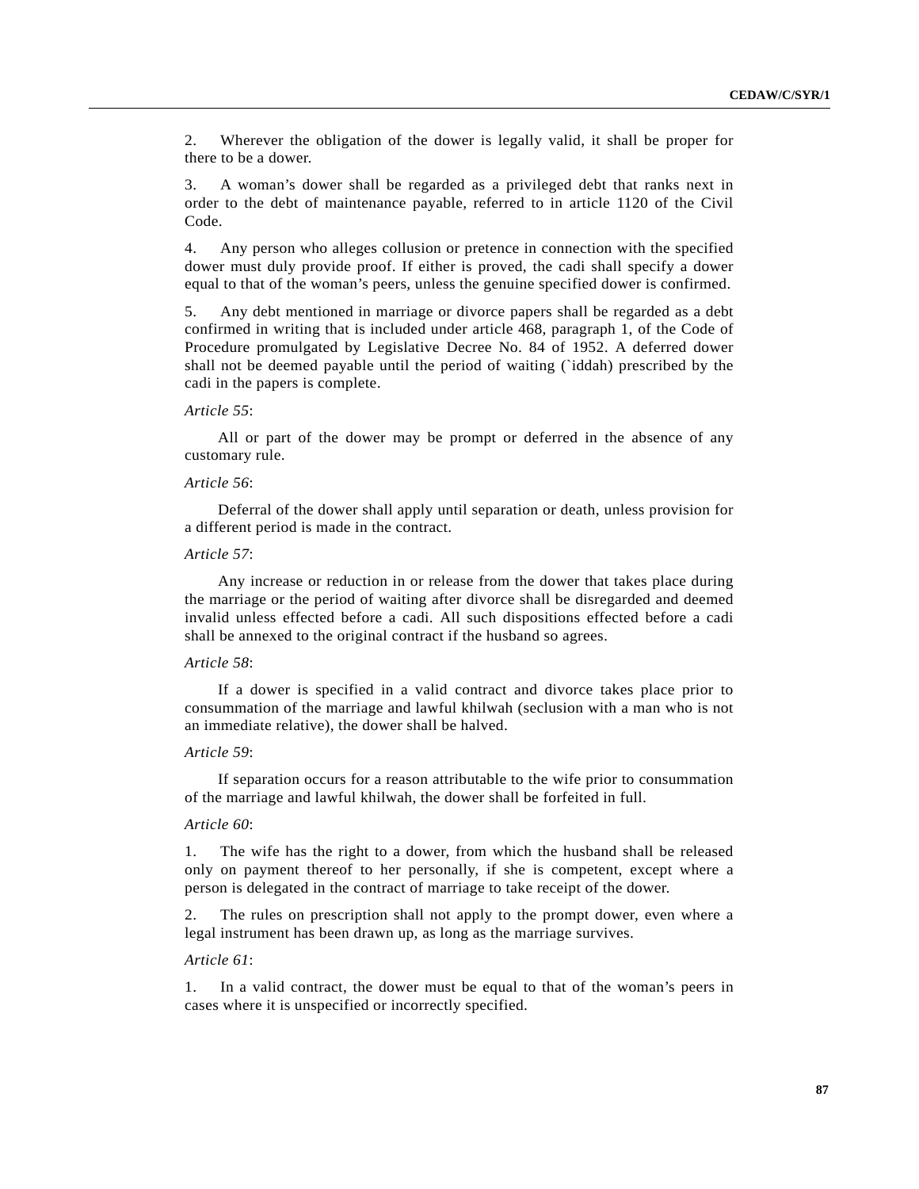2. Wherever the obligation of the dower is legally valid, it shall be proper for there to be a dower.

3. A woman's dower shall be regarded as a privileged debt that ranks next in order to the debt of maintenance payable, referred to in article 1120 of the Civil Code.

4. Any person who alleges collusion or pretence in connection with the specified dower must duly provide proof. If either is proved, the cadi shall specify a dower equal to that of the woman's peers, unless the genuine specified dower is confirmed.

5. Any debt mentioned in marriage or divorce papers shall be regarded as a debt confirmed in writing that is included under article 468, paragraph 1, of the Code of Procedure promulgated by Legislative Decree No. 84 of 1952. A deferred dower shall not be deemed payable until the period of waiting (`iddah) prescribed by the cadi in the papers is complete.

*Article 55*:

All or part of the dower may be prompt or deferred in the absence of any customary rule.

*Article 56*:

Deferral of the dower shall apply until separation or death, unless provision for a different period is made in the contract.

*Article 57*:

Any increase or reduction in or release from the dower that takes place during the marriage or the period of waiting after divorce shall be disregarded and deemed invalid unless effected before a cadi. All such dispositions effected before a cadi shall be annexed to the original contract if the husband so agrees.

*Article 58*:

If a dower is specified in a valid contract and divorce takes place prior to consummation of the marriage and lawful khilwah (seclusion with a man who is not an immediate relative), the dower shall be halved.

*Article 59*:

If separation occurs for a reason attributable to the wife prior to consummation of the marriage and lawful khilwah, the dower shall be forfeited in full.

*Article 60*:

1. The wife has the right to a dower, from which the husband shall be released only on payment thereof to her personally, if she is competent, except where a person is delegated in the contract of marriage to take receipt of the dower.

2. The rules on prescription shall not apply to the prompt dower, even where a legal instrument has been drawn up, as long as the marriage survives.

*Article 61*:

1. In a valid contract, the dower must be equal to that of the woman's peers in cases where it is unspecified or incorrectly specified.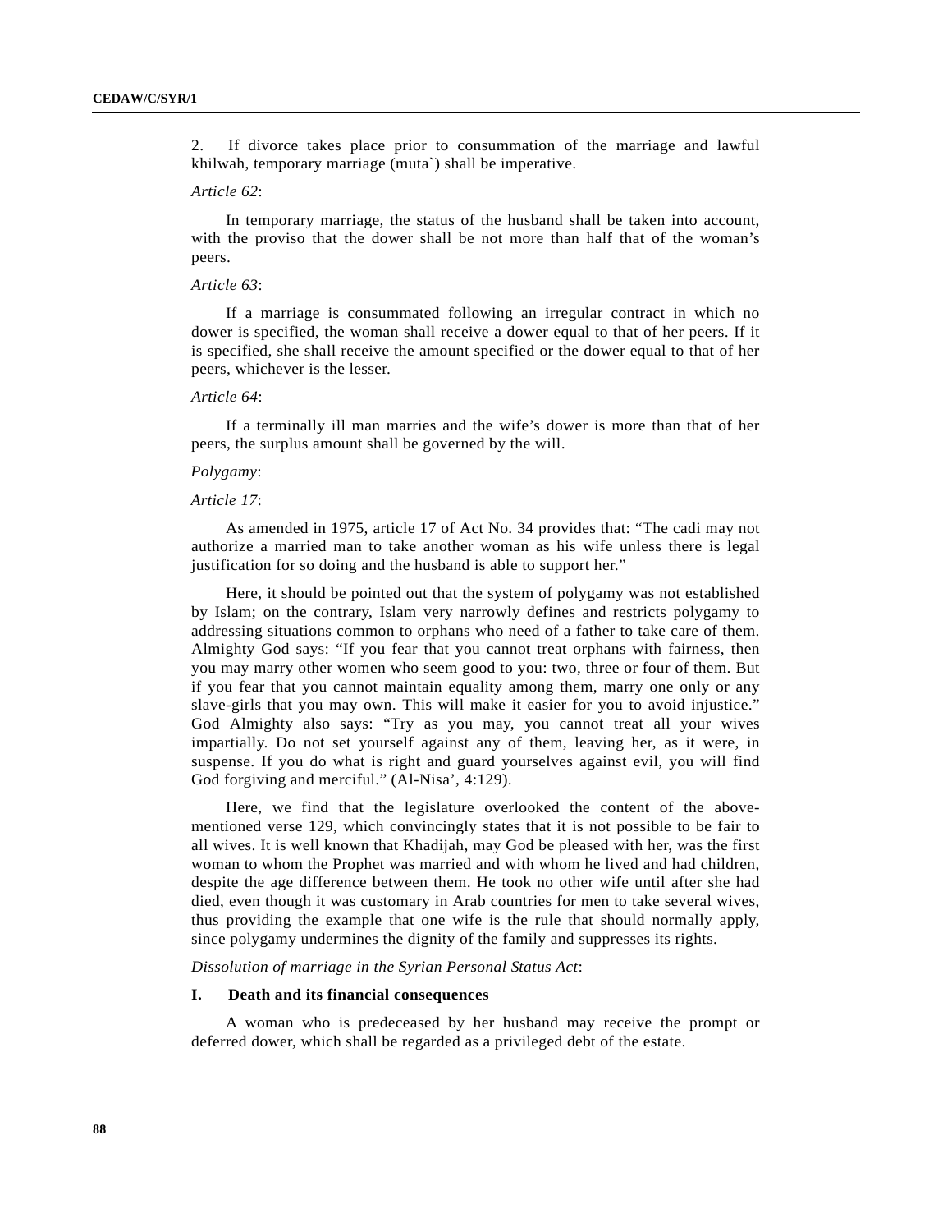2. If divorce takes place prior to consummation of the marriage and lawful khilwah, temporary marriage (muta`) shall be imperative.

*Article 62*:

In temporary marriage, the status of the husband shall be taken into account, with the proviso that the dower shall be not more than half that of the woman's peers.

*Article 63*:

If a marriage is consummated following an irregular contract in which no dower is specified, the woman shall receive a dower equal to that of her peers. If it is specified, she shall receive the amount specified or the dower equal to that of her peers, whichever is the lesser.

*Article 64*:

If a terminally ill man marries and the wife's dower is more than that of her peers, the surplus amount shall be governed by the will.

*Polygamy*:

*Article 17*:

As amended in 1975, article 17 of Act No. 34 provides that: "The cadi may not authorize a married man to take another woman as his wife unless there is legal justification for so doing and the husband is able to support her."

Here, it should be pointed out that the system of polygamy was not established by Islam; on the contrary, Islam very narrowly defines and restricts polygamy to addressing situations common to orphans who need of a father to take care of them. Almighty God says: "If you fear that you cannot treat orphans with fairness, then you may marry other women who seem good to you: two, three or four of them. But if you fear that you cannot maintain equality among them, marry one only or any slave-girls that you may own. This will make it easier for you to avoid injustice." God Almighty also says: "Try as you may, you cannot treat all your wives impartially. Do not set yourself against any of them, leaving her, as it were, in suspense. If you do what is right and guard yourselves against evil, you will find God forgiving and merciful." (Al-Nisa', 4:129).

Here, we find that the legislature overlooked the content of the above-mentioned verse 129, which convincingly states that it is not possible to be fair to all wives. It is well known that Khadijah, may God be pleased with her, was the first woman to whom the Prophet was married and with whom he lived and had children, despite the age difference between them. He took no other wife until after she had died, even though it was customary in Arab countries for men to take several wives, thus providing the example that one wife is the rule that should normally apply, since polygamy undermines the dignity of the family and suppresses its rights.

*Dissolution of marriage in the Syrian Personal Status Act*:

**I. Death and its financial consequences**

A woman who is predeceased by her husband may receive the prompt or deferred dower, which shall be regarded as a privileged debt of the estate.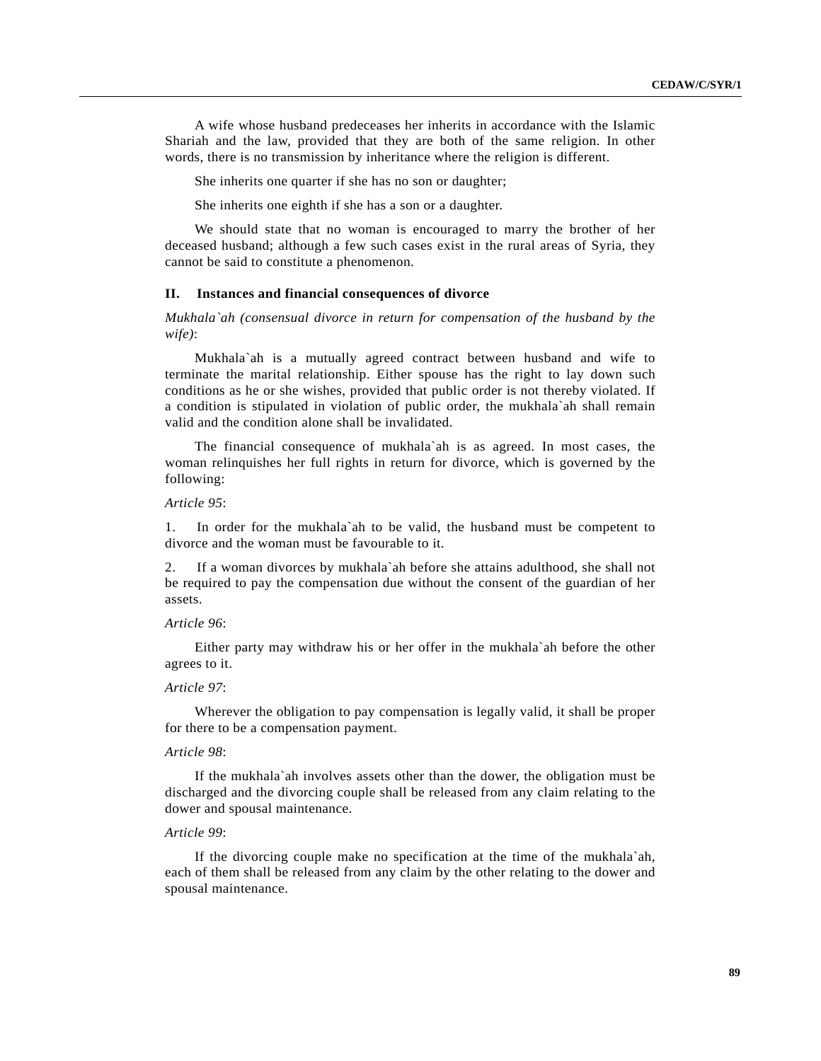A wife whose husband predeceases her inherits in accordance with the Islamic Shariah and the law, provided that they are both of the same religion. In other words, there is no transmission by inheritance where the religion is different.

She inherits one quarter if she has no son or daughter;

She inherits one eighth if she has a son or a daughter.

We should state that no woman is encouraged to marry the brother of her deceased husband; although a few such cases exist in the rural areas of Syria, they cannot be said to constitute a phenomenon.

## II. Instances and financial consequences of divorce

*Mukhala`ah (consensual divorce in return for compensation of the husband by the wife)*:

Mukhala`ah is a mutually agreed contract between husband and wife to terminate the marital relationship. Either spouse has the right to lay down such conditions as he or she wishes, provided that public order is not thereby violated. If a condition is stipulated in violation of public order, the mukhala`ah shall remain valid and the condition alone shall be invalidated.

The financial consequence of mukhala`ah is as agreed. In most cases, the woman relinquishes her full rights in return for divorce, which is governed by the following:

*Article 95*:

1. In order for the mukhala`ah to be valid, the husband must be competent to divorce and the woman must be favourable to it.

2. If a woman divorces by mukhala`ah before she attains adulthood, she shall not be required to pay the compensation due without the consent of the guardian of her assets.

*Article 96*:

Either party may withdraw his or her offer in the mukhala`ah before the other agrees to it.

*Article 97*:

Wherever the obligation to pay compensation is legally valid, it shall be proper for there to be a compensation payment.

*Article 98*:

If the mukhala`ah involves assets other than the dower, the obligation must be discharged and the divorcing couple shall be released from any claim relating to the dower and spousal maintenance.

*Article 99*:

If the divorcing couple make no specification at the time of the mukhala`ah, each of them shall be released from any claim by the other relating to the dower and spousal maintenance.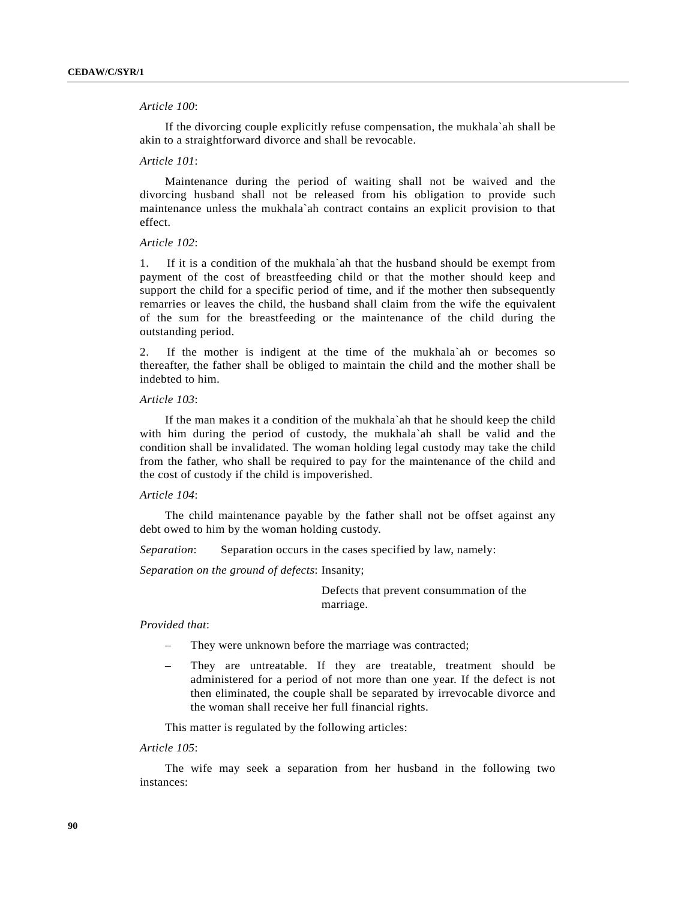*Article 100*:

If the divorcing couple explicitly refuse compensation, the mukhala`ah shall be akin to a straightforward divorce and shall be revocable.

*Article 101*:

Maintenance during the period of waiting shall not be waived and the divorcing husband shall not be released from his obligation to provide such maintenance unless the mukhala`ah contract contains an explicit provision to that effect.

*Article 102*:

1. If it is a condition of the mukhala`ah that the husband should be exempt from payment of the cost of breastfeeding child or that the mother should keep and support the child for a specific period of time, and if the mother then subsequently remarries or leaves the child, the husband shall claim from the wife the equivalent of the sum for the breastfeeding or the maintenance of the child during the outstanding period.

2. If the mother is indigent at the time of the mukhala`ah or becomes so thereafter, the father shall be obliged to maintain the child and the mother shall be indebted to him.

*Article 103*:

If the man makes it a condition of the mukhala`ah that he should keep the child with him during the period of custody, the mukhala`ah shall be valid and the condition shall be invalidated. The woman holding legal custody may take the child from the father, who shall be required to pay for the maintenance of the child and the cost of custody if the child is impoverished.

*Article 104*:

The child maintenance payable by the father shall not be offset against any debt owed to him by the woman holding custody.

*Separation*: Separation occurs in the cases specified by law, namely:

*Separation on the ground of defects*: Insanity;

Defects that prevent consummation of the marriage.

*Provided that*:

– They were unknown before the marriage was contracted;

– They are untreatable. If they are treatable, treatment should be administered for a period of not more than one year. If the defect is not then eliminated, the couple shall be separated by irrevocable divorce and the woman shall receive her full financial rights.

This matter is regulated by the following articles:

*Article 105*:

The wife may seek a separation from her husband in the following two instances: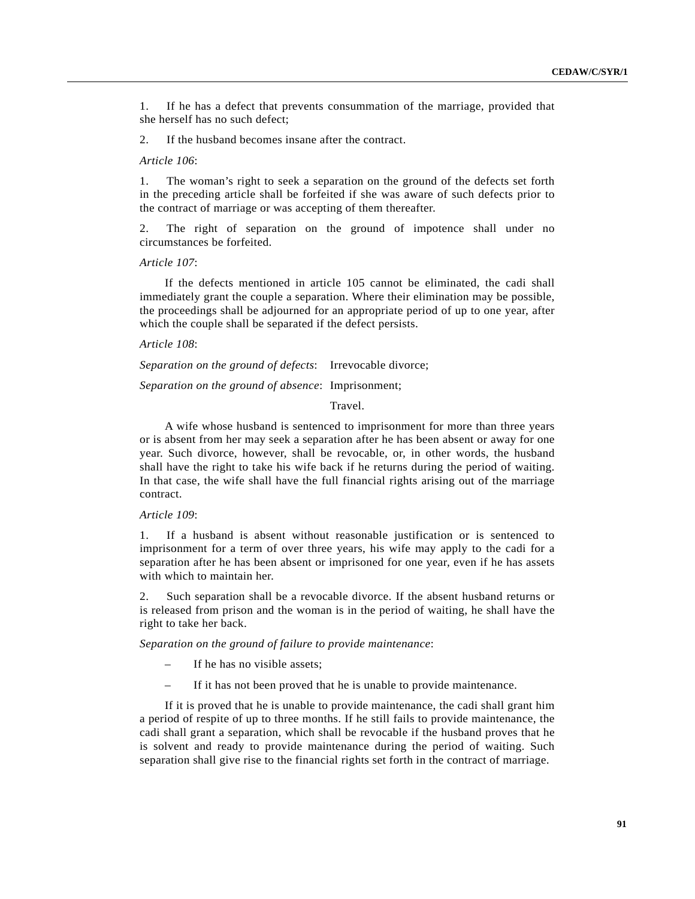1. If he has a defect that prevents consummation of the marriage, provided that she herself has no such defect;

2. If the husband becomes insane after the contract.

*Article 106*:

1. The woman's right to seek a separation on the ground of the defects set forth in the preceding article shall be forfeited if she was aware of such defects prior to the contract of marriage or was accepting of them thereafter.

2. The right of separation on the ground of impotence shall under no circumstances be forfeited.

*Article 107*:

If the defects mentioned in article 105 cannot be eliminated, the cadi shall immediately grant the couple a separation. Where their elimination may be possible, the proceedings shall be adjourned for an appropriate period of up to one year, after which the couple shall be separated if the defect persists.

*Article 108*:

*Separation on the ground of defects*: Irrevocable divorce;

*Separation on the ground of absence*: Imprisonment;

Travel.

A wife whose husband is sentenced to imprisonment for more than three years or is absent from her may seek a separation after he has been absent or away for one year. Such divorce, however, shall be revocable, or, in other words, the husband shall have the right to take his wife back if he returns during the period of waiting. In that case, the wife shall have the full financial rights arising out of the marriage contract.

*Article 109*:

1. If a husband is absent without reasonable justification or is sentenced to imprisonment for a term of over three years, his wife may apply to the cadi for a separation after he has been absent or imprisoned for one year, even if he has assets with which to maintain her.

2. Such separation shall be a revocable divorce. If the absent husband returns or is released from prison and the woman is in the period of waiting, he shall have the right to take her back.

*Separation on the ground of failure to provide maintenance*:

- If he has no visible assets;
- If it has not been proved that he is unable to provide maintenance.

If it is proved that he is unable to provide maintenance, the cadi shall grant him a period of respite of up to three months. If he still fails to provide maintenance, the cadi shall grant a separation, which shall be revocable if the husband proves that he is solvent and ready to provide maintenance during the period of waiting. Such separation shall give rise to the financial rights set forth in the contract of marriage.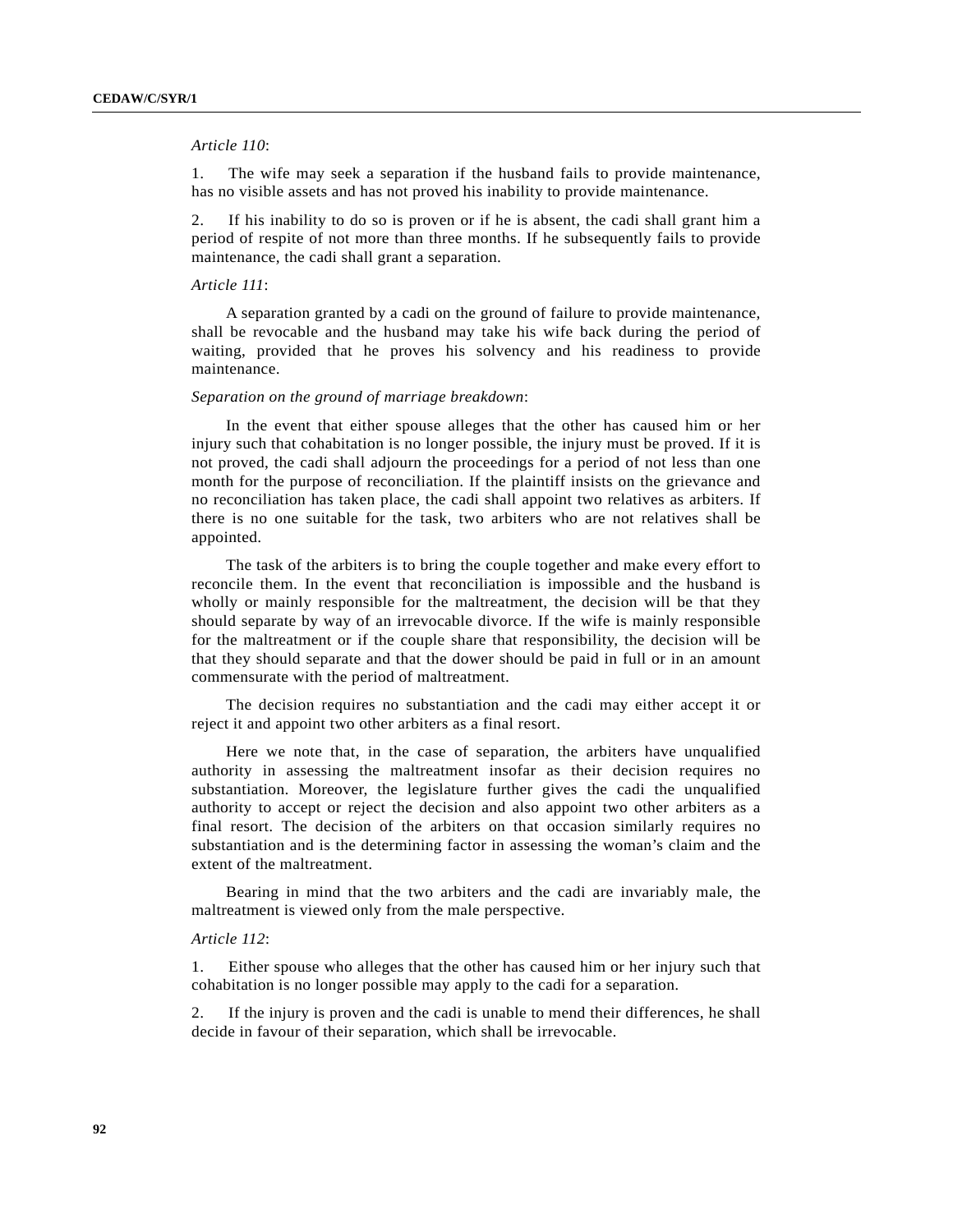*Article 110*:

1. The wife may seek a separation if the husband fails to provide maintenance, has no visible assets and has not proved his inability to provide maintenance.

2. If his inability to do so is proven or if he is absent, the cadi shall grant him a period of respite of not more than three months. If he subsequently fails to provide maintenance, the cadi shall grant a separation.

*Article 111*:

A separation granted by a cadi on the ground of failure to provide maintenance, shall be revocable and the husband may take his wife back during the period of waiting, provided that he proves his solvency and his readiness to provide maintenance.

*Separation on the ground of marriage breakdown*:

In the event that either spouse alleges that the other has caused him or her injury such that cohabitation is no longer possible, the injury must be proved. If it is not proved, the cadi shall adjourn the proceedings for a period of not less than one month for the purpose of reconciliation. If the plaintiff insists on the grievance and no reconciliation has taken place, the cadi shall appoint two relatives as arbiters. If there is no one suitable for the task, two arbiters who are not relatives shall be appointed.

The task of the arbiters is to bring the couple together and make every effort to reconcile them. In the event that reconciliation is impossible and the husband is wholly or mainly responsible for the maltreatment, the decision will be that they should separate by way of an irrevocable divorce. If the wife is mainly responsible for the maltreatment or if the couple share that responsibility, the decision will be that they should separate and that the dower should be paid in full or in an amount commensurate with the period of maltreatment.

The decision requires no substantiation and the cadi may either accept it or reject it and appoint two other arbiters as a final resort.

Here we note that, in the case of separation, the arbiters have unqualified authority in assessing the maltreatment insofar as their decision requires no substantiation. Moreover, the legislature further gives the cadi the unqualified authority to accept or reject the decision and also appoint two other arbiters as a final resort. The decision of the arbiters on that occasion similarly requires no substantiation and is the determining factor in assessing the woman's claim and the extent of the maltreatment.

Bearing in mind that the two arbiters and the cadi are invariably male, the maltreatment is viewed only from the male perspective.

*Article 112*:

1. Either spouse who alleges that the other has caused him or her injury such that cohabitation is no longer possible may apply to the cadi for a separation.

2. If the injury is proven and the cadi is unable to mend their differences, he shall decide in favour of their separation, which shall be irrevocable.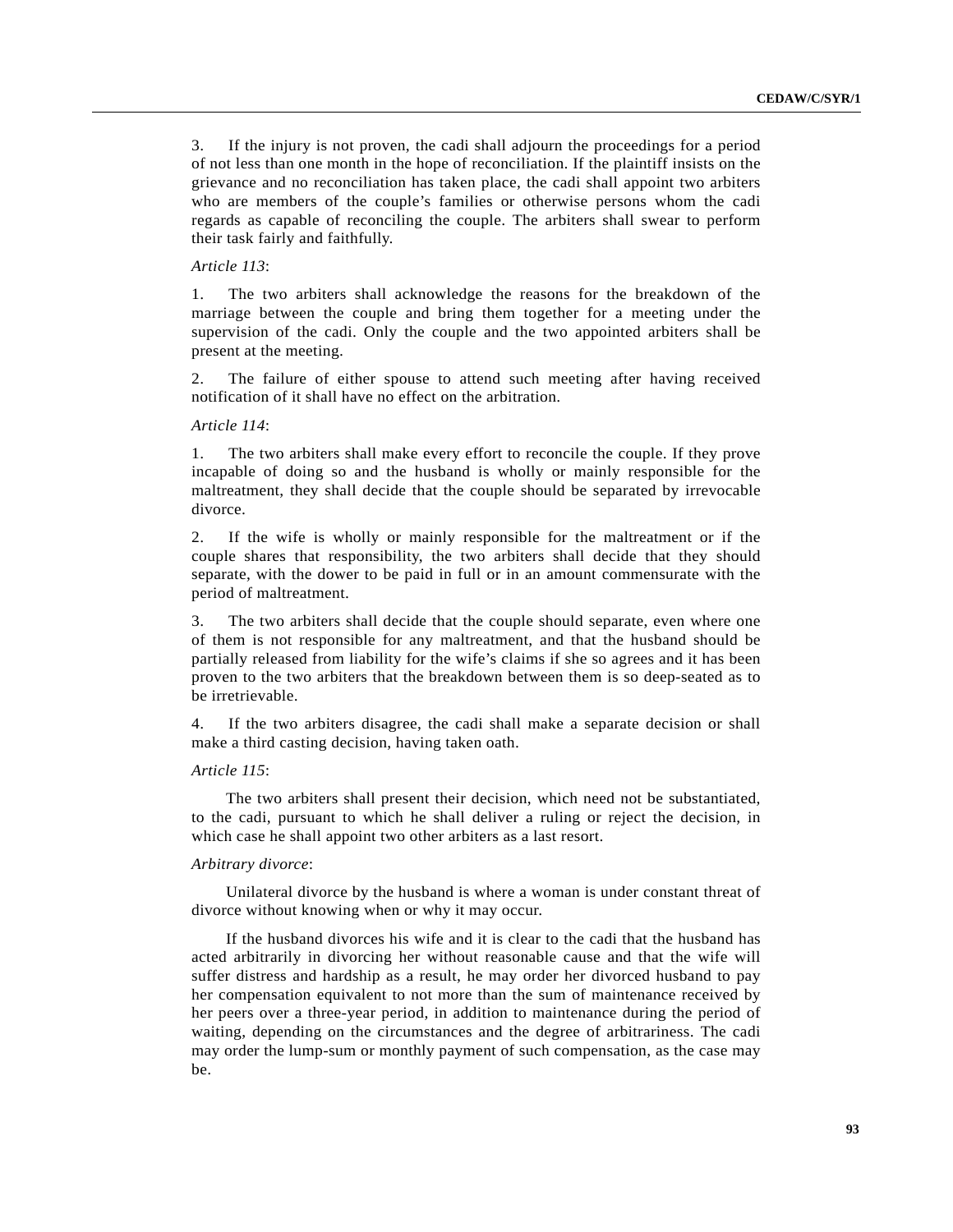3. If the injury is not proven, the cadi shall adjourn the proceedings for a period of not less than one month in the hope of reconciliation. If the plaintiff insists on the grievance and no reconciliation has taken place, the cadi shall appoint two arbiters who are members of the couple's families or otherwise persons whom the cadi regards as capable of reconciling the couple. The arbiters shall swear to perform their task fairly and faithfully.

*Article 113*:

1. The two arbiters shall acknowledge the reasons for the breakdown of the marriage between the couple and bring them together for a meeting under the supervision of the cadi. Only the couple and the two appointed arbiters shall be present at the meeting.

2. The failure of either spouse to attend such meeting after having received notification of it shall have no effect on the arbitration.

*Article 114*:

1. The two arbiters shall make every effort to reconcile the couple. If they prove incapable of doing so and the husband is wholly or mainly responsible for the maltreatment, they shall decide that the couple should be separated by irrevocable divorce.

2. If the wife is wholly or mainly responsible for the maltreatment or if the couple shares that responsibility, the two arbiters shall decide that they should separate, with the dower to be paid in full or in an amount commensurate with the period of maltreatment.

3. The two arbiters shall decide that the couple should separate, even where one of them is not responsible for any maltreatment, and that the husband should be partially released from liability for the wife's claims if she so agrees and it has been proven to the two arbiters that the breakdown between them is so deep-seated as to be irretrievable.

4. If the two arbiters disagree, the cadi shall make a separate decision or shall make a third casting decision, having taken oath.

*Article 115*:

The two arbiters shall present their decision, which need not be substantiated, to the cadi, pursuant to which he shall deliver a ruling or reject the decision, in which case he shall appoint two other arbiters as a last resort.

*Arbitrary divorce*:

Unilateral divorce by the husband is where a woman is under constant threat of divorce without knowing when or why it may occur.

If the husband divorces his wife and it is clear to the cadi that the husband has acted arbitrarily in divorcing her without reasonable cause and that the wife will suffer distress and hardship as a result, he may order her divorced husband to pay her compensation equivalent to not more than the sum of maintenance received by her peers over a three-year period, in addition to maintenance during the period of waiting, depending on the circumstances and the degree of arbitrariness. The cadi may order the lump-sum or monthly payment of such compensation, as the case may be.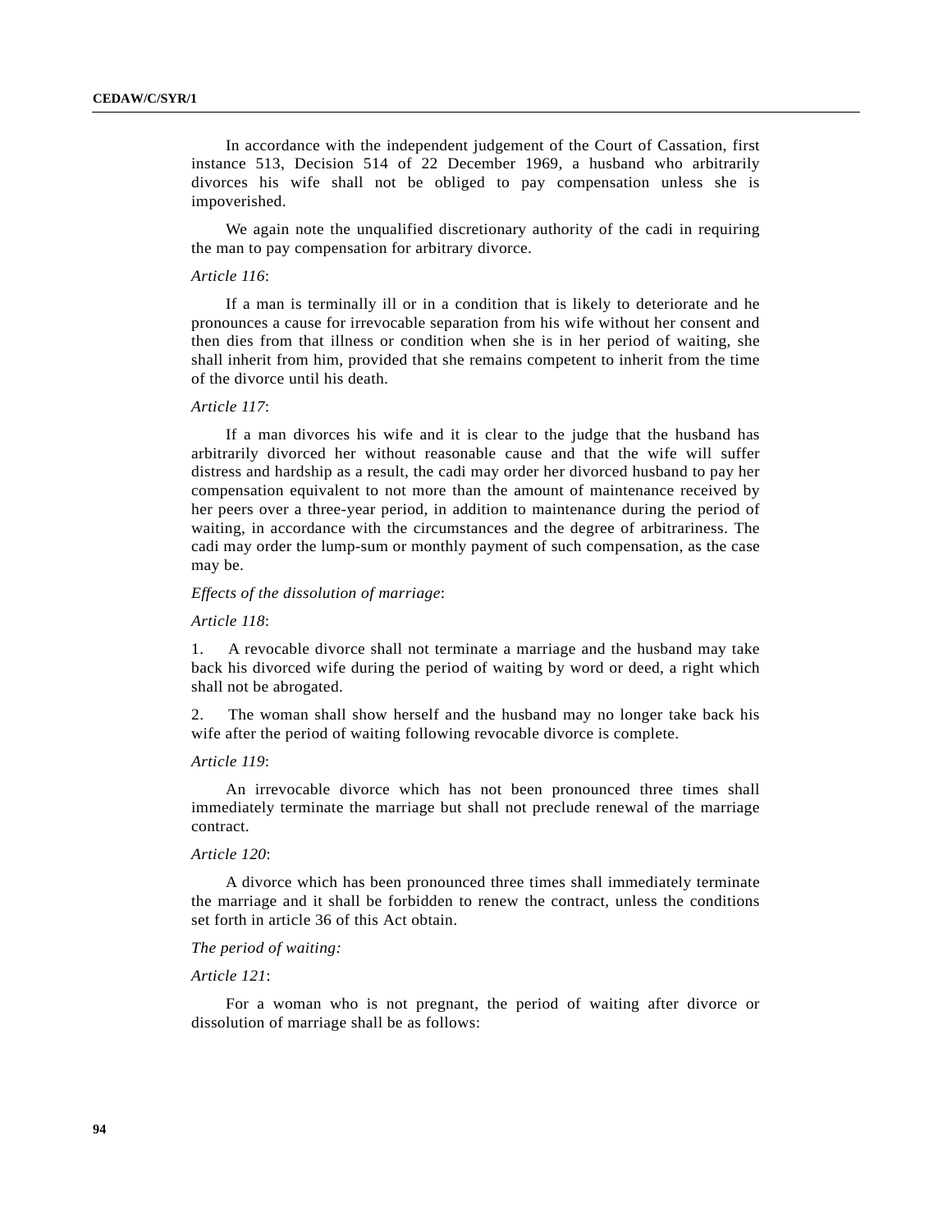In accordance with the independent judgement of the Court of Cassation, first instance 513, Decision 514 of 22 December 1969, a husband who arbitrarily divorces his wife shall not be obliged to pay compensation unless she is impoverished.

We again note the unqualified discretionary authority of the cadi in requiring the man to pay compensation for arbitrary divorce.

*Article 116*:

If a man is terminally ill or in a condition that is likely to deteriorate and he pronounces a cause for irrevocable separation from his wife without her consent and then dies from that illness or condition when she is in her period of waiting, she shall inherit from him, provided that she remains competent to inherit from the time of the divorce until his death.

*Article 117*:

If a man divorces his wife and it is clear to the judge that the husband has arbitrarily divorced her without reasonable cause and that the wife will suffer distress and hardship as a result, the cadi may order her divorced husband to pay her compensation equivalent to not more than the amount of maintenance received by her peers over a three-year period, in addition to maintenance during the period of waiting, in accordance with the circumstances and the degree of arbitrariness. The cadi may order the lump-sum or monthly payment of such compensation, as the case may be.

*Effects of the dissolution of marriage*:

*Article 118*:

1. A revocable divorce shall not terminate a marriage and the husband may take back his divorced wife during the period of waiting by word or deed, a right which shall not be abrogated.

2. The woman shall show herself and the husband may no longer take back his wife after the period of waiting following revocable divorce is complete.

*Article 119*:

An irrevocable divorce which has not been pronounced three times shall immediately terminate the marriage but shall not preclude renewal of the marriage contract.

*Article 120*:

A divorce which has been pronounced three times shall immediately terminate the marriage and it shall be forbidden to renew the contract, unless the conditions set forth in article 36 of this Act obtain.

*The period of waiting:*

*Article 121*:

For a woman who is not pregnant, the period of waiting after divorce or dissolution of marriage shall be as follows: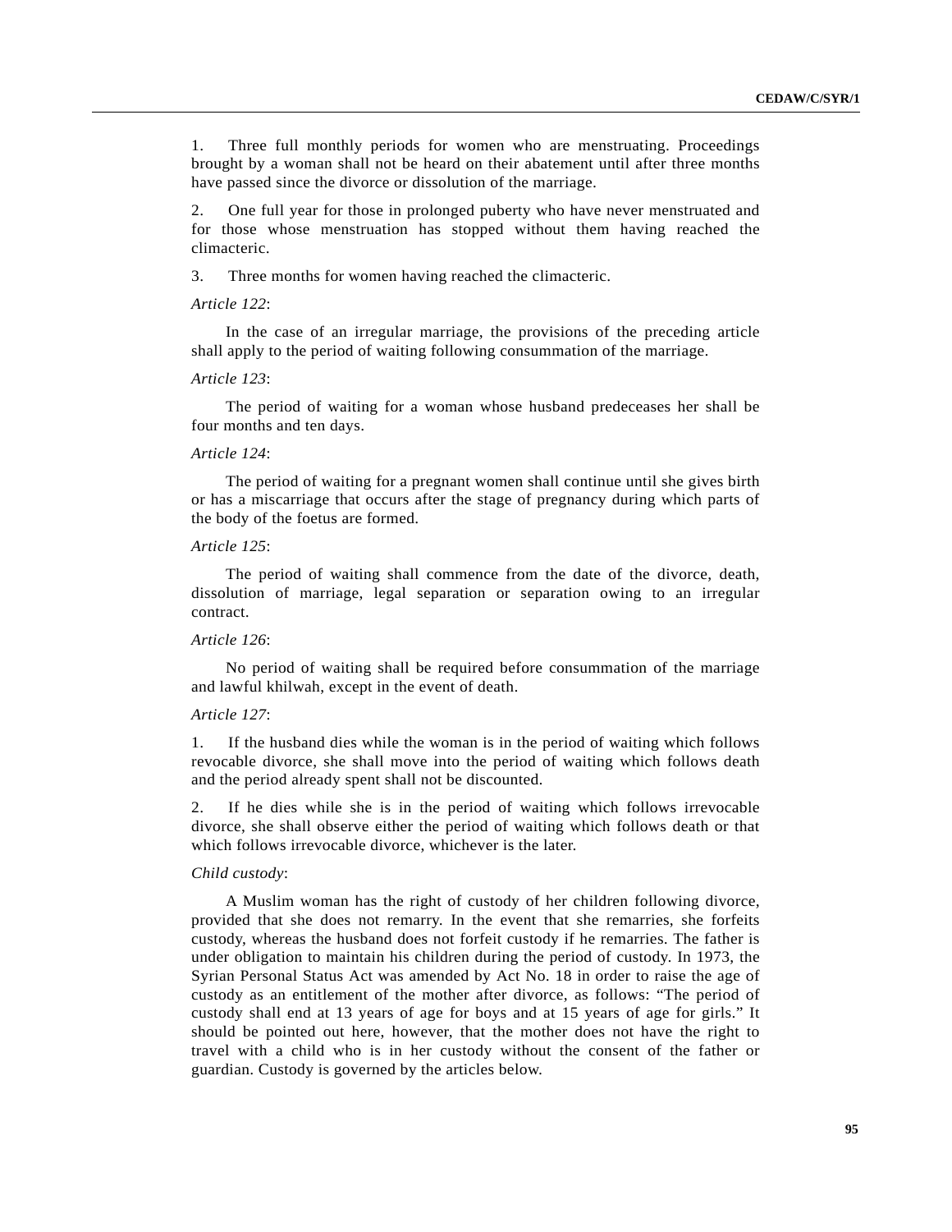1. Three full monthly periods for women who are menstruating. Proceedings brought by a woman shall not be heard on their abatement until after three months have passed since the divorce or dissolution of the marriage.

2. One full year for those in prolonged puberty who have never menstruated and for those whose menstruation has stopped without them having reached the climacteric.

3. Three months for women having reached the climacteric.

*Article 122*:

In the case of an irregular marriage, the provisions of the preceding article shall apply to the period of waiting following consummation of the marriage.

*Article 123*:

The period of waiting for a woman whose husband predeceases her shall be four months and ten days.

*Article 124*:

The period of waiting for a pregnant women shall continue until she gives birth or has a miscarriage that occurs after the stage of pregnancy during which parts of the body of the foetus are formed.

*Article 125*:

The period of waiting shall commence from the date of the divorce, death, dissolution of marriage, legal separation or separation owing to an irregular contract.

*Article 126*:

No period of waiting shall be required before consummation of the marriage and lawful khilwah, except in the event of death.

*Article 127*:

1. If the husband dies while the woman is in the period of waiting which follows revocable divorce, she shall move into the period of waiting which follows death and the period already spent shall not be discounted.

2. If he dies while she is in the period of waiting which follows irrevocable divorce, she shall observe either the period of waiting which follows death or that which follows irrevocable divorce, whichever is the later.

*Child custody*:

A Muslim woman has the right of custody of her children following divorce, provided that she does not remarry. In the event that she remarries, she forfeits custody, whereas the husband does not forfeit custody if he remarries. The father is under obligation to maintain his children during the period of custody. In 1973, the Syrian Personal Status Act was amended by Act No. 18 in order to raise the age of custody as an entitlement of the mother after divorce, as follows: "The period of custody shall end at 13 years of age for boys and at 15 years of age for girls." It should be pointed out here, however, that the mother does not have the right to travel with a child who is in her custody without the consent of the father or guardian. Custody is governed by the articles below.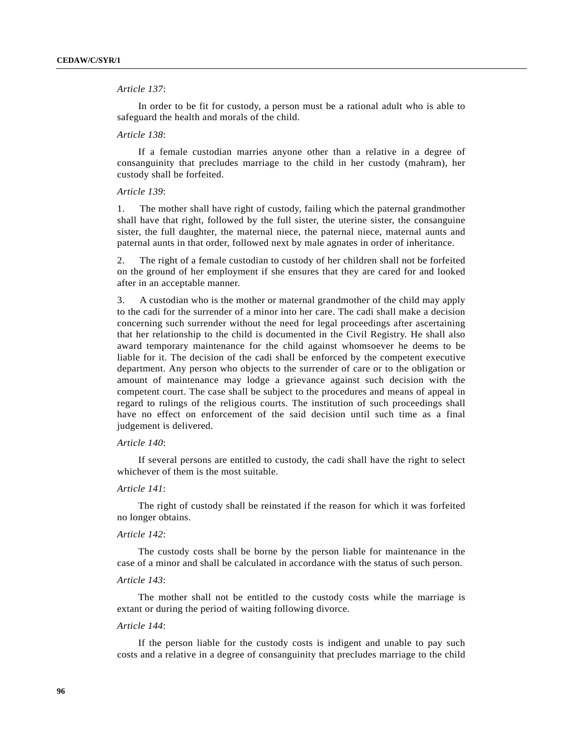*Article 137*:

In order to be fit for custody, a person must be a rational adult who is able to safeguard the health and morals of the child.

*Article 138*:

If a female custodian marries anyone other than a relative in a degree of consanguinity that precludes marriage to the child in her custody (mahram), her custody shall be forfeited.

*Article 139*:

1. The mother shall have right of custody, failing which the paternal grandmother shall have that right, followed by the full sister, the uterine sister, the consanguine sister, the full daughter, the maternal niece, the paternal niece, maternal aunts and paternal aunts in that order, followed next by male agnates in order of inheritance.

2. The right of a female custodian to custody of her children shall not be forfeited on the ground of her employment if she ensures that they are cared for and looked after in an acceptable manner.

3. A custodian who is the mother or maternal grandmother of the child may apply to the cadi for the surrender of a minor into her care. The cadi shall make a decision concerning such surrender without the need for legal proceedings after ascertaining that her relationship to the child is documented in the Civil Registry. He shall also award temporary maintenance for the child against whomsoever he deems to be liable for it. The decision of the cadi shall be enforced by the competent executive department. Any person who objects to the surrender of care or to the obligation or amount of maintenance may lodge a grievance against such decision with the competent court. The case shall be subject to the procedures and means of appeal in regard to rulings of the religious courts. The institution of such proceedings shall have no effect on enforcement of the said decision until such time as a final judgement is delivered.

*Article 140*:

If several persons are entitled to custody, the cadi shall have the right to select whichever of them is the most suitable.

*Article 141*:

The right of custody shall be reinstated if the reason for which it was forfeited no longer obtains.

*Article 142*:

The custody costs shall be borne by the person liable for maintenance in the case of a minor and shall be calculated in accordance with the status of such person.

*Article 143*:

The mother shall not be entitled to the custody costs while the marriage is extant or during the period of waiting following divorce.

*Article 144*:

If the person liable for the custody costs is indigent and unable to pay such costs and a relative in a degree of consanguinity that precludes marriage to the child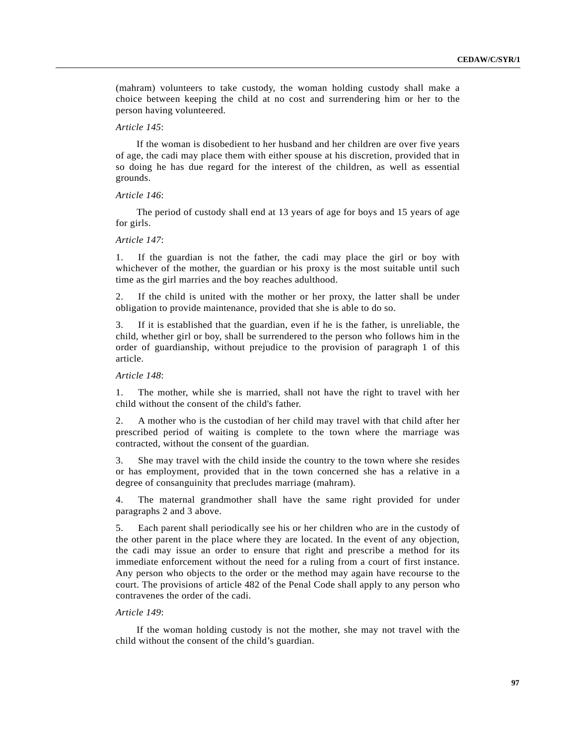(mahram) volunteers to take custody, the woman holding custody shall make a choice between keeping the child at no cost and surrendering him or her to the person having volunteered.

*Article 145*:

If the woman is disobedient to her husband and her children are over five years of age, the cadi may place them with either spouse at his discretion, provided that in so doing he has due regard for the interest of the children, as well as essential grounds.

*Article 146*:

The period of custody shall end at 13 years of age for boys and 15 years of age for girls.

*Article 147*:

1. If the guardian is not the father, the cadi may place the girl or boy with whichever of the mother, the guardian or his proxy is the most suitable until such time as the girl marries and the boy reaches adulthood.

2. If the child is united with the mother or her proxy, the latter shall be under obligation to provide maintenance, provided that she is able to do so.

3. If it is established that the guardian, even if he is the father, is unreliable, the child, whether girl or boy, shall be surrendered to the person who follows him in the order of guardianship, without prejudice to the provision of paragraph 1 of this article.

*Article 148*:

1. The mother, while she is married, shall not have the right to travel with her child without the consent of the child's father.

2. A mother who is the custodian of her child may travel with that child after her prescribed period of waiting is complete to the town where the marriage was contracted, without the consent of the guardian.

3. She may travel with the child inside the country to the town where she resides or has employment, provided that in the town concerned she has a relative in a degree of consanguinity that precludes marriage (mahram).

4. The maternal grandmother shall have the same right provided for under paragraphs 2 and 3 above.

5. Each parent shall periodically see his or her children who are in the custody of the other parent in the place where they are located. In the event of any objection, the cadi may issue an order to ensure that right and prescribe a method for its immediate enforcement without the need for a ruling from a court of first instance. Any person who objects to the order or the method may again have recourse to the court. The provisions of article 482 of the Penal Code shall apply to any person who contravenes the order of the cadi.

*Article 149*:

If the woman holding custody is not the mother, she may not travel with the child without the consent of the child’s guardian.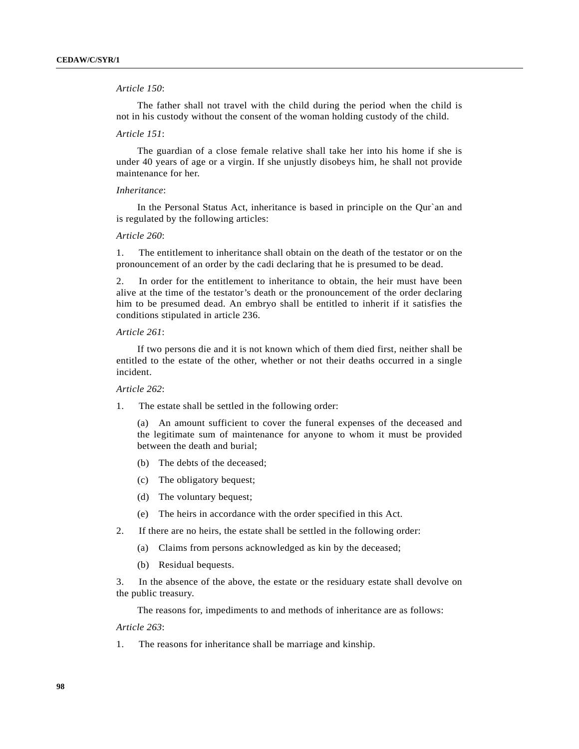*Article 150*:

The father shall not travel with the child during the period when the child is not in his custody without the consent of the woman holding custody of the child.

*Article 151*:

The guardian of a close female relative shall take her into his home if she is under 40 years of age or a virgin. If she unjustly disobeys him, he shall not provide maintenance for her.

*Inheritance*:

In the Personal Status Act, inheritance is based in principle on the Qur`an and is regulated by the following articles:

*Article 260*:

1. The entitlement to inheritance shall obtain on the death of the testator or on the pronouncement of an order by the cadi declaring that he is presumed to be dead.

2. In order for the entitlement to inheritance to obtain, the heir must have been alive at the time of the testator's death or the pronouncement of the order declaring him to be presumed dead. An embryo shall be entitled to inherit if it satisfies the conditions stipulated in article 236.

*Article 261*:

If two persons die and it is not known which of them died first, neither shall be entitled to the estate of the other, whether or not their deaths occurred in a single incident.

*Article 262*:

1. The estate shall be settled in the following order:

   (a) An amount sufficient to cover the funeral expenses of the deceased and the legitimate sum of maintenance for anyone to whom it must be provided between the death and burial;

   (b) The debts of the deceased;

   (c) The obligatory bequest;

   (d) The voluntary bequest;

   (e) The heirs in accordance with the order specified in this Act.

2. If there are no heirs, the estate shall be settled in the following order:

   (a) Claims from persons acknowledged as kin by the deceased;

   (b) Residual bequests.

3. In the absence of the above, the estate or the residuary estate shall devolve on the public treasury.

The reasons for, impediments to and methods of inheritance are as follows:

*Article 263*:

1. The reasons for inheritance shall be marriage and kinship.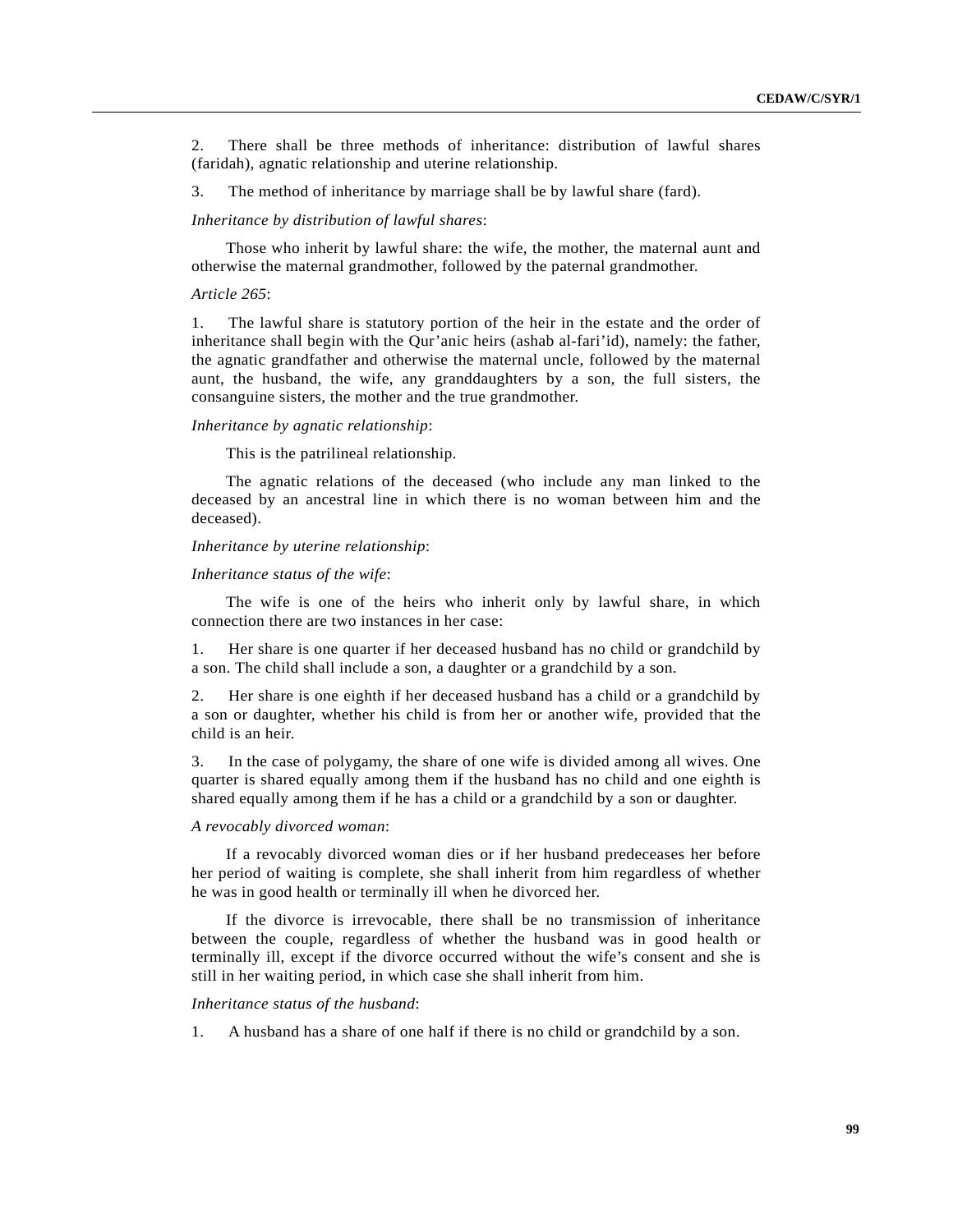2. There shall be three methods of inheritance: distribution of lawful shares (faridah), agnatic relationship and uterine relationship.

3. The method of inheritance by marriage shall be by lawful share (fard).

*Inheritance by distribution of lawful shares*:

Those who inherit by lawful share: the wife, the mother, the maternal aunt and otherwise the maternal grandmother, followed by the paternal grandmother.

*Article 265*:

1. The lawful share is statutory portion of the heir in the estate and the order of inheritance shall begin with the Qur'anic heirs (ashab al-fari'id), namely: the father, the agnatic grandfather and otherwise the maternal uncle, followed by the maternal aunt, the husband, the wife, any granddaughters by a son, the full sisters, the consanguine sisters, the mother and the true grandmother.

*Inheritance by agnatic relationship*:

This is the patrilineal relationship.

The agnatic relations of the deceased (who include any man linked to the deceased by an ancestral line in which there is no woman between him and the deceased).

*Inheritance by uterine relationship*:

*Inheritance status of the wife*:

The wife is one of the heirs who inherit only by lawful share, in which connection there are two instances in her case:

1. Her share is one quarter if her deceased husband has no child or grandchild by a son. The child shall include a son, a daughter or a grandchild by a son.

2. Her share is one eighth if her deceased husband has a child or a grandchild by a son or daughter, whether his child is from her or another wife, provided that the child is an heir.

3. In the case of polygamy, the share of one wife is divided among all wives. One quarter is shared equally among them if the husband has no child and one eighth is shared equally among them if he has a child or a grandchild by a son or daughter.

*A revocably divorced woman*:

If a revocably divorced woman dies or if her husband predeceases her before her period of waiting is complete, she shall inherit from him regardless of whether he was in good health or terminally ill when he divorced her.

If the divorce is irrevocable, there shall be no transmission of inheritance between the couple, regardless of whether the husband was in good health or terminally ill, except if the divorce occurred without the wife's consent and she is still in her waiting period, in which case she shall inherit from him.

*Inheritance status of the husband*:

1. A husband has a share of one half if there is no child or grandchild by a son.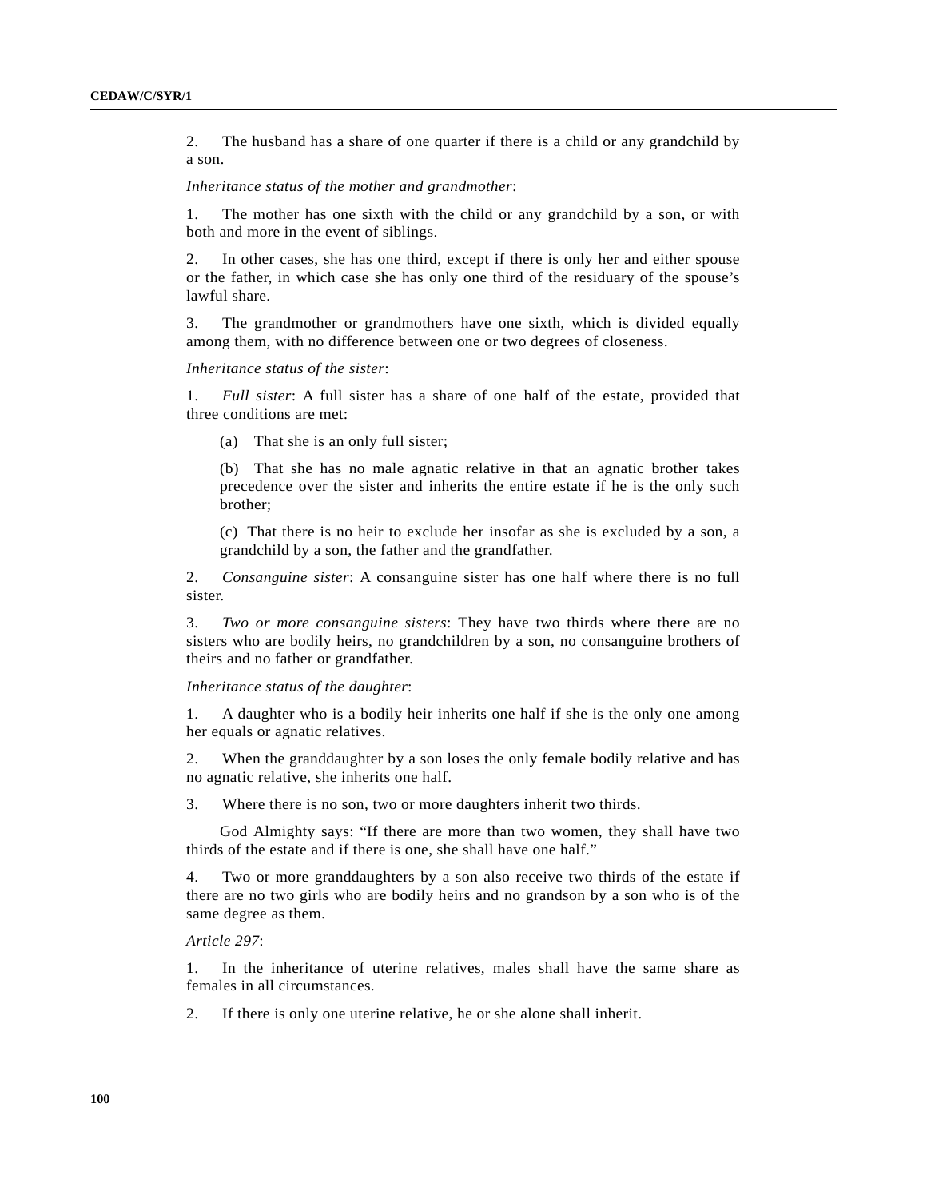2. The husband has a share of one quarter if there is a child or any grandchild by a son.

*Inheritance status of the mother and grandmother*:

1. The mother has one sixth with the child or any grandchild by a son, or with both and more in the event of siblings.

2. In other cases, she has one third, except if there is only her and either spouse or the father, in which case she has only one third of the residuary of the spouse's lawful share.

3. The grandmother or grandmothers have one sixth, which is divided equally among them, with no difference between one or two degrees of closeness.

*Inheritance status of the sister*:

1. *Full sister*: A full sister has a share of one half of the estate, provided that three conditions are met:

   (a) That she is an only full sister;

   (b) That she has no male agnatic relative in that an agnatic brother takes precedence over the sister and inherits the entire estate if he is the only such brother;

   (c) That there is no heir to exclude her insofar as she is excluded by a son, a grandchild by a son, the father and the grandfather.

2. *Consanguine sister*: A consanguine sister has one half where there is no full sister.

3. *Two or more consanguine sisters*: They have two thirds where there are no sisters who are bodily heirs, no grandchildren by a son, no consanguine brothers of theirs and no father or grandfather.

*Inheritance status of the daughter*:

1. A daughter who is a bodily heir inherits one half if she is the only one among her equals or agnatic relatives.

2. When the granddaughter by a son loses the only female bodily relative and has no agnatic relative, she inherits one half.

3. Where there is no son, two or more daughters inherit two thirds.

God Almighty says: "If there are more than two women, they shall have two thirds of the estate and if there is one, she shall have one half."

4. Two or more granddaughters by a son also receive two thirds of the estate if there are no two girls who are bodily heirs and no grandson by a son who is of the same degree as them.

*Article 297*:

1. In the inheritance of uterine relatives, males shall have the same share as females in all circumstances.

2. If there is only one uterine relative, he or she alone shall inherit.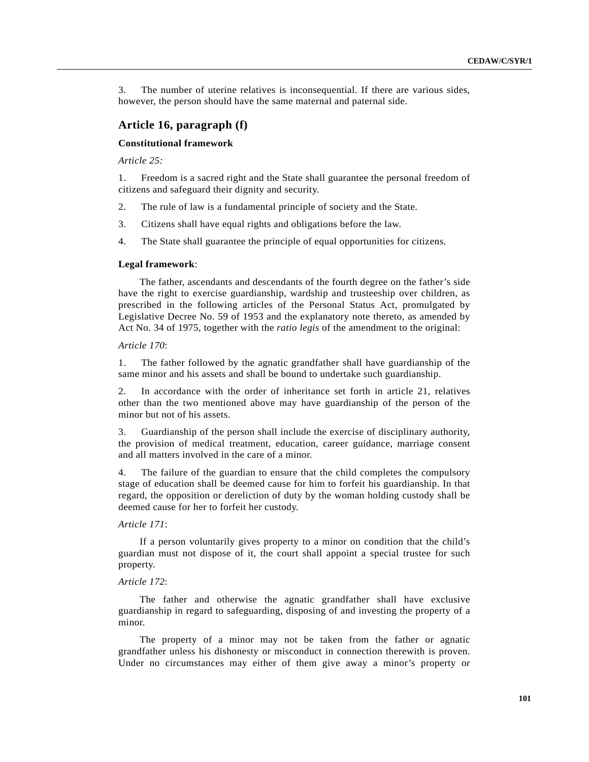3. The number of uterine relatives is inconsequential. If there are various sides, however, the person should have the same maternal and paternal side.

## Article 16, paragraph (f)

**Constitutional framework**

*Article 25:*

1. Freedom is a sacred right and the State shall guarantee the personal freedom of citizens and safeguard their dignity and security.

2. The rule of law is a fundamental principle of society and the State.

3. Citizens shall have equal rights and obligations before the law.

4. The State shall guarantee the principle of equal opportunities for citizens.

**Legal framework**:

The father, ascendants and descendants of the fourth degree on the father's side have the right to exercise guardianship, wardship and trusteeship over children, as prescribed in the following articles of the Personal Status Act, promulgated by Legislative Decree No. 59 of 1953 and the explanatory note thereto, as amended by Act No. 34 of 1975, together with the *ratio legis* of the amendment to the original:

*Article 170*:

1. The father followed by the agnatic grandfather shall have guardianship of the same minor and his assets and shall be bound to undertake such guardianship.

2. In accordance with the order of inheritance set forth in article 21, relatives other than the two mentioned above may have guardianship of the person of the minor but not of his assets.

3. Guardianship of the person shall include the exercise of disciplinary authority, the provision of medical treatment, education, career guidance, marriage consent and all matters involved in the care of a minor.

4. The failure of the guardian to ensure that the child completes the compulsory stage of education shall be deemed cause for him to forfeit his guardianship. In that regard, the opposition or dereliction of duty by the woman holding custody shall be deemed cause for her to forfeit her custody.

*Article 171*:

If a person voluntarily gives property to a minor on condition that the child's guardian must not dispose of it, the court shall appoint a special trustee for such property.

*Article 172*:

The father and otherwise the agnatic grandfather shall have exclusive guardianship in regard to safeguarding, disposing of and investing the property of a minor.

The property of a minor may not be taken from the father or agnatic grandfather unless his dishonesty or misconduct in connection therewith is proven. Under no circumstances may either of them give away a minor's property or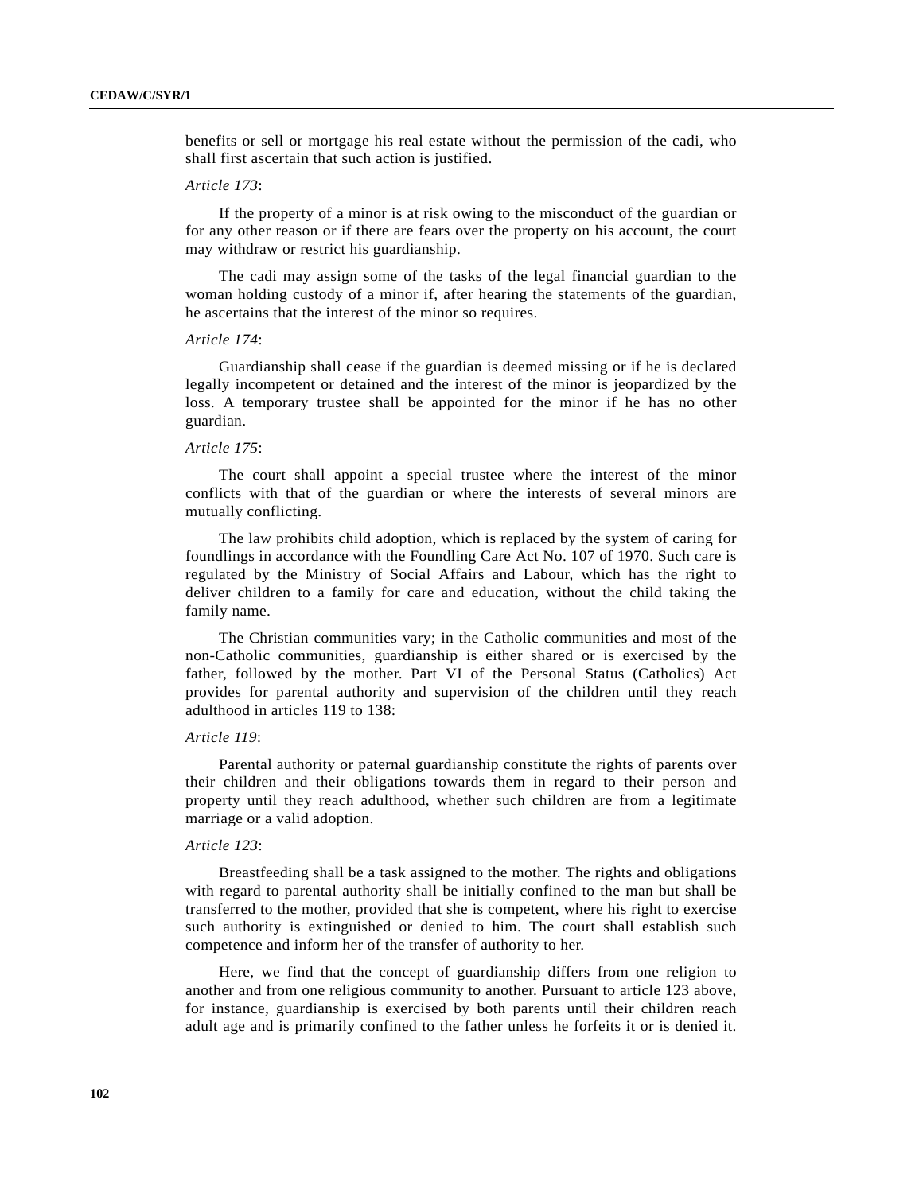benefits or sell or mortgage his real estate without the permission of the cadi, who shall first ascertain that such action is justified.

*Article 173*:

If the property of a minor is at risk owing to the misconduct of the guardian or for any other reason or if there are fears over the property on his account, the court may withdraw or restrict his guardianship.

The cadi may assign some of the tasks of the legal financial guardian to the woman holding custody of a minor if, after hearing the statements of the guardian, he ascertains that the interest of the minor so requires.

*Article 174*:

Guardianship shall cease if the guardian is deemed missing or if he is declared legally incompetent or detained and the interest of the minor is jeopardized by the loss. A temporary trustee shall be appointed for the minor if he has no other guardian.

*Article 175*:

The court shall appoint a special trustee where the interest of the minor conflicts with that of the guardian or where the interests of several minors are mutually conflicting.

The law prohibits child adoption, which is replaced by the system of caring for foundlings in accordance with the Foundling Care Act No. 107 of 1970. Such care is regulated by the Ministry of Social Affairs and Labour, which has the right to deliver children to a family for care and education, without the child taking the family name.

The Christian communities vary; in the Catholic communities and most of the non-Catholic communities, guardianship is either shared or is exercised by the father, followed by the mother. Part VI of the Personal Status (Catholics) Act provides for parental authority and supervision of the children until they reach adulthood in articles 119 to 138:

*Article 119*:

Parental authority or paternal guardianship constitute the rights of parents over their children and their obligations towards them in regard to their person and property until they reach adulthood, whether such children are from a legitimate marriage or a valid adoption.

*Article 123*:

Breastfeeding shall be a task assigned to the mother. The rights and obligations with regard to parental authority shall be initially confined to the man but shall be transferred to the mother, provided that she is competent, where his right to exercise such authority is extinguished or denied to him. The court shall establish such competence and inform her of the transfer of authority to her.

Here, we find that the concept of guardianship differs from one religion to another and from one religious community to another. Pursuant to article 123 above, for instance, guardianship is exercised by both parents until their children reach adult age and is primarily confined to the father unless he forfeits it or is denied it.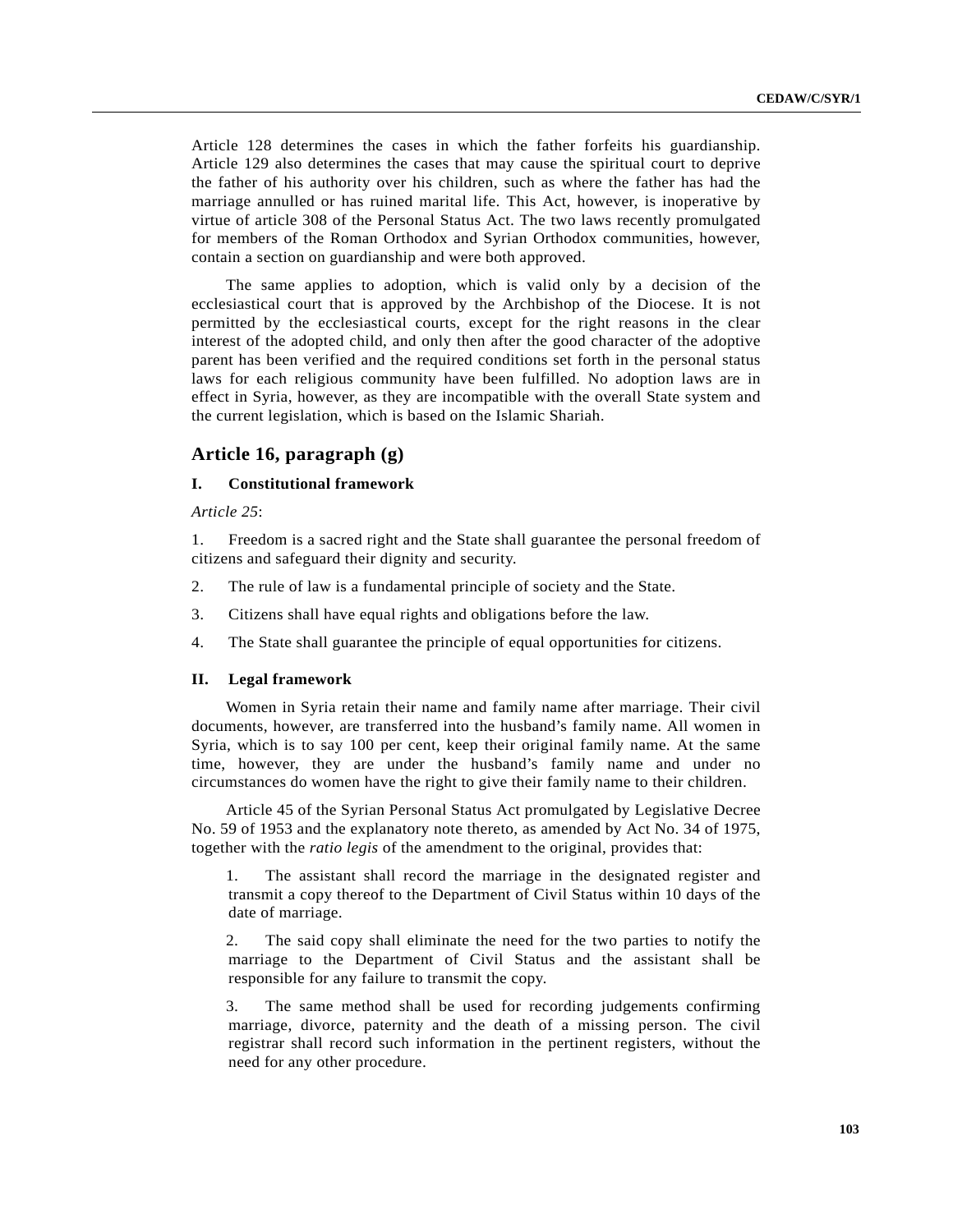Article 128 determines the cases in which the father forfeits his guardianship. Article 129 also determines the cases that may cause the spiritual court to deprive the father of his authority over his children, such as where the father has had the marriage annulled or has ruined marital life. This Act, however, is inoperative by virtue of article 308 of the Personal Status Act. The two laws recently promulgated for members of the Roman Orthodox and Syrian Orthodox communities, however, contain a section on guardianship and were both approved.

The same applies to adoption, which is valid only by a decision of the ecclesiastical court that is approved by the Archbishop of the Diocese. It is not permitted by the ecclesiastical courts, except for the right reasons in the clear interest of the adopted child, and only then after the good character of the adoptive parent has been verified and the required conditions set forth in the personal status laws for each religious community have been fulfilled. No adoption laws are in effect in Syria, however, as they are incompatible with the overall State system and the current legislation, which is based on the Islamic Shariah.

## Article 16, paragraph (g)

### I. Constitutional framework

*Article 25*:

1. Freedom is a sacred right and the State shall guarantee the personal freedom of citizens and safeguard their dignity and security.

2. The rule of law is a fundamental principle of society and the State.

3. Citizens shall have equal rights and obligations before the law.

4. The State shall guarantee the principle of equal opportunities for citizens.

### II. Legal framework

Women in Syria retain their name and family name after marriage. Their civil documents, however, are transferred into the husband's family name. All women in Syria, which is to say 100 per cent, keep their original family name. At the same time, however, they are under the husband's family name and under no circumstances do women have the right to give their family name to their children.

Article 45 of the Syrian Personal Status Act promulgated by Legislative Decree No. 59 of 1953 and the explanatory note thereto, as amended by Act No. 34 of 1975, together with the *ratio legis* of the amendment to the original, provides that:

> 1. The assistant shall record the marriage in the designated register and transmit a copy thereof to the Department of Civil Status within 10 days of the date of marriage.
>
> 2. The said copy shall eliminate the need for the two parties to notify the marriage to the Department of Civil Status and the assistant shall be responsible for any failure to transmit the copy.
>
> 3. The same method shall be used for recording judgements confirming marriage, divorce, paternity and the death of a missing person. The civil registrar shall record such information in the pertinent registers, without the need for any other procedure.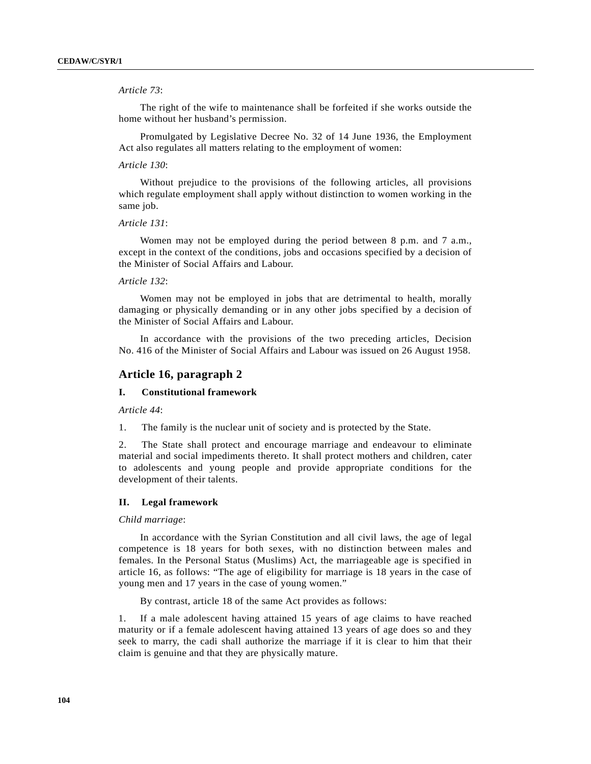*Article 73*:

The right of the wife to maintenance shall be forfeited if she works outside the home without her husband's permission.

Promulgated by Legislative Decree No. 32 of 14 June 1936, the Employment Act also regulates all matters relating to the employment of women:

*Article 130*:

Without prejudice to the provisions of the following articles, all provisions which regulate employment shall apply without distinction to women working in the same job.

*Article 131*:

Women may not be employed during the period between 8 p.m. and 7 a.m., except in the context of the conditions, jobs and occasions specified by a decision of the Minister of Social Affairs and Labour.

*Article 132*:

Women may not be employed in jobs that are detrimental to health, morally damaging or physically demanding or in any other jobs specified by a decision of the Minister of Social Affairs and Labour.

In accordance with the provisions of the two preceding articles, Decision No. 416 of the Minister of Social Affairs and Labour was issued on 26 August 1958.

## Article 16, paragraph 2

### I. Constitutional framework

*Article 44*:

1. The family is the nuclear unit of society and is protected by the State.

2. The State shall protect and encourage marriage and endeavour to eliminate material and social impediments thereto. It shall protect mothers and children, cater to adolescents and young people and provide appropriate conditions for the development of their talents.

### II. Legal framework

*Child marriage*:

In accordance with the Syrian Constitution and all civil laws, the age of legal competence is 18 years for both sexes, with no distinction between males and females. In the Personal Status (Muslims) Act, the marriageable age is specified in article 16, as follows: "The age of eligibility for marriage is 18 years in the case of young men and 17 years in the case of young women."

By contrast, article 18 of the same Act provides as follows:

1. If a male adolescent having attained 15 years of age claims to have reached maturity or if a female adolescent having attained 13 years of age does so and they seek to marry, the cadi shall authorize the marriage if it is clear to him that their claim is genuine and that they are physically mature.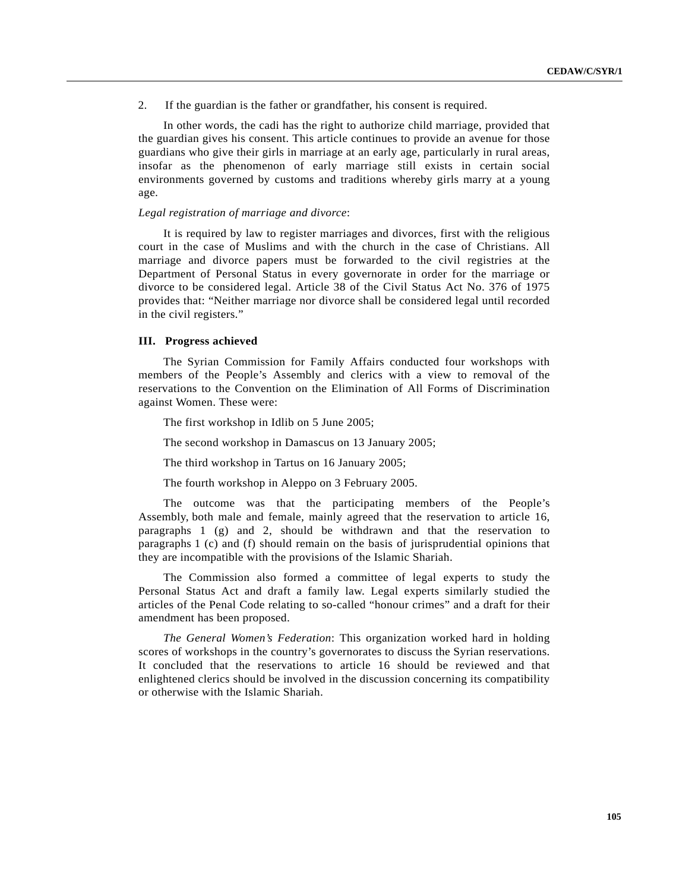2. If the guardian is the father or grandfather, his consent is required.

In other words, the cadi has the right to authorize child marriage, provided that the guardian gives his consent. This article continues to provide an avenue for those guardians who give their girls in marriage at an early age, particularly in rural areas, insofar as the phenomenon of early marriage still exists in certain social environments governed by customs and traditions whereby girls marry at a young age.

*Legal registration of marriage and divorce*:

It is required by law to register marriages and divorces, first with the religious court in the case of Muslims and with the church in the case of Christians. All marriage and divorce papers must be forwarded to the civil registries at the Department of Personal Status in every governorate in order for the marriage or divorce to be considered legal. Article 38 of the Civil Status Act No. 376 of 1975 provides that: "Neither marriage nor divorce shall be considered legal until recorded in the civil registers."

## III. Progress achieved

The Syrian Commission for Family Affairs conducted four workshops with members of the People's Assembly and clerics with a view to removal of the reservations to the Convention on the Elimination of All Forms of Discrimination against Women. These were:

The first workshop in Idlib on 5 June 2005;

The second workshop in Damascus on 13 January 2005;

The third workshop in Tartus on 16 January 2005;

The fourth workshop in Aleppo on 3 February 2005.

The outcome was that the participating members of the People's Assembly, both male and female, mainly agreed that the reservation to article 16, paragraphs 1 (g) and 2, should be withdrawn and that the reservation to paragraphs 1 (c) and (f) should remain on the basis of jurisprudential opinions that they are incompatible with the provisions of the Islamic Shariah.

The Commission also formed a committee of legal experts to study the Personal Status Act and draft a family law. Legal experts similarly studied the articles of the Penal Code relating to so-called "honour crimes" and a draft for their amendment has been proposed.

*The General Women's Federation*: This organization worked hard in holding scores of workshops in the country's governorates to discuss the Syrian reservations. It concluded that the reservations to article 16 should be reviewed and that enlightened clerics should be involved in the discussion concerning its compatibility or otherwise with the Islamic Shariah.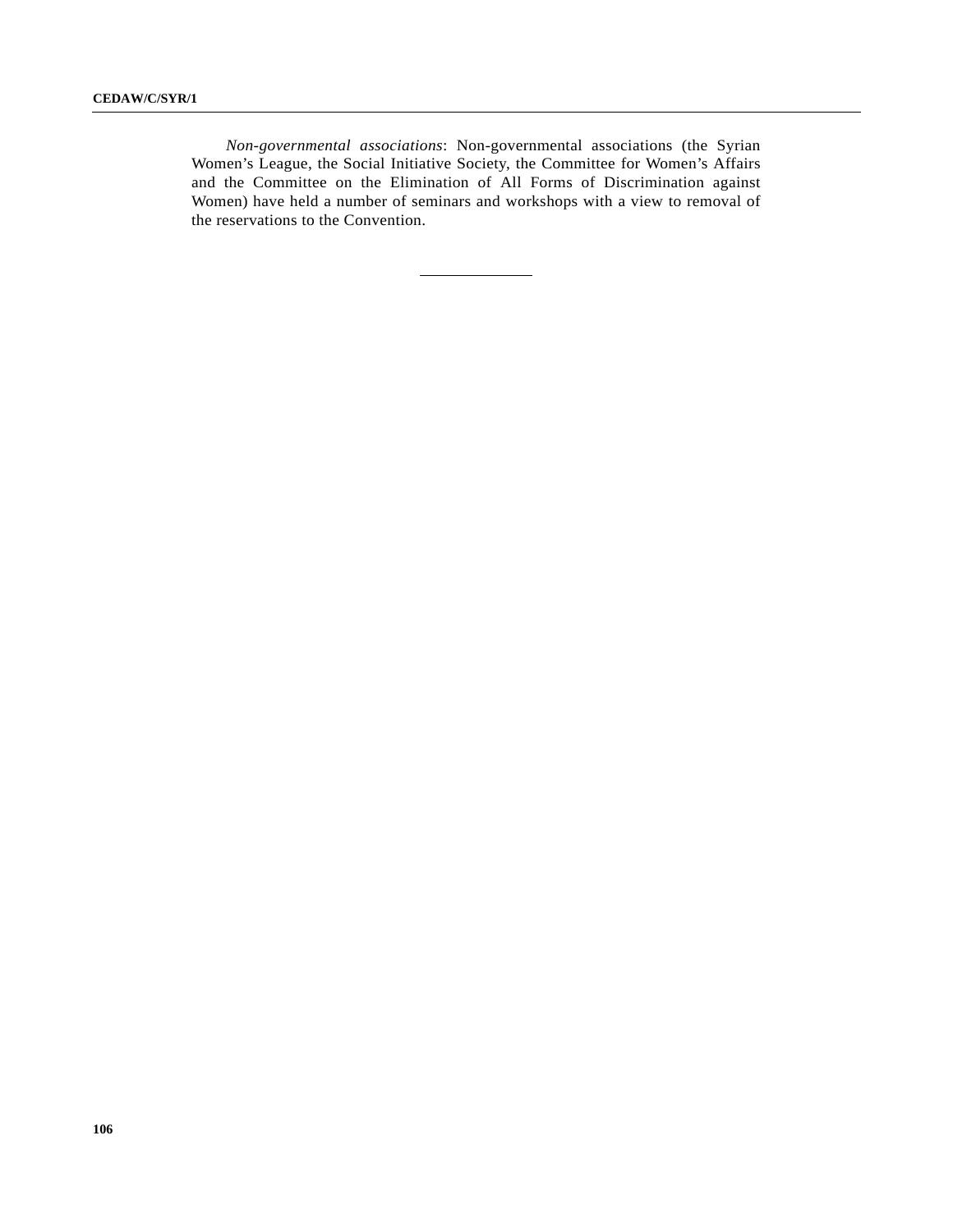*Non-governmental associations*: Non-governmental associations (the Syrian Women's League, the Social Initiative Society, the Committee for Women's Affairs and the Committee on the Elimination of All Forms of Discrimination against Women) have held a number of seminars and workshops with a view to removal of the reservations to the Convention.